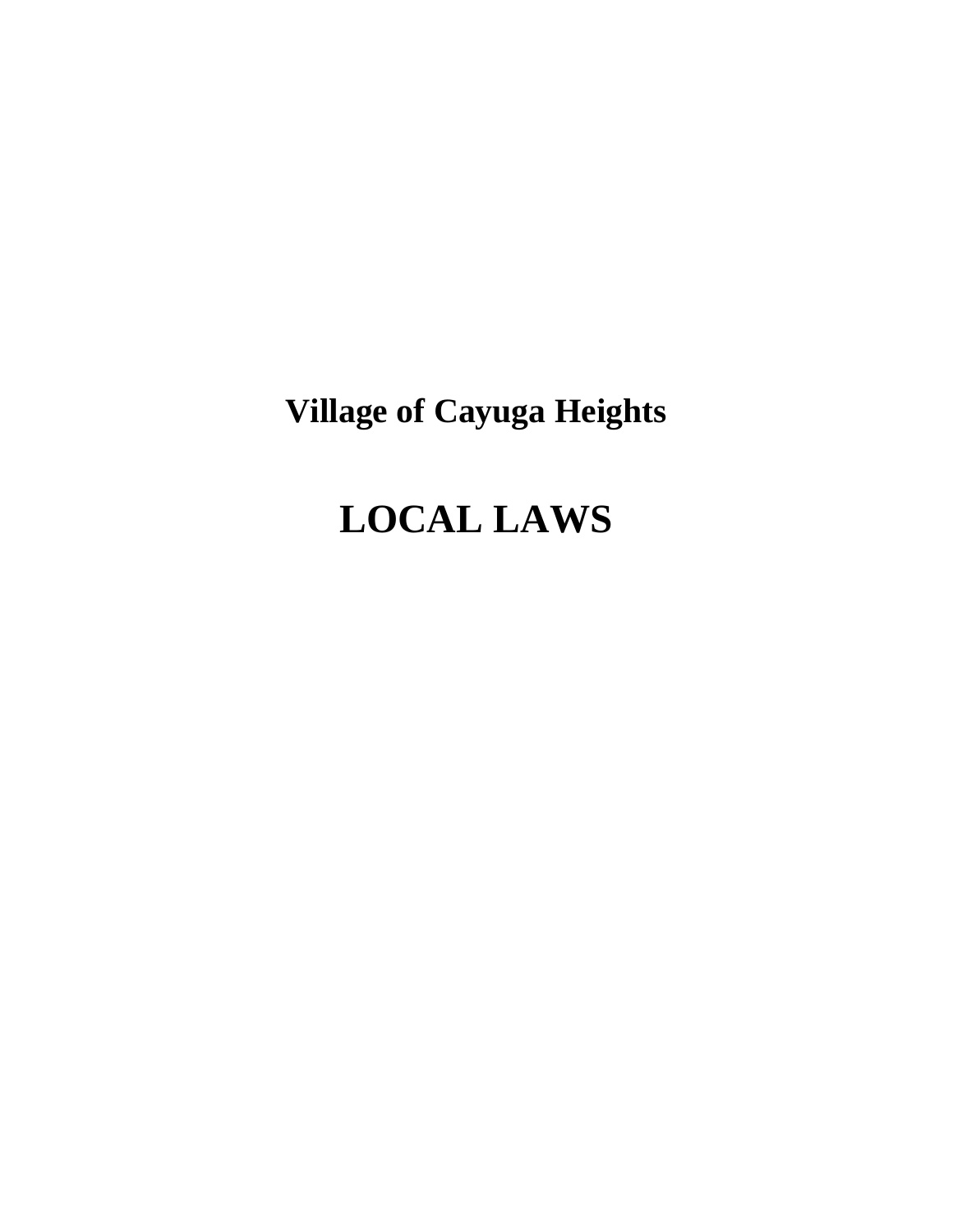# Village of Cayuga Heights

# LOCAL LAWS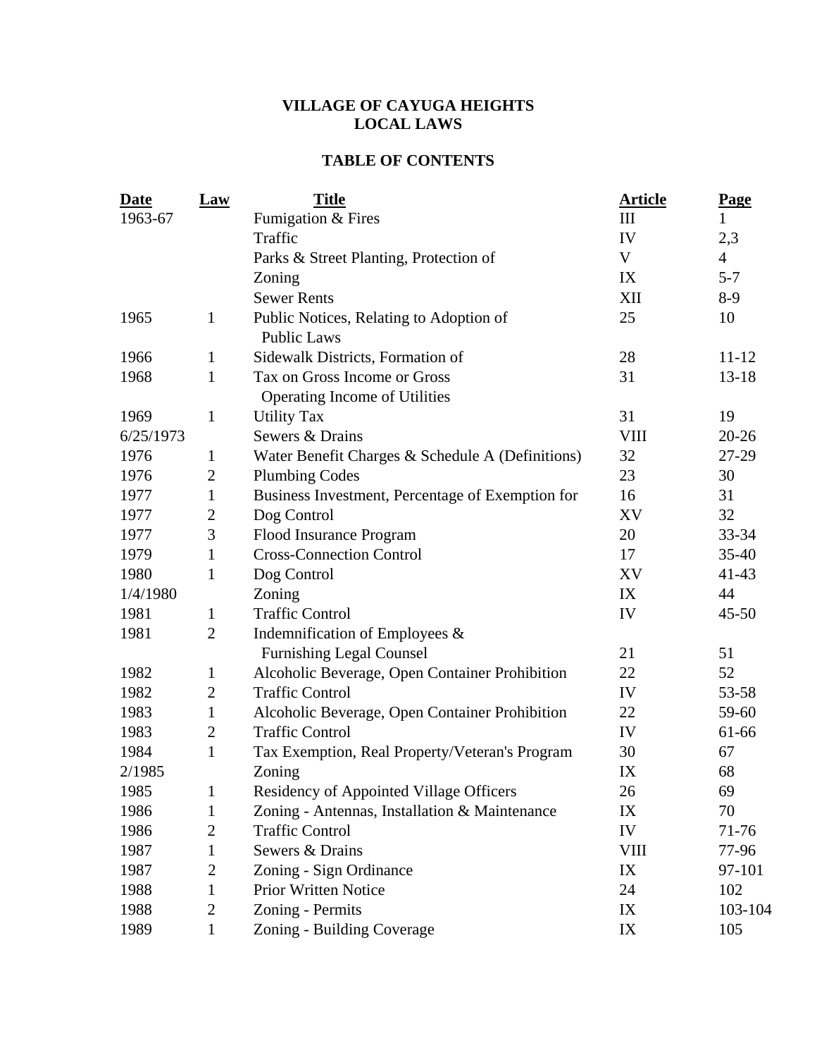# VILLAGE OF CAYUGA HEIGHTS
# LOCAL LAWS

## TABLE OF CONTENTS

| Date | Law | Title | Article | Page |
|---|---|---|---|---|
| 1963-67 | | Fumigation & Fires | III | 1 |
| | | Traffic | IV | 2,3 |
| | | Parks & Street Planting, Protection of | V | 4 |
| | | Zoning | IX | 5-7 |
| | | Sewer Rents | XII | 8-9 |
| 1965 | 1 | Public Notices, Relating to Adoption of Public Laws | 25 | 10 |
| 1966 | 1 | Sidewalk Districts, Formation of | 28 | 11-12 |
| 1968 | 1 | Tax on Gross Income or Gross Operating Income of Utilities | 31 | 13-18 |
| 1969 | 1 | Utility Tax | 31 | 19 |
| 6/25/1973 | | Sewers & Drains | VIII | 20-26 |
| 1976 | 1 | Water Benefit Charges & Schedule A (Definitions) | 32 | 27-29 |
| 1976 | 2 | Plumbing Codes | 23 | 30 |
| 1977 | 1 | Business Investment, Percentage of Exemption for | 16 | 31 |
| 1977 | 2 | Dog Control | XV | 32 |
| 1977 | 3 | Flood Insurance Program | 20 | 33-34 |
| 1979 | 1 | Cross-Connection Control | 17 | 35-40 |
| 1980 | 1 | Dog Control | XV | 41-43 |
| 1/4/1980 | | Zoning | IX | 44 |
| 1981 | 1 | Traffic Control | IV | 45-50 |
| 1981 | 2 | Indemnification of Employees & Furnishing Legal Counsel | 21 | 51 |
| 1982 | 1 | Alcoholic Beverage, Open Container Prohibition | 22 | 52 |
| 1982 | 2 | Traffic Control | IV | 53-58 |
| 1983 | 1 | Alcoholic Beverage, Open Container Prohibition | 22 | 59-60 |
| 1983 | 2 | Traffic Control | IV | 61-66 |
| 1984 | 1 | Tax Exemption, Real Property/Veteran's Program | 30 | 67 |
| 2/1985 | | Zoning | IX | 68 |
| 1985 | 1 | Residency of Appointed Village Officers | 26 | 69 |
| 1986 | 1 | Zoning - Antennas, Installation & Maintenance | IX | 70 |
| 1986 | 2 | Traffic Control | IV | 71-76 |
| 1987 | 1 | Sewers & Drains | VIII | 77-96 |
| 1987 | 2 | Zoning - Sign Ordinance | IX | 97-101 |
| 1988 | 1 | Prior Written Notice | 24 | 102 |
| 1988 | 2 | Zoning - Permits | IX | 103-104 |
| 1989 | 1 | Zoning - Building Coverage | IX | 105 |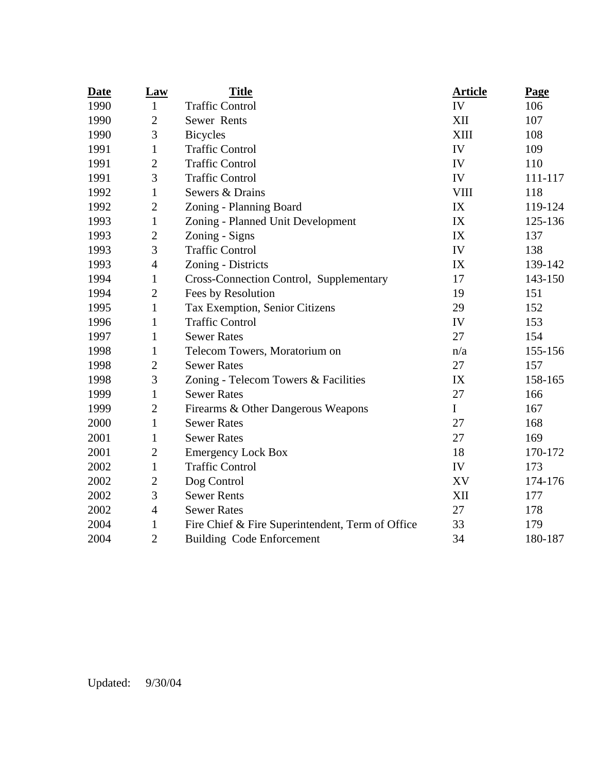| Date | Law | Title | Article | Page |
|---|---|---|---|---|
| 1990 | 1 | Traffic Control | IV | 106 |
| 1990 | 2 | Sewer Rents | XII | 107 |
| 1990 | 3 | Bicycles | XIII | 108 |
| 1991 | 1 | Traffic Control | IV | 109 |
| 1991 | 2 | Traffic Control | IV | 110 |
| 1991 | 3 | Traffic Control | IV | 111-117 |
| 1992 | 1 | Sewers & Drains | VIII | 118 |
| 1992 | 2 | Zoning - Planning Board | IX | 119-124 |
| 1993 | 1 | Zoning - Planned Unit Development | IX | 125-136 |
| 1993 | 2 | Zoning - Signs | IX | 137 |
| 1993 | 3 | Traffic Control | IV | 138 |
| 1993 | 4 | Zoning - Districts | IX | 139-142 |
| 1994 | 1 | Cross-Connection Control, Supplementary | 17 | 143-150 |
| 1994 | 2 | Fees by Resolution | 19 | 151 |
| 1995 | 1 | Tax Exemption, Senior Citizens | 29 | 152 |
| 1996 | 1 | Traffic Control | IV | 153 |
| 1997 | 1 | Sewer Rates | 27 | 154 |
| 1998 | 1 | Telecom Towers, Moratorium on | n/a | 155-156 |
| 1998 | 2 | Sewer Rates | 27 | 157 |
| 1998 | 3 | Zoning - Telecom Towers & Facilities | IX | 158-165 |
| 1999 | 1 | Sewer Rates | 27 | 166 |
| 1999 | 2 | Firearms & Other Dangerous Weapons | I | 167 |
| 2000 | 1 | Sewer Rates | 27 | 168 |
| 2001 | 1 | Sewer Rates | 27 | 169 |
| 2001 | 2 | Emergency Lock Box | 18 | 170-172 |
| 2002 | 1 | Traffic Control | IV | 173 |
| 2002 | 2 | Dog Control | XV | 174-176 |
| 2002 | 3 | Sewer Rents | XII | 177 |
| 2002 | 4 | Sewer Rates | 27 | 178 |
| 2004 | 1 | Fire Chief & Fire Superintendent, Term of Office | 33 | 179 |
| 2004 | 2 | Building Code Enforcement | 34 | 180-187 |

Updated: 9/30/04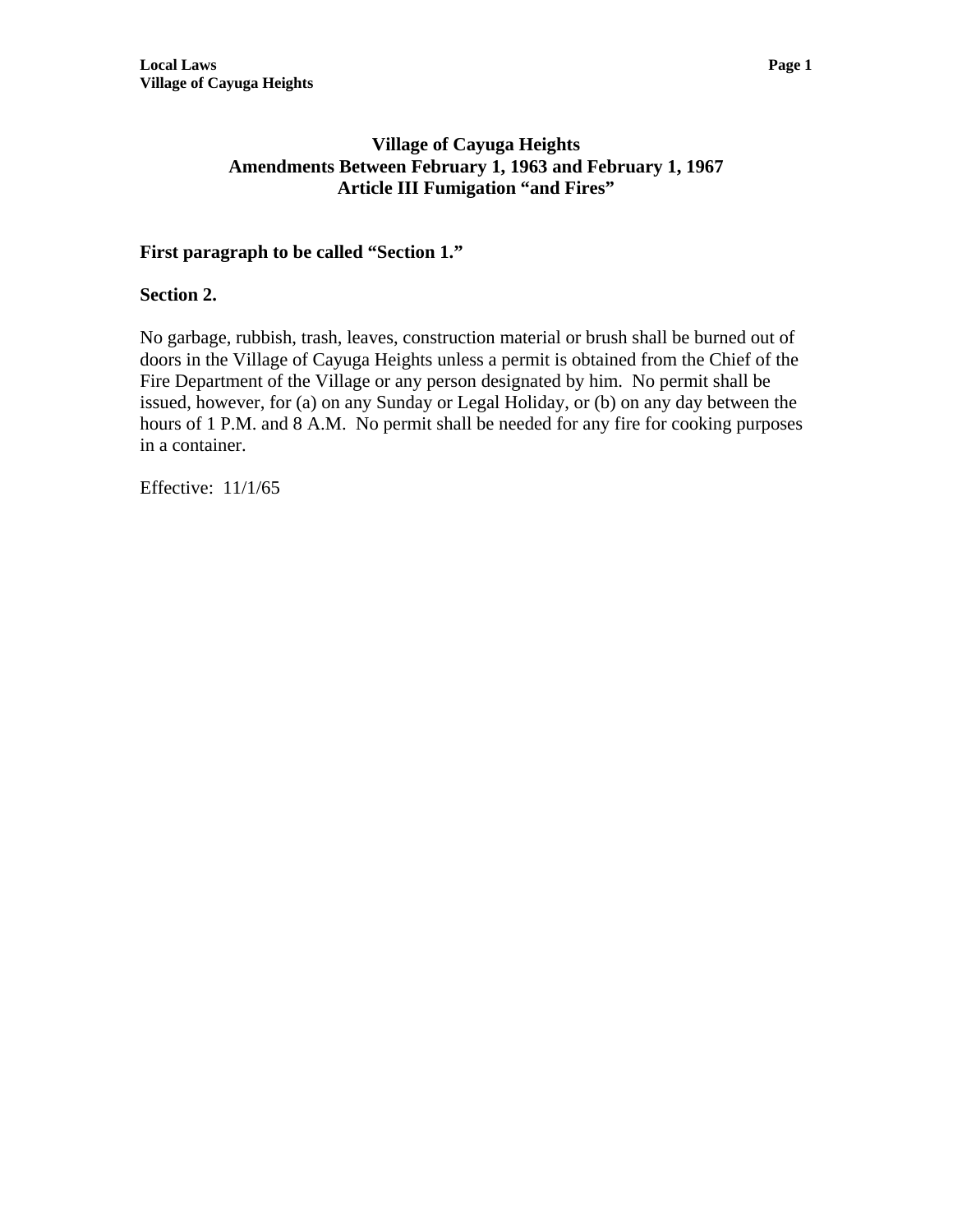# Village of Cayuga Heights
## Amendments Between February 1, 1963 and February 1, 1967
## Article III Fumigation "and Fires"

**First paragraph to be called "Section 1."**

**Section 2.**

No garbage, rubbish, trash, leaves, construction material or brush shall be burned out of doors in the Village of Cayuga Heights unless a permit is obtained from the Chief of the Fire Department of the Village or any person designated by him. No permit shall be issued, however, for (a) on any Sunday or Legal Holiday, or (b) on any day between the hours of 1 P.M. and 8 A.M. No permit shall be needed for any fire for cooking purposes in a container.

Effective: 11/1/65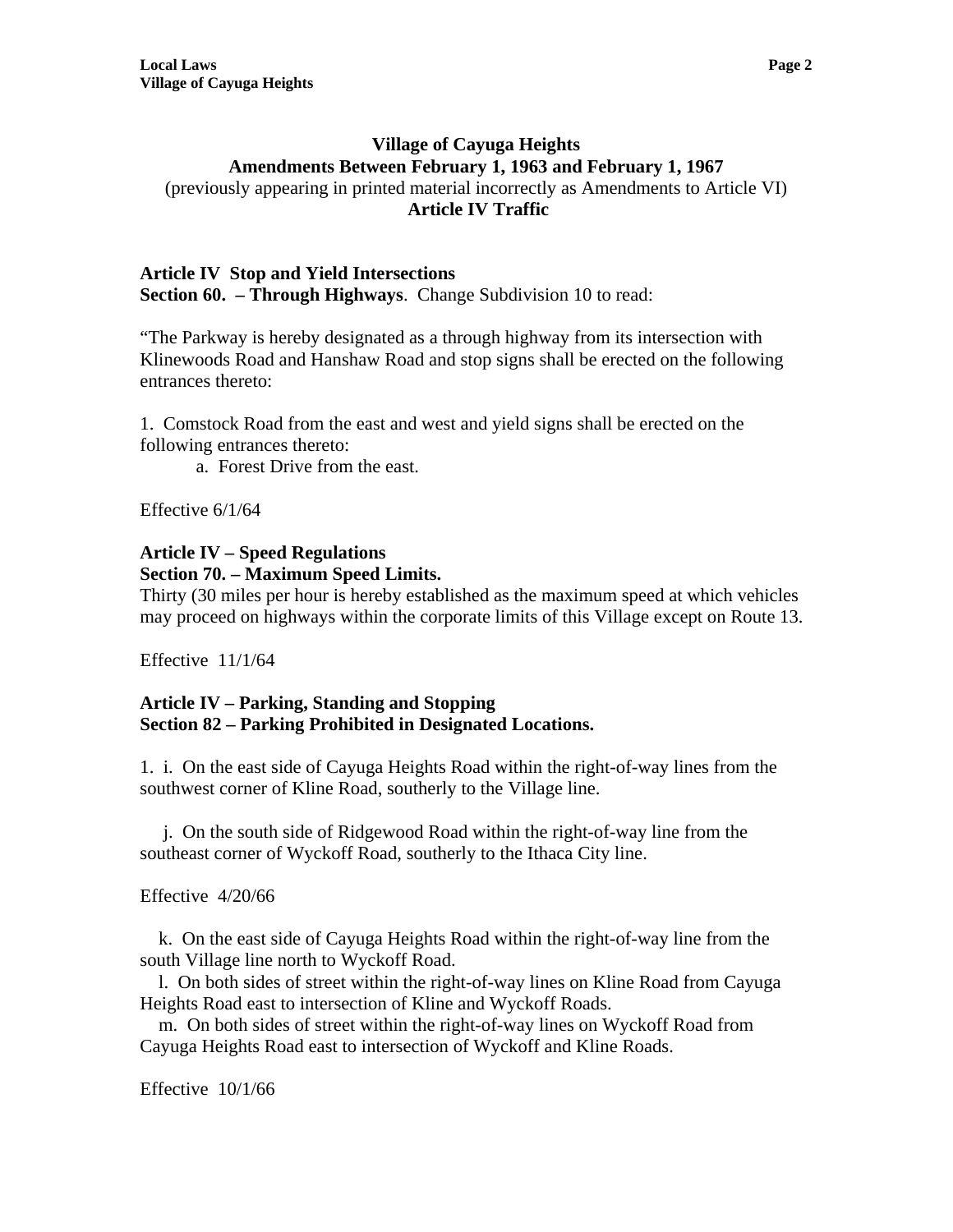## Village of Cayuga Heights
## Amendments Between February 1, 1963 and February 1, 1967

(previously appearing in printed material incorrectly as Amendments to Article VI)

**Article IV Traffic**

**Article IV Stop and Yield Intersections**
**Section 60. – Through Highways**. Change Subdivision 10 to read:

"The Parkway is hereby designated as a through highway from its intersection with Klinewoods Road and Hanshaw Road and stop signs shall be erected on the following entrances thereto:

1. Comstock Road from the east and west and yield signs shall be erected on the following entrances thereto:
   a. Forest Drive from the east.

Effective 6/1/64

**Article IV – Speed Regulations**
**Section 70. – Maximum Speed Limits.**
Thirty (30 miles per hour is hereby established as the maximum speed at which vehicles may proceed on highways within the corporate limits of this Village except on Route 13.

Effective 11/1/64

**Article IV – Parking, Standing and Stopping**
**Section 82 – Parking Prohibited in Designated Locations.**

1. i. On the east side of Cayuga Heights Road within the right-of-way lines from the southwest corner of Kline Road, southerly to the Village line.

   j. On the south side of Ridgewood Road within the right-of-way line from the southeast corner of Wyckoff Road, southerly to the Ithaca City line.

Effective 4/20/66

   k. On the east side of Cayuga Heights Road within the right-of-way line from the south Village line north to Wyckoff Road.
   l. On both sides of street within the right-of-way lines on Kline Road from Cayuga Heights Road east to intersection of Kline and Wyckoff Roads.
   m. On both sides of street within the right-of-way lines on Wyckoff Road from Cayuga Heights Road east to intersection of Wyckoff and Kline Roads.

Effective 10/1/66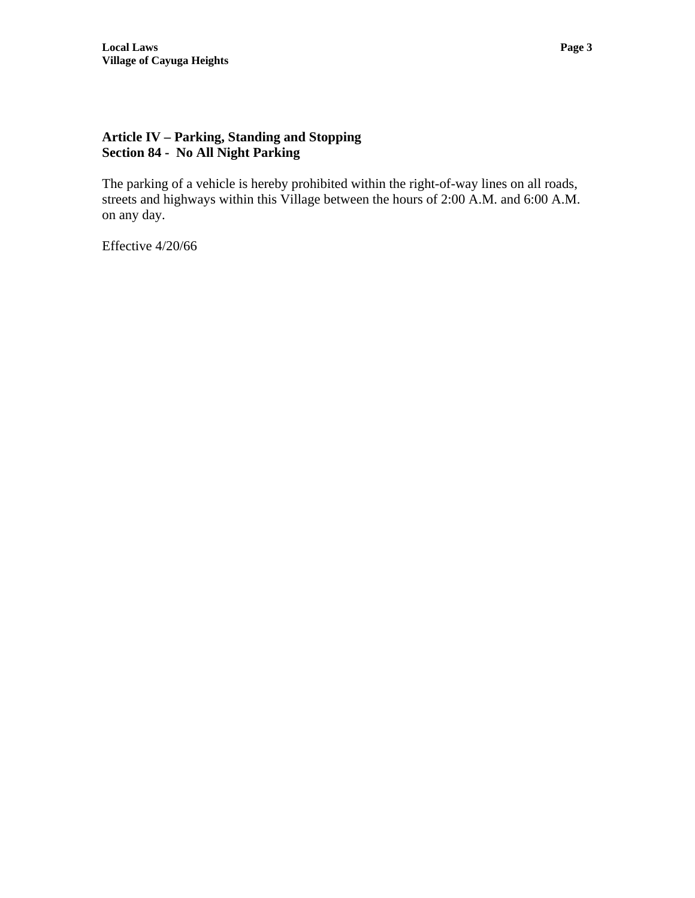**Article IV – Parking, Standing and Stopping**
**Section 84 - No All Night Parking**

The parking of a vehicle is hereby prohibited within the right-of-way lines on all roads, streets and highways within this Village between the hours of 2:00 A.M. and 6:00 A.M. on any day.

Effective 4/20/66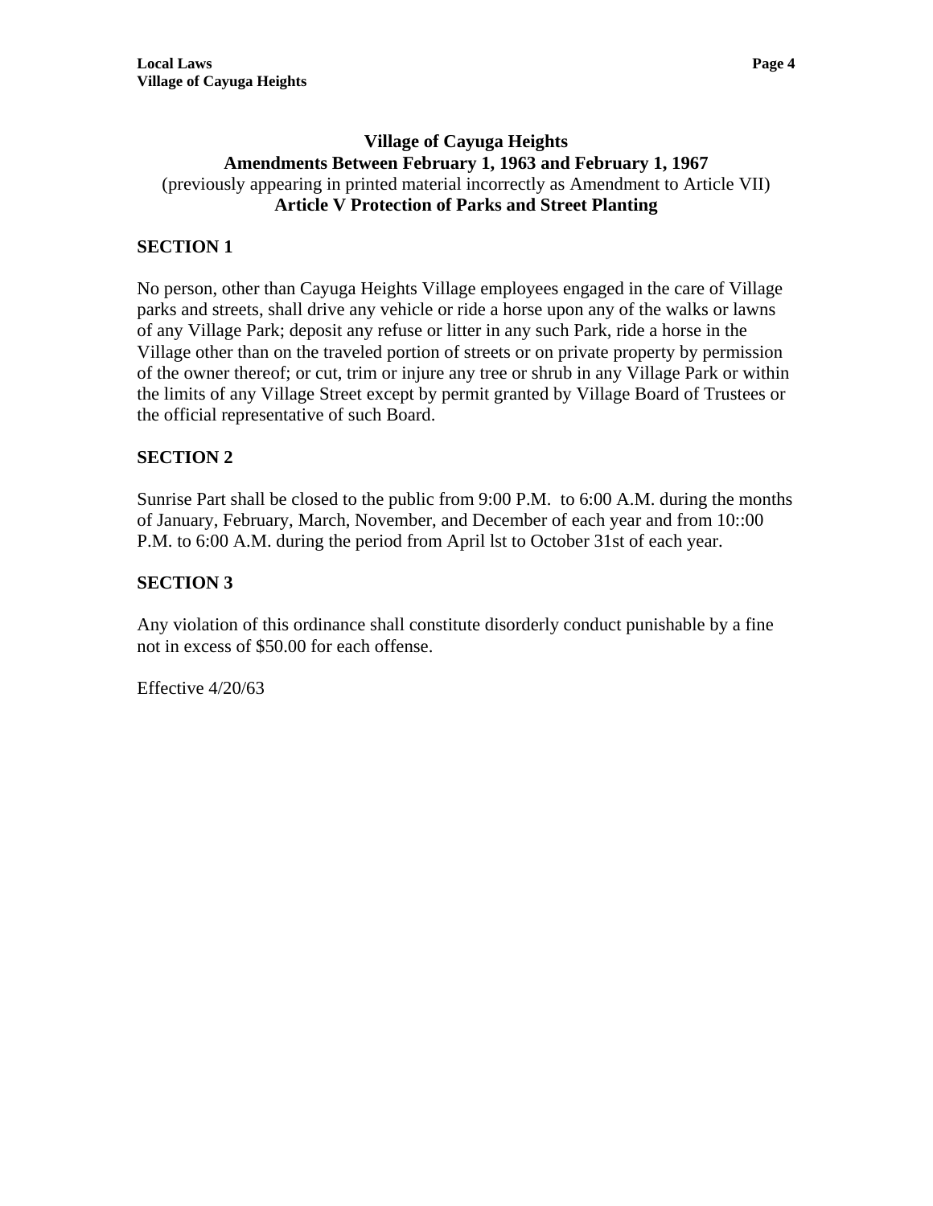## Village of Cayuga Heights
## Amendments Between February 1, 1963 and February 1, 1967

(previously appearing in printed material incorrectly as Amendment to Article VII)

## Article V Protection of Parks and Street Planting

**SECTION 1**

No person, other than Cayuga Heights Village employees engaged in the care of Village parks and streets, shall drive any vehicle or ride a horse upon any of the walks or lawns of any Village Park; deposit any refuse or litter in any such Park, ride a horse in the Village other than on the traveled portion of streets or on private property by permission of the owner thereof; or cut, trim or injure any tree or shrub in any Village Park or within the limits of any Village Street except by permit granted by Village Board of Trustees or the official representative of such Board.

**SECTION 2**

Sunrise Part shall be closed to the public from 9:00 P.M. to 6:00 A.M. during the months of January, February, March, November, and December of each year and from 10::00 P.M. to 6:00 A.M. during the period from April lst to October 31st of each year.

**SECTION 3**

Any violation of this ordinance shall constitute disorderly conduct punishable by a fine not in excess of $50.00 for each offense.

Effective 4/20/63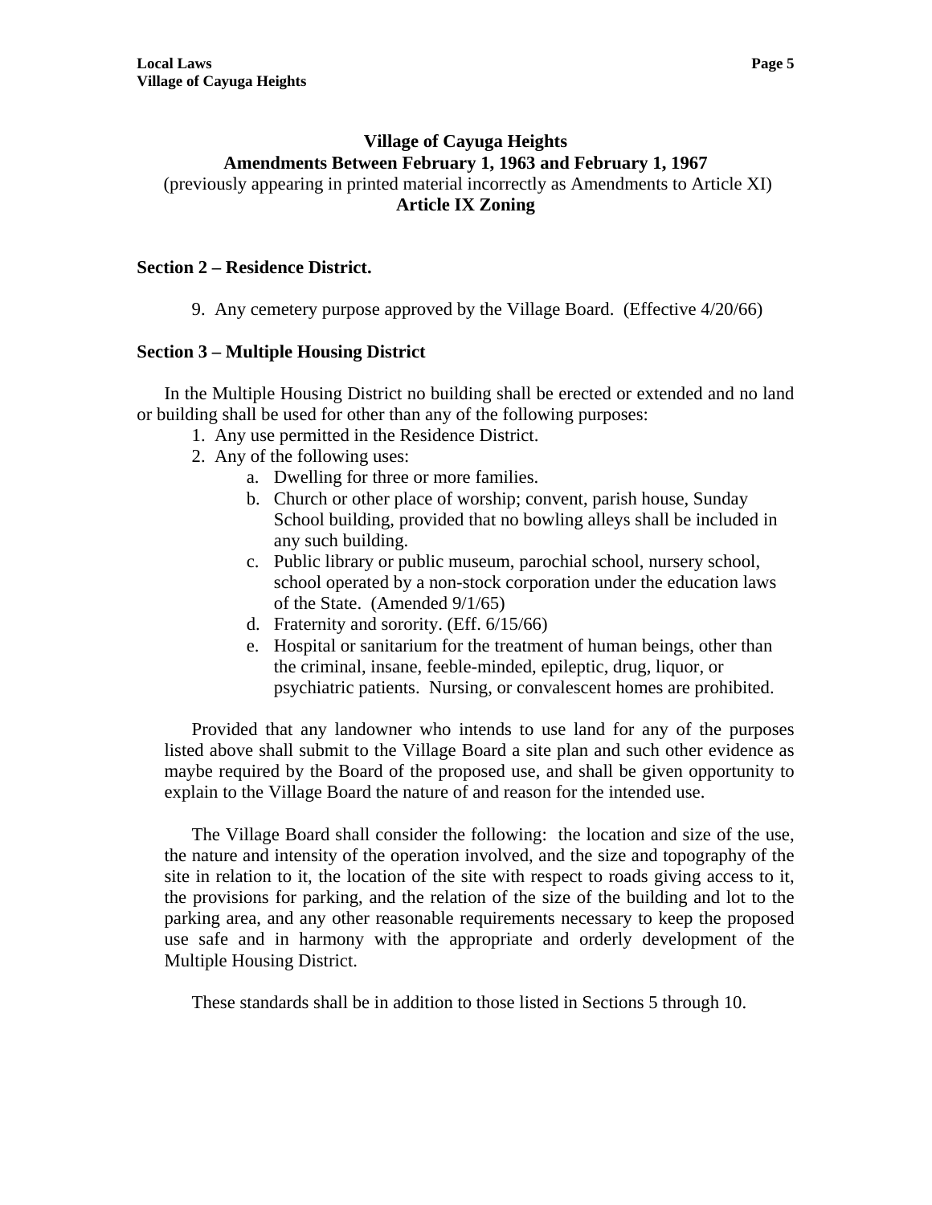# Village of Cayuga Heights
## Amendments Between February 1, 1963 and February 1, 1967
(previously appearing in printed material incorrectly as Amendments to Article XI)
## Article IX Zoning

### Section 2 – Residence District.

9. Any cemetery purpose approved by the Village Board. (Effective 4/20/66)

### Section 3 – Multiple Housing District

In the Multiple Housing District no building shall be erected or extended and no land or building shall be used for other than any of the following purposes:

1. Any use permitted in the Residence District.
2. Any of the following uses:
   a. Dwelling for three or more families.
   b. Church or other place of worship; convent, parish house, Sunday School building, provided that no bowling alleys shall be included in any such building.
   c. Public library or public museum, parochial school, nursery school, school operated by a non-stock corporation under the education laws of the State. (Amended 9/1/65)
   d. Fraternity and sorority. (Eff. 6/15/66)
   e. Hospital or sanitarium for the treatment of human beings, other than the criminal, insane, feeble-minded, epileptic, drug, liquor, or psychiatric patients. Nursing, or convalescent homes are prohibited.

Provided that any landowner who intends to use land for any of the purposes listed above shall submit to the Village Board a site plan and such other evidence as maybe required by the Board of the proposed use, and shall be given opportunity to explain to the Village Board the nature of and reason for the intended use.

The Village Board shall consider the following: the location and size of the use, the nature and intensity of the operation involved, and the size and topography of the site in relation to it, the location of the site with respect to roads giving access to it, the provisions for parking, and the relation of the size of the building and lot to the parking area, and any other reasonable requirements necessary to keep the proposed use safe and in harmony with the appropriate and orderly development of the Multiple Housing District.

These standards shall be in addition to those listed in Sections 5 through 10.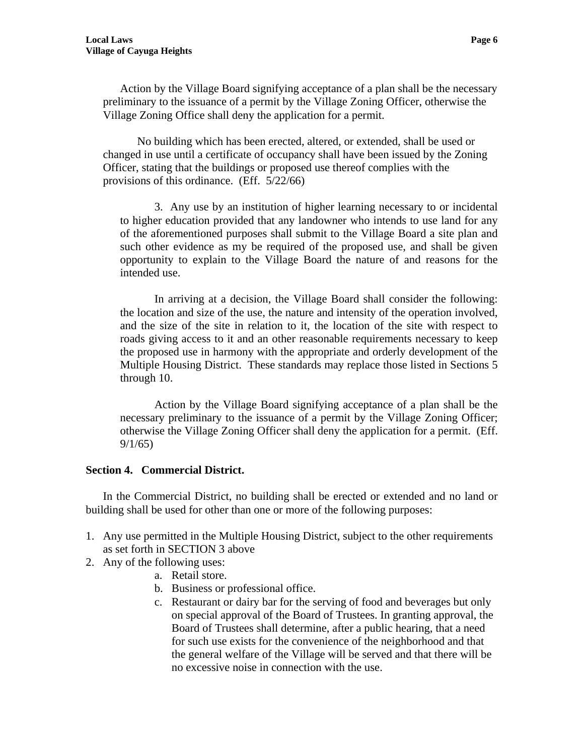Action by the Village Board signifying acceptance of a plan shall be the necessary preliminary to the issuance of a permit by the Village Zoning Officer, otherwise the Village Zoning Office shall deny the application for a permit.

No building which has been erected, altered, or extended, shall be used or changed in use until a certificate of occupancy shall have been issued by the Zoning Officer, stating that the buildings or proposed use thereof complies with the provisions of this ordinance. (Eff. 5/22/66)

3. Any use by an institution of higher learning necessary to or incidental to higher education provided that any landowner who intends to use land for any of the aforementioned purposes shall submit to the Village Board a site plan and such other evidence as my be required of the proposed use, and shall be given opportunity to explain to the Village Board the nature of and reasons for the intended use.

In arriving at a decision, the Village Board shall consider the following: the location and size of the use, the nature and intensity of the operation involved, and the size of the site in relation to it, the location of the site with respect to roads giving access to it and an other reasonable requirements necessary to keep the proposed use in harmony with the appropriate and orderly development of the Multiple Housing District. These standards may replace those listed in Sections 5 through 10.

Action by the Village Board signifying acceptance of a plan shall be the necessary preliminary to the issuance of a permit by the Village Zoning Officer; otherwise the Village Zoning Officer shall deny the application for a permit. (Eff. 9/1/65)

**Section 4. Commercial District.**

In the Commercial District, no building shall be erected or extended and no land or building shall be used for other than one or more of the following purposes:

1. Any use permitted in the Multiple Housing District, subject to the other requirements as set forth in SECTION 3 above
2. Any of the following uses:
   a. Retail store.
   b. Business or professional office.
   c. Restaurant or dairy bar for the serving of food and beverages but only on special approval of the Board of Trustees. In granting approval, the Board of Trustees shall determine, after a public hearing, that a need for such use exists for the convenience of the neighborhood and that the general welfare of the Village will be served and that there will be no excessive noise in connection with the use.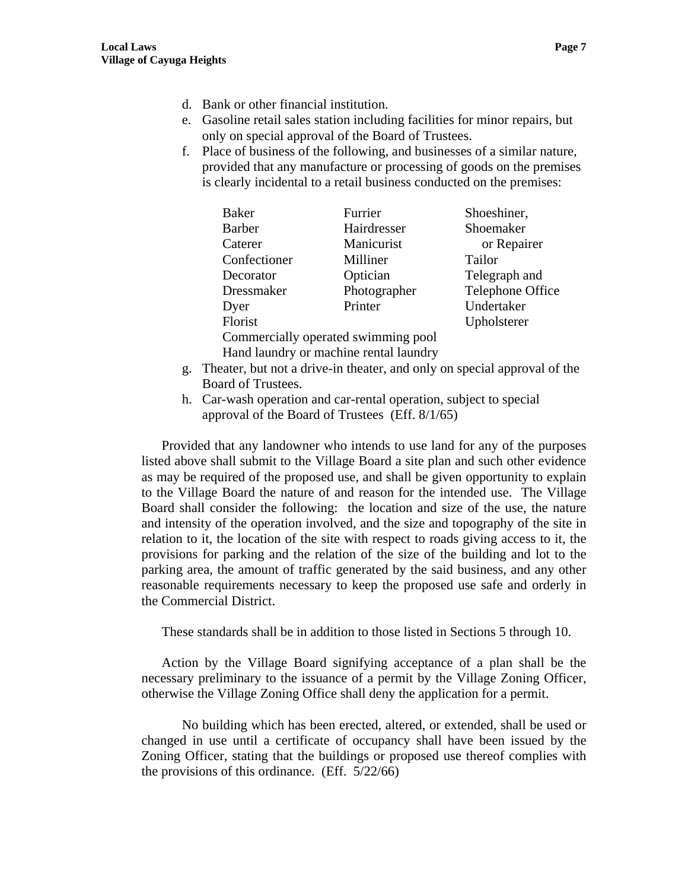d. Bank or other financial institution.
e. Gasoline retail sales station including facilities for minor repairs, but only on special approval of the Board of Trustees.
f. Place of business of the following, and businesses of a similar nature, provided that any manufacture or processing of goods on the premises is clearly incidental to a retail business conducted on the premises:

| | | |
|---|---|---|
| Baker | Furrier | Shoeshiner, |
| Barber | Hairdresser | Shoemaker |
| Caterer | Manicurist | or Repairer |
| Confectioner | Milliner | Tailor |
| Decorator | Optician | Telegraph and |
| Dressmaker | Photographer | Telephone Office |
| Dyer | Printer | Undertaker |
| Florist | | Upholsterer |

Commercially operated swimming pool
Hand laundry or machine rental laundry

g. Theater, but not a drive-in theater, and only on special approval of the Board of Trustees.
h. Car-wash operation and car-rental operation, subject to special approval of the Board of Trustees (Eff. 8/1/65)

Provided that any landowner who intends to use land for any of the purposes listed above shall submit to the Village Board a site plan and such other evidence as may be required of the proposed use, and shall be given opportunity to explain to the Village Board the nature of and reason for the intended use. The Village Board shall consider the following: the location and size of the use, the nature and intensity of the operation involved, and the size and topography of the site in relation to it, the location of the site with respect to roads giving access to it, the provisions for parking and the relation of the size of the building and lot to the parking area, the amount of traffic generated by the said business, and any other reasonable requirements necessary to keep the proposed use safe and orderly in the Commercial District.

These standards shall be in addition to those listed in Sections 5 through 10.

Action by the Village Board signifying acceptance of a plan shall be the necessary preliminary to the issuance of a permit by the Village Zoning Officer, otherwise the Village Zoning Office shall deny the application for a permit.

No building which has been erected, altered, or extended, shall be used or changed in use until a certificate of occupancy shall have been issued by the Zoning Officer, stating that the buildings or proposed use thereof complies with the provisions of this ordinance. (Eff. 5/22/66)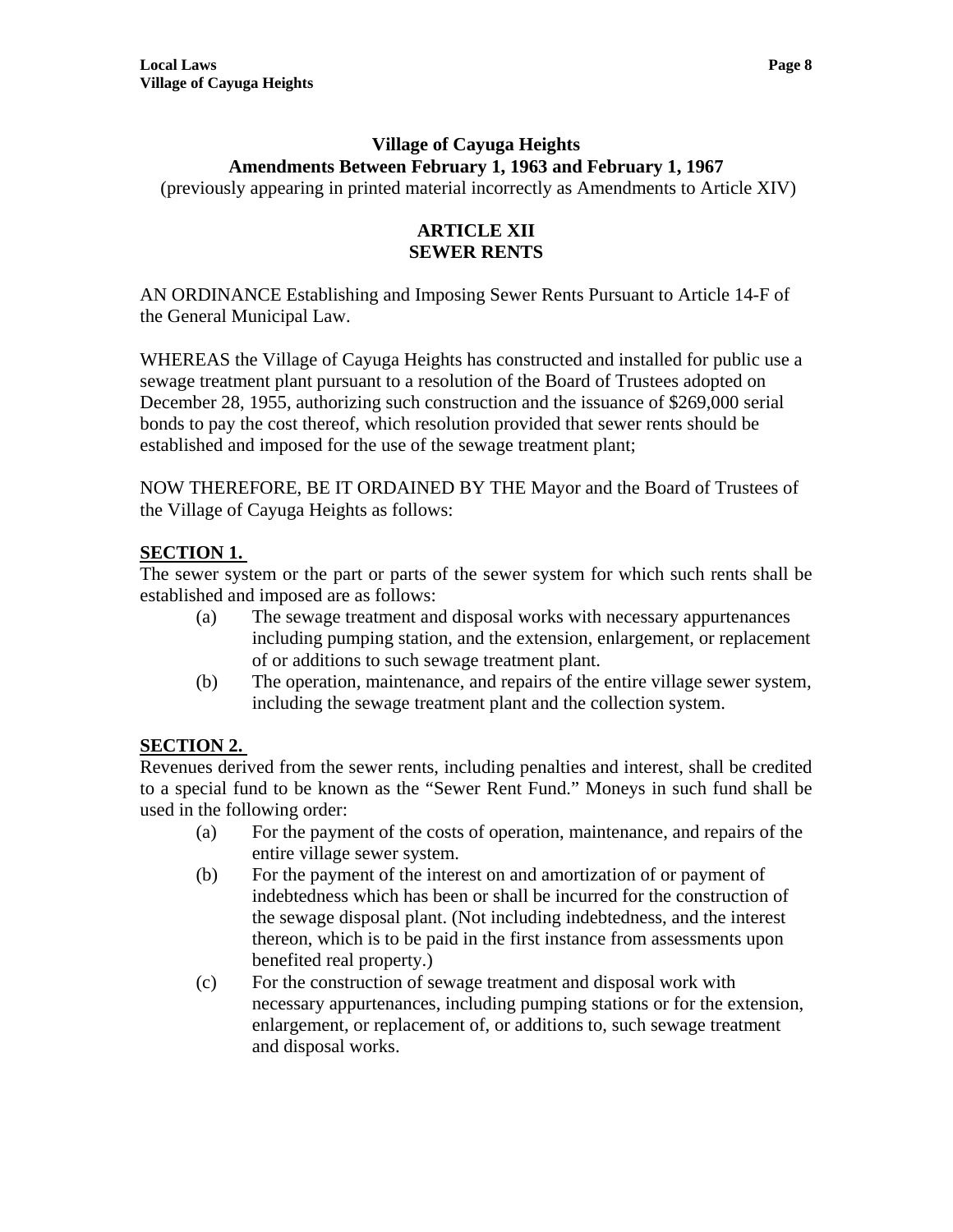## Village of Cayuga Heights
## Amendments Between February 1, 1963 and February 1, 1967

(previously appearing in printed material incorrectly as Amendments to Article XIV)

### ARTICLE XII
### SEWER RENTS

AN ORDINANCE Establishing and Imposing Sewer Rents Pursuant to Article 14-F of the General Municipal Law.

WHEREAS the Village of Cayuga Heights has constructed and installed for public use a sewage treatment plant pursuant to a resolution of the Board of Trustees adopted on December 28, 1955, authorizing such construction and the issuance of $269,000 serial bonds to pay the cost thereof, which resolution provided that sewer rents should be established and imposed for the use of the sewage treatment plant;

NOW THEREFORE, BE IT ORDAINED BY THE Mayor and the Board of Trustees of the Village of Cayuga Heights as follows:

**SECTION 1.**

The sewer system or the part or parts of the sewer system for which such rents shall be established and imposed are as follows:

(a) The sewage treatment and disposal works with necessary appurtenances including pumping station, and the extension, enlargement, or replacement of or additions to such sewage treatment plant.

(b) The operation, maintenance, and repairs of the entire village sewer system, including the sewage treatment plant and the collection system.

**SECTION 2.**

Revenues derived from the sewer rents, including penalties and interest, shall be credited to a special fund to be known as the "Sewer Rent Fund." Moneys in such fund shall be used in the following order:

(a) For the payment of the costs of operation, maintenance, and repairs of the entire village sewer system.

(b) For the payment of the interest on and amortization of or payment of indebtedness which has been or shall be incurred for the construction of the sewage disposal plant. (Not including indebtedness, and the interest thereon, which is to be paid in the first instance from assessments upon benefited real property.)

(c) For the construction of sewage treatment and disposal work with necessary appurtenances, including pumping stations or for the extension, enlargement, or replacement of, or additions to, such sewage treatment and disposal works.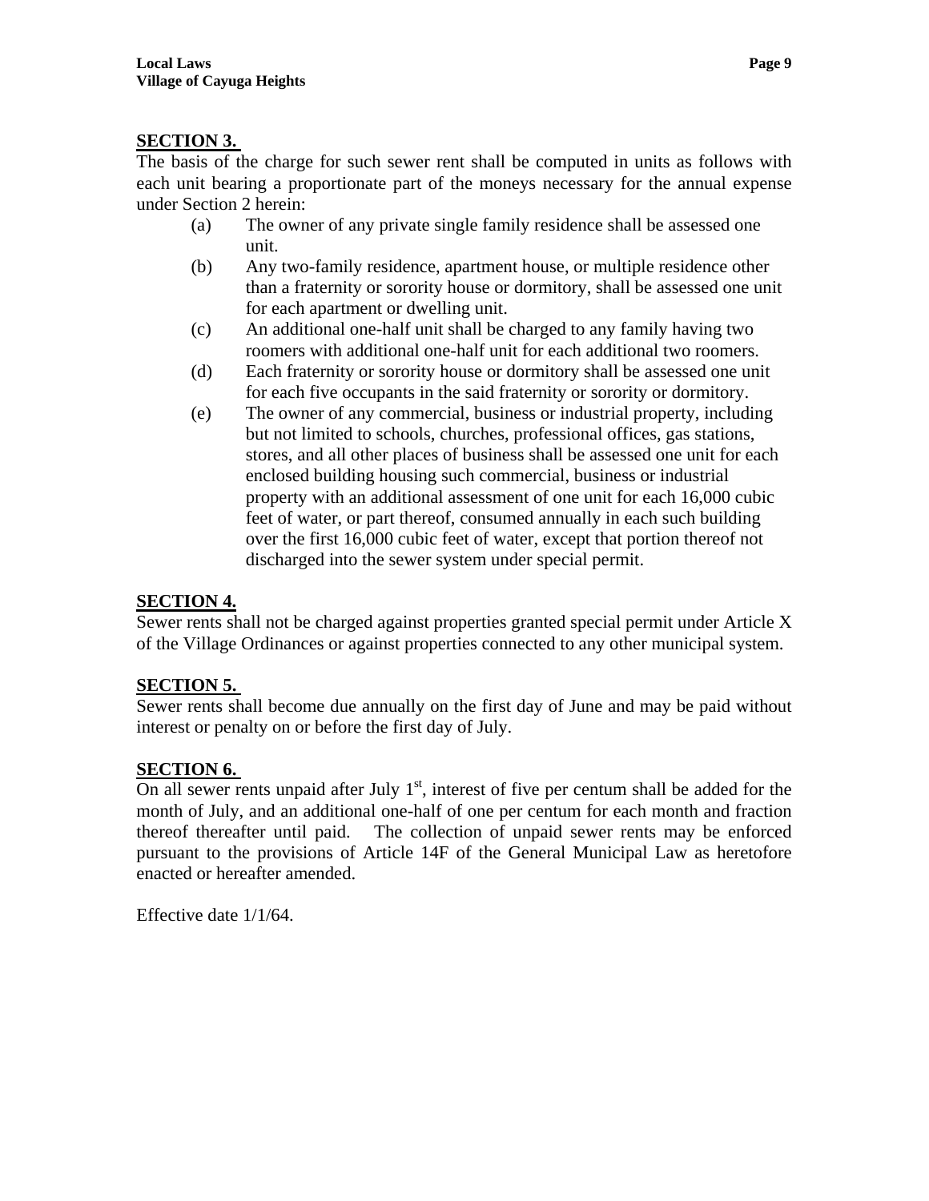**SECTION 3.**

The basis of the charge for such sewer rent shall be computed in units as follows with each unit bearing a proportionate part of the moneys necessary for the annual expense under Section 2 herein:

(a) The owner of any private single family residence shall be assessed one unit.

(b) Any two-family residence, apartment house, or multiple residence other than a fraternity or sorority house or dormitory, shall be assessed one unit for each apartment or dwelling unit.

(c) An additional one-half unit shall be charged to any family having two roomers with additional one-half unit for each additional two roomers.

(d) Each fraternity or sorority house or dormitory shall be assessed one unit for each five occupants in the said fraternity or sorority or dormitory.

(e) The owner of any commercial, business or industrial property, including but not limited to schools, churches, professional offices, gas stations, stores, and all other places of business shall be assessed one unit for each enclosed building housing such commercial, business or industrial property with an additional assessment of one unit for each 16,000 cubic feet of water, or part thereof, consumed annually in each such building over the first 16,000 cubic feet of water, except that portion thereof not discharged into the sewer system under special permit.

**SECTION 4.**

Sewer rents shall not be charged against properties granted special permit under Article X of the Village Ordinances or against properties connected to any other municipal system.

**SECTION 5.**

Sewer rents shall become due annually on the first day of June and may be paid without interest or penalty on or before the first day of July.

**SECTION 6.**

On all sewer rents unpaid after July 1st, interest of five per centum shall be added for the month of July, and an additional one-half of one per centum for each month and fraction thereof thereafter until paid. The collection of unpaid sewer rents may be enforced pursuant to the provisions of Article 14F of the General Municipal Law as heretofore enacted or hereafter amended.

Effective date 1/1/64.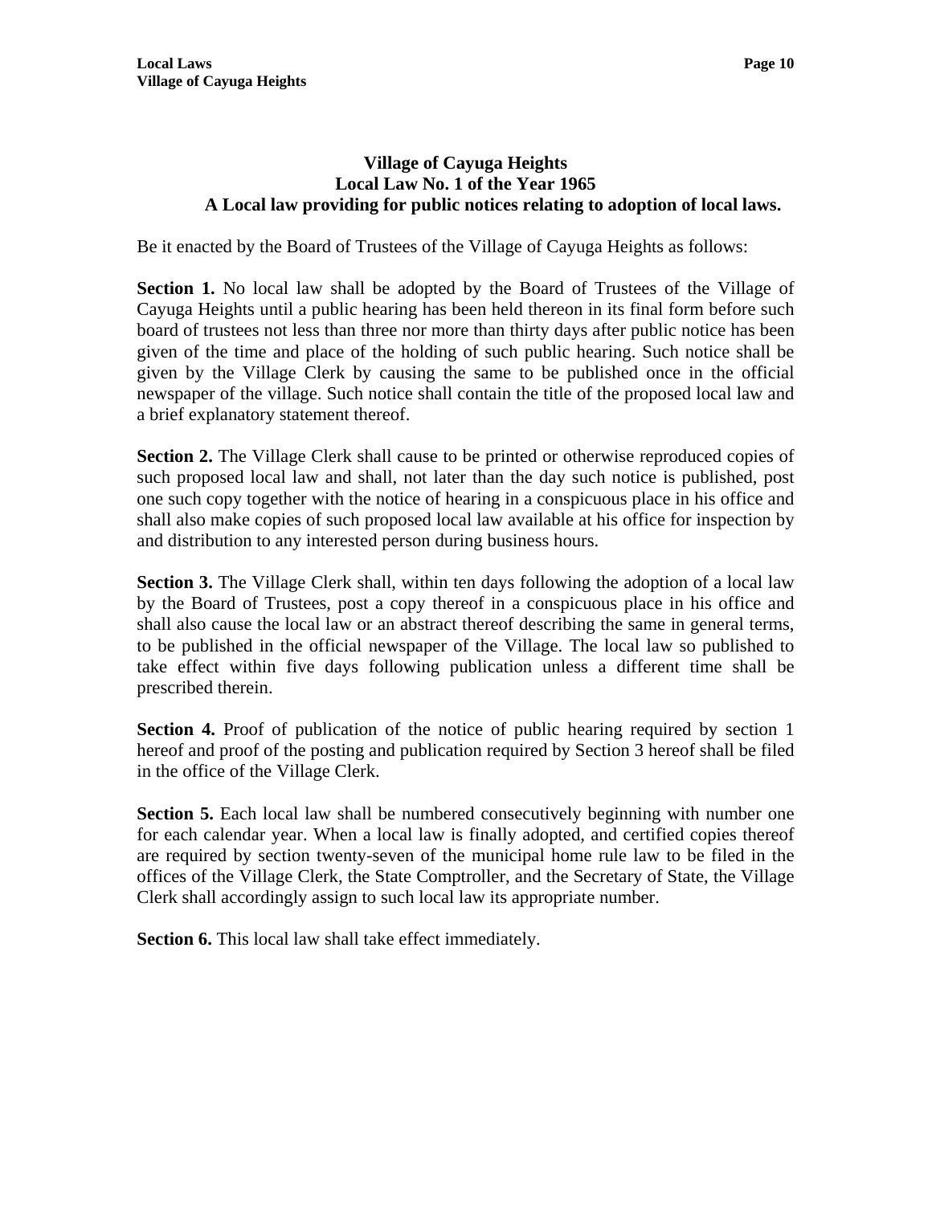## Village of Cayuga Heights
## Local Law No. 1 of the Year 1965
## A Local law providing for public notices relating to adoption of local laws.

Be it enacted by the Board of Trustees of the Village of Cayuga Heights as follows:

**Section 1.** No local law shall be adopted by the Board of Trustees of the Village of Cayuga Heights until a public hearing has been held thereon in its final form before such board of trustees not less than three nor more than thirty days after public notice has been given of the time and place of the holding of such public hearing. Such notice shall be given by the Village Clerk by causing the same to be published once in the official newspaper of the village. Such notice shall contain the title of the proposed local law and a brief explanatory statement thereof.

**Section 2.** The Village Clerk shall cause to be printed or otherwise reproduced copies of such proposed local law and shall, not later than the day such notice is published, post one such copy together with the notice of hearing in a conspicuous place in his office and shall also make copies of such proposed local law available at his office for inspection by and distribution to any interested person during business hours.

**Section 3.** The Village Clerk shall, within ten days following the adoption of a local law by the Board of Trustees, post a copy thereof in a conspicuous place in his office and shall also cause the local law or an abstract thereof describing the same in general terms, to be published in the official newspaper of the Village. The local law so published to take effect within five days following publication unless a different time shall be prescribed therein.

**Section 4.** Proof of publication of the notice of public hearing required by section 1 hereof and proof of the posting and publication required by Section 3 hereof shall be filed in the office of the Village Clerk.

**Section 5.** Each local law shall be numbered consecutively beginning with number one for each calendar year. When a local law is finally adopted, and certified copies thereof are required by section twenty-seven of the municipal home rule law to be filed in the offices of the Village Clerk, the State Comptroller, and the Secretary of State, the Village Clerk shall accordingly assign to such local law its appropriate number.

**Section 6.** This local law shall take effect immediately.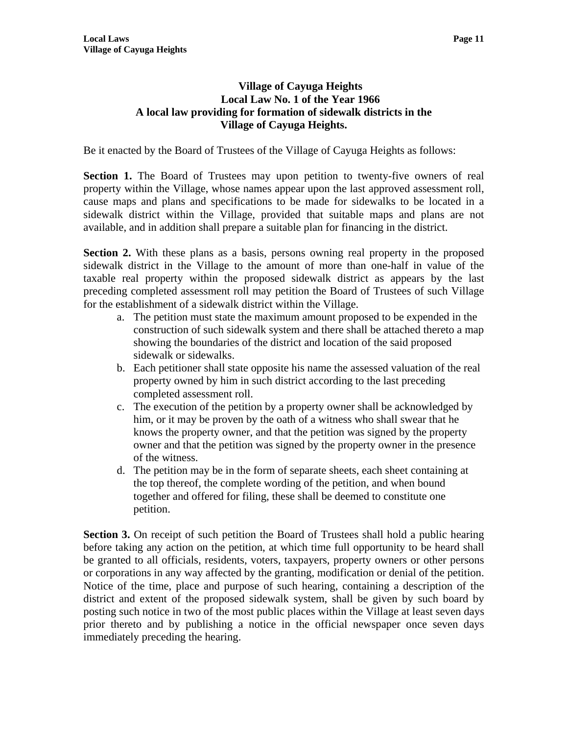# Village of Cayuga Heights
## Local Law No. 1 of the Year 1966
### A local law providing for formation of sidewalk districts in the Village of Cayuga Heights.

Be it enacted by the Board of Trustees of the Village of Cayuga Heights as follows:

**Section 1.** The Board of Trustees may upon petition to twenty-five owners of real property within the Village, whose names appear upon the last approved assessment roll, cause maps and plans and specifications to be made for sidewalks to be located in a sidewalk district within the Village, provided that suitable maps and plans are not available, and in addition shall prepare a suitable plan for financing in the district.

**Section 2.** With these plans as a basis, persons owning real property in the proposed sidewalk district in the Village to the amount of more than one-half in value of the taxable real property within the proposed sidewalk district as appears by the last preceding completed assessment roll may petition the Board of Trustees of such Village for the establishment of a sidewalk district within the Village.

a. The petition must state the maximum amount proposed to be expended in the construction of such sidewalk system and there shall be attached thereto a map showing the boundaries of the district and location of the said proposed sidewalk or sidewalks.
b. Each petitioner shall state opposite his name the assessed valuation of the real property owned by him in such district according to the last preceding completed assessment roll.
c. The execution of the petition by a property owner shall be acknowledged by him, or it may be proven by the oath of a witness who shall swear that he knows the property owner, and that the petition was signed by the property owner and that the petition was signed by the property owner in the presence of the witness.
d. The petition may be in the form of separate sheets, each sheet containing at the top thereof, the complete wording of the petition, and when bound together and offered for filing, these shall be deemed to constitute one petition.

**Section 3.** On receipt of such petition the Board of Trustees shall hold a public hearing before taking any action on the petition, at which time full opportunity to be heard shall be granted to all officials, residents, voters, taxpayers, property owners or other persons or corporations in any way affected by the granting, modification or denial of the petition. Notice of the time, place and purpose of such hearing, containing a description of the district and extent of the proposed sidewalk system, shall be given by such board by posting such notice in two of the most public places within the Village at least seven days prior thereto and by publishing a notice in the official newspaper once seven days immediately preceding the hearing.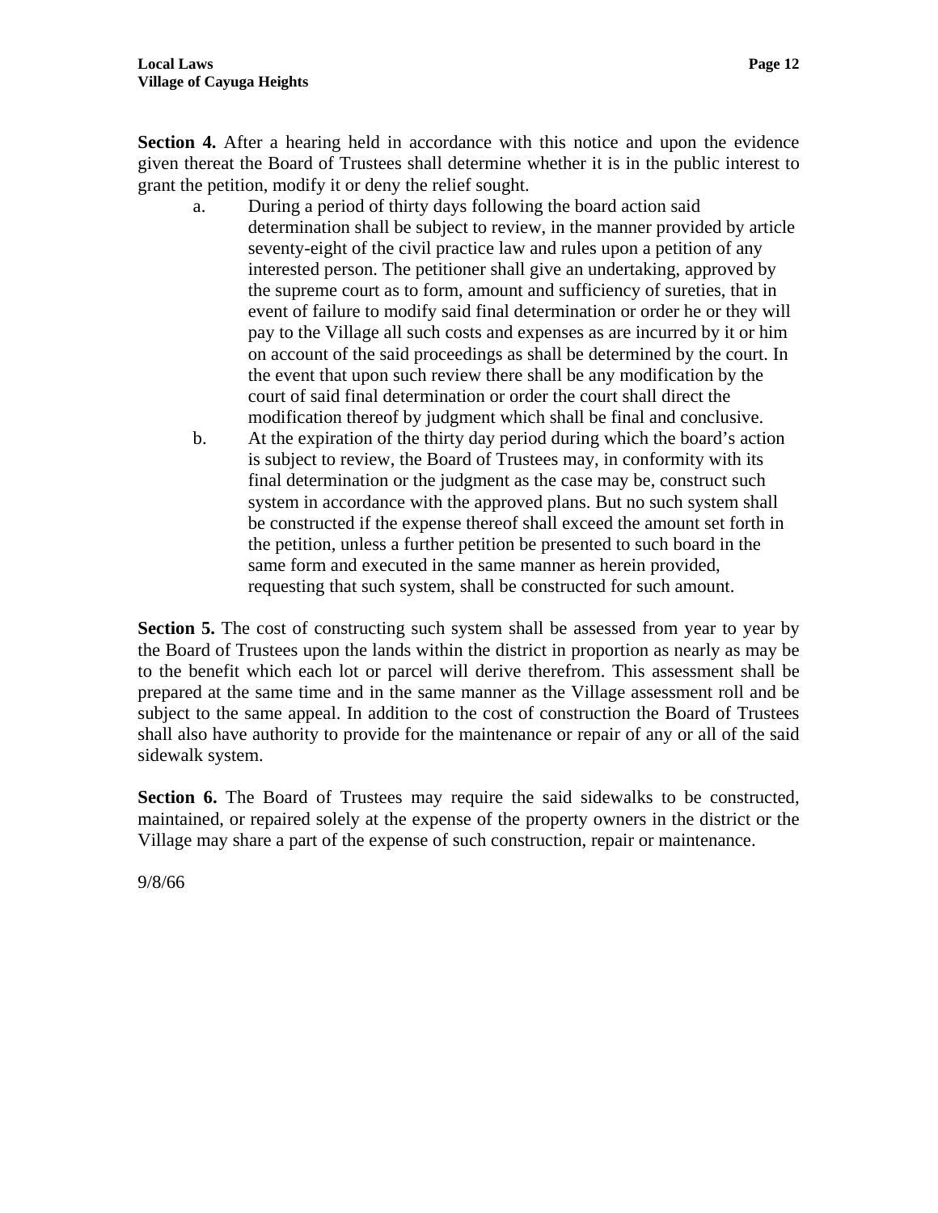**Section 4.** After a hearing held in accordance with this notice and upon the evidence given thereat the Board of Trustees shall determine whether it is in the public interest to grant the petition, modify it or deny the relief sought.

a. During a period of thirty days following the board action said determination shall be subject to review, in the manner provided by article seventy-eight of the civil practice law and rules upon a petition of any interested person. The petitioner shall give an undertaking, approved by the supreme court as to form, amount and sufficiency of sureties, that in event of failure to modify said final determination or order he or they will pay to the Village all such costs and expenses as are incurred by it or him on account of the said proceedings as shall be determined by the court. In the event that upon such review there shall be any modification by the court of said final determination or order the court shall direct the modification thereof by judgment which shall be final and conclusive.

b. At the expiration of the thirty day period during which the board's action is subject to review, the Board of Trustees may, in conformity with its final determination or the judgment as the case may be, construct such system in accordance with the approved plans. But no such system shall be constructed if the expense thereof shall exceed the amount set forth in the petition, unless a further petition be presented to such board in the same form and executed in the same manner as herein provided, requesting that such system, shall be constructed for such amount.

**Section 5.** The cost of constructing such system shall be assessed from year to year by the Board of Trustees upon the lands within the district in proportion as nearly as may be to the benefit which each lot or parcel will derive therefrom. This assessment shall be prepared at the same time and in the same manner as the Village assessment roll and be subject to the same appeal. In addition to the cost of construction the Board of Trustees shall also have authority to provide for the maintenance or repair of any or all of the said sidewalk system.

**Section 6.** The Board of Trustees may require the said sidewalks to be constructed, maintained, or repaired solely at the expense of the property owners in the district or the Village may share a part of the expense of such construction, repair or maintenance.

9/8/66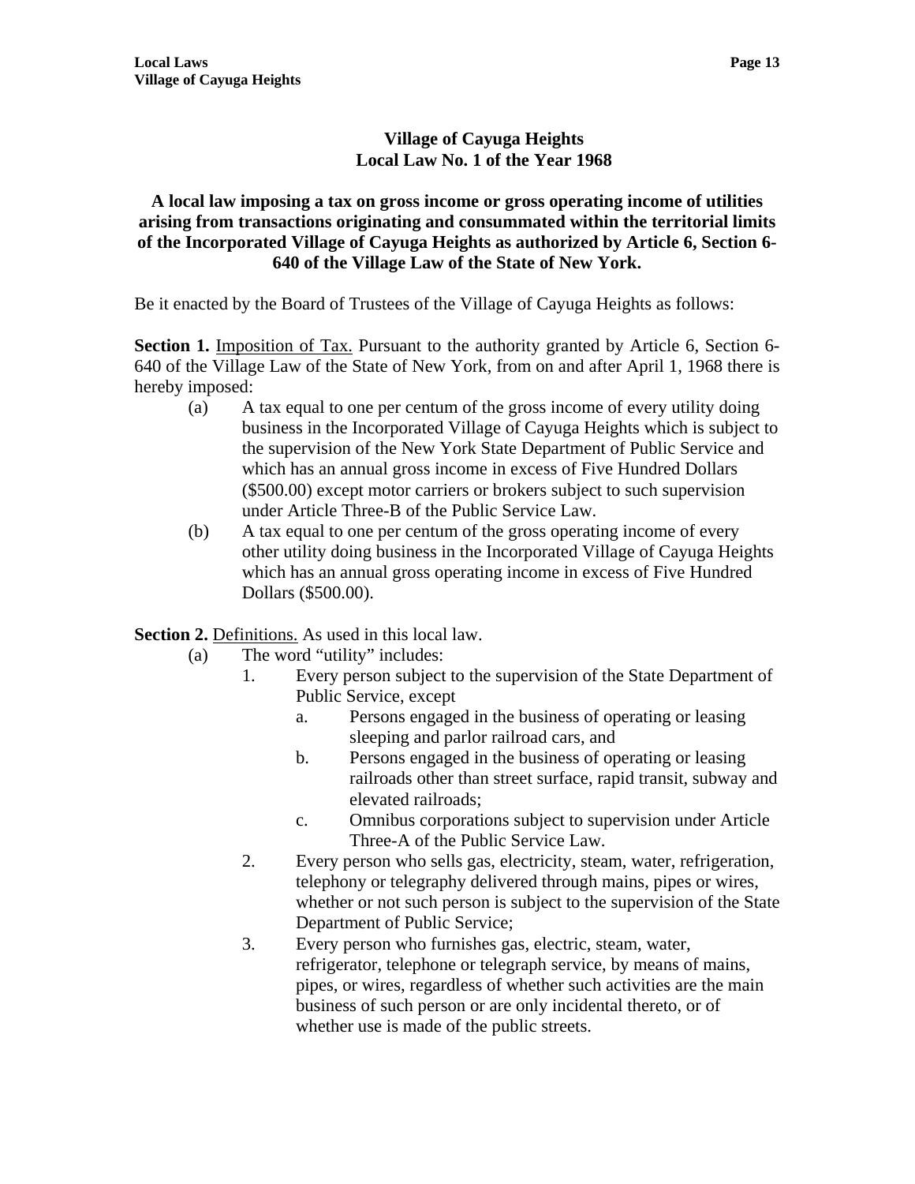## Village of Cayuga Heights
## Local Law No. 1 of the Year 1968

**A local law imposing a tax on gross income or gross operating income of utilities arising from transactions originating and consummated within the territorial limits of the Incorporated Village of Cayuga Heights as authorized by Article 6, Section 6-640 of the Village Law of the State of New York.**

Be it enacted by the Board of Trustees of the Village of Cayuga Heights as follows:

**Section 1.** Imposition of Tax. Pursuant to the authority granted by Article 6, Section 6-640 of the Village Law of the State of New York, from on and after April 1, 1968 there is hereby imposed:

(a) A tax equal to one per centum of the gross income of every utility doing business in the Incorporated Village of Cayuga Heights which is subject to the supervision of the New York State Department of Public Service and which has an annual gross income in excess of Five Hundred Dollars ($500.00) except motor carriers or brokers subject to such supervision under Article Three-B of the Public Service Law.

(b) A tax equal to one per centum of the gross operating income of every other utility doing business in the Incorporated Village of Cayuga Heights which has an annual gross operating income in excess of Five Hundred Dollars ($500.00).

**Section 2.** Definitions. As used in this local law.

(a) The word "utility" includes:

1. Every person subject to the supervision of the State Department of Public Service, except
   a. Persons engaged in the business of operating or leasing sleeping and parlor railroad cars, and
   b. Persons engaged in the business of operating or leasing railroads other than street surface, rapid transit, subway and elevated railroads;
   c. Omnibus corporations subject to supervision under Article Three-A of the Public Service Law.
2. Every person who sells gas, electricity, steam, water, refrigeration, telephony or telegraphy delivered through mains, pipes or wires, whether or not such person is subject to the supervision of the State Department of Public Service;
3. Every person who furnishes gas, electric, steam, water, refrigerator, telephone or telegraph service, by means of mains, pipes, or wires, regardless of whether such activities are the main business of such person or are only incidental thereto, or of whether use is made of the public streets.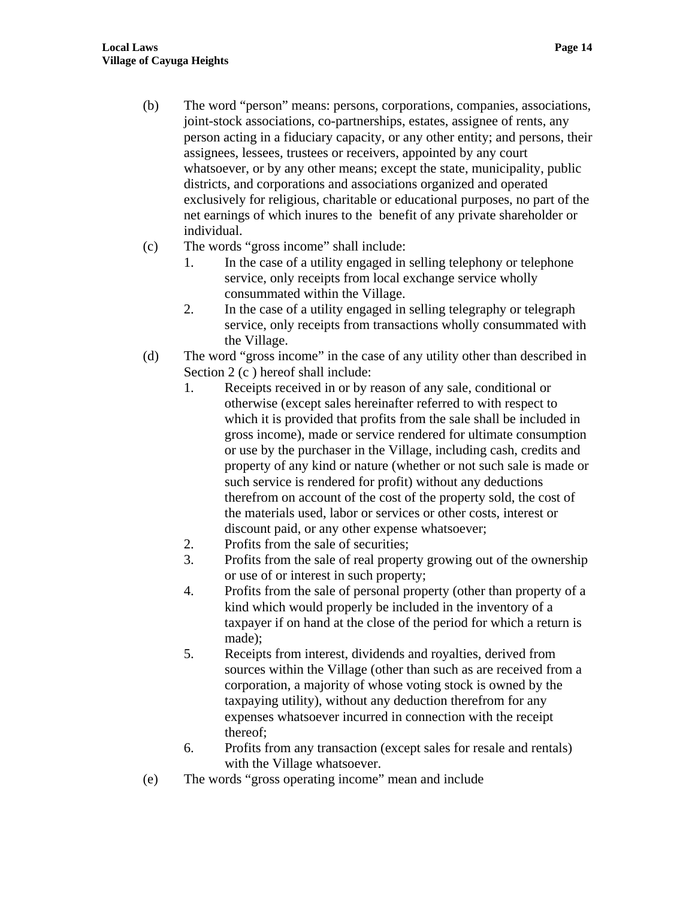(b) The word “person” means: persons, corporations, companies, associations, joint-stock associations, co-partnerships, estates, assignee of rents, any person acting in a fiduciary capacity, or any other entity; and persons, their assignees, lessees, trustees or receivers, appointed by any court whatsoever, or by any other means; except the state, municipality, public districts, and corporations and associations organized and operated exclusively for religious, charitable or educational purposes, no part of the net earnings of which inures to the benefit of any private shareholder or individual.

(c) The words “gross income” shall include:

1. In the case of a utility engaged in selling telephony or telephone service, only receipts from local exchange service wholly consummated within the Village.
2. In the case of a utility engaged in selling telegraphy or telegraph service, only receipts from transactions wholly consummated with the Village.

(d) The word “gross income” in the case of any utility other than described in Section 2 (c ) hereof shall include:

1. Receipts received in or by reason of any sale, conditional or otherwise (except sales hereinafter referred to with respect to which it is provided that profits from the sale shall be included in gross income), made or service rendered for ultimate consumption or use by the purchaser in the Village, including cash, credits and property of any kind or nature (whether or not such sale is made or such service is rendered for profit) without any deductions therefrom on account of the cost of the property sold, the cost of the materials used, labor or services or other costs, interest or discount paid, or any other expense whatsoever;
2. Profits from the sale of securities;
3. Profits from the sale of real property growing out of the ownership or use of or interest in such property;
4. Profits from the sale of personal property (other than property of a kind which would properly be included in the inventory of a taxpayer if on hand at the close of the period for which a return is made);
5. Receipts from interest, dividends and royalties, derived from sources within the Village (other than such as are received from a corporation, a majority of whose voting stock is owned by the taxpaying utility), without any deduction therefrom for any expenses whatsoever incurred in connection with the receipt thereof;
6. Profits from any transaction (except sales for resale and rentals) with the Village whatsoever.

(e) The words “gross operating income” mean and include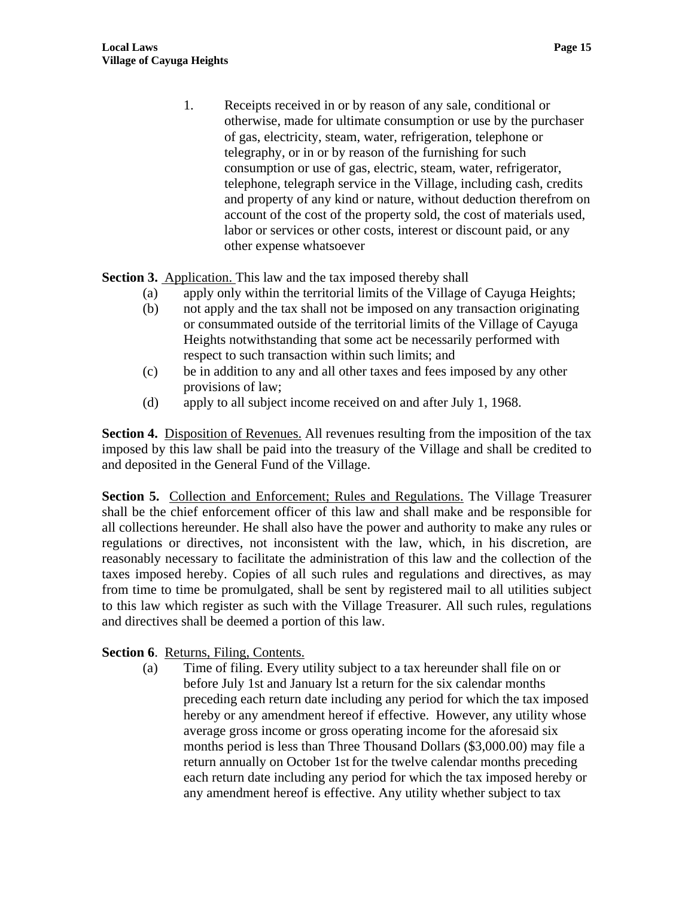1. Receipts received in or by reason of any sale, conditional or otherwise, made for ultimate consumption or use by the purchaser of gas, electricity, steam, water, refrigeration, telephone or telegraphy, or in or by reason of the furnishing for such consumption or use of gas, electric, steam, water, refrigerator, telephone, telegraph service in the Village, including cash, credits and property of any kind or nature, without deduction therefrom on account of the cost of the property sold, the cost of materials used, labor or services or other costs, interest or discount paid, or any other expense whatsoever

**Section 3.** Application. This law and the tax imposed thereby shall

(a) apply only within the territorial limits of the Village of Cayuga Heights;

(b) not apply and the tax shall not be imposed on any transaction originating or consummated outside of the territorial limits of the Village of Cayuga Heights notwithstanding that some act be necessarily performed with respect to such transaction within such limits; and

(c) be in addition to any and all other taxes and fees imposed by any other provisions of law;

(d) apply to all subject income received on and after July 1, 1968.

**Section 4.** Disposition of Revenues. All revenues resulting from the imposition of the tax imposed by this law shall be paid into the treasury of the Village and shall be credited to and deposited in the General Fund of the Village.

**Section 5.** Collection and Enforcement; Rules and Regulations. The Village Treasurer shall be the chief enforcement officer of this law and shall make and be responsible for all collections hereunder. He shall also have the power and authority to make any rules or regulations or directives, not inconsistent with the law, which, in his discretion, are reasonably necessary to facilitate the administration of this law and the collection of the taxes imposed hereby. Copies of all such rules and regulations and directives, as may from time to time be promulgated, shall be sent by registered mail to all utilities subject to this law which register as such with the Village Treasurer. All such rules, regulations and directives shall be deemed a portion of this law.

**Section 6**. Returns, Filing, Contents.

(a) Time of filing. Every utility subject to a tax hereunder shall file on or before July 1st and January lst a return for the six calendar months preceding each return date including any period for which the tax imposed hereby or any amendment hereof if effective. However, any utility whose average gross income or gross operating income for the aforesaid six months period is less than Three Thousand Dollars ($3,000.00) may file a return annually on October 1st for the twelve calendar months preceding each return date including any period for which the tax imposed hereby or any amendment hereof is effective. Any utility whether subject to tax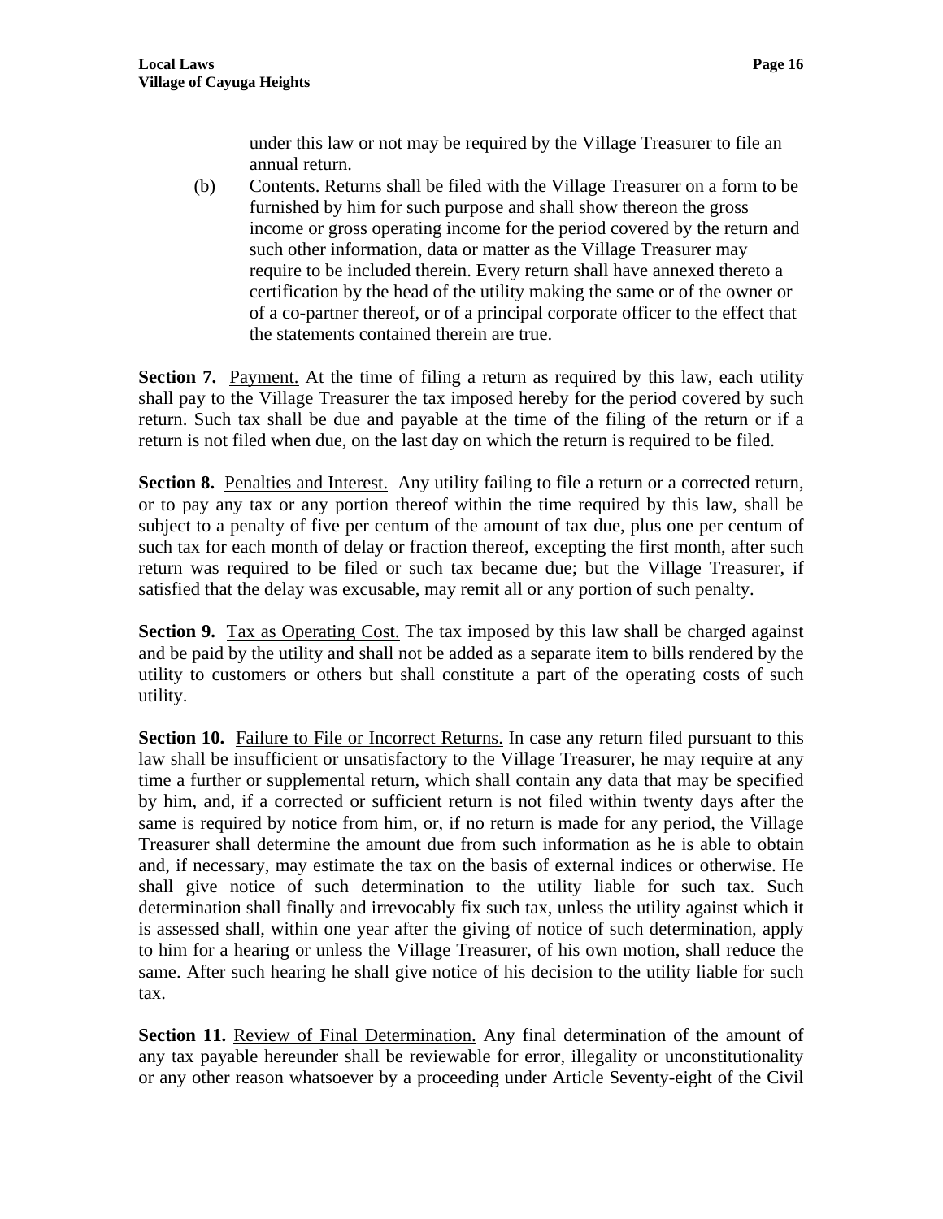under this law or not may be required by the Village Treasurer to file an annual return.

(b) Contents. Returns shall be filed with the Village Treasurer on a form to be furnished by him for such purpose and shall show thereon the gross income or gross operating income for the period covered by the return and such other information, data or matter as the Village Treasurer may require to be included therein. Every return shall have annexed thereto a certification by the head of the utility making the same or of the owner or of a co-partner thereof, or of a principal corporate officer to the effect that the statements contained therein are true.

**Section 7.** Payment. At the time of filing a return as required by this law, each utility shall pay to the Village Treasurer the tax imposed hereby for the period covered by such return. Such tax shall be due and payable at the time of the filing of the return or if a return is not filed when due, on the last day on which the return is required to be filed.

**Section 8.** Penalties and Interest. Any utility failing to file a return or a corrected return, or to pay any tax or any portion thereof within the time required by this law, shall be subject to a penalty of five per centum of the amount of tax due, plus one per centum of such tax for each month of delay or fraction thereof, excepting the first month, after such return was required to be filed or such tax became due; but the Village Treasurer, if satisfied that the delay was excusable, may remit all or any portion of such penalty.

**Section 9.** Tax as Operating Cost. The tax imposed by this law shall be charged against and be paid by the utility and shall not be added as a separate item to bills rendered by the utility to customers or others but shall constitute a part of the operating costs of such utility.

**Section 10.** Failure to File or Incorrect Returns. In case any return filed pursuant to this law shall be insufficient or unsatisfactory to the Village Treasurer, he may require at any time a further or supplemental return, which shall contain any data that may be specified by him, and, if a corrected or sufficient return is not filed within twenty days after the same is required by notice from him, or, if no return is made for any period, the Village Treasurer shall determine the amount due from such information as he is able to obtain and, if necessary, may estimate the tax on the basis of external indices or otherwise. He shall give notice of such determination to the utility liable for such tax. Such determination shall finally and irrevocably fix such tax, unless the utility against which it is assessed shall, within one year after the giving of notice of such determination, apply to him for a hearing or unless the Village Treasurer, of his own motion, shall reduce the same. After such hearing he shall give notice of his decision to the utility liable for such tax.

**Section 11.** Review of Final Determination. Any final determination of the amount of any tax payable hereunder shall be reviewable for error, illegality or unconstitutionality or any other reason whatsoever by a proceeding under Article Seventy-eight of the Civil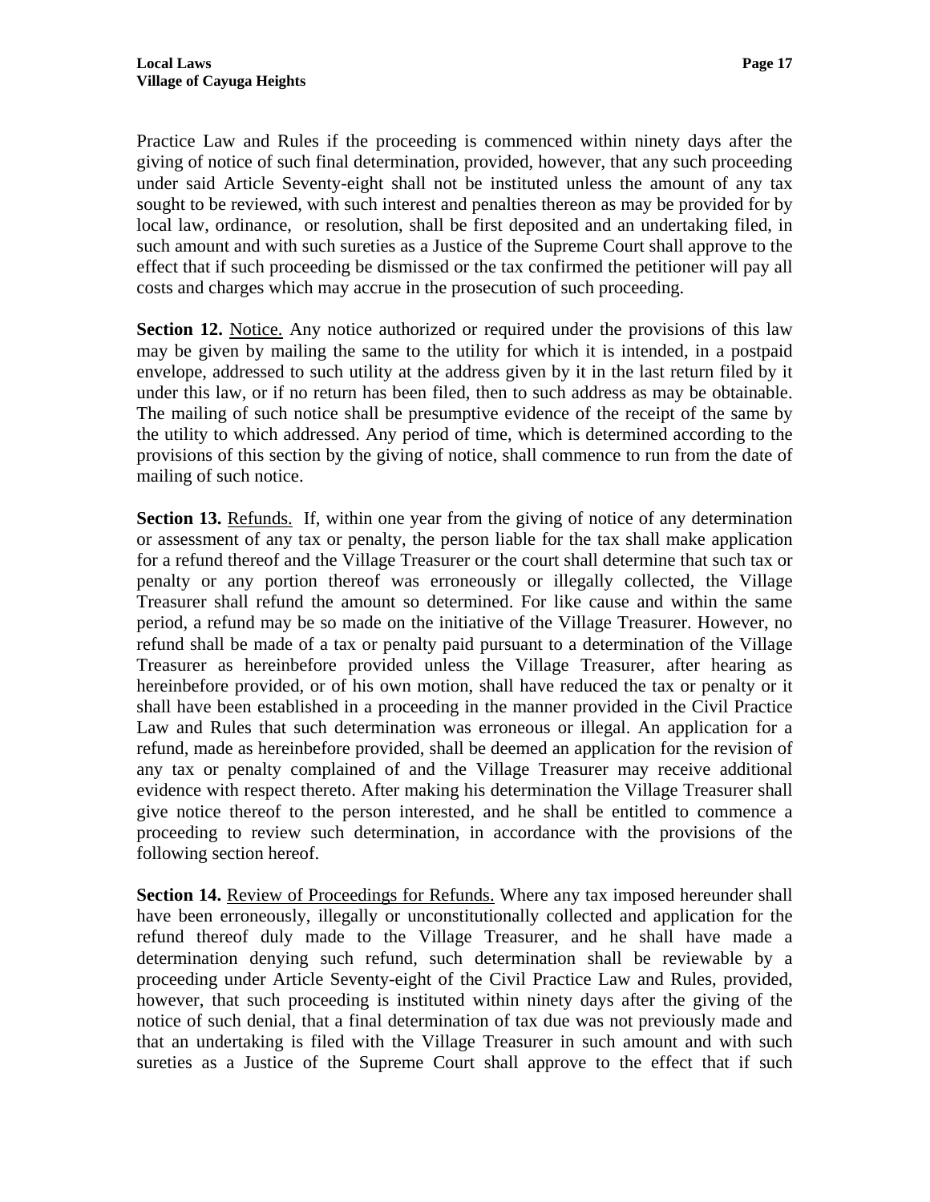Practice Law and Rules if the proceeding is commenced within ninety days after the giving of notice of such final determination, provided, however, that any such proceeding under said Article Seventy-eight shall not be instituted unless the amount of any tax sought to be reviewed, with such interest and penalties thereon as may be provided for by local law, ordinance, or resolution, shall be first deposited and an undertaking filed, in such amount and with such sureties as a Justice of the Supreme Court shall approve to the effect that if such proceeding be dismissed or the tax confirmed the petitioner will pay all costs and charges which may accrue in the prosecution of such proceeding.

**Section 12.** Notice. Any notice authorized or required under the provisions of this law may be given by mailing the same to the utility for which it is intended, in a postpaid envelope, addressed to such utility at the address given by it in the last return filed by it under this law, or if no return has been filed, then to such address as may be obtainable. The mailing of such notice shall be presumptive evidence of the receipt of the same by the utility to which addressed. Any period of time, which is determined according to the provisions of this section by the giving of notice, shall commence to run from the date of mailing of such notice.

**Section 13.** Refunds. If, within one year from the giving of notice of any determination or assessment of any tax or penalty, the person liable for the tax shall make application for a refund thereof and the Village Treasurer or the court shall determine that such tax or penalty or any portion thereof was erroneously or illegally collected, the Village Treasurer shall refund the amount so determined. For like cause and within the same period, a refund may be so made on the initiative of the Village Treasurer. However, no refund shall be made of a tax or penalty paid pursuant to a determination of the Village Treasurer as hereinbefore provided unless the Village Treasurer, after hearing as hereinbefore provided, or of his own motion, shall have reduced the tax or penalty or it shall have been established in a proceeding in the manner provided in the Civil Practice Law and Rules that such determination was erroneous or illegal. An application for a refund, made as hereinbefore provided, shall be deemed an application for the revision of any tax or penalty complained of and the Village Treasurer may receive additional evidence with respect thereto. After making his determination the Village Treasurer shall give notice thereof to the person interested, and he shall be entitled to commence a proceeding to review such determination, in accordance with the provisions of the following section hereof.

**Section 14.** Review of Proceedings for Refunds. Where any tax imposed hereunder shall have been erroneously, illegally or unconstitutionally collected and application for the refund thereof duly made to the Village Treasurer, and he shall have made a determination denying such refund, such determination shall be reviewable by a proceeding under Article Seventy-eight of the Civil Practice Law and Rules, provided, however, that such proceeding is instituted within ninety days after the giving of the notice of such denial, that a final determination of tax due was not previously made and that an undertaking is filed with the Village Treasurer in such amount and with such sureties as a Justice of the Supreme Court shall approve to the effect that if such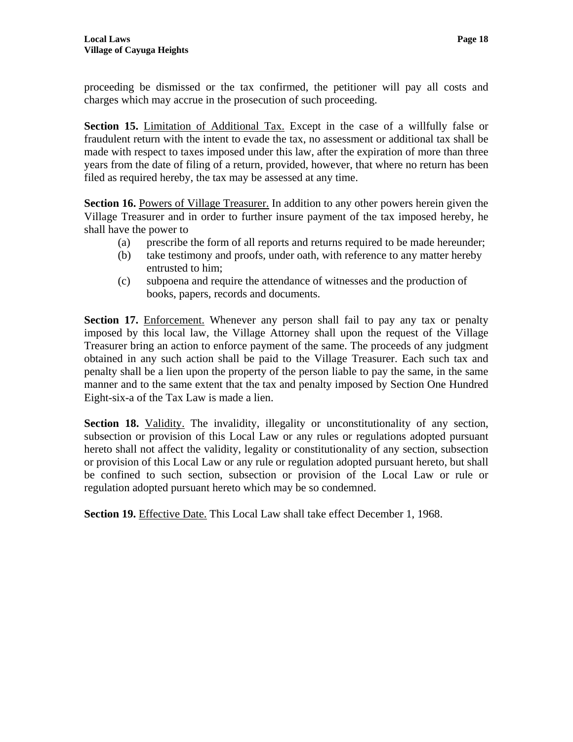proceeding be dismissed or the tax confirmed, the petitioner will pay all costs and charges which may accrue in the prosecution of such proceeding.

**Section 15.** Limitation of Additional Tax. Except in the case of a willfully false or fraudulent return with the intent to evade the tax, no assessment or additional tax shall be made with respect to taxes imposed under this law, after the expiration of more than three years from the date of filing of a return, provided, however, that where no return has been filed as required hereby, the tax may be assessed at any time.

**Section 16.** Powers of Village Treasurer. In addition to any other powers herein given the Village Treasurer and in order to further insure payment of the tax imposed hereby, he shall have the power to

(a) prescribe the form of all reports and returns required to be made hereunder;
(b) take testimony and proofs, under oath, with reference to any matter hereby entrusted to him;
(c) subpoena and require the attendance of witnesses and the production of books, papers, records and documents.

**Section 17.** Enforcement. Whenever any person shall fail to pay any tax or penalty imposed by this local law, the Village Attorney shall upon the request of the Village Treasurer bring an action to enforce payment of the same. The proceeds of any judgment obtained in any such action shall be paid to the Village Treasurer. Each such tax and penalty shall be a lien upon the property of the person liable to pay the same, in the same manner and to the same extent that the tax and penalty imposed by Section One Hundred Eight-six-a of the Tax Law is made a lien.

**Section 18.** Validity. The invalidity, illegality or unconstitutionality of any section, subsection or provision of this Local Law or any rules or regulations adopted pursuant hereto shall not affect the validity, legality or constitutionality of any section, subsection or provision of this Local Law or any rule or regulation adopted pursuant hereto, but shall be confined to such section, subsection or provision of the Local Law or rule or regulation adopted pursuant hereto which may be so condemned.

**Section 19.** Effective Date. This Local Law shall take effect December 1, 1968.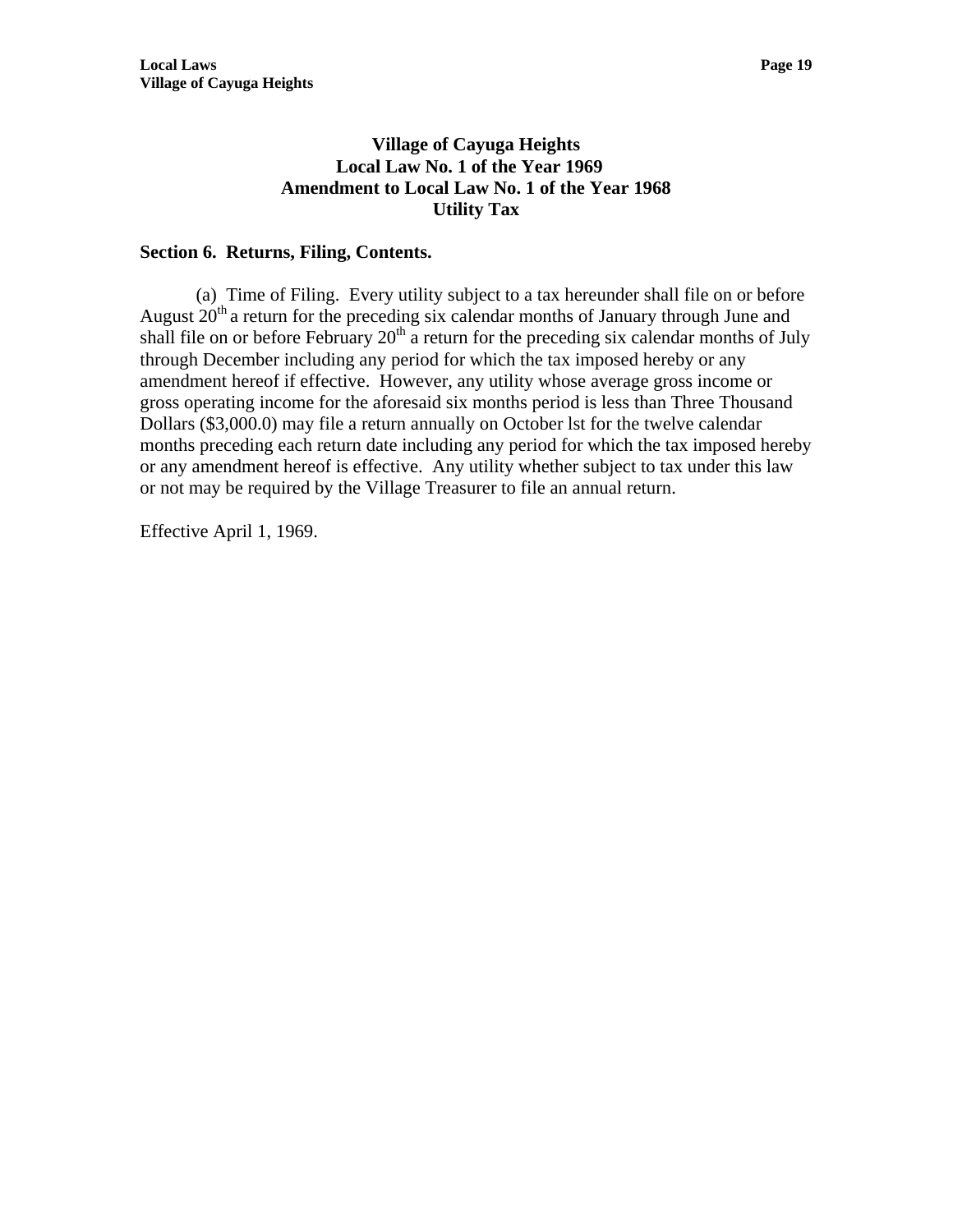## Village of Cayuga Heights
## Local Law No. 1 of the Year 1969
## Amendment to Local Law No. 1 of the Year 1968
## Utility Tax

### Section 6. Returns, Filing, Contents.

(a) Time of Filing. Every utility subject to a tax hereunder shall file on or before August 20th a return for the preceding six calendar months of January through June and shall file on or before February 20th a return for the preceding six calendar months of July through December including any period for which the tax imposed hereby or any amendment hereof if effective. However, any utility whose average gross income or gross operating income for the aforesaid six months period is less than Three Thousand Dollars ($3,000.0) may file a return annually on October lst for the twelve calendar months preceding each return date including any period for which the tax imposed hereby or any amendment hereof is effective. Any utility whether subject to tax under this law or not may be required by the Village Treasurer to file an annual return.

Effective April 1, 1969.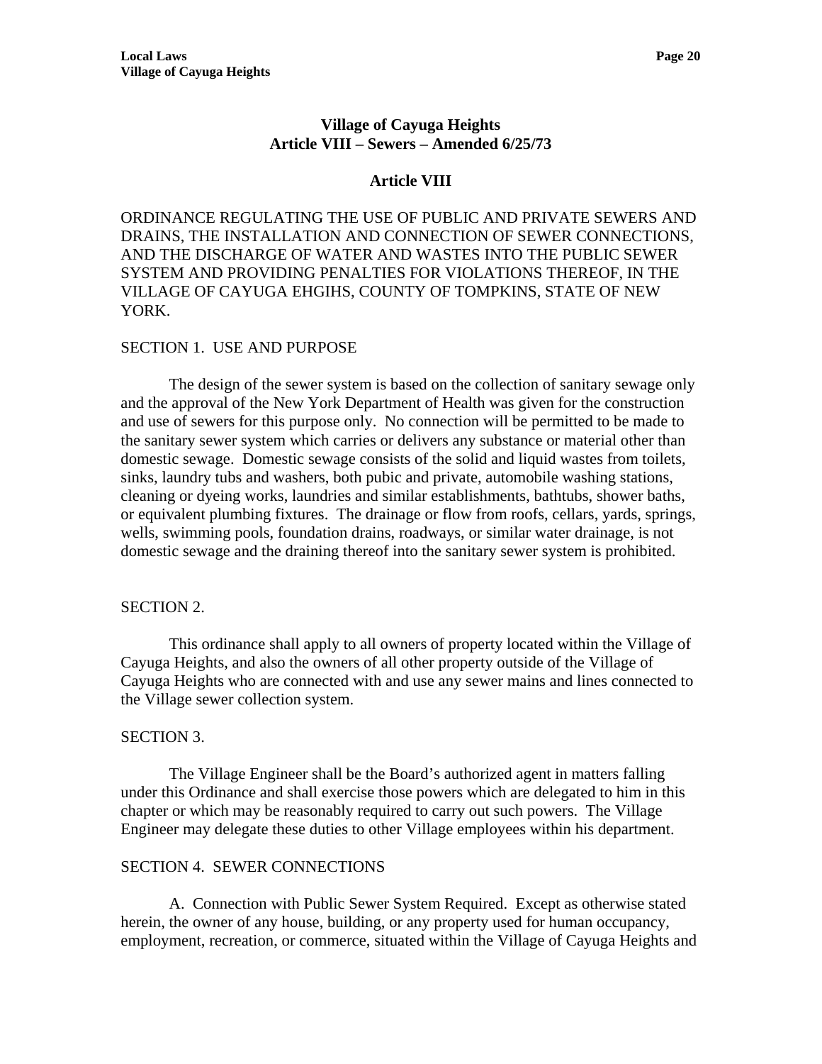## Village of Cayuga Heights
## Article VIII – Sewers – Amended 6/25/73

### Article VIII

ORDINANCE REGULATING THE USE OF PUBLIC AND PRIVATE SEWERS AND DRAINS, THE INSTALLATION AND CONNECTION OF SEWER CONNECTIONS, AND THE DISCHARGE OF WATER AND WASTES INTO THE PUBLIC SEWER SYSTEM AND PROVIDING PENALTIES FOR VIOLATIONS THEREOF, IN THE VILLAGE OF CAYUGA EHGIHS, COUNTY OF TOMPKINS, STATE OF NEW YORK.

SECTION 1. USE AND PURPOSE

The design of the sewer system is based on the collection of sanitary sewage only and the approval of the New York Department of Health was given for the construction and use of sewers for this purpose only. No connection will be permitted to be made to the sanitary sewer system which carries or delivers any substance or material other than domestic sewage. Domestic sewage consists of the solid and liquid wastes from toilets, sinks, laundry tubs and washers, both pubic and private, automobile washing stations, cleaning or dyeing works, laundries and similar establishments, bathtubs, shower baths, or equivalent plumbing fixtures. The drainage or flow from roofs, cellars, yards, springs, wells, swimming pools, foundation drains, roadways, or similar water drainage, is not domestic sewage and the draining thereof into the sanitary sewer system is prohibited.

SECTION 2.

This ordinance shall apply to all owners of property located within the Village of Cayuga Heights, and also the owners of all other property outside of the Village of Cayuga Heights who are connected with and use any sewer mains and lines connected to the Village sewer collection system.

SECTION 3.

The Village Engineer shall be the Board's authorized agent in matters falling under this Ordinance and shall exercise those powers which are delegated to him in this chapter or which may be reasonably required to carry out such powers. The Village Engineer may delegate these duties to other Village employees within his department.

SECTION 4. SEWER CONNECTIONS

A. Connection with Public Sewer System Required. Except as otherwise stated herein, the owner of any house, building, or any property used for human occupancy, employment, recreation, or commerce, situated within the Village of Cayuga Heights and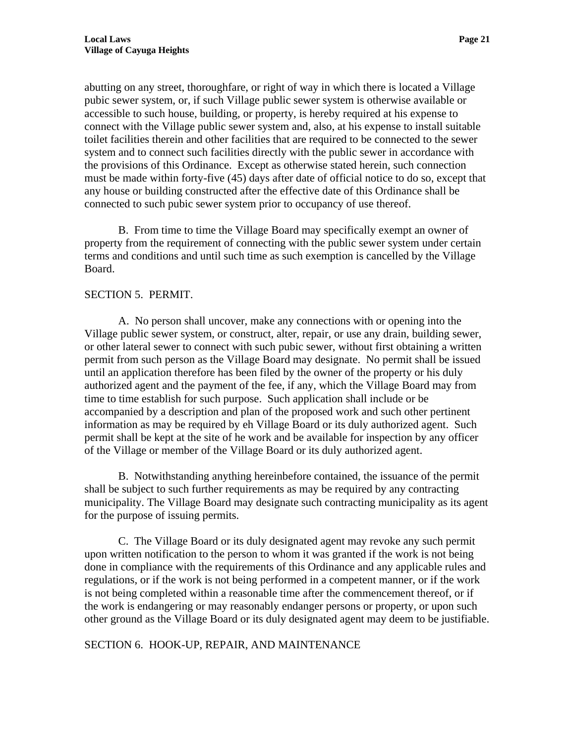abutting on any street, thoroughfare, or right of way in which there is located a Village pubic sewer system, or, if such Village public sewer system is otherwise available or accessible to such house, building, or property, is hereby required at his expense to connect with the Village public sewer system and, also, at his expense to install suitable toilet facilities therein and other facilities that are required to be connected to the sewer system and to connect such facilities directly with the public sewer in accordance with the provisions of this Ordinance. Except as otherwise stated herein, such connection must be made within forty-five (45) days after date of official notice to do so, except that any house or building constructed after the effective date of this Ordinance shall be connected to such pubic sewer system prior to occupancy of use thereof.

B. From time to time the Village Board may specifically exempt an owner of property from the requirement of connecting with the public sewer system under certain terms and conditions and until such time as such exemption is cancelled by the Village Board.

SECTION 5. PERMIT.

A. No person shall uncover, make any connections with or opening into the Village public sewer system, or construct, alter, repair, or use any drain, building sewer, or other lateral sewer to connect with such pubic sewer, without first obtaining a written permit from such person as the Village Board may designate. No permit shall be issued until an application therefore has been filed by the owner of the property or his duly authorized agent and the payment of the fee, if any, which the Village Board may from time to time establish for such purpose. Such application shall include or be accompanied by a description and plan of the proposed work and such other pertinent information as may be required by eh Village Board or its duly authorized agent. Such permit shall be kept at the site of he work and be available for inspection by any officer of the Village or member of the Village Board or its duly authorized agent.

B. Notwithstanding anything hereinbefore contained, the issuance of the permit shall be subject to such further requirements as may be required by any contracting municipality. The Village Board may designate such contracting municipality as its agent for the purpose of issuing permits.

C. The Village Board or its duly designated agent may revoke any such permit upon written notification to the person to whom it was granted if the work is not being done in compliance with the requirements of this Ordinance and any applicable rules and regulations, or if the work is not being performed in a competent manner, or if the work is not being completed within a reasonable time after the commencement thereof, or if the work is endangering or may reasonably endanger persons or property, or upon such other ground as the Village Board or its duly designated agent may deem to be justifiable.

SECTION 6. HOOK-UP, REPAIR, AND MAINTENANCE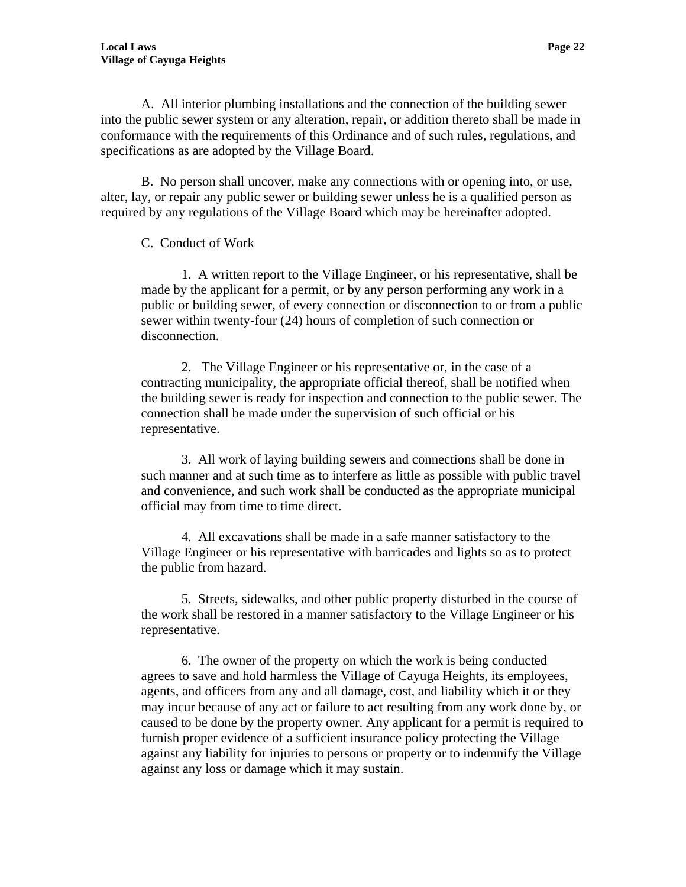A. All interior plumbing installations and the connection of the building sewer into the public sewer system or any alteration, repair, or addition thereto shall be made in conformance with the requirements of this Ordinance and of such rules, regulations, and specifications as are adopted by the Village Board.

B. No person shall uncover, make any connections with or opening into, or use, alter, lay, or repair any public sewer or building sewer unless he is a qualified person as required by any regulations of the Village Board which may be hereinafter adopted.

C. Conduct of Work

1. A written report to the Village Engineer, or his representative, shall be made by the applicant for a permit, or by any person performing any work in a public or building sewer, of every connection or disconnection to or from a public sewer within twenty-four (24) hours of completion of such connection or disconnection.

2. The Village Engineer or his representative or, in the case of a contracting municipality, the appropriate official thereof, shall be notified when the building sewer is ready for inspection and connection to the public sewer. The connection shall be made under the supervision of such official or his representative.

3. All work of laying building sewers and connections shall be done in such manner and at such time as to interfere as little as possible with public travel and convenience, and such work shall be conducted as the appropriate municipal official may from time to time direct.

4. All excavations shall be made in a safe manner satisfactory to the Village Engineer or his representative with barricades and lights so as to protect the public from hazard.

5. Streets, sidewalks, and other public property disturbed in the course of the work shall be restored in a manner satisfactory to the Village Engineer or his representative.

6. The owner of the property on which the work is being conducted agrees to save and hold harmless the Village of Cayuga Heights, its employees, agents, and officers from any and all damage, cost, and liability which it or they may incur because of any act or failure to act resulting from any work done by, or caused to be done by the property owner. Any applicant for a permit is required to furnish proper evidence of a sufficient insurance policy protecting the Village against any liability for injuries to persons or property or to indemnify the Village against any loss or damage which it may sustain.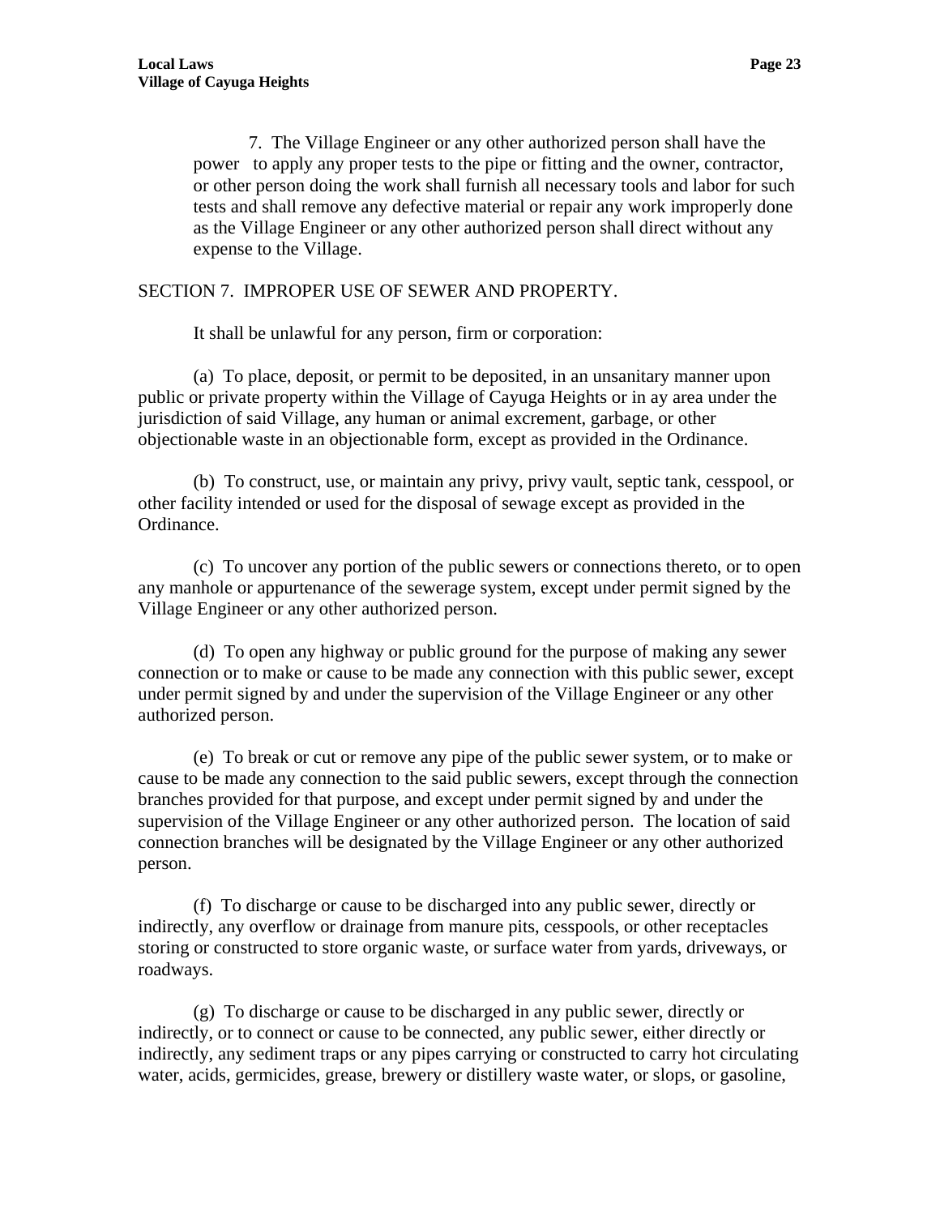7. The Village Engineer or any other authorized person shall have the power to apply any proper tests to the pipe or fitting and the owner, contractor, or other person doing the work shall furnish all necessary tools and labor for such tests and shall remove any defective material or repair any work improperly done as the Village Engineer or any other authorized person shall direct without any expense to the Village.

SECTION 7. IMPROPER USE OF SEWER AND PROPERTY.

It shall be unlawful for any person, firm or corporation:

(a) To place, deposit, or permit to be deposited, in an unsanitary manner upon public or private property within the Village of Cayuga Heights or in ay area under the jurisdiction of said Village, any human or animal excrement, garbage, or other objectionable waste in an objectionable form, except as provided in the Ordinance.

(b) To construct, use, or maintain any privy, privy vault, septic tank, cesspool, or other facility intended or used for the disposal of sewage except as provided in the Ordinance.

(c) To uncover any portion of the public sewers or connections thereto, or to open any manhole or appurtenance of the sewerage system, except under permit signed by the Village Engineer or any other authorized person.

(d) To open any highway or public ground for the purpose of making any sewer connection or to make or cause to be made any connection with this public sewer, except under permit signed by and under the supervision of the Village Engineer or any other authorized person.

(e) To break or cut or remove any pipe of the public sewer system, or to make or cause to be made any connection to the said public sewers, except through the connection branches provided for that purpose, and except under permit signed by and under the supervision of the Village Engineer or any other authorized person. The location of said connection branches will be designated by the Village Engineer or any other authorized person.

(f) To discharge or cause to be discharged into any public sewer, directly or indirectly, any overflow or drainage from manure pits, cesspools, or other receptacles storing or constructed to store organic waste, or surface water from yards, driveways, or roadways.

(g) To discharge or cause to be discharged in any public sewer, directly or indirectly, or to connect or cause to be connected, any public sewer, either directly or indirectly, any sediment traps or any pipes carrying or constructed to carry hot circulating water, acids, germicides, grease, brewery or distillery waste water, or slops, or gasoline,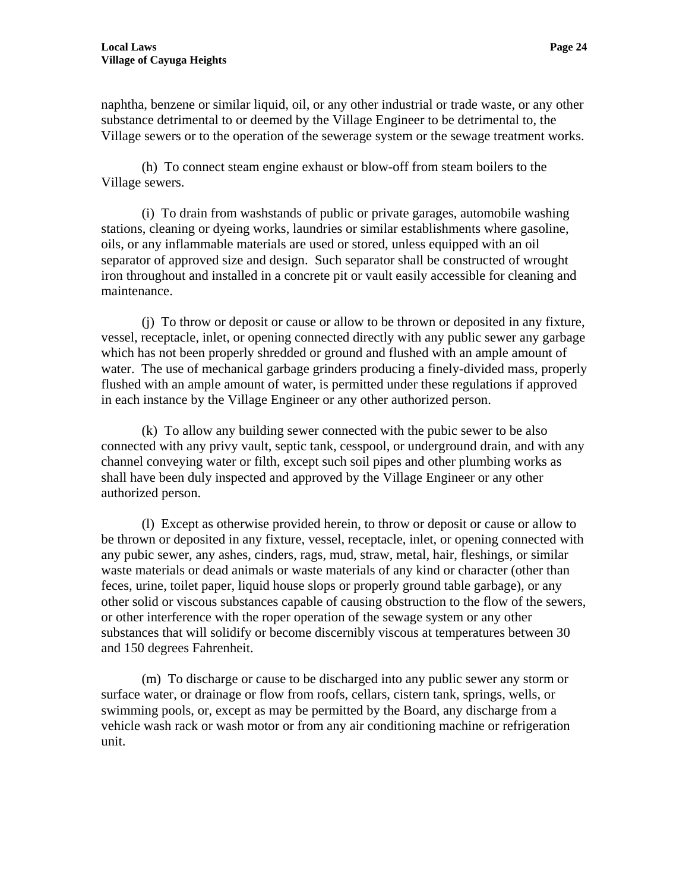naphtha, benzene or similar liquid, oil, or any other industrial or trade waste, or any other substance detrimental to or deemed by the Village Engineer to be detrimental to, the Village sewers or to the operation of the sewerage system or the sewage treatment works.

(h) To connect steam engine exhaust or blow-off from steam boilers to the Village sewers.

(i) To drain from washstands of public or private garages, automobile washing stations, cleaning or dyeing works, laundries or similar establishments where gasoline, oils, or any inflammable materials are used or stored, unless equipped with an oil separator of approved size and design. Such separator shall be constructed of wrought iron throughout and installed in a concrete pit or vault easily accessible for cleaning and maintenance.

(j) To throw or deposit or cause or allow to be thrown or deposited in any fixture, vessel, receptacle, inlet, or opening connected directly with any public sewer any garbage which has not been properly shredded or ground and flushed with an ample amount of water. The use of mechanical garbage grinders producing a finely-divided mass, properly flushed with an ample amount of water, is permitted under these regulations if approved in each instance by the Village Engineer or any other authorized person.

(k) To allow any building sewer connected with the pubic sewer to be also connected with any privy vault, septic tank, cesspool, or underground drain, and with any channel conveying water or filth, except such soil pipes and other plumbing works as shall have been duly inspected and approved by the Village Engineer or any other authorized person.

(l) Except as otherwise provided herein, to throw or deposit or cause or allow to be thrown or deposited in any fixture, vessel, receptacle, inlet, or opening connected with any pubic sewer, any ashes, cinders, rags, mud, straw, metal, hair, fleshings, or similar waste materials or dead animals or waste materials of any kind or character (other than feces, urine, toilet paper, liquid house slops or properly ground table garbage), or any other solid or viscous substances capable of causing obstruction to the flow of the sewers, or other interference with the roper operation of the sewage system or any other substances that will solidify or become discernibly viscous at temperatures between 30 and 150 degrees Fahrenheit.

(m) To discharge or cause to be discharged into any public sewer any storm or surface water, or drainage or flow from roofs, cellars, cistern tank, springs, wells, or swimming pools, or, except as may be permitted by the Board, any discharge from a vehicle wash rack or wash motor or from any air conditioning machine or refrigeration unit.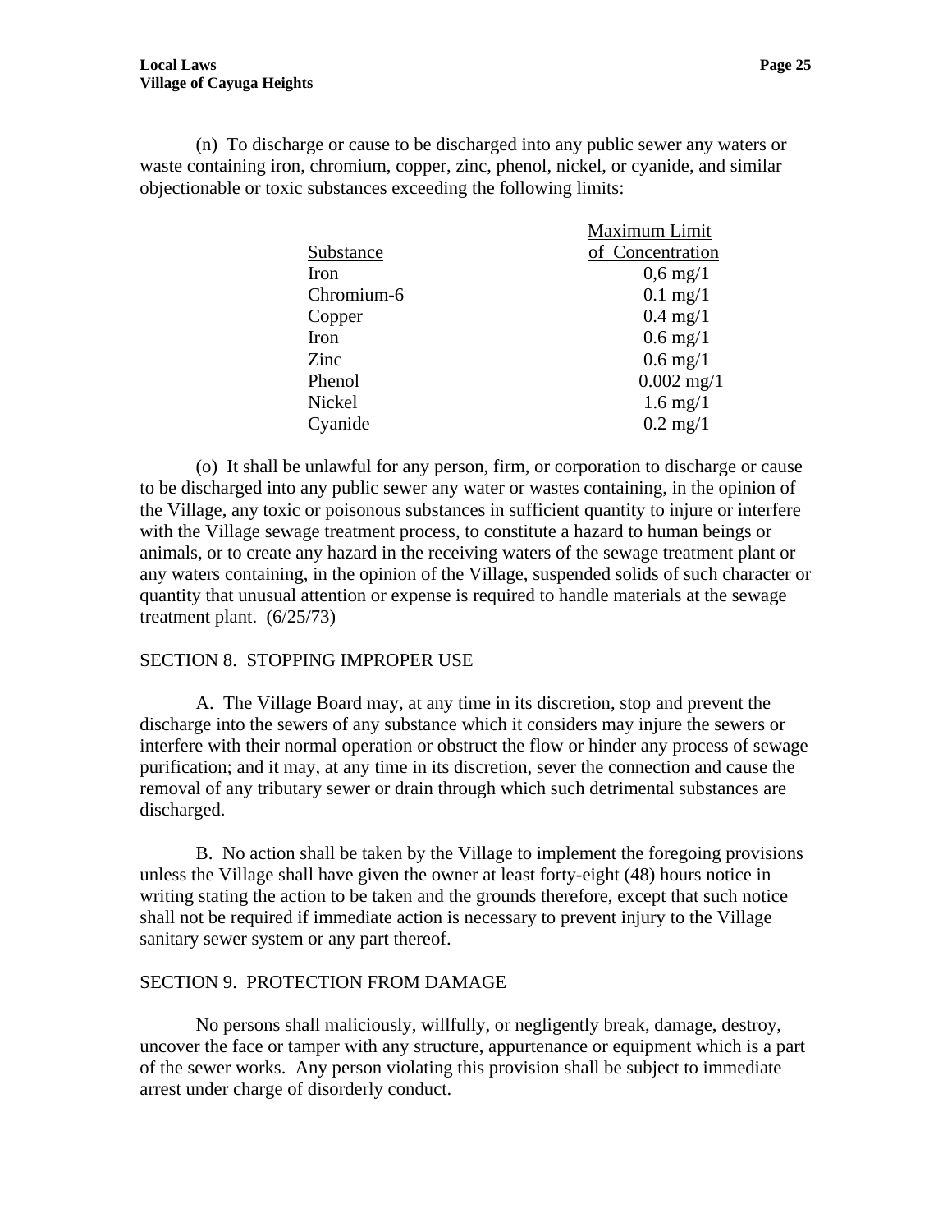(n) To discharge or cause to be discharged into any public sewer any waters or waste containing iron, chromium, copper, zinc, phenol, nickel, or cyanide, and similar objectionable or toxic substances exceeding the following limits:

| Substance | Maximum Limit of Concentration |
|---|---|
| Iron | 0,6 mg/1 |
| Chromium-6 | 0.1 mg/1 |
| Copper | 0.4 mg/1 |
| Iron | 0.6 mg/1 |
| Zinc | 0.6 mg/1 |
| Phenol | 0.002 mg/1 |
| Nickel | 1.6 mg/1 |
| Cyanide | 0.2 mg/1 |

(o) It shall be unlawful for any person, firm, or corporation to discharge or cause to be discharged into any public sewer any water or wastes containing, in the opinion of the Village, any toxic or poisonous substances in sufficient quantity to injure or interfere with the Village sewage treatment process, to constitute a hazard to human beings or animals, or to create any hazard in the receiving waters of the sewage treatment plant or any waters containing, in the opinion of the Village, suspended solids of such character or quantity that unusual attention or expense is required to handle materials at the sewage treatment plant. (6/25/73)

## SECTION 8. STOPPING IMPROPER USE

A. The Village Board may, at any time in its discretion, stop and prevent the discharge into the sewers of any substance which it considers may injure the sewers or interfere with their normal operation or obstruct the flow or hinder any process of sewage purification; and it may, at any time in its discretion, sever the connection and cause the removal of any tributary sewer or drain through which such detrimental substances are discharged.

B. No action shall be taken by the Village to implement the foregoing provisions unless the Village shall have given the owner at least forty-eight (48) hours notice in writing stating the action to be taken and the grounds therefore, except that such notice shall not be required if immediate action is necessary to prevent injury to the Village sanitary sewer system or any part thereof.

## SECTION 9. PROTECTION FROM DAMAGE

No persons shall maliciously, willfully, or negligently break, damage, destroy, uncover the face or tamper with any structure, appurtenance or equipment which is a part of the sewer works. Any person violating this provision shall be subject to immediate arrest under charge of disorderly conduct.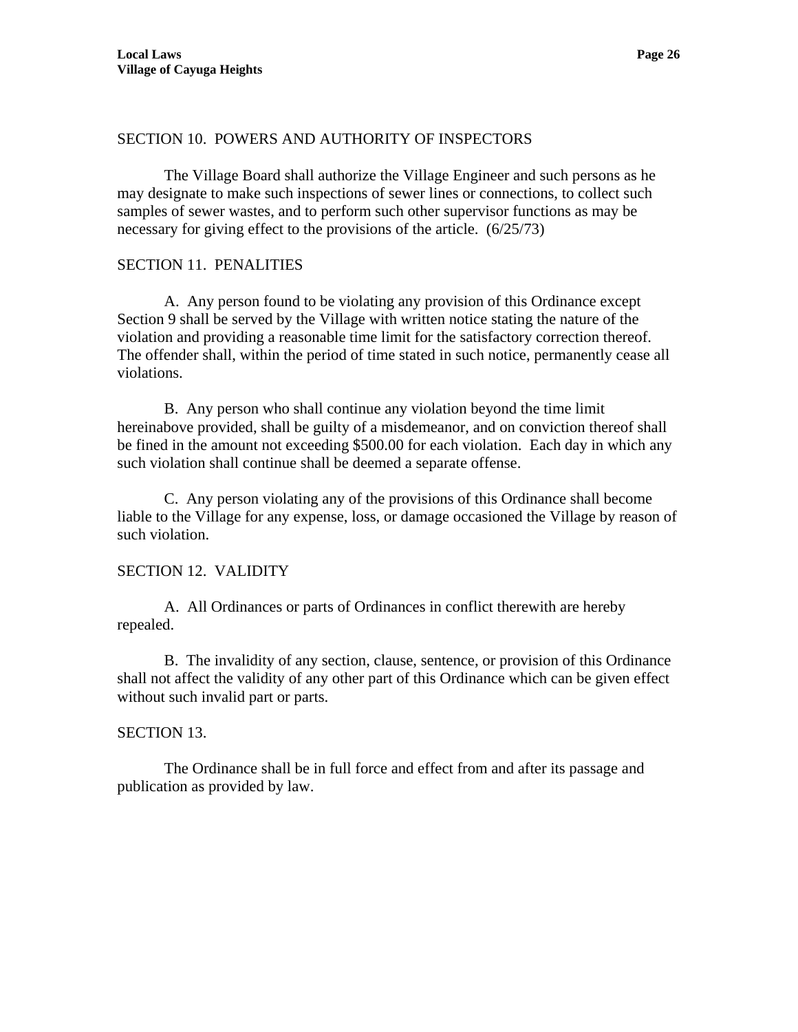SECTION 10. POWERS AND AUTHORITY OF INSPECTORS

The Village Board shall authorize the Village Engineer and such persons as he may designate to make such inspections of sewer lines or connections, to collect such samples of sewer wastes, and to perform such other supervisor functions as may be necessary for giving effect to the provisions of the article. (6/25/73)

SECTION 11. PENALITIES

A. Any person found to be violating any provision of this Ordinance except Section 9 shall be served by the Village with written notice stating the nature of the violation and providing a reasonable time limit for the satisfactory correction thereof. The offender shall, within the period of time stated in such notice, permanently cease all violations.

B. Any person who shall continue any violation beyond the time limit hereinabove provided, shall be guilty of a misdemeanor, and on conviction thereof shall be fined in the amount not exceeding $500.00 for each violation. Each day in which any such violation shall continue shall be deemed a separate offense.

C. Any person violating any of the provisions of this Ordinance shall become liable to the Village for any expense, loss, or damage occasioned the Village by reason of such violation.

SECTION 12. VALIDITY

A. All Ordinances or parts of Ordinances in conflict therewith are hereby repealed.

B. The invalidity of any section, clause, sentence, or provision of this Ordinance shall not affect the validity of any other part of this Ordinance which can be given effect without such invalid part or parts.

SECTION 13.

The Ordinance shall be in full force and effect from and after its passage and publication as provided by law.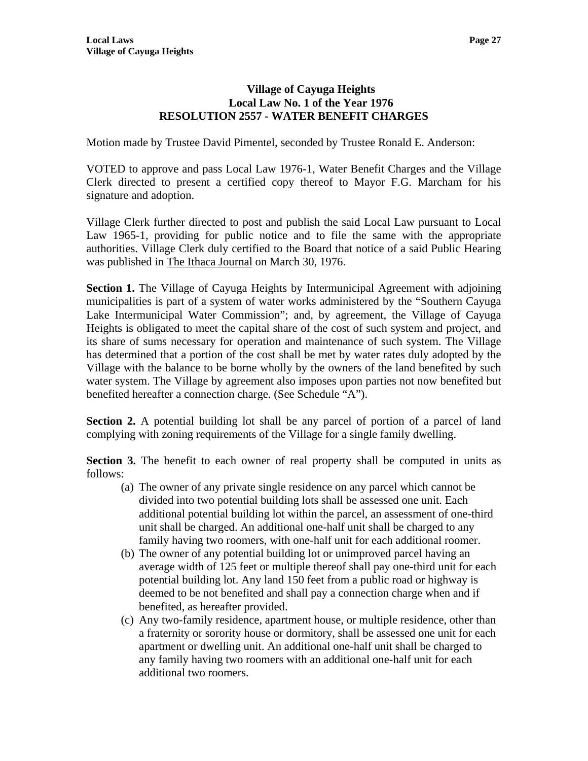## Village of Cayuga Heights
## Local Law No. 1 of the Year 1976
## RESOLUTION 2557 - WATER BENEFIT CHARGES

Motion made by Trustee David Pimentel, seconded by Trustee Ronald E. Anderson:

VOTED to approve and pass Local Law 1976-1, Water Benefit Charges and the Village Clerk directed to present a certified copy thereof to Mayor F.G. Marcham for his signature and adoption.

Village Clerk further directed to post and publish the said Local Law pursuant to Local Law 1965-1, providing for public notice and to file the same with the appropriate authorities. Village Clerk duly certified to the Board that notice of a said Public Hearing was published in The Ithaca Journal on March 30, 1976.

**Section 1.** The Village of Cayuga Heights by Intermunicipal Agreement with adjoining municipalities is part of a system of water works administered by the "Southern Cayuga Lake Intermunicipal Water Commission"; and, by agreement, the Village of Cayuga Heights is obligated to meet the capital share of the cost of such system and project, and its share of sums necessary for operation and maintenance of such system. The Village has determined that a portion of the cost shall be met by water rates duly adopted by the Village with the balance to be borne wholly by the owners of the land benefited by such water system. The Village by agreement also imposes upon parties not now benefited but benefited hereafter a connection charge. (See Schedule "A").

**Section 2.** A potential building lot shall be any parcel of portion of a parcel of land complying with zoning requirements of the Village for a single family dwelling.

**Section 3.** The benefit to each owner of real property shall be computed in units as follows:

(a) The owner of any private single residence on any parcel which cannot be divided into two potential building lots shall be assessed one unit. Each additional potential building lot within the parcel, an assessment of one-third unit shall be charged. An additional one-half unit shall be charged to any family having two roomers, with one-half unit for each additional roomer.

(b) The owner of any potential building lot or unimproved parcel having an average width of 125 feet or multiple thereof shall pay one-third unit for each potential building lot. Any land 150 feet from a public road or highway is deemed to be not benefited and shall pay a connection charge when and if benefited, as hereafter provided.

(c) Any two-family residence, apartment house, or multiple residence, other than a fraternity or sorority house or dormitory, shall be assessed one unit for each apartment or dwelling unit. An additional one-half unit shall be charged to any family having two roomers with an additional one-half unit for each additional two roomers.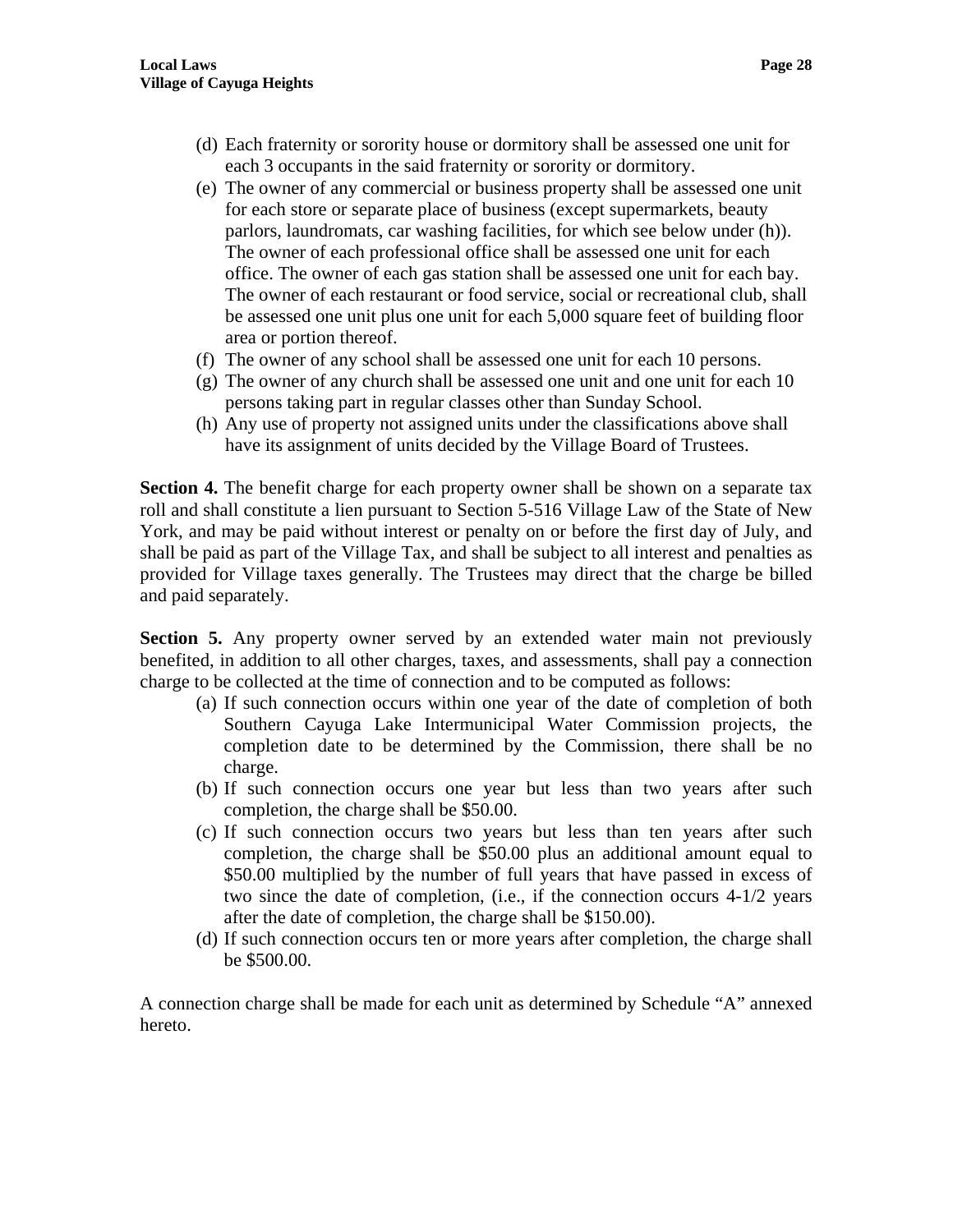(d) Each fraternity or sorority house or dormitory shall be assessed one unit for each 3 occupants in the said fraternity or sorority or dormitory.
(e) The owner of any commercial or business property shall be assessed one unit for each store or separate place of business (except supermarkets, beauty parlors, laundromats, car washing facilities, for which see below under (h)). The owner of each professional office shall be assessed one unit for each office. The owner of each gas station shall be assessed one unit for each bay. The owner of each restaurant or food service, social or recreational club, shall be assessed one unit plus one unit for each 5,000 square feet of building floor area or portion thereof.
(f) The owner of any school shall be assessed one unit for each 10 persons.
(g) The owner of any church shall be assessed one unit and one unit for each 10 persons taking part in regular classes other than Sunday School.
(h) Any use of property not assigned units under the classifications above shall have its assignment of units decided by the Village Board of Trustees.

**Section 4.** The benefit charge for each property owner shall be shown on a separate tax roll and shall constitute a lien pursuant to Section 5-516 Village Law of the State of New York, and may be paid without interest or penalty on or before the first day of July, and shall be paid as part of the Village Tax, and shall be subject to all interest and penalties as provided for Village taxes generally. The Trustees may direct that the charge be billed and paid separately.

**Section 5.** Any property owner served by an extended water main not previously benefited, in addition to all other charges, taxes, and assessments, shall pay a connection charge to be collected at the time of connection and to be computed as follows:

(a) If such connection occurs within one year of the date of completion of both Southern Cayuga Lake Intermunicipal Water Commission projects, the completion date to be determined by the Commission, there shall be no charge.
(b) If such connection occurs one year but less than two years after such completion, the charge shall be $50.00.
(c) If such connection occurs two years but less than ten years after such completion, the charge shall be $50.00 plus an additional amount equal to $50.00 multiplied by the number of full years that have passed in excess of two since the date of completion, (i.e., if the connection occurs 4-1/2 years after the date of completion, the charge shall be $150.00).
(d) If such connection occurs ten or more years after completion, the charge shall be $500.00.

A connection charge shall be made for each unit as determined by Schedule "A" annexed hereto.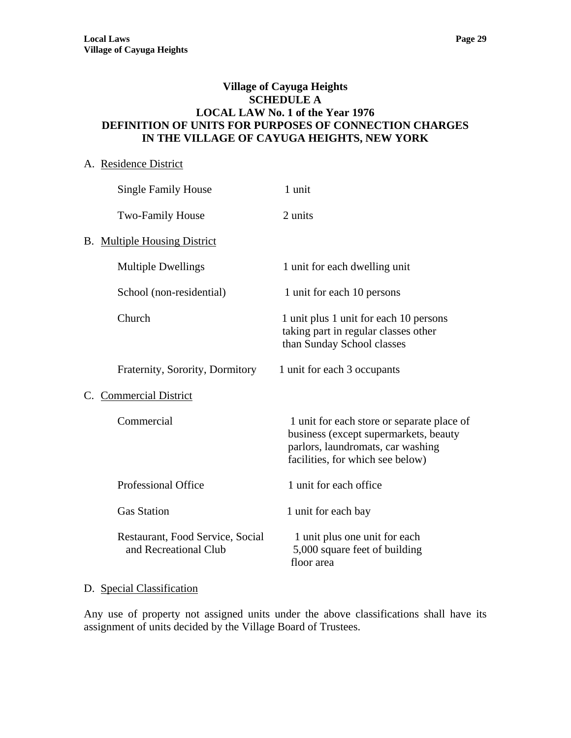# Village of Cayuga Heights
## SCHEDULE A
## LOCAL LAW No. 1 of the Year 1976
## DEFINITION OF UNITS FOR PURPOSES OF CONNECTION CHARGES IN THE VILLAGE OF CAYUGA HEIGHTS, NEW YORK

A. Residence District

| | |
|---|---|
| Single Family House | 1 unit |
| Two-Family House | 2 units |

B. Multiple Housing District

| | |
|---|---|
| Multiple Dwellings | 1 unit for each dwelling unit |
| School (non-residential) | 1 unit for each 10 persons |
| Church | 1 unit plus 1 unit for each 10 persons taking part in regular classes other than Sunday School classes |
| Fraternity, Sorority, Dormitory | 1 unit for each 3 occupants |

C. Commercial District

| | |
|---|---|
| Commercial | 1 unit for each store or separate place of business (except supermarkets, beauty parlors, laundromats, car washing facilities, for which see below) |
| Professional Office | 1 unit for each office |
| Gas Station | 1 unit for each bay |
| Restaurant, Food Service, Social and Recreational Club | 1 unit plus one unit for each 5,000 square feet of building floor area |

D. Special Classification

Any use of property not assigned units under the above classifications shall have its assignment of units decided by the Village Board of Trustees.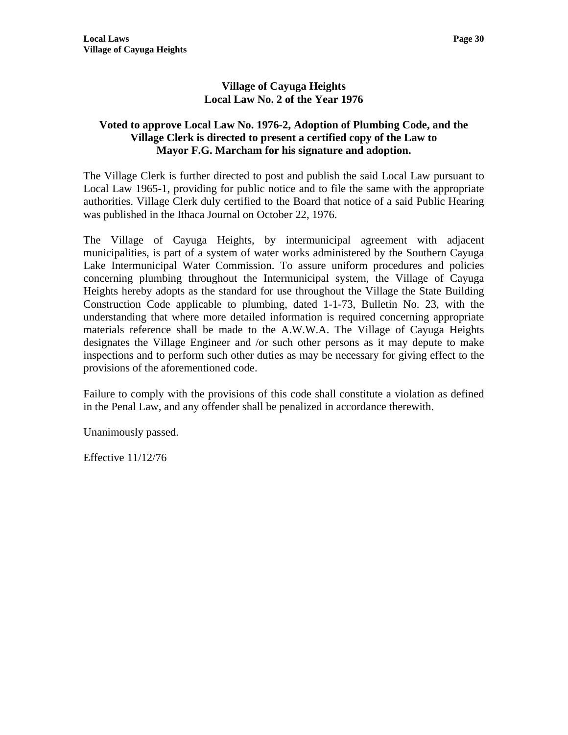# Village of Cayuga Heights
## Local Law No. 2 of the Year 1976

**Voted to approve Local Law No. 1976-2, Adoption of Plumbing Code, and the Village Clerk is directed to present a certified copy of the Law to Mayor F.G. Marcham for his signature and adoption.**

The Village Clerk is further directed to post and publish the said Local Law pursuant to Local Law 1965-1, providing for public notice and to file the same with the appropriate authorities. Village Clerk duly certified to the Board that notice of a said Public Hearing was published in the Ithaca Journal on October 22, 1976.

The Village of Cayuga Heights, by intermunicipal agreement with adjacent municipalities, is part of a system of water works administered by the Southern Cayuga Lake Intermunicipal Water Commission. To assure uniform procedures and policies concerning plumbing throughout the Intermunicipal system, the Village of Cayuga Heights hereby adopts as the standard for use throughout the Village the State Building Construction Code applicable to plumbing, dated 1-1-73, Bulletin No. 23, with the understanding that where more detailed information is required concerning appropriate materials reference shall be made to the A.W.W.A. The Village of Cayuga Heights designates the Village Engineer and /or such other persons as it may depute to make inspections and to perform such other duties as may be necessary for giving effect to the provisions of the aforementioned code.

Failure to comply with the provisions of this code shall constitute a violation as defined in the Penal Law, and any offender shall be penalized in accordance therewith.

Unanimously passed.

Effective 11/12/76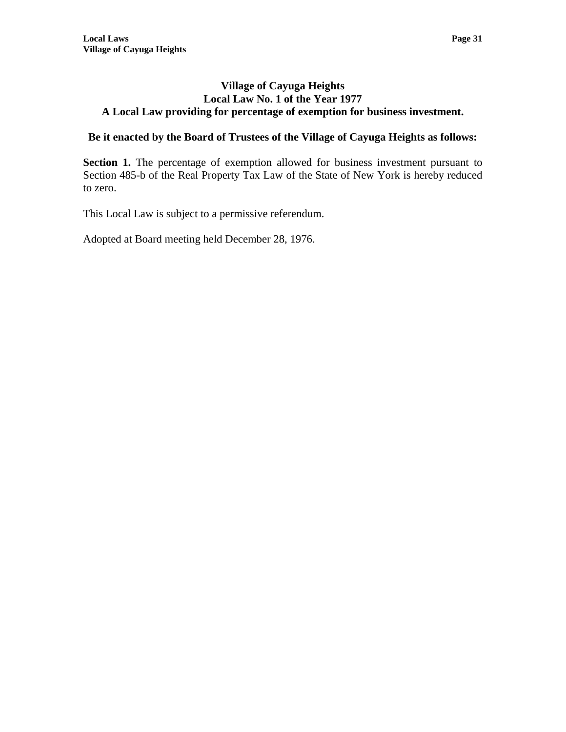## Village of Cayuga Heights
## Local Law No. 1 of the Year 1977
## A Local Law providing for percentage of exemption for business investment.

**Be it enacted by the Board of Trustees of the Village of Cayuga Heights as follows:**

**Section 1.** The percentage of exemption allowed for business investment pursuant to Section 485-b of the Real Property Tax Law of the State of New York is hereby reduced to zero.

This Local Law is subject to a permissive referendum.

Adopted at Board meeting held December 28, 1976.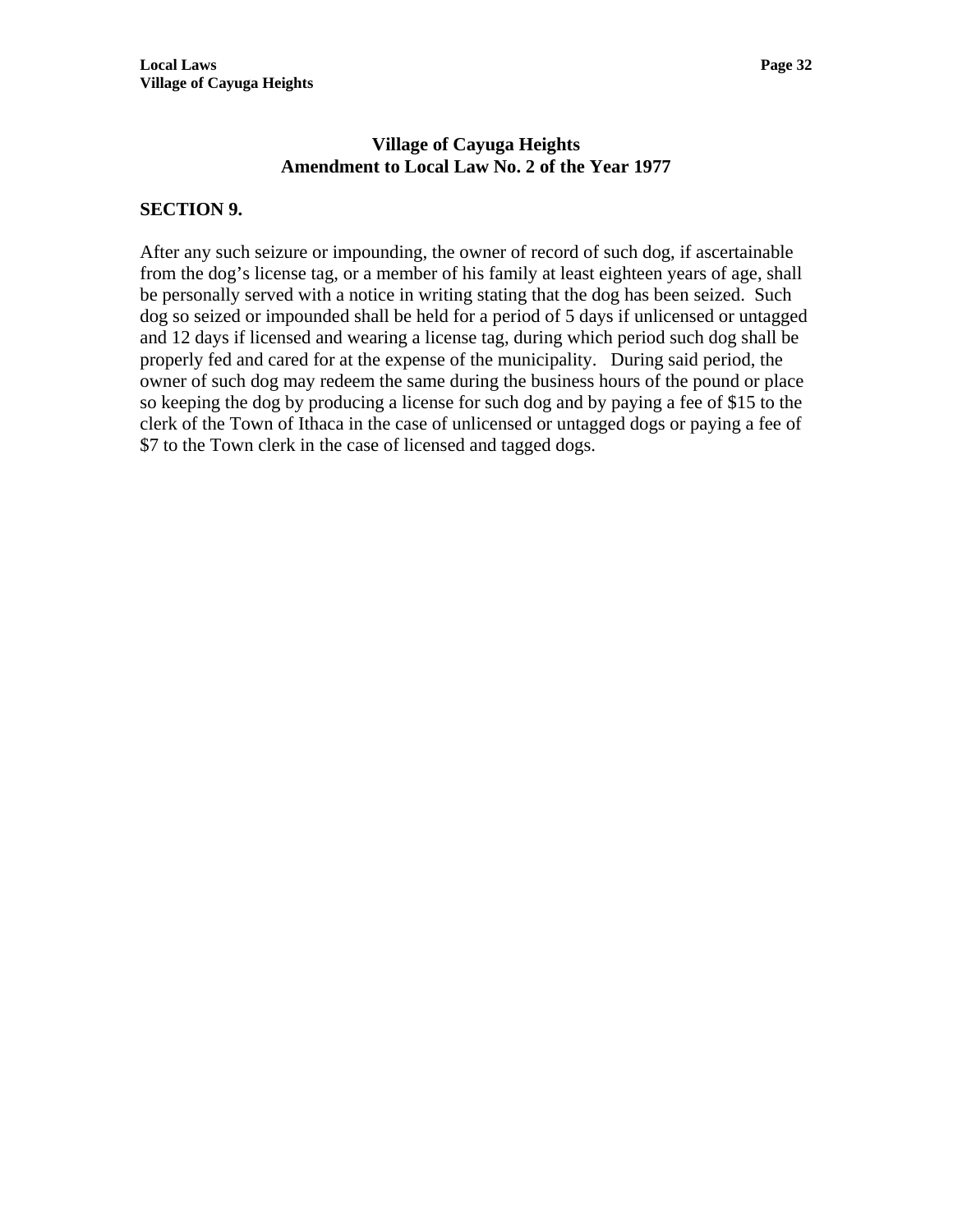## Village of Cayuga Heights
## Amendment to Local Law No. 2 of the Year 1977

**SECTION 9.**

After any such seizure or impounding, the owner of record of such dog, if ascertainable from the dog's license tag, or a member of his family at least eighteen years of age, shall be personally served with a notice in writing stating that the dog has been seized. Such dog so seized or impounded shall be held for a period of 5 days if unlicensed or untagged and 12 days if licensed and wearing a license tag, during which period such dog shall be properly fed and cared for at the expense of the municipality. During said period, the owner of such dog may redeem the same during the business hours of the pound or place so keeping the dog by producing a license for such dog and by paying a fee of $15 to the clerk of the Town of Ithaca in the case of unlicensed or untagged dogs or paying a fee of $7 to the Town clerk in the case of licensed and tagged dogs.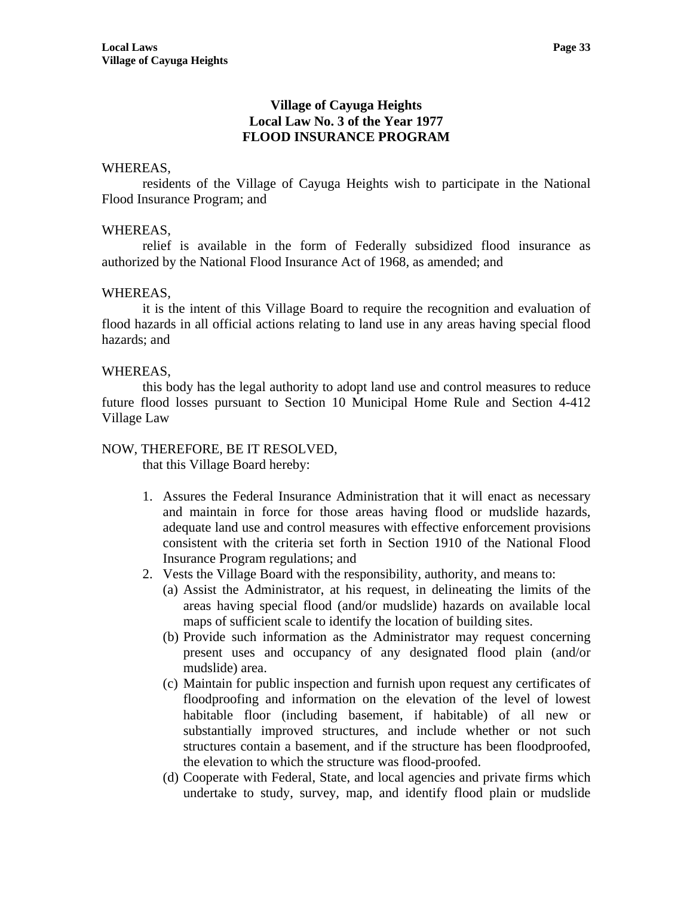# Village of Cayuga Heights
# Local Law No. 3 of the Year 1977
# FLOOD INSURANCE PROGRAM

WHEREAS,

residents of the Village of Cayuga Heights wish to participate in the National Flood Insurance Program; and

WHEREAS,

relief is available in the form of Federally subsidized flood insurance as authorized by the National Flood Insurance Act of 1968, as amended; and

WHEREAS,

it is the intent of this Village Board to require the recognition and evaluation of flood hazards in all official actions relating to land use in any areas having special flood hazards; and

WHEREAS,

this body has the legal authority to adopt land use and control measures to reduce future flood losses pursuant to Section 10 Municipal Home Rule and Section 4-412 Village Law

NOW, THEREFORE, BE IT RESOLVED,

that this Village Board hereby:

1. Assures the Federal Insurance Administration that it will enact as necessary and maintain in force for those areas having flood or mudslide hazards, adequate land use and control measures with effective enforcement provisions consistent with the criteria set forth in Section 1910 of the National Flood Insurance Program regulations; and
2. Vests the Village Board with the responsibility, authority, and means to:
   (a) Assist the Administrator, at his request, in delineating the limits of the areas having special flood (and/or mudslide) hazards on available local maps of sufficient scale to identify the location of building sites.
   (b) Provide such information as the Administrator may request concerning present uses and occupancy of any designated flood plain (and/or mudslide) area.
   (c) Maintain for public inspection and furnish upon request any certificates of floodproofing and information on the elevation of the level of lowest habitable floor (including basement, if habitable) of all new or substantially improved structures, and include whether or not such structures contain a basement, and if the structure has been floodproofed, the elevation to which the structure was flood-proofed.
   (d) Cooperate with Federal, State, and local agencies and private firms which undertake to study, survey, map, and identify flood plain or mudslide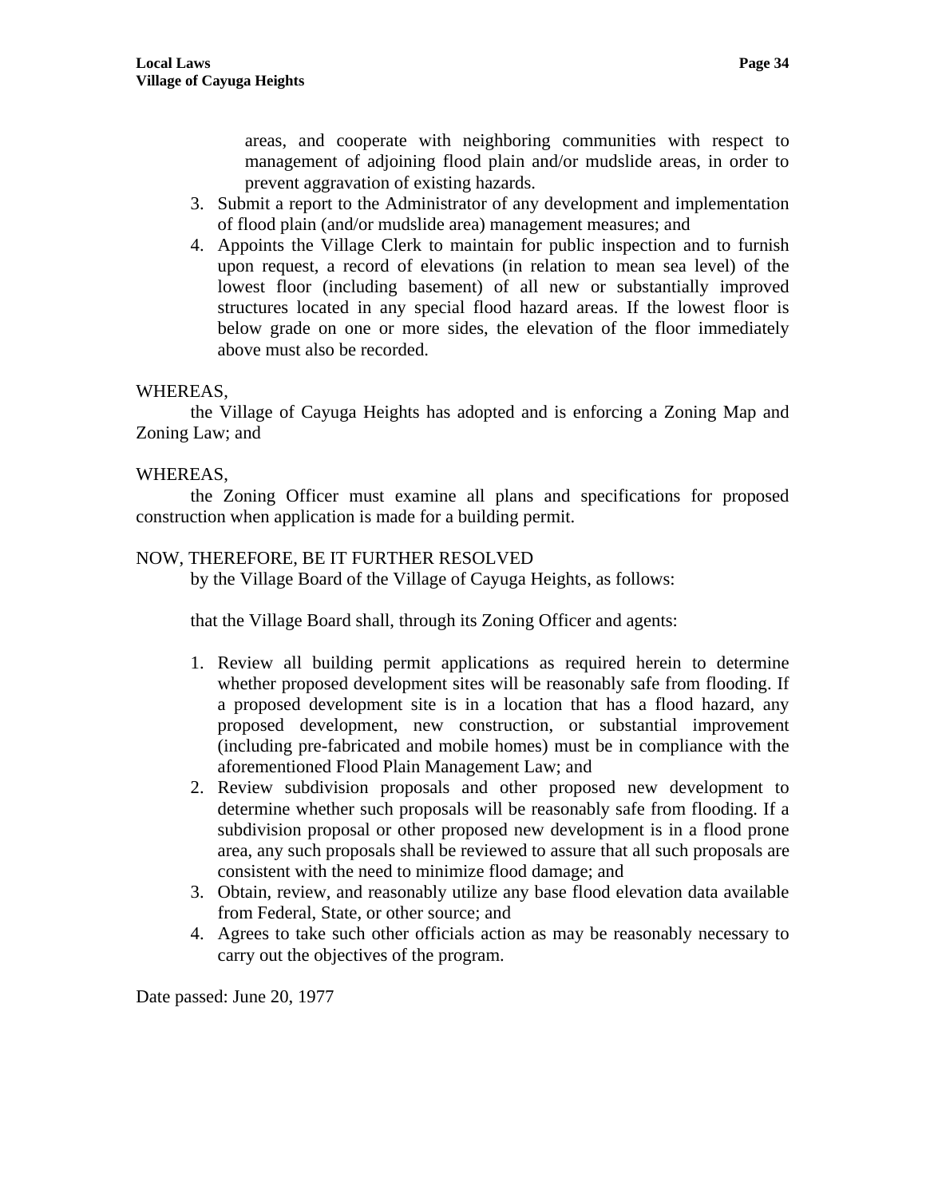areas, and cooperate with neighboring communities with respect to management of adjoining flood plain and/or mudslide areas, in order to prevent aggravation of existing hazards.

3. Submit a report to the Administrator of any development and implementation of flood plain (and/or mudslide area) management measures; and
4. Appoints the Village Clerk to maintain for public inspection and to furnish upon request, a record of elevations (in relation to mean sea level) of the lowest floor (including basement) of all new or substantially improved structures located in any special flood hazard areas. If the lowest floor is below grade on one or more sides, the elevation of the floor immediately above must also be recorded.

WHEREAS,

the Village of Cayuga Heights has adopted and is enforcing a Zoning Map and Zoning Law; and

WHEREAS,

the Zoning Officer must examine all plans and specifications for proposed construction when application is made for a building permit.

NOW, THEREFORE, BE IT FURTHER RESOLVED

by the Village Board of the Village of Cayuga Heights, as follows:

that the Village Board shall, through its Zoning Officer and agents:

1. Review all building permit applications as required herein to determine whether proposed development sites will be reasonably safe from flooding. If a proposed development site is in a location that has a flood hazard, any proposed development, new construction, or substantial improvement (including pre-fabricated and mobile homes) must be in compliance with the aforementioned Flood Plain Management Law; and
2. Review subdivision proposals and other proposed new development to determine whether such proposals will be reasonably safe from flooding. If a subdivision proposal or other proposed new development is in a flood prone area, any such proposals shall be reviewed to assure that all such proposals are consistent with the need to minimize flood damage; and
3. Obtain, review, and reasonably utilize any base flood elevation data available from Federal, State, or other source; and
4. Agrees to take such other officials action as may be reasonably necessary to carry out the objectives of the program.

Date passed: June 20, 1977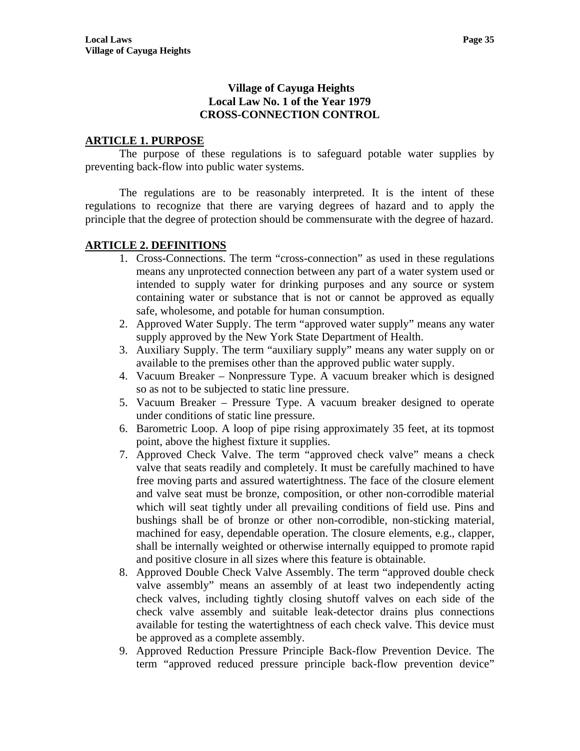## Village of Cayuga Heights
## Local Law No. 1 of the Year 1979
## CROSS-CONNECTION CONTROL

### ARTICLE 1. PURPOSE

The purpose of these regulations is to safeguard potable water supplies by preventing back-flow into public water systems.

The regulations are to be reasonably interpreted. It is the intent of these regulations to recognize that there are varying degrees of hazard and to apply the principle that the degree of protection should be commensurate with the degree of hazard.

### ARTICLE 2. DEFINITIONS

1. Cross-Connections. The term "cross-connection" as used in these regulations means any unprotected connection between any part of a water system used or intended to supply water for drinking purposes and any source or system containing water or substance that is not or cannot be approved as equally safe, wholesome, and potable for human consumption.
2. Approved Water Supply. The term "approved water supply" means any water supply approved by the New York State Department of Health.
3. Auxiliary Supply. The term "auxiliary supply" means any water supply on or available to the premises other than the approved public water supply.
4. Vacuum Breaker – Nonpressure Type. A vacuum breaker which is designed so as not to be subjected to static line pressure.
5. Vacuum Breaker – Pressure Type. A vacuum breaker designed to operate under conditions of static line pressure.
6. Barometric Loop. A loop of pipe rising approximately 35 feet, at its topmost point, above the highest fixture it supplies.
7. Approved Check Valve. The term "approved check valve" means a check valve that seats readily and completely. It must be carefully machined to have free moving parts and assured watertightness. The face of the closure element and valve seat must be bronze, composition, or other non-corrodible material which will seat tightly under all prevailing conditions of field use. Pins and bushings shall be of bronze or other non-corrodible, non-sticking material, machined for easy, dependable operation. The closure elements, e.g., clapper, shall be internally weighted or otherwise internally equipped to promote rapid and positive closure in all sizes where this feature is obtainable.
8. Approved Double Check Valve Assembly. The term "approved double check valve assembly" means an assembly of at least two independently acting check valves, including tightly closing shutoff valves on each side of the check valve assembly and suitable leak-detector drains plus connections available for testing the watertightness of each check valve. This device must be approved as a complete assembly.
9. Approved Reduction Pressure Principle Back-flow Prevention Device. The term "approved reduced pressure principle back-flow prevention device"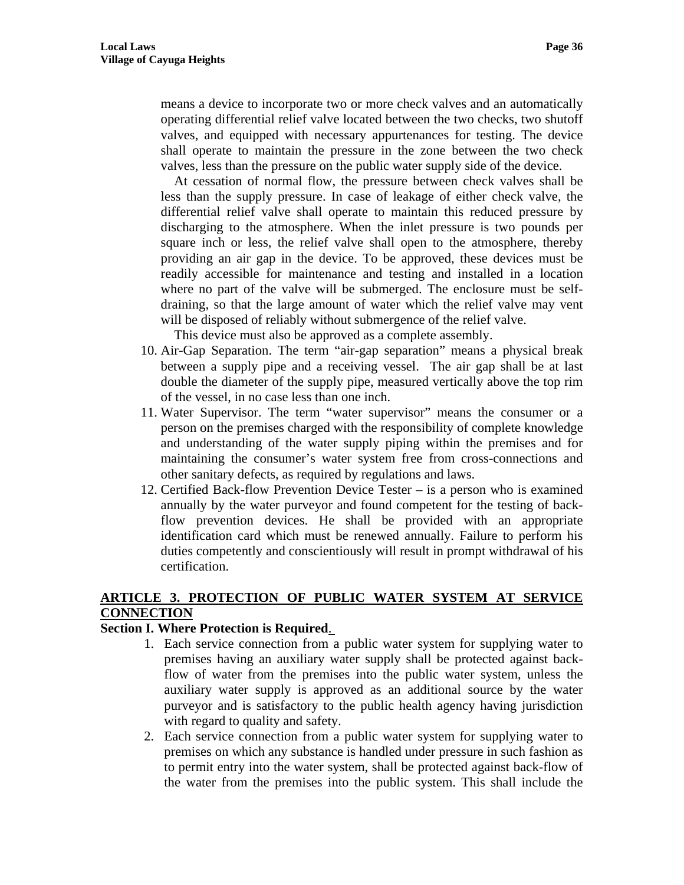means a device to incorporate two or more check valves and an automatically operating differential relief valve located between the two checks, two shutoff valves, and equipped with necessary appurtenances for testing. The device shall operate to maintain the pressure in the zone between the two check valves, less than the pressure on the public water supply side of the device.

At cessation of normal flow, the pressure between check valves shall be less than the supply pressure. In case of leakage of either check valve, the differential relief valve shall operate to maintain this reduced pressure by discharging to the atmosphere. When the inlet pressure is two pounds per square inch or less, the relief valve shall open to the atmosphere, thereby providing an air gap in the device. To be approved, these devices must be readily accessible for maintenance and testing and installed in a location where no part of the valve will be submerged. The enclosure must be self-draining, so that the large amount of water which the relief valve may vent will be disposed of reliably without submergence of the relief valve.

This device must also be approved as a complete assembly.

10. Air-Gap Separation. The term "air-gap separation" means a physical break between a supply pipe and a receiving vessel. The air gap shall be at last double the diameter of the supply pipe, measured vertically above the top rim of the vessel, in no case less than one inch.
11. Water Supervisor. The term "water supervisor" means the consumer or a person on the premises charged with the responsibility of complete knowledge and understanding of the water supply piping within the premises and for maintaining the consumer's water system free from cross-connections and other sanitary defects, as required by regulations and laws.
12. Certified Back-flow Prevention Device Tester – is a person who is examined annually by the water purveyor and found competent for the testing of back-flow prevention devices. He shall be provided with an appropriate identification card which must be renewed annually. Failure to perform his duties competently and conscientiously will result in prompt withdrawal of his certification.

## ARTICLE 3. PROTECTION OF PUBLIC WATER SYSTEM AT SERVICE CONNECTION

### Section I. Where Protection is Required.

1. Each service connection from a public water system for supplying water to premises having an auxiliary water supply shall be protected against back-flow of water from the premises into the public water system, unless the auxiliary water supply is approved as an additional source by the water purveyor and is satisfactory to the public health agency having jurisdiction with regard to quality and safety.
2. Each service connection from a public water system for supplying water to premises on which any substance is handled under pressure in such fashion as to permit entry into the water system, shall be protected against back-flow of the water from the premises into the public system. This shall include the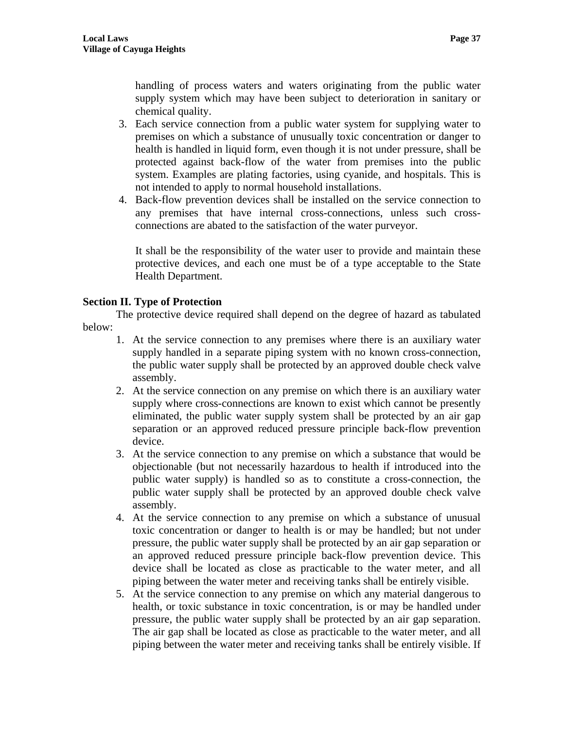handling of process waters and waters originating from the public water supply system which may have been subject to deterioration in sanitary or chemical quality.

3. Each service connection from a public water system for supplying water to premises on which a substance of unusually toxic concentration or danger to health is handled in liquid form, even though it is not under pressure, shall be protected against back-flow of the water from premises into the public system. Examples are plating factories, using cyanide, and hospitals. This is not intended to apply to normal household installations.
4. Back-flow prevention devices shall be installed on the service connection to any premises that have internal cross-connections, unless such cross-connections are abated to the satisfaction of the water purveyor.

   It shall be the responsibility of the water user to provide and maintain these protective devices, and each one must be of a type acceptable to the State Health Department.

**Section II. Type of Protection**

The protective device required shall depend on the degree of hazard as tabulated below:

1. At the service connection to any premises where there is an auxiliary water supply handled in a separate piping system with no known cross-connection, the public water supply shall be protected by an approved double check valve assembly.
2. At the service connection on any premise on which there is an auxiliary water supply where cross-connections are known to exist which cannot be presently eliminated, the public water supply system shall be protected by an air gap separation or an approved reduced pressure principle back-flow prevention device.
3. At the service connection to any premise on which a substance that would be objectionable (but not necessarily hazardous to health if introduced into the public water supply) is handled so as to constitute a cross-connection, the public water supply shall be protected by an approved double check valve assembly.
4. At the service connection to any premise on which a substance of unusual toxic concentration or danger to health is or may be handled; but not under pressure, the public water supply shall be protected by an air gap separation or an approved reduced pressure principle back-flow prevention device. This device shall be located as close as practicable to the water meter, and all piping between the water meter and receiving tanks shall be entirely visible.
5. At the service connection to any premise on which any material dangerous to health, or toxic substance in toxic concentration, is or may be handled under pressure, the public water supply shall be protected by an air gap separation. The air gap shall be located as close as practicable to the water meter, and all piping between the water meter and receiving tanks shall be entirely visible. If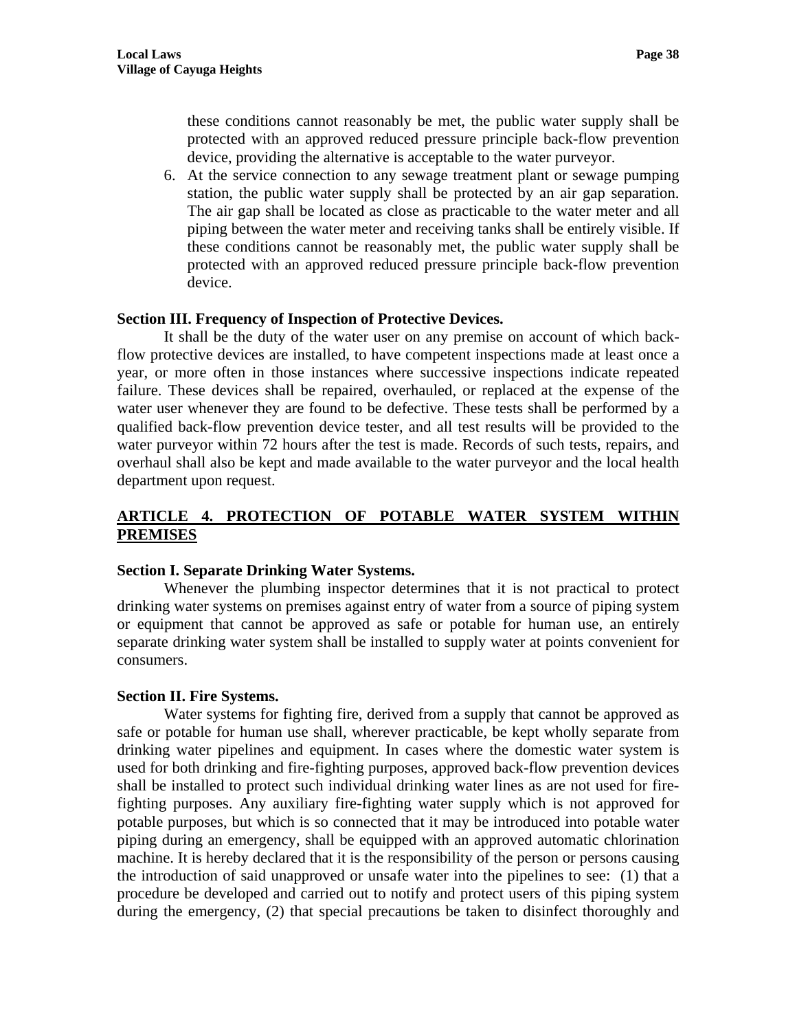these conditions cannot reasonably be met, the public water supply shall be protected with an approved reduced pressure principle back-flow prevention device, providing the alternative is acceptable to the water purveyor.

6. At the service connection to any sewage treatment plant or sewage pumping station, the public water supply shall be protected by an air gap separation. The air gap shall be located as close as practicable to the water meter and all piping between the water meter and receiving tanks shall be entirely visible. If these conditions cannot be reasonably met, the public water supply shall be protected with an approved reduced pressure principle back-flow prevention device.

**Section III. Frequency of Inspection of Protective Devices.**

It shall be the duty of the water user on any premise on account of which back-flow protective devices are installed, to have competent inspections made at least once a year, or more often in those instances where successive inspections indicate repeated failure. These devices shall be repaired, overhauled, or replaced at the expense of the water user whenever they are found to be defective. These tests shall be performed by a qualified back-flow prevention device tester, and all test results will be provided to the water purveyor within 72 hours after the test is made. Records of such tests, repairs, and overhaul shall also be kept and made available to the water purveyor and the local health department upon request.

## ARTICLE 4. PROTECTION OF POTABLE WATER SYSTEM WITHIN PREMISES

**Section I. Separate Drinking Water Systems.**

Whenever the plumbing inspector determines that it is not practical to protect drinking water systems on premises against entry of water from a source of piping system or equipment that cannot be approved as safe or potable for human use, an entirely separate drinking water system shall be installed to supply water at points convenient for consumers.

**Section II. Fire Systems.**

Water systems for fighting fire, derived from a supply that cannot be approved as safe or potable for human use shall, wherever practicable, be kept wholly separate from drinking water pipelines and equipment. In cases where the domestic water system is used for both drinking and fire-fighting purposes, approved back-flow prevention devices shall be installed to protect such individual drinking water lines as are not used for fire-fighting purposes. Any auxiliary fire-fighting water supply which is not approved for potable purposes, but which is so connected that it may be introduced into potable water piping during an emergency, shall be equipped with an approved automatic chlorination machine. It is hereby declared that it is the responsibility of the person or persons causing the introduction of said unapproved or unsafe water into the pipelines to see: (1) that a procedure be developed and carried out to notify and protect users of this piping system during the emergency, (2) that special precautions be taken to disinfect thoroughly and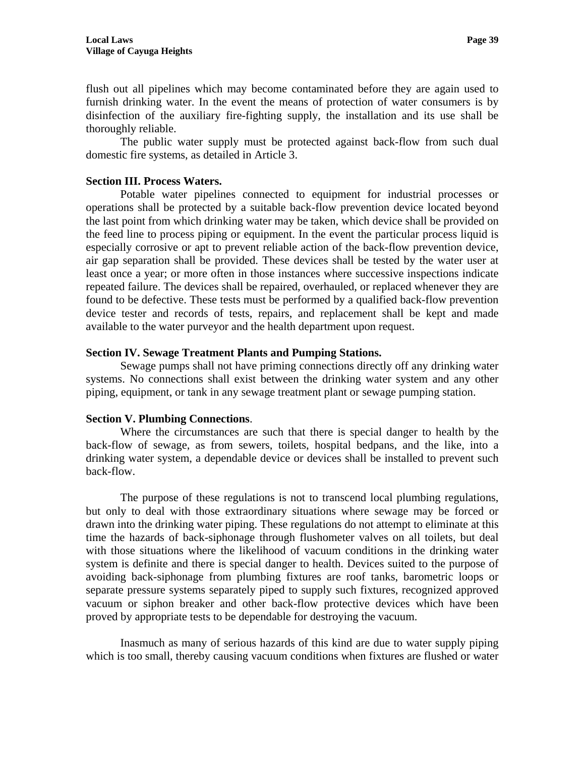flush out all pipelines which may become contaminated before they are again used to furnish drinking water. In the event the means of protection of water consumers is by disinfection of the auxiliary fire-fighting supply, the installation and its use shall be thoroughly reliable.

The public water supply must be protected against back-flow from such dual domestic fire systems, as detailed in Article 3.

**Section III. Process Waters.**

Potable water pipelines connected to equipment for industrial processes or operations shall be protected by a suitable back-flow prevention device located beyond the last point from which drinking water may be taken, which device shall be provided on the feed line to process piping or equipment. In the event the particular process liquid is especially corrosive or apt to prevent reliable action of the back-flow prevention device, air gap separation shall be provided. These devices shall be tested by the water user at least once a year; or more often in those instances where successive inspections indicate repeated failure. The devices shall be repaired, overhauled, or replaced whenever they are found to be defective. These tests must be performed by a qualified back-flow prevention device tester and records of tests, repairs, and replacement shall be kept and made available to the water purveyor and the health department upon request.

**Section IV. Sewage Treatment Plants and Pumping Stations.**

Sewage pumps shall not have priming connections directly off any drinking water systems. No connections shall exist between the drinking water system and any other piping, equipment, or tank in any sewage treatment plant or sewage pumping station.

**Section V. Plumbing Connections**.

Where the circumstances are such that there is special danger to health by the back-flow of sewage, as from sewers, toilets, hospital bedpans, and the like, into a drinking water system, a dependable device or devices shall be installed to prevent such back-flow.

The purpose of these regulations is not to transcend local plumbing regulations, but only to deal with those extraordinary situations where sewage may be forced or drawn into the drinking water piping. These regulations do not attempt to eliminate at this time the hazards of back-siphonage through flushometer valves on all toilets, but deal with those situations where the likelihood of vacuum conditions in the drinking water system is definite and there is special danger to health. Devices suited to the purpose of avoiding back-siphonage from plumbing fixtures are roof tanks, barometric loops or separate pressure systems separately piped to supply such fixtures, recognized approved vacuum or siphon breaker and other back-flow protective devices which have been proved by appropriate tests to be dependable for destroying the vacuum.

Inasmuch as many of serious hazards of this kind are due to water supply piping which is too small, thereby causing vacuum conditions when fixtures are flushed or water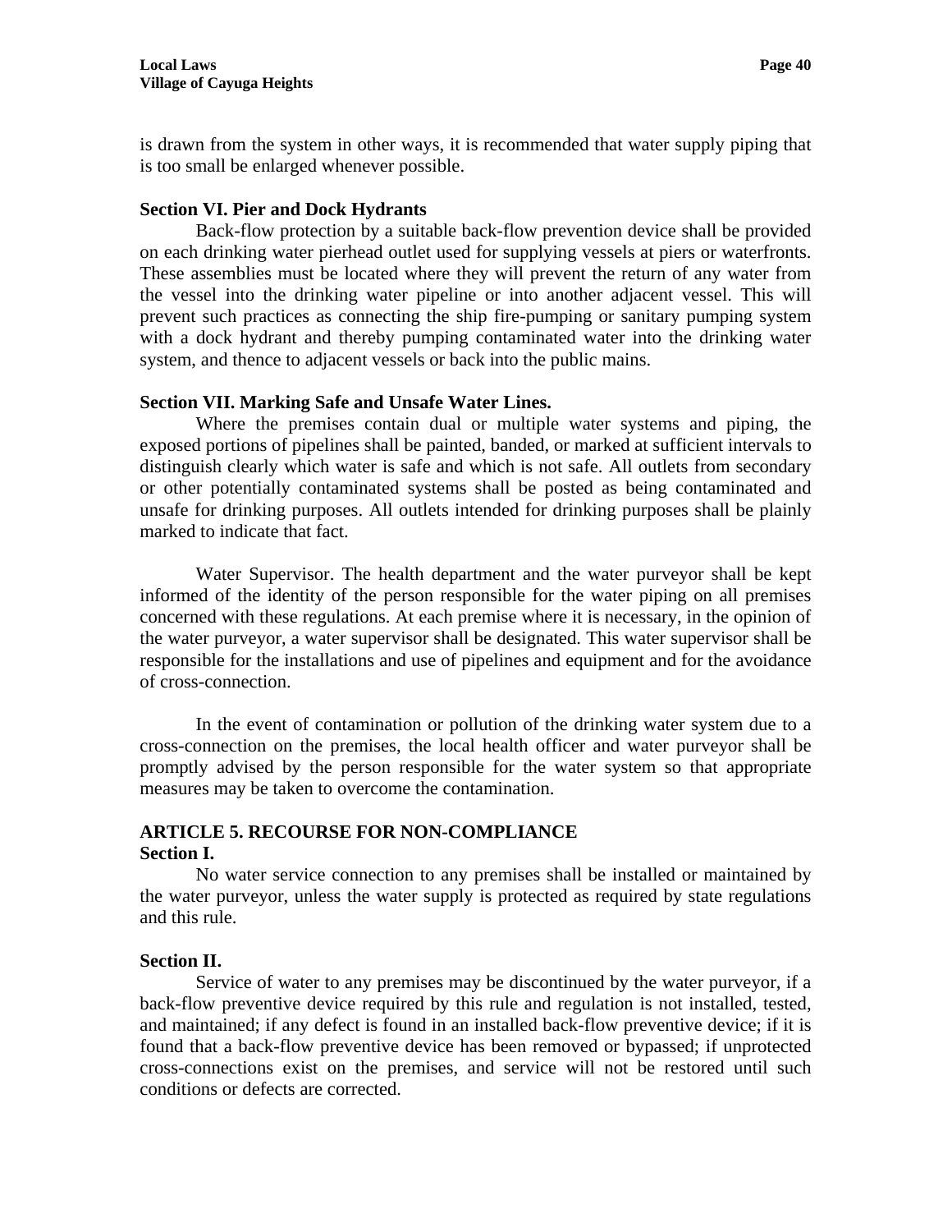is drawn from the system in other ways, it is recommended that water supply piping that is too small be enlarged whenever possible.

**Section VI. Pier and Dock Hydrants**

Back-flow protection by a suitable back-flow prevention device shall be provided on each drinking water pierhead outlet used for supplying vessels at piers or waterfronts. These assemblies must be located where they will prevent the return of any water from the vessel into the drinking water pipeline or into another adjacent vessel. This will prevent such practices as connecting the ship fire-pumping or sanitary pumping system with a dock hydrant and thereby pumping contaminated water into the drinking water system, and thence to adjacent vessels or back into the public mains.

**Section VII. Marking Safe and Unsafe Water Lines.**

Where the premises contain dual or multiple water systems and piping, the exposed portions of pipelines shall be painted, banded, or marked at sufficient intervals to distinguish clearly which water is safe and which is not safe. All outlets from secondary or other potentially contaminated systems shall be posted as being contaminated and unsafe for drinking purposes. All outlets intended for drinking purposes shall be plainly marked to indicate that fact.

Water Supervisor. The health department and the water purveyor shall be kept informed of the identity of the person responsible for the water piping on all premises concerned with these regulations. At each premise where it is necessary, in the opinion of the water purveyor, a water supervisor shall be designated. This water supervisor shall be responsible for the installations and use of pipelines and equipment and for the avoidance of cross-connection.

In the event of contamination or pollution of the drinking water system due to a cross-connection on the premises, the local health officer and water purveyor shall be promptly advised by the person responsible for the water system so that appropriate measures may be taken to overcome the contamination.

**ARTICLE 5. RECOURSE FOR NON-COMPLIANCE**

**Section I.**

No water service connection to any premises shall be installed or maintained by the water purveyor, unless the water supply is protected as required by state regulations and this rule.

**Section II.**

Service of water to any premises may be discontinued by the water purveyor, if a back-flow preventive device required by this rule and regulation is not installed, tested, and maintained; if any defect is found in an installed back-flow preventive device; if it is found that a back-flow preventive device has been removed or bypassed; if unprotected cross-connections exist on the premises, and service will not be restored until such conditions or defects are corrected.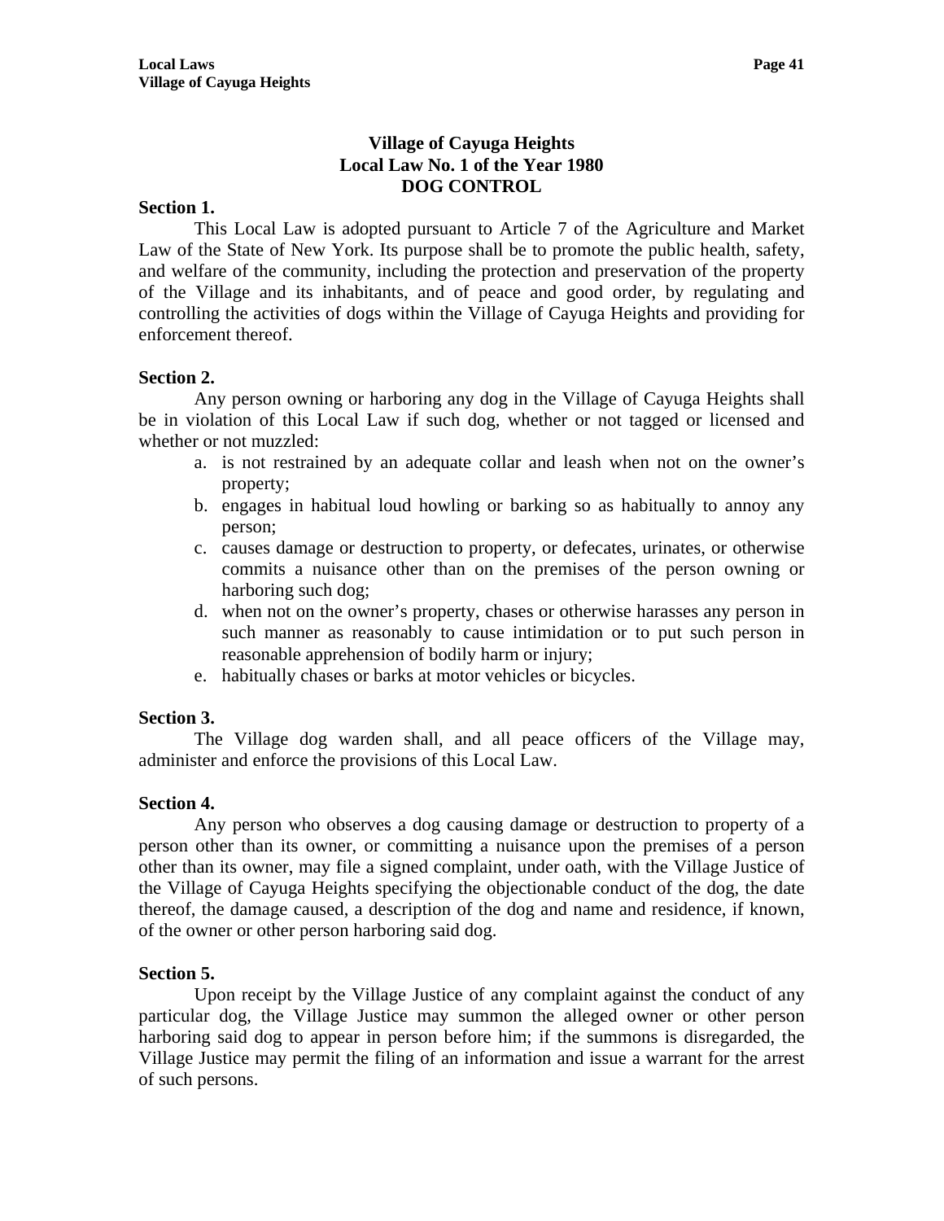# Village of Cayuga Heights
# Local Law No. 1 of the Year 1980
# DOG CONTROL

**Section 1.**

This Local Law is adopted pursuant to Article 7 of the Agriculture and Market Law of the State of New York. Its purpose shall be to promote the public health, safety, and welfare of the community, including the protection and preservation of the property of the Village and its inhabitants, and of peace and good order, by regulating and controlling the activities of dogs within the Village of Cayuga Heights and providing for enforcement thereof.

**Section 2.**

Any person owning or harboring any dog in the Village of Cayuga Heights shall be in violation of this Local Law if such dog, whether or not tagged or licensed and whether or not muzzled:

a. is not restrained by an adequate collar and leash when not on the owner's property;
b. engages in habitual loud howling or barking so as habitually to annoy any person;
c. causes damage or destruction to property, or defecates, urinates, or otherwise commits a nuisance other than on the premises of the person owning or harboring such dog;
d. when not on the owner's property, chases or otherwise harasses any person in such manner as reasonably to cause intimidation or to put such person in reasonable apprehension of bodily harm or injury;
e. habitually chases or barks at motor vehicles or bicycles.

**Section 3.**

The Village dog warden shall, and all peace officers of the Village may, administer and enforce the provisions of this Local Law.

**Section 4.**

Any person who observes a dog causing damage or destruction to property of a person other than its owner, or committing a nuisance upon the premises of a person other than its owner, may file a signed complaint, under oath, with the Village Justice of the Village of Cayuga Heights specifying the objectionable conduct of the dog, the date thereof, the damage caused, a description of the dog and name and residence, if known, of the owner or other person harboring said dog.

**Section 5.**

Upon receipt by the Village Justice of any complaint against the conduct of any particular dog, the Village Justice may summon the alleged owner or other person harboring said dog to appear in person before him; if the summons is disregarded, the Village Justice may permit the filing of an information and issue a warrant for the arrest of such persons.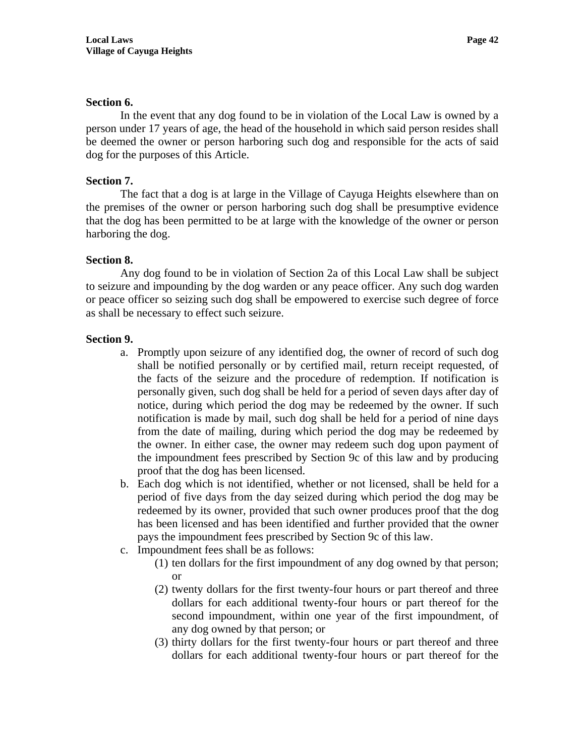**Section 6.**

In the event that any dog found to be in violation of the Local Law is owned by a person under 17 years of age, the head of the household in which said person resides shall be deemed the owner or person harboring such dog and responsible for the acts of said dog for the purposes of this Article.

**Section 7.**

The fact that a dog is at large in the Village of Cayuga Heights elsewhere than on the premises of the owner or person harboring such dog shall be presumptive evidence that the dog has been permitted to be at large with the knowledge of the owner or person harboring the dog.

**Section 8.**

Any dog found to be in violation of Section 2a of this Local Law shall be subject to seizure and impounding by the dog warden or any peace officer. Any such dog warden or peace officer so seizing such dog shall be empowered to exercise such degree of force as shall be necessary to effect such seizure.

**Section 9.**

a. Promptly upon seizure of any identified dog, the owner of record of such dog shall be notified personally or by certified mail, return receipt requested, of the facts of the seizure and the procedure of redemption. If notification is personally given, such dog shall be held for a period of seven days after day of notice, during which period the dog may be redeemed by the owner. If such notification is made by mail, such dog shall be held for a period of nine days from the date of mailing, during which period the dog may be redeemed by the owner. In either case, the owner may redeem such dog upon payment of the impoundment fees prescribed by Section 9c of this law and by producing proof that the dog has been licensed.

b. Each dog which is not identified, whether or not licensed, shall be held for a period of five days from the day seized during which period the dog may be redeemed by its owner, provided that such owner produces proof that the dog has been licensed and has been identified and further provided that the owner pays the impoundment fees prescribed by Section 9c of this law.

c. Impoundment fees shall be as follows:
   (1) ten dollars for the first impoundment of any dog owned by that person; or
   (2) twenty dollars for the first twenty-four hours or part thereof and three dollars for each additional twenty-four hours or part thereof for the second impoundment, within one year of the first impoundment, of any dog owned by that person; or
   (3) thirty dollars for the first twenty-four hours or part thereof and three dollars for each additional twenty-four hours or part thereof for the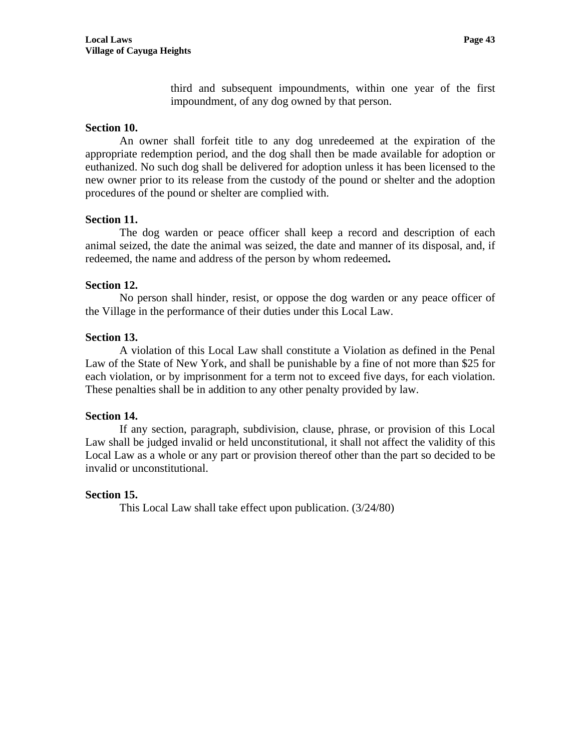third and subsequent impoundments, within one year of the first impoundment, of any dog owned by that person.

**Section 10.**

An owner shall forfeit title to any dog unredeemed at the expiration of the appropriate redemption period, and the dog shall then be made available for adoption or euthanized. No such dog shall be delivered for adoption unless it has been licensed to the new owner prior to its release from the custody of the pound or shelter and the adoption procedures of the pound or shelter are complied with.

**Section 11.**

The dog warden or peace officer shall keep a record and description of each animal seized, the date the animal was seized, the date and manner of its disposal, and, if redeemed, the name and address of the person by whom redeemed**.**

**Section 12.**

No person shall hinder, resist, or oppose the dog warden or any peace officer of the Village in the performance of their duties under this Local Law.

**Section 13.**

A violation of this Local Law shall constitute a Violation as defined in the Penal Law of the State of New York, and shall be punishable by a fine of not more than $25 for each violation, or by imprisonment for a term not to exceed five days, for each violation. These penalties shall be in addition to any other penalty provided by law.

**Section 14.**

If any section, paragraph, subdivision, clause, phrase, or provision of this Local Law shall be judged invalid or held unconstitutional, it shall not affect the validity of this Local Law as a whole or any part or provision thereof other than the part so decided to be invalid or unconstitutional.

**Section 15.**

This Local Law shall take effect upon publication. (3/24/80)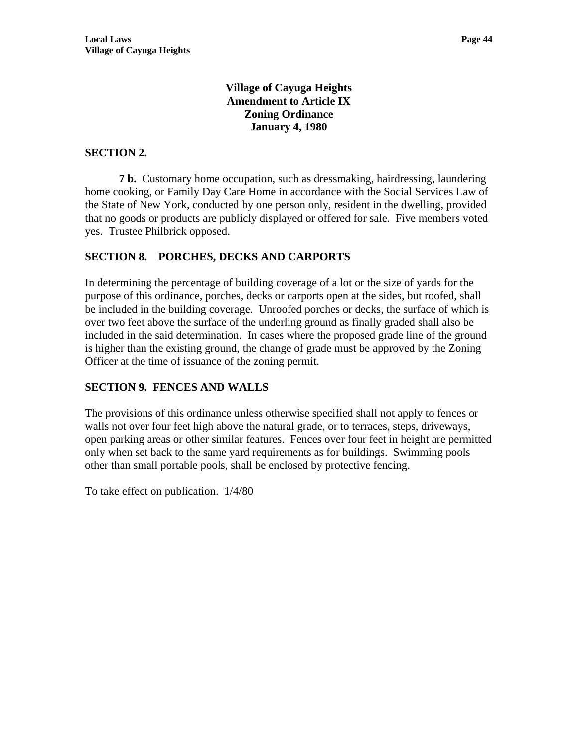**Village of Cayuga Heights**
**Amendment to Article IX**
**Zoning Ordinance**
**January 4, 1980**

**SECTION 2.**

**7 b.** Customary home occupation, such as dressmaking, hairdressing, laundering home cooking, or Family Day Care Home in accordance with the Social Services Law of the State of New York, conducted by one person only, resident in the dwelling, provided that no goods or products are publicly displayed or offered for sale. Five members voted yes. Trustee Philbrick opposed.

**SECTION 8. PORCHES, DECKS AND CARPORTS**

In determining the percentage of building coverage of a lot or the size of yards for the purpose of this ordinance, porches, decks or carports open at the sides, but roofed, shall be included in the building coverage. Unroofed porches or decks, the surface of which is over two feet above the surface of the underling ground as finally graded shall also be included in the said determination. In cases where the proposed grade line of the ground is higher than the existing ground, the change of grade must be approved by the Zoning Officer at the time of issuance of the zoning permit.

**SECTION 9. FENCES AND WALLS**

The provisions of this ordinance unless otherwise specified shall not apply to fences or walls not over four feet high above the natural grade, or to terraces, steps, driveways, open parking areas or other similar features. Fences over four feet in height are permitted only when set back to the same yard requirements as for buildings. Swimming pools other than small portable pools, shall be enclosed by protective fencing.

To take effect on publication. 1/4/80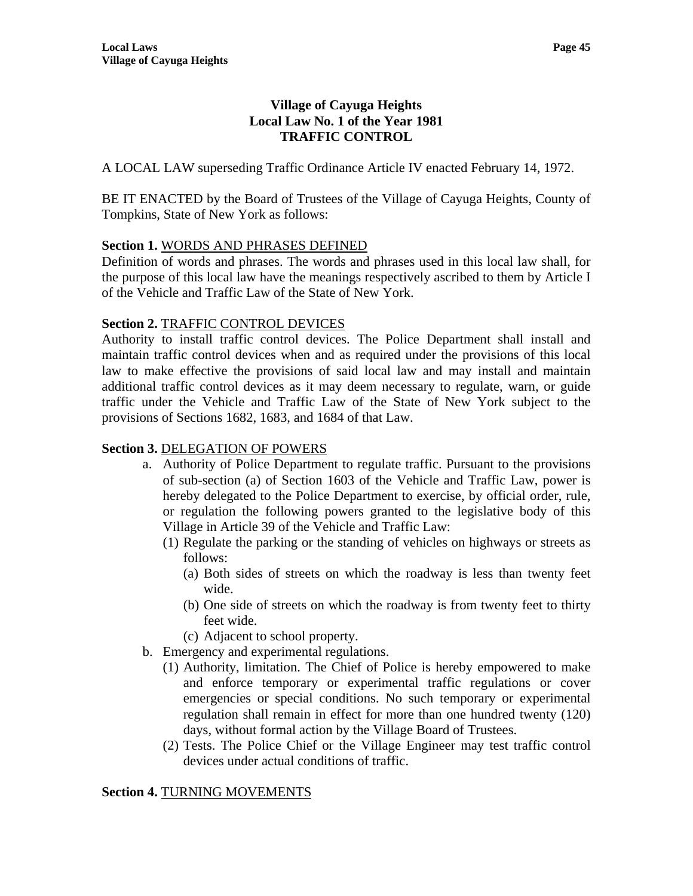# Village of Cayuga Heights
## Local Law No. 1 of the Year 1981
## TRAFFIC CONTROL

A LOCAL LAW superseding Traffic Ordinance Article IV enacted February 14, 1972.

BE IT ENACTED by the Board of Trustees of the Village of Cayuga Heights, County of Tompkins, State of New York as follows:

**Section 1.** WORDS AND PHRASES DEFINED

Definition of words and phrases. The words and phrases used in this local law shall, for the purpose of this local law have the meanings respectively ascribed to them by Article I of the Vehicle and Traffic Law of the State of New York.

**Section 2.** TRAFFIC CONTROL DEVICES

Authority to install traffic control devices. The Police Department shall install and maintain traffic control devices when and as required under the provisions of this local law to make effective the provisions of said local law and may install and maintain additional traffic control devices as it may deem necessary to regulate, warn, or guide traffic under the Vehicle and Traffic Law of the State of New York subject to the provisions of Sections 1682, 1683, and 1684 of that Law.

**Section 3.** DELEGATION OF POWERS

a. Authority of Police Department to regulate traffic. Pursuant to the provisions of sub-section (a) of Section 1603 of the Vehicle and Traffic Law, power is hereby delegated to the Police Department to exercise, by official order, rule, or regulation the following powers granted to the legislative body of this Village in Article 39 of the Vehicle and Traffic Law:
   (1) Regulate the parking or the standing of vehicles on highways or streets as follows:
      (a) Both sides of streets on which the roadway is less than twenty feet wide.
      (b) One side of streets on which the roadway is from twenty feet to thirty feet wide.
      (c) Adjacent to school property.
b. Emergency and experimental regulations.
   (1) Authority, limitation. The Chief of Police is hereby empowered to make and enforce temporary or experimental traffic regulations or cover emergencies or special conditions. No such temporary or experimental regulation shall remain in effect for more than one hundred twenty (120) days, without formal action by the Village Board of Trustees.
   (2) Tests. The Police Chief or the Village Engineer may test traffic control devices under actual conditions of traffic.

**Section 4.** TURNING MOVEMENTS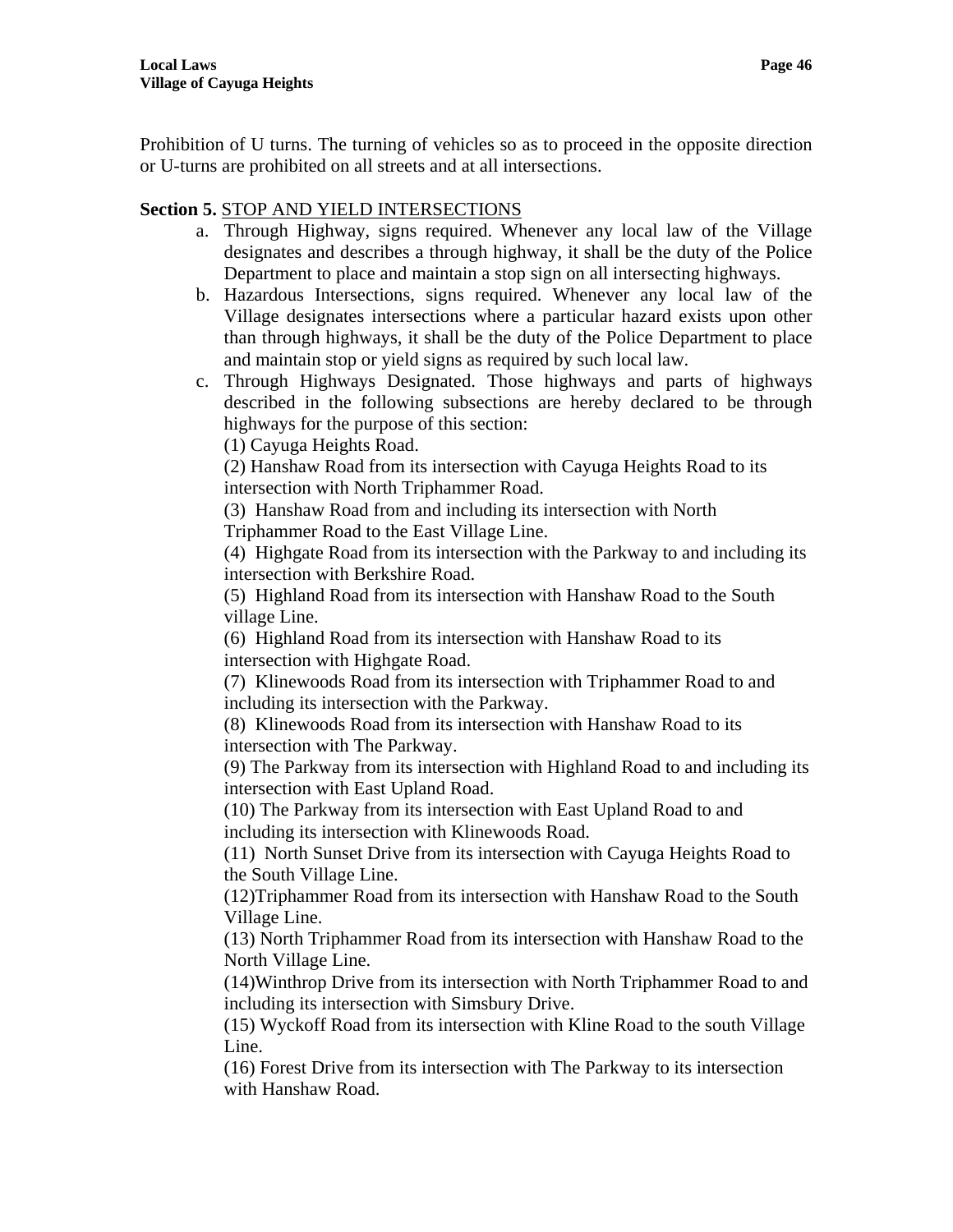Prohibition of U turns. The turning of vehicles so as to proceed in the opposite direction or U-turns are prohibited on all streets and at all intersections.

**Section 5.** STOP AND YIELD INTERSECTIONS

a. Through Highway, signs required. Whenever any local law of the Village designates and describes a through highway, it shall be the duty of the Police Department to place and maintain a stop sign on all intersecting highways.

b. Hazardous Intersections, signs required. Whenever any local law of the Village designates intersections where a particular hazard exists upon other than through highways, it shall be the duty of the Police Department to place and maintain stop or yield signs as required by such local law.

c. Through Highways Designated. Those highways and parts of highways described in the following subsections are hereby declared to be through highways for the purpose of this section:

(1) Cayuga Heights Road.

(2) Hanshaw Road from its intersection with Cayuga Heights Road to its intersection with North Triphammer Road.

(3) Hanshaw Road from and including its intersection with North Triphammer Road to the East Village Line.

(4) Highgate Road from its intersection with the Parkway to and including its intersection with Berkshire Road.

(5) Highland Road from its intersection with Hanshaw Road to the South village Line.

(6) Highland Road from its intersection with Hanshaw Road to its intersection with Highgate Road.

(7) Klinewoods Road from its intersection with Triphammer Road to and including its intersection with the Parkway.

(8) Klinewoods Road from its intersection with Hanshaw Road to its intersection with The Parkway.

(9) The Parkway from its intersection with Highland Road to and including its intersection with East Upland Road.

(10) The Parkway from its intersection with East Upland Road to and including its intersection with Klinewoods Road.

(11) North Sunset Drive from its intersection with Cayuga Heights Road to the South Village Line.

(12)Triphammer Road from its intersection with Hanshaw Road to the South Village Line.

(13) North Triphammer Road from its intersection with Hanshaw Road to the North Village Line.

(14)Winthrop Drive from its intersection with North Triphammer Road to and including its intersection with Simsbury Drive.

(15) Wyckoff Road from its intersection with Kline Road to the south Village Line.

(16) Forest Drive from its intersection with The Parkway to its intersection with Hanshaw Road.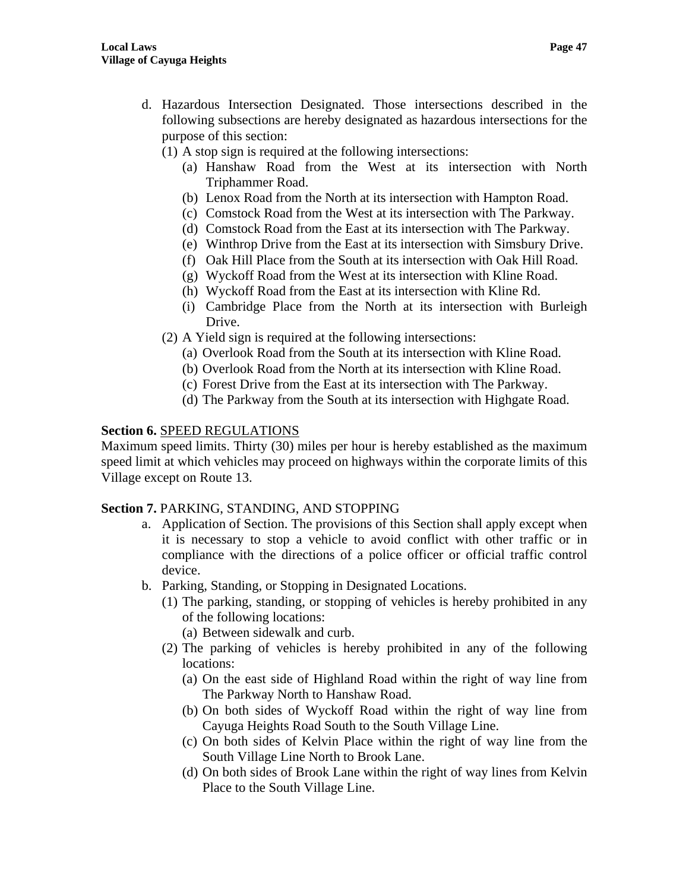d. Hazardous Intersection Designated. Those intersections described in the following subsections are hereby designated as hazardous intersections for the purpose of this section:
   (1) A stop sign is required at the following intersections:
      (a) Hanshaw Road from the West at its intersection with North Triphammer Road.
      (b) Lenox Road from the North at its intersection with Hampton Road.
      (c) Comstock Road from the West at its intersection with The Parkway.
      (d) Comstock Road from the East at its intersection with The Parkway.
      (e) Winthrop Drive from the East at its intersection with Simsbury Drive.
      (f) Oak Hill Place from the South at its intersection with Oak Hill Road.
      (g) Wyckoff Road from the West at its intersection with Kline Road.
      (h) Wyckoff Road from the East at its intersection with Kline Rd.
      (i) Cambridge Place from the North at its intersection with Burleigh Drive.
   (2) A Yield sign is required at the following intersections:
      (a) Overlook Road from the South at its intersection with Kline Road.
      (b) Overlook Road from the North at its intersection with Kline Road.
      (c) Forest Drive from the East at its intersection with The Parkway.
      (d) The Parkway from the South at its intersection with Highgate Road.

**Section 6.** SPEED REGULATIONS
Maximum speed limits. Thirty (30) miles per hour is hereby established as the maximum speed limit at which vehicles may proceed on highways within the corporate limits of this Village except on Route 13.

**Section 7.** PARKING, STANDING, AND STOPPING

a. Application of Section. The provisions of this Section shall apply except when it is necessary to stop a vehicle to avoid conflict with other traffic or in compliance with the directions of a police officer or official traffic control device.
b. Parking, Standing, or Stopping in Designated Locations.
   (1) The parking, standing, or stopping of vehicles is hereby prohibited in any of the following locations:
      (a) Between sidewalk and curb.
   (2) The parking of vehicles is hereby prohibited in any of the following locations:
      (a) On the east side of Highland Road within the right of way line from The Parkway North to Hanshaw Road.
      (b) On both sides of Wyckoff Road within the right of way line from Cayuga Heights Road South to the South Village Line.
      (c) On both sides of Kelvin Place within the right of way line from the South Village Line North to Brook Lane.
      (d) On both sides of Brook Lane within the right of way lines from Kelvin Place to the South Village Line.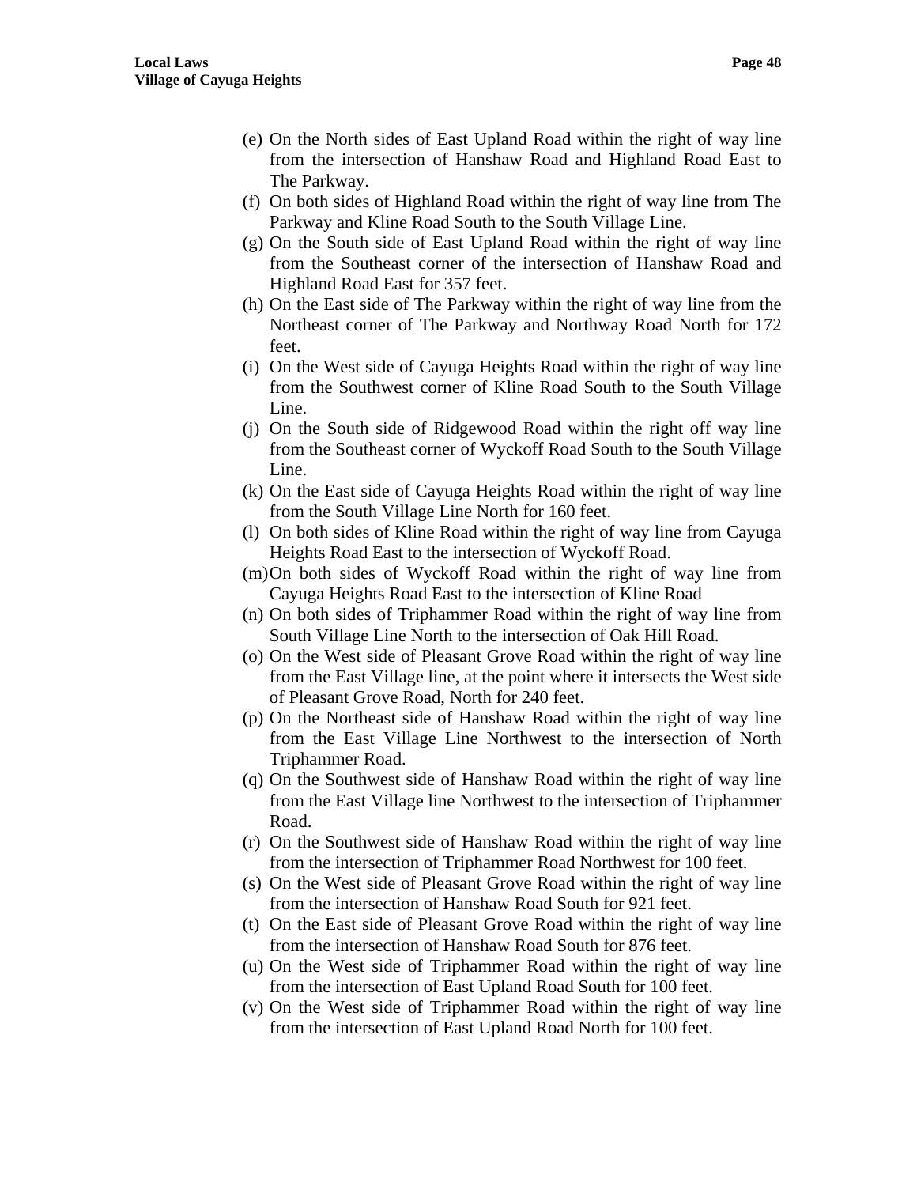(e) On the North sides of East Upland Road within the right of way line from the intersection of Hanshaw Road and Highland Road East to The Parkway.

(f) On both sides of Highland Road within the right of way line from The Parkway and Kline Road South to the South Village Line.

(g) On the South side of East Upland Road within the right of way line from the Southeast corner of the intersection of Hanshaw Road and Highland Road East for 357 feet.

(h) On the East side of The Parkway within the right of way line from the Northeast corner of The Parkway and Northway Road North for 172 feet.

(i) On the West side of Cayuga Heights Road within the right of way line from the Southwest corner of Kline Road South to the South Village Line.

(j) On the South side of Ridgewood Road within the right off way line from the Southeast corner of Wyckoff Road South to the South Village Line.

(k) On the East side of Cayuga Heights Road within the right of way line from the South Village Line North for 160 feet.

(l) On both sides of Kline Road within the right of way line from Cayuga Heights Road East to the intersection of Wyckoff Road.

(m) On both sides of Wyckoff Road within the right of way line from Cayuga Heights Road East to the intersection of Kline Road

(n) On both sides of Triphammer Road within the right of way line from South Village Line North to the intersection of Oak Hill Road.

(o) On the West side of Pleasant Grove Road within the right of way line from the East Village line, at the point where it intersects the West side of Pleasant Grove Road, North for 240 feet.

(p) On the Northeast side of Hanshaw Road within the right of way line from the East Village Line Northwest to the intersection of North Triphammer Road.

(q) On the Southwest side of Hanshaw Road within the right of way line from the East Village line Northwest to the intersection of Triphammer Road.

(r) On the Southwest side of Hanshaw Road within the right of way line from the intersection of Triphammer Road Northwest for 100 feet.

(s) On the West side of Pleasant Grove Road within the right of way line from the intersection of Hanshaw Road South for 921 feet.

(t) On the East side of Pleasant Grove Road within the right of way line from the intersection of Hanshaw Road South for 876 feet.

(u) On the West side of Triphammer Road within the right of way line from the intersection of East Upland Road South for 100 feet.

(v) On the West side of Triphammer Road within the right of way line from the intersection of East Upland Road North for 100 feet.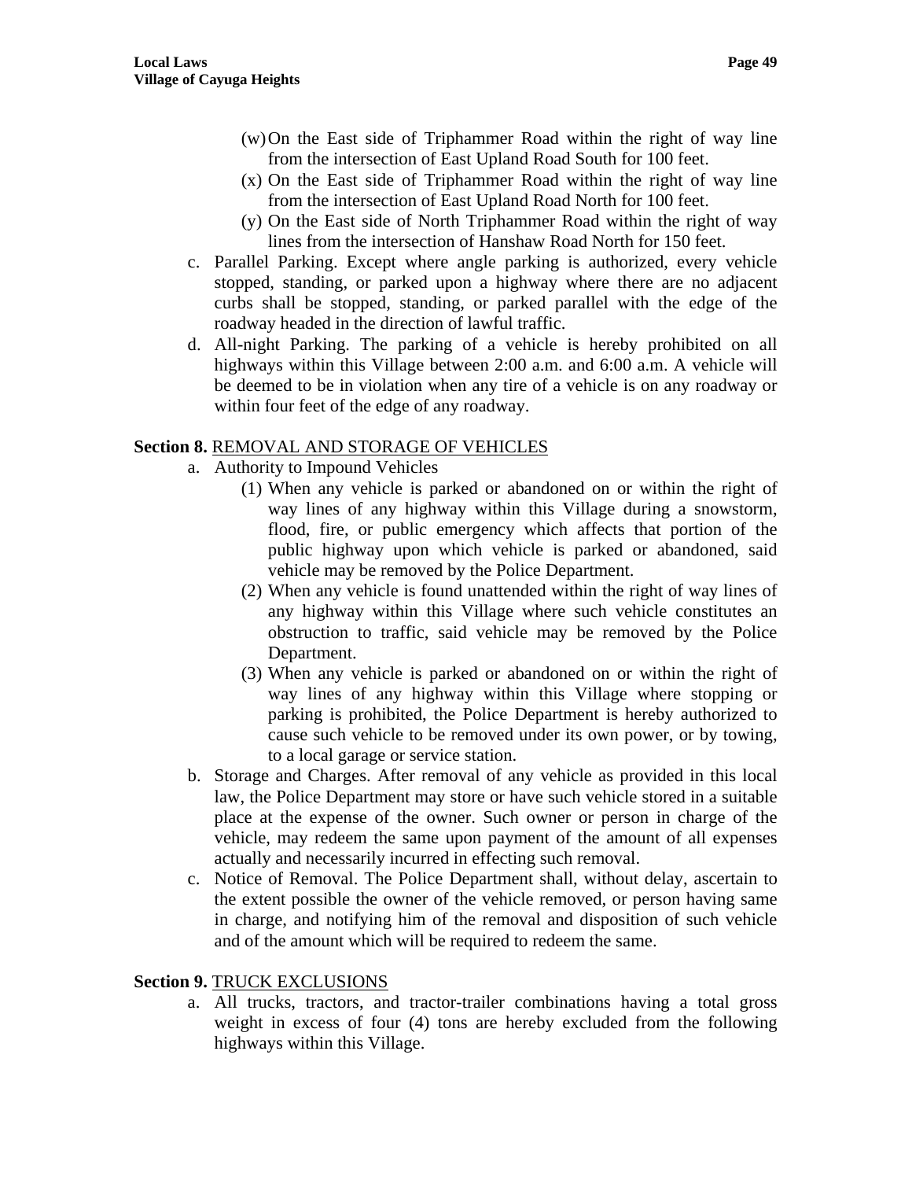(w) On the East side of Triphammer Road within the right of way line from the intersection of East Upland Road South for 100 feet.
(x) On the East side of Triphammer Road within the right of way line from the intersection of East Upland Road North for 100 feet.
(y) On the East side of North Triphammer Road within the right of way lines from the intersection of Hanshaw Road North for 150 feet.

c. Parallel Parking. Except where angle parking is authorized, every vehicle stopped, standing, or parked upon a highway where there are no adjacent curbs shall be stopped, standing, or parked parallel with the edge of the roadway headed in the direction of lawful traffic.

d. All-night Parking. The parking of a vehicle is hereby prohibited on all highways within this Village between 2:00 a.m. and 6:00 a.m. A vehicle will be deemed to be in violation when any tire of a vehicle is on any roadway or within four feet of the edge of any roadway.

**Section 8.** <u>REMOVAL AND STORAGE OF VEHICLES</u>

a. Authority to Impound Vehicles

(1) When any vehicle is parked or abandoned on or within the right of way lines of any highway within this Village during a snowstorm, flood, fire, or public emergency which affects that portion of the public highway upon which vehicle is parked or abandoned, said vehicle may be removed by the Police Department.
(2) When any vehicle is found unattended within the right of way lines of any highway within this Village where such vehicle constitutes an obstruction to traffic, said vehicle may be removed by the Police Department.
(3) When any vehicle is parked or abandoned on or within the right of way lines of any highway within this Village where stopping or parking is prohibited, the Police Department is hereby authorized to cause such vehicle to be removed under its own power, or by towing, to a local garage or service station.

b. Storage and Charges. After removal of any vehicle as provided in this local law, the Police Department may store or have such vehicle stored in a suitable place at the expense of the owner. Such owner or person in charge of the vehicle, may redeem the same upon payment of the amount of all expenses actually and necessarily incurred in effecting such removal.

c. Notice of Removal. The Police Department shall, without delay, ascertain to the extent possible the owner of the vehicle removed, or person having same in charge, and notifying him of the removal and disposition of such vehicle and of the amount which will be required to redeem the same.

**Section 9.** <u>TRUCK EXCLUSIONS</u>

a. All trucks, tractors, and tractor-trailer combinations having a total gross weight in excess of four (4) tons are hereby excluded from the following highways within this Village.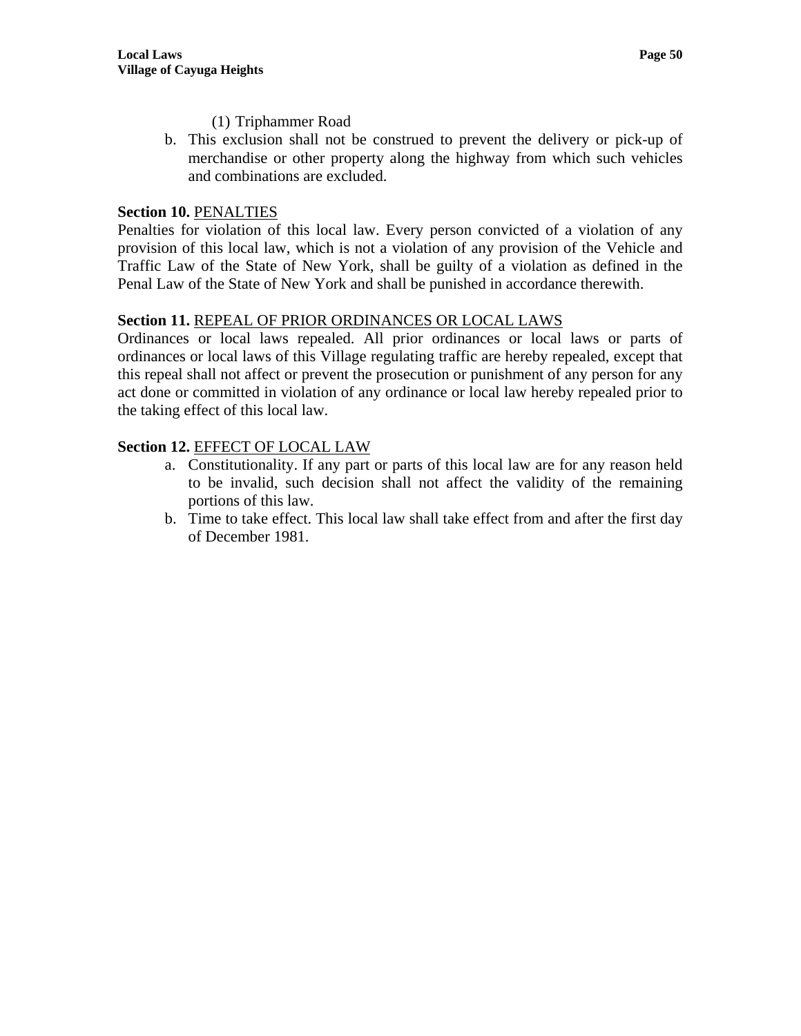(1) Triphammer Road

b. This exclusion shall not be construed to prevent the delivery or pick-up of merchandise or other property along the highway from which such vehicles and combinations are excluded.

**Section 10.** PENALTIES

Penalties for violation of this local law. Every person convicted of a violation of any provision of this local law, which is not a violation of any provision of the Vehicle and Traffic Law of the State of New York, shall be guilty of a violation as defined in the Penal Law of the State of New York and shall be punished in accordance therewith.

**Section 11.** REPEAL OF PRIOR ORDINANCES OR LOCAL LAWS

Ordinances or local laws repealed. All prior ordinances or local laws or parts of ordinances or local laws of this Village regulating traffic are hereby repealed, except that this repeal shall not affect or prevent the prosecution or punishment of any person for any act done or committed in violation of any ordinance or local law hereby repealed prior to the taking effect of this local law.

**Section 12.** EFFECT OF LOCAL LAW

a. Constitutionality. If any part or parts of this local law are for any reason held to be invalid, such decision shall not affect the validity of the remaining portions of this law.
b. Time to take effect. This local law shall take effect from and after the first day of December 1981.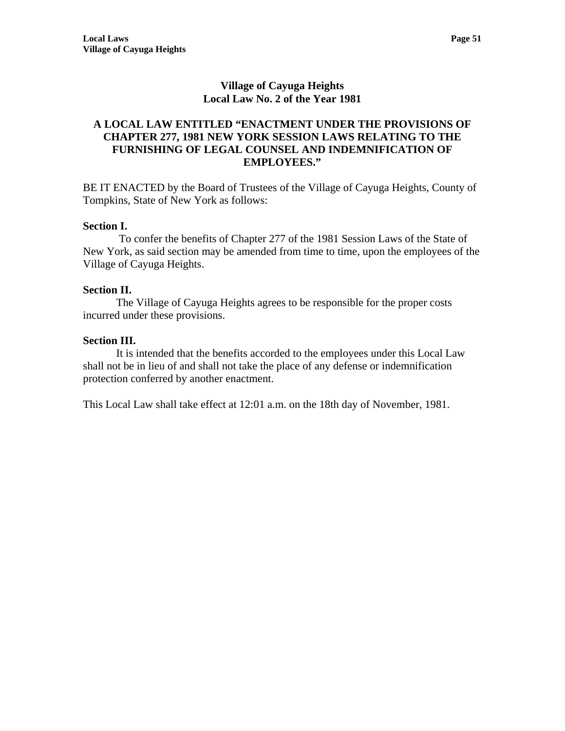# Village of Cayuga Heights
## Local Law No. 2 of the Year 1981

### A LOCAL LAW ENTITLED "ENACTMENT UNDER THE PROVISIONS OF CHAPTER 277, 1981 NEW YORK SESSION LAWS RELATING TO THE FURNISHING OF LEGAL COUNSEL AND INDEMNIFICATION OF EMPLOYEES."

BE IT ENACTED by the Board of Trustees of the Village of Cayuga Heights, County of Tompkins, State of New York as follows:

**Section I.**

To confer the benefits of Chapter 277 of the 1981 Session Laws of the State of New York, as said section may be amended from time to time, upon the employees of the Village of Cayuga Heights.

**Section II.**

The Village of Cayuga Heights agrees to be responsible for the proper costs incurred under these provisions.

**Section III.**

It is intended that the benefits accorded to the employees under this Local Law shall not be in lieu of and shall not take the place of any defense or indemnification protection conferred by another enactment.

This Local Law shall take effect at 12:01 a.m. on the 18th day of November, 1981.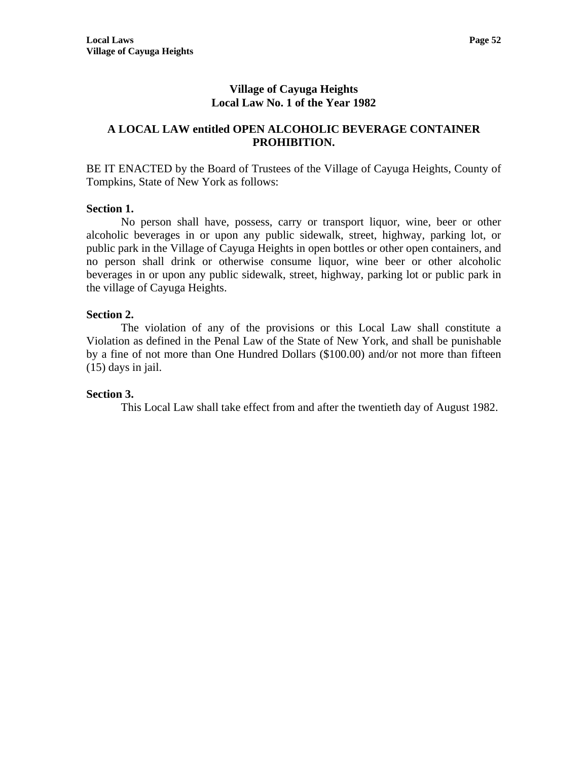# Village of Cayuga Heights
# Local Law No. 1 of the Year 1982

## A LOCAL LAW entitled OPEN ALCOHOLIC BEVERAGE CONTAINER PROHIBITION.

BE IT ENACTED by the Board of Trustees of the Village of Cayuga Heights, County of Tompkins, State of New York as follows:

**Section 1.**

No person shall have, possess, carry or transport liquor, wine, beer or other alcoholic beverages in or upon any public sidewalk, street, highway, parking lot, or public park in the Village of Cayuga Heights in open bottles or other open containers, and no person shall drink or otherwise consume liquor, wine beer or other alcoholic beverages in or upon any public sidewalk, street, highway, parking lot or public park in the village of Cayuga Heights.

**Section 2.**

The violation of any of the provisions or this Local Law shall constitute a Violation as defined in the Penal Law of the State of New York, and shall be punishable by a fine of not more than One Hundred Dollars ($100.00) and/or not more than fifteen (15) days in jail.

**Section 3.**

This Local Law shall take effect from and after the twentieth day of August 1982.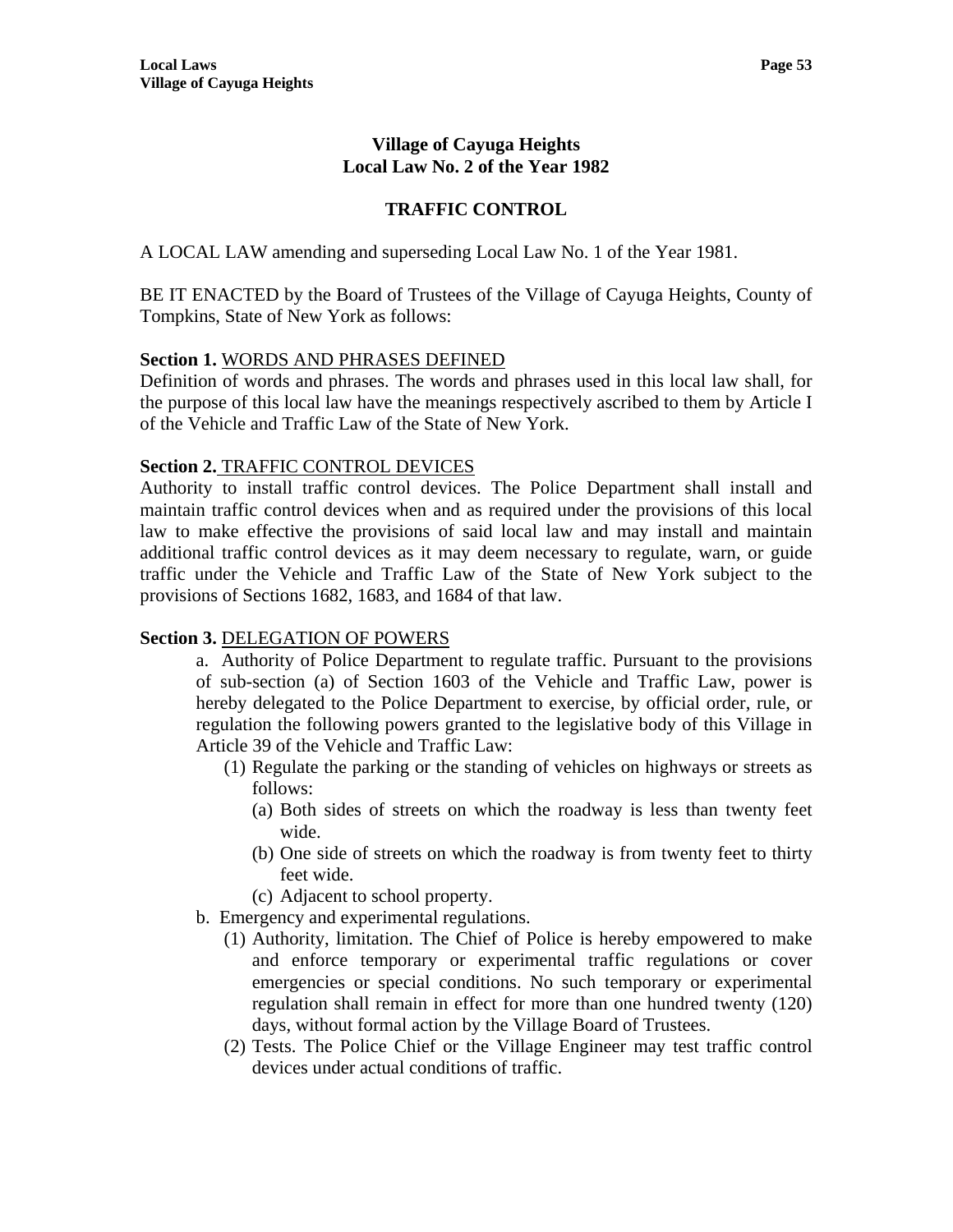# Village of Cayuga Heights
# Local Law No. 2 of the Year 1982

## TRAFFIC CONTROL

A LOCAL LAW amending and superseding Local Law No. 1 of the Year 1981.

BE IT ENACTED by the Board of Trustees of the Village of Cayuga Heights, County of Tompkins, State of New York as follows:

**Section 1.** WORDS AND PHRASES DEFINED
Definition of words and phrases. The words and phrases used in this local law shall, for the purpose of this local law have the meanings respectively ascribed to them by Article I of the Vehicle and Traffic Law of the State of New York.

**Section 2.** TRAFFIC CONTROL DEVICES
Authority to install traffic control devices. The Police Department shall install and maintain traffic control devices when and as required under the provisions of this local law to make effective the provisions of said local law and may install and maintain additional traffic control devices as it may deem necessary to regulate, warn, or guide traffic under the Vehicle and Traffic Law of the State of New York subject to the provisions of Sections 1682, 1683, and 1684 of that law.

**Section 3.** DELEGATION OF POWERS

a. Authority of Police Department to regulate traffic. Pursuant to the provisions of sub-section (a) of Section 1603 of the Vehicle and Traffic Law, power is hereby delegated to the Police Department to exercise, by official order, rule, or regulation the following powers granted to the legislative body of this Village in Article 39 of the Vehicle and Traffic Law:

   (1) Regulate the parking or the standing of vehicles on highways or streets as follows:

      (a) Both sides of streets on which the roadway is less than twenty feet wide.

      (b) One side of streets on which the roadway is from twenty feet to thirty feet wide.

      (c) Adjacent to school property.

b. Emergency and experimental regulations.

   (1) Authority, limitation. The Chief of Police is hereby empowered to make and enforce temporary or experimental traffic regulations or cover emergencies or special conditions. No such temporary or experimental regulation shall remain in effect for more than one hundred twenty (120) days, without formal action by the Village Board of Trustees.

   (2) Tests. The Police Chief or the Village Engineer may test traffic control devices under actual conditions of traffic.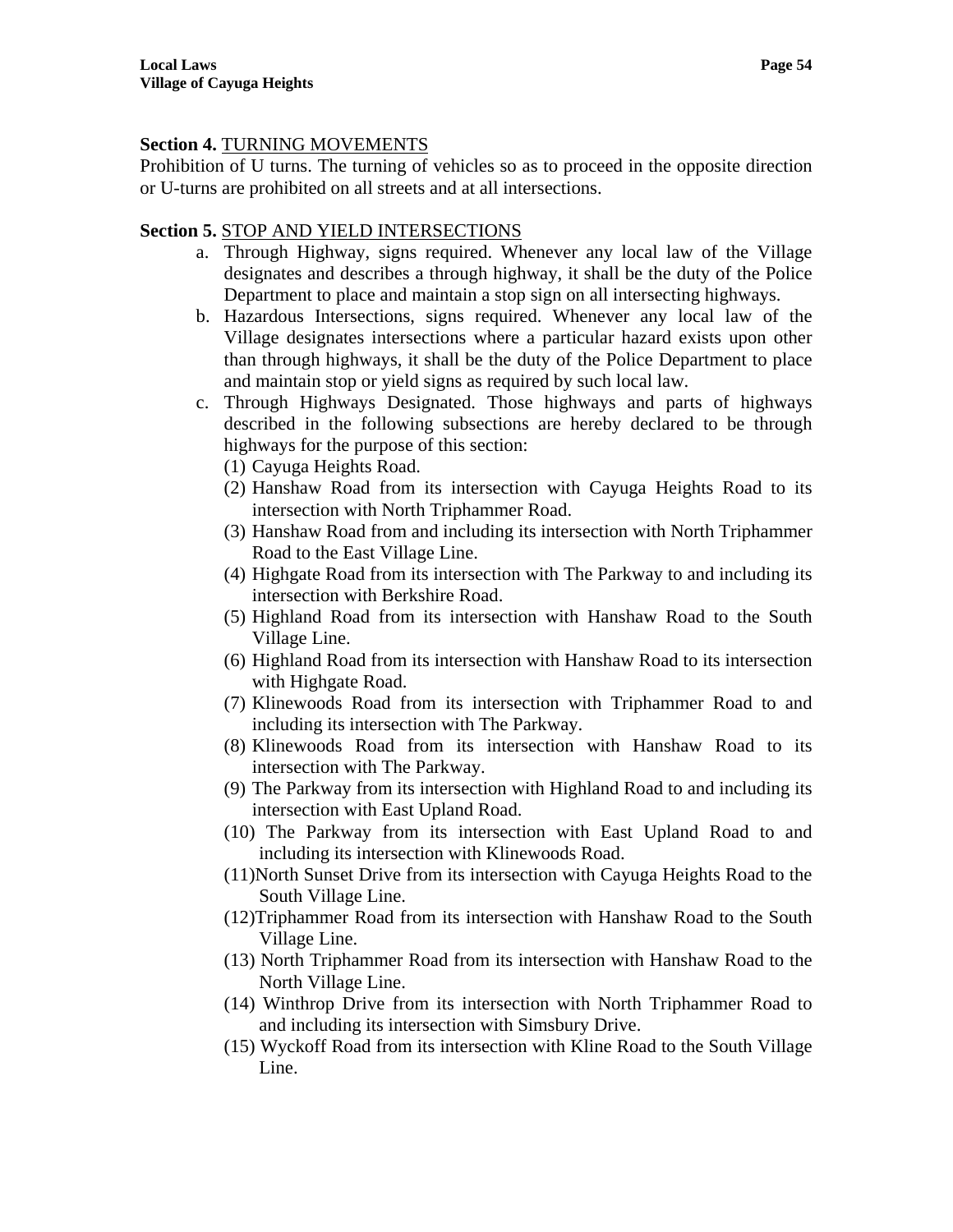**Section 4.** TURNING MOVEMENTS

Prohibition of U turns. The turning of vehicles so as to proceed in the opposite direction or U-turns are prohibited on all streets and at all intersections.

**Section 5.** STOP AND YIELD INTERSECTIONS

a. Through Highway, signs required. Whenever any local law of the Village designates and describes a through highway, it shall be the duty of the Police Department to place and maintain a stop sign on all intersecting highways.

b. Hazardous Intersections, signs required. Whenever any local law of the Village designates intersections where a particular hazard exists upon other than through highways, it shall be the duty of the Police Department to place and maintain stop or yield signs as required by such local law.

c. Through Highways Designated. Those highways and parts of highways described in the following subsections are hereby declared to be through highways for the purpose of this section:

(1) Cayuga Heights Road.

(2) Hanshaw Road from its intersection with Cayuga Heights Road to its intersection with North Triphammer Road.

(3) Hanshaw Road from and including its intersection with North Triphammer Road to the East Village Line.

(4) Highgate Road from its intersection with The Parkway to and including its intersection with Berkshire Road.

(5) Highland Road from its intersection with Hanshaw Road to the South Village Line.

(6) Highland Road from its intersection with Hanshaw Road to its intersection with Highgate Road.

(7) Klinewoods Road from its intersection with Triphammer Road to and including its intersection with The Parkway.

(8) Klinewoods Road from its intersection with Hanshaw Road to its intersection with The Parkway.

(9) The Parkway from its intersection with Highland Road to and including its intersection with East Upland Road.

(10) The Parkway from its intersection with East Upland Road to and including its intersection with Klinewoods Road.

(11) North Sunset Drive from its intersection with Cayuga Heights Road to the South Village Line.

(12) Triphammer Road from its intersection with Hanshaw Road to the South Village Line.

(13) North Triphammer Road from its intersection with Hanshaw Road to the North Village Line.

(14) Winthrop Drive from its intersection with North Triphammer Road to and including its intersection with Simsbury Drive.

(15) Wyckoff Road from its intersection with Kline Road to the South Village Line.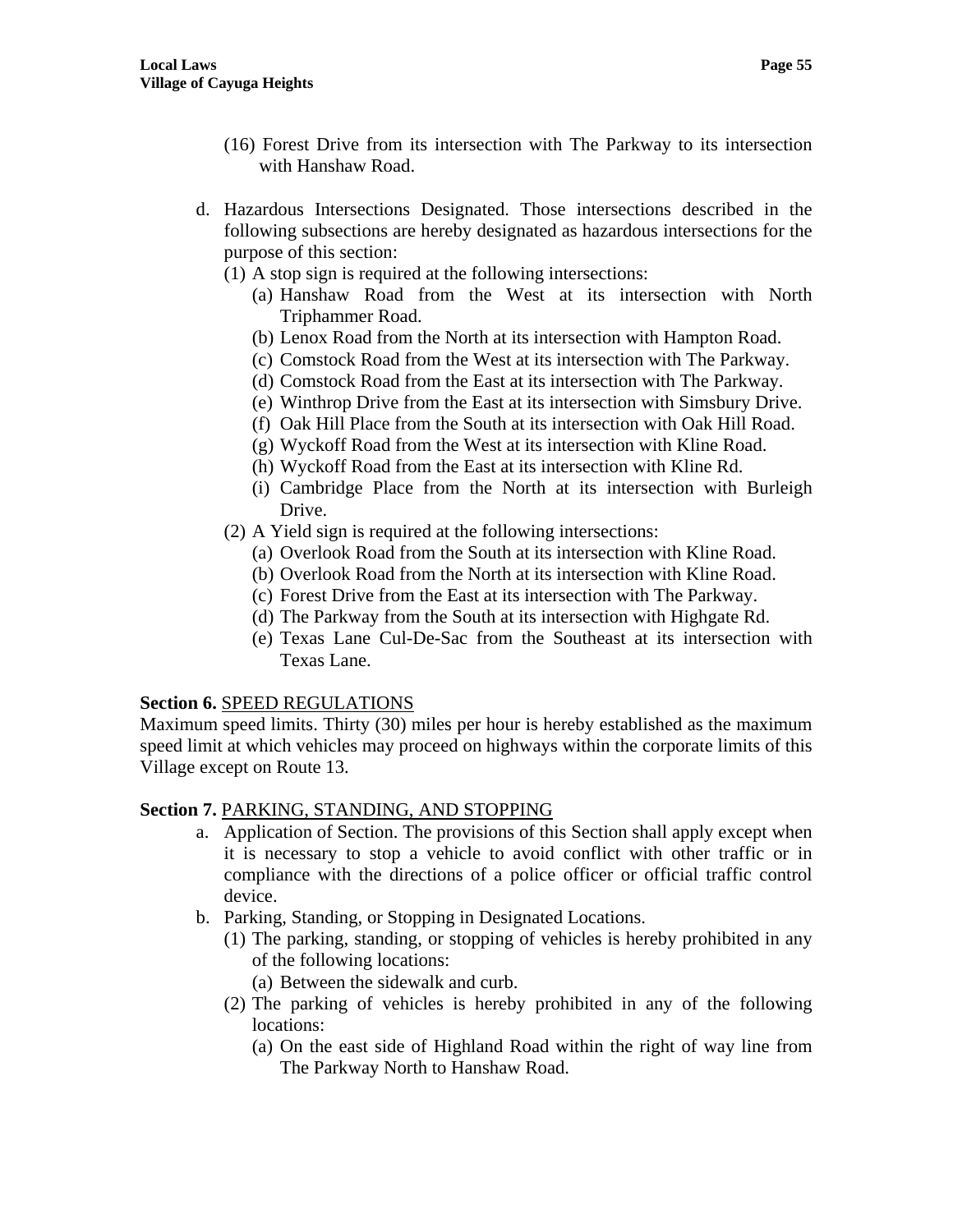(16) Forest Drive from its intersection with The Parkway to its intersection with Hanshaw Road.

d. Hazardous Intersections Designated. Those intersections described in the following subsections are hereby designated as hazardous intersections for the purpose of this section:
   (1) A stop sign is required at the following intersections:
      (a) Hanshaw Road from the West at its intersection with North Triphammer Road.
      (b) Lenox Road from the North at its intersection with Hampton Road.
      (c) Comstock Road from the West at its intersection with The Parkway.
      (d) Comstock Road from the East at its intersection with The Parkway.
      (e) Winthrop Drive from the East at its intersection with Simsbury Drive.
      (f) Oak Hill Place from the South at its intersection with Oak Hill Road.
      (g) Wyckoff Road from the West at its intersection with Kline Road.
      (h) Wyckoff Road from the East at its intersection with Kline Rd.
      (i) Cambridge Place from the North at its intersection with Burleigh Drive.
   (2) A Yield sign is required at the following intersections:
      (a) Overlook Road from the South at its intersection with Kline Road.
      (b) Overlook Road from the North at its intersection with Kline Road.
      (c) Forest Drive from the East at its intersection with The Parkway.
      (d) The Parkway from the South at its intersection with Highgate Rd.
      (e) Texas Lane Cul-De-Sac from the Southeast at its intersection with Texas Lane.

**Section 6.** SPEED REGULATIONS

Maximum speed limits. Thirty (30) miles per hour is hereby established as the maximum speed limit at which vehicles may proceed on highways within the corporate limits of this Village except on Route 13.

**Section 7.** PARKING, STANDING, AND STOPPING

a. Application of Section. The provisions of this Section shall apply except when it is necessary to stop a vehicle to avoid conflict with other traffic or in compliance with the directions of a police officer or official traffic control device.
b. Parking, Standing, or Stopping in Designated Locations.
   (1) The parking, standing, or stopping of vehicles is hereby prohibited in any of the following locations:
      (a) Between the sidewalk and curb.
   (2) The parking of vehicles is hereby prohibited in any of the following locations:
      (a) On the east side of Highland Road within the right of way line from The Parkway North to Hanshaw Road.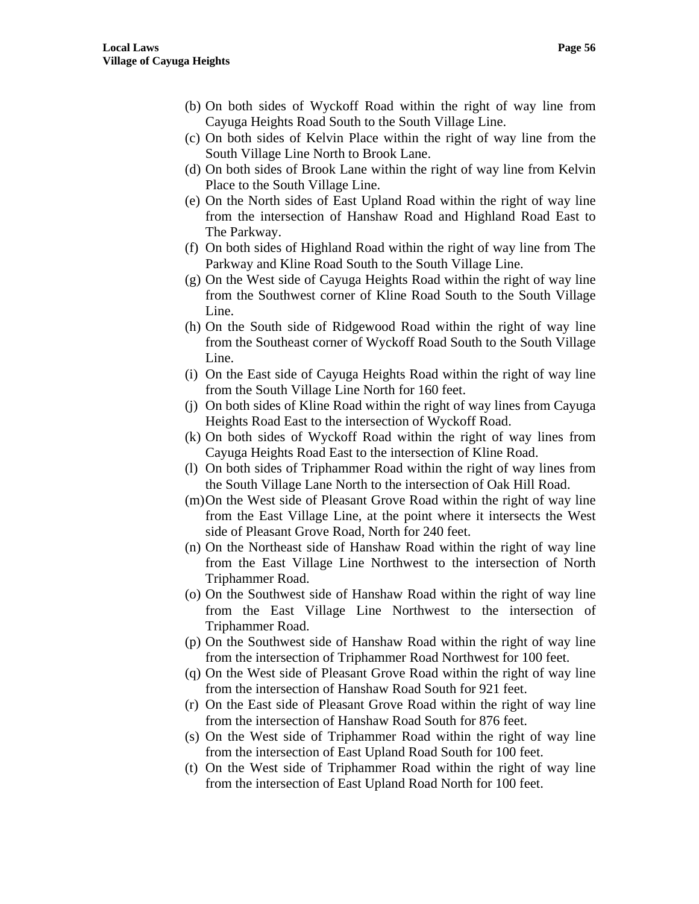(b) On both sides of Wyckoff Road within the right of way line from Cayuga Heights Road South to the South Village Line.
(c) On both sides of Kelvin Place within the right of way line from the South Village Line North to Brook Lane.
(d) On both sides of Brook Lane within the right of way line from Kelvin Place to the South Village Line.
(e) On the North sides of East Upland Road within the right of way line from the intersection of Hanshaw Road and Highland Road East to The Parkway.
(f) On both sides of Highland Road within the right of way line from The Parkway and Kline Road South to the South Village Line.
(g) On the West side of Cayuga Heights Road within the right of way line from the Southwest corner of Kline Road South to the South Village Line.
(h) On the South side of Ridgewood Road within the right of way line from the Southeast corner of Wyckoff Road South to the South Village Line.
(i) On the East side of Cayuga Heights Road within the right of way line from the South Village Line North for 160 feet.
(j) On both sides of Kline Road within the right of way lines from Cayuga Heights Road East to the intersection of Wyckoff Road.
(k) On both sides of Wyckoff Road within the right of way lines from Cayuga Heights Road East to the intersection of Kline Road.
(l) On both sides of Triphammer Road within the right of way lines from the South Village Lane North to the intersection of Oak Hill Road.
(m) On the West side of Pleasant Grove Road within the right of way line from the East Village Line, at the point where it intersects the West side of Pleasant Grove Road, North for 240 feet.
(n) On the Northeast side of Hanshaw Road within the right of way line from the East Village Line Northwest to the intersection of North Triphammer Road.
(o) On the Southwest side of Hanshaw Road within the right of way line from the East Village Line Northwest to the intersection of Triphammer Road.
(p) On the Southwest side of Hanshaw Road within the right of way line from the intersection of Triphammer Road Northwest for 100 feet.
(q) On the West side of Pleasant Grove Road within the right of way line from the intersection of Hanshaw Road South for 921 feet.
(r) On the East side of Pleasant Grove Road within the right of way line from the intersection of Hanshaw Road South for 876 feet.
(s) On the West side of Triphammer Road within the right of way line from the intersection of East Upland Road South for 100 feet.
(t) On the West side of Triphammer Road within the right of way line from the intersection of East Upland Road North for 100 feet.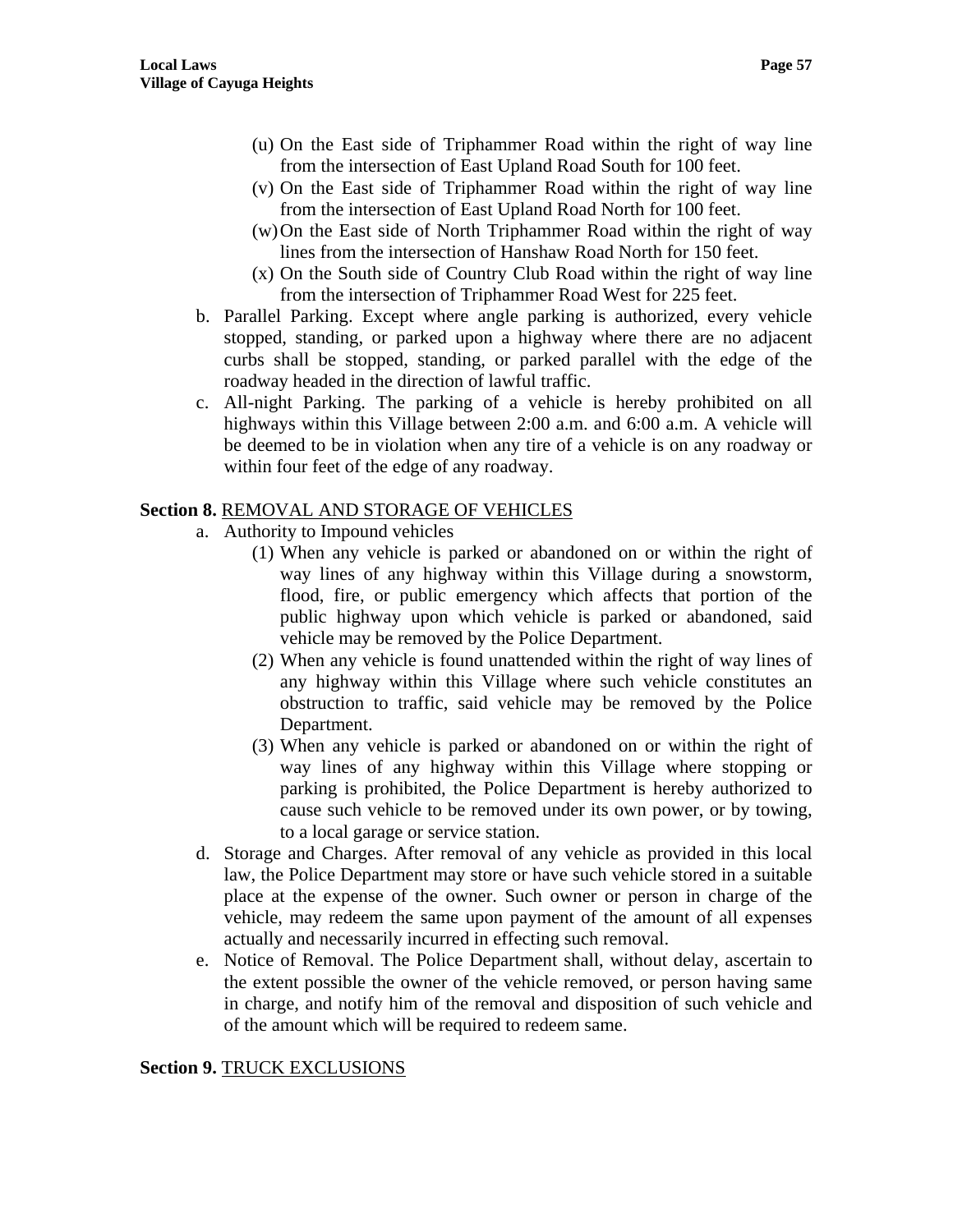- (u) On the East side of Triphammer Road within the right of way line from the intersection of East Upland Road South for 100 feet.
- (v) On the East side of Triphammer Road within the right of way line from the intersection of East Upland Road North for 100 feet.
- (w) On the East side of North Triphammer Road within the right of way lines from the intersection of Hanshaw Road North for 150 feet.
- (x) On the South side of Country Club Road within the right of way line from the intersection of Triphammer Road West for 225 feet.

b. Parallel Parking. Except where angle parking is authorized, every vehicle stopped, standing, or parked upon a highway where there are no adjacent curbs shall be stopped, standing, or parked parallel with the edge of the roadway headed in the direction of lawful traffic.

c. All-night Parking. The parking of a vehicle is hereby prohibited on all highways within this Village between 2:00 a.m. and 6:00 a.m. A vehicle will be deemed to be in violation when any tire of a vehicle is on any roadway or within four feet of the edge of any roadway.

**Section 8.** REMOVAL AND STORAGE OF VEHICLES

a. Authority to Impound vehicles
   - (1) When any vehicle is parked or abandoned on or within the right of way lines of any highway within this Village during a snowstorm, flood, fire, or public emergency which affects that portion of the public highway upon which vehicle is parked or abandoned, said vehicle may be removed by the Police Department.
   - (2) When any vehicle is found unattended within the right of way lines of any highway within this Village where such vehicle constitutes an obstruction to traffic, said vehicle may be removed by the Police Department.
   - (3) When any vehicle is parked or abandoned on or within the right of way lines of any highway within this Village where stopping or parking is prohibited, the Police Department is hereby authorized to cause such vehicle to be removed under its own power, or by towing, to a local garage or service station.

d. Storage and Charges. After removal of any vehicle as provided in this local law, the Police Department may store or have such vehicle stored in a suitable place at the expense of the owner. Such owner or person in charge of the vehicle, may redeem the same upon payment of the amount of all expenses actually and necessarily incurred in effecting such removal.

e. Notice of Removal. The Police Department shall, without delay, ascertain to the extent possible the owner of the vehicle removed, or person having same in charge, and notify him of the removal and disposition of such vehicle and of the amount which will be required to redeem same.

**Section 9.** TRUCK EXCLUSIONS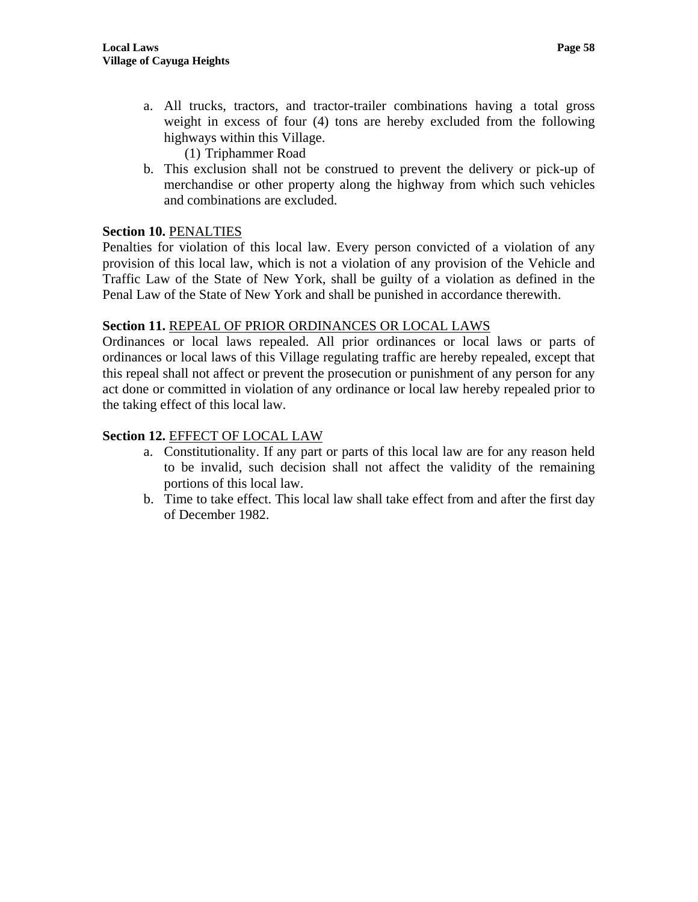a. All trucks, tractors, and tractor-trailer combinations having a total gross weight in excess of four (4) tons are hereby excluded from the following highways within this Village.
    (1) Triphammer Road
b. This exclusion shall not be construed to prevent the delivery or pick-up of merchandise or other property along the highway from which such vehicles and combinations are excluded.

**Section 10.** PENALTIES

Penalties for violation of this local law. Every person convicted of a violation of any provision of this local law, which is not a violation of any provision of the Vehicle and Traffic Law of the State of New York, shall be guilty of a violation as defined in the Penal Law of the State of New York and shall be punished in accordance therewith.

**Section 11.** REPEAL OF PRIOR ORDINANCES OR LOCAL LAWS

Ordinances or local laws repealed. All prior ordinances or local laws or parts of ordinances or local laws of this Village regulating traffic are hereby repealed, except that this repeal shall not affect or prevent the prosecution or punishment of any person for any act done or committed in violation of any ordinance or local law hereby repealed prior to the taking effect of this local law.

**Section 12.** EFFECT OF LOCAL LAW

a. Constitutionality. If any part or parts of this local law are for any reason held to be invalid, such decision shall not affect the validity of the remaining portions of this local law.
b. Time to take effect. This local law shall take effect from and after the first day of December 1982.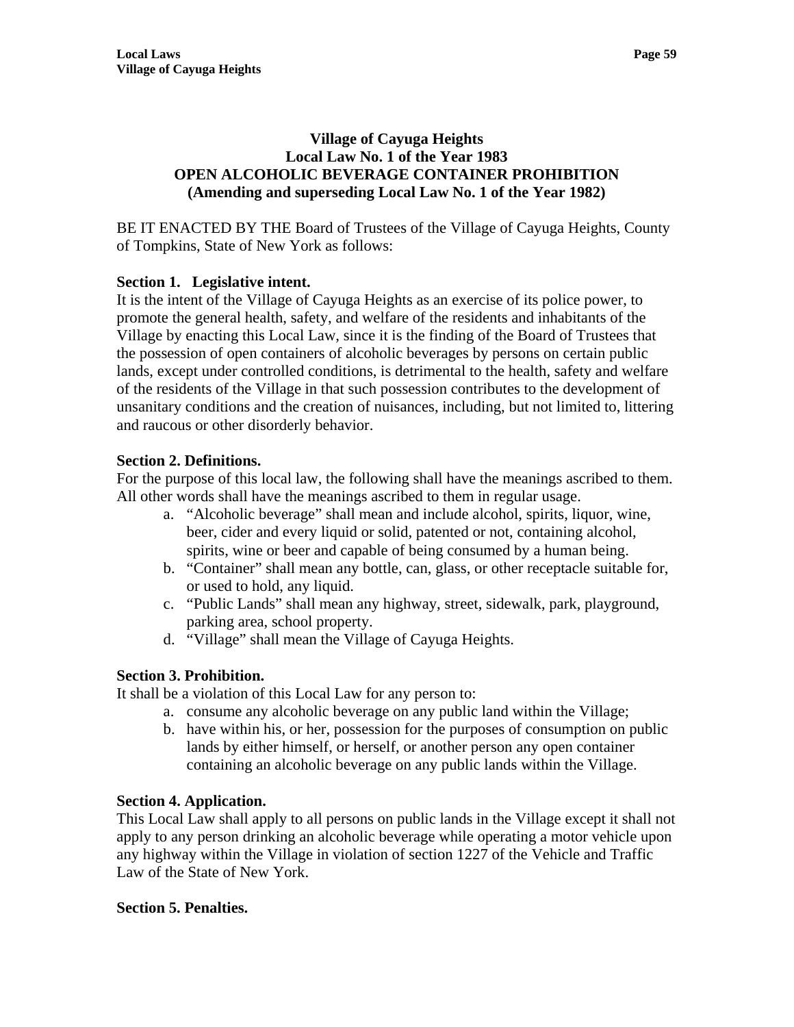# Village of Cayuga Heights
## Local Law No. 1 of the Year 1983
## OPEN ALCOHOLIC BEVERAGE CONTAINER PROHIBITION
## (Amending and superseding Local Law No. 1 of the Year 1982)

BE IT ENACTED BY THE Board of Trustees of the Village of Cayuga Heights, County of Tompkins, State of New York as follows:

**Section 1. Legislative intent.**
It is the intent of the Village of Cayuga Heights as an exercise of its police power, to promote the general health, safety, and welfare of the residents and inhabitants of the Village by enacting this Local Law, since it is the finding of the Board of Trustees that the possession of open containers of alcoholic beverages by persons on certain public lands, except under controlled conditions, is detrimental to the health, safety and welfare of the residents of the Village in that such possession contributes to the development of unsanitary conditions and the creation of nuisances, including, but not limited to, littering and raucous or other disorderly behavior.

**Section 2. Definitions.**
For the purpose of this local law, the following shall have the meanings ascribed to them. All other words shall have the meanings ascribed to them in regular usage.

a. "Alcoholic beverage" shall mean and include alcohol, spirits, liquor, wine, beer, cider and every liquid or solid, patented or not, containing alcohol, spirits, wine or beer and capable of being consumed by a human being.
b. "Container" shall mean any bottle, can, glass, or other receptacle suitable for, or used to hold, any liquid.
c. "Public Lands" shall mean any highway, street, sidewalk, park, playground, parking area, school property.
d. "Village" shall mean the Village of Cayuga Heights.

**Section 3. Prohibition.**
It shall be a violation of this Local Law for any person to:

a. consume any alcoholic beverage on any public land within the Village;
b. have within his, or her, possession for the purposes of consumption on public lands by either himself, or herself, or another person any open container containing an alcoholic beverage on any public lands within the Village.

**Section 4. Application.**
This Local Law shall apply to all persons on public lands in the Village except it shall not apply to any person drinking an alcoholic beverage while operating a motor vehicle upon any highway within the Village in violation of section 1227 of the Vehicle and Traffic Law of the State of New York.

**Section 5. Penalties.**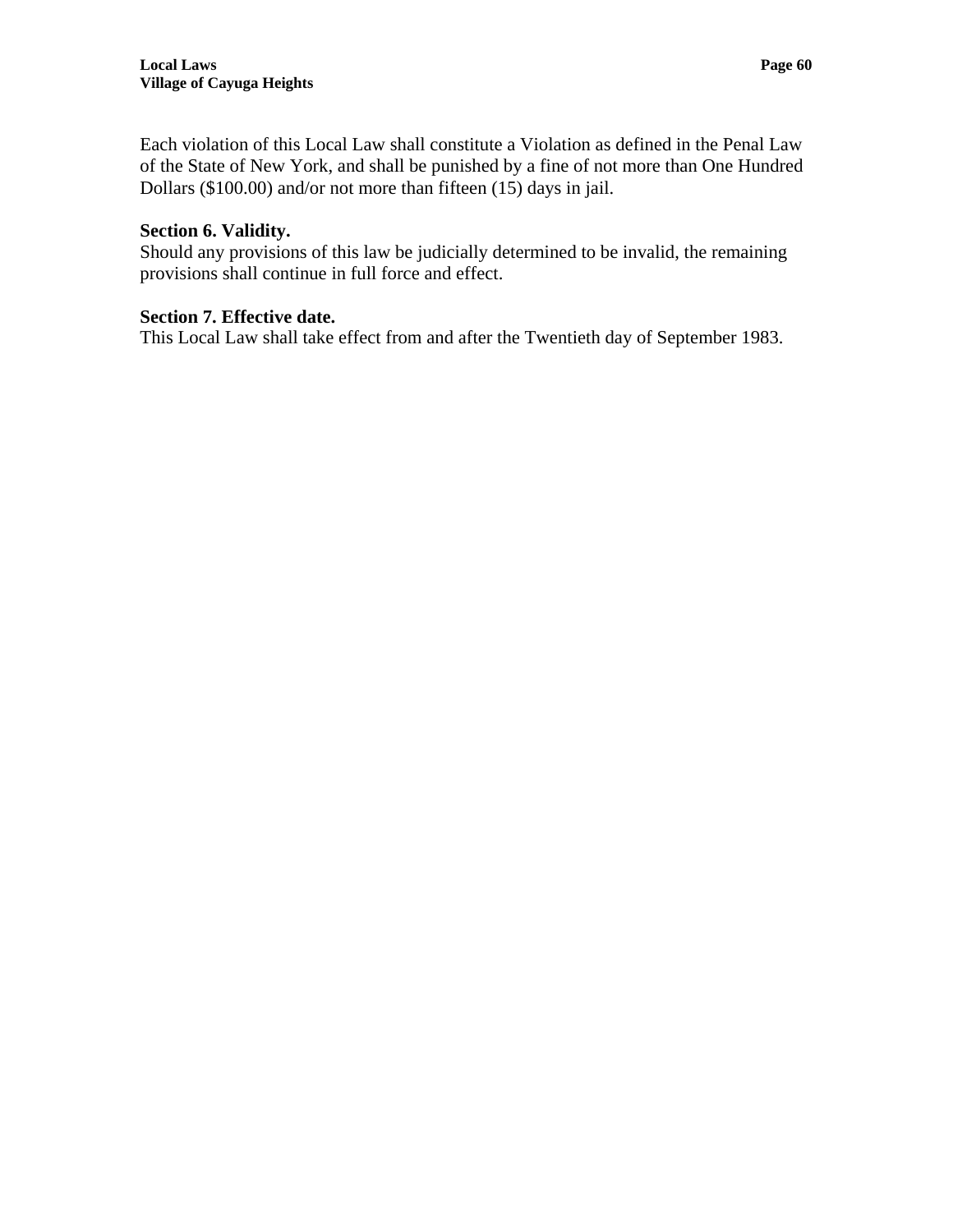Each violation of this Local Law shall constitute a Violation as defined in the Penal Law of the State of New York, and shall be punished by a fine of not more than One Hundred Dollars ($100.00) and/or not more than fifteen (15) days in jail.

**Section 6. Validity.**
Should any provisions of this law be judicially determined to be invalid, the remaining provisions shall continue in full force and effect.

**Section 7. Effective date.**
This Local Law shall take effect from and after the Twentieth day of September 1983.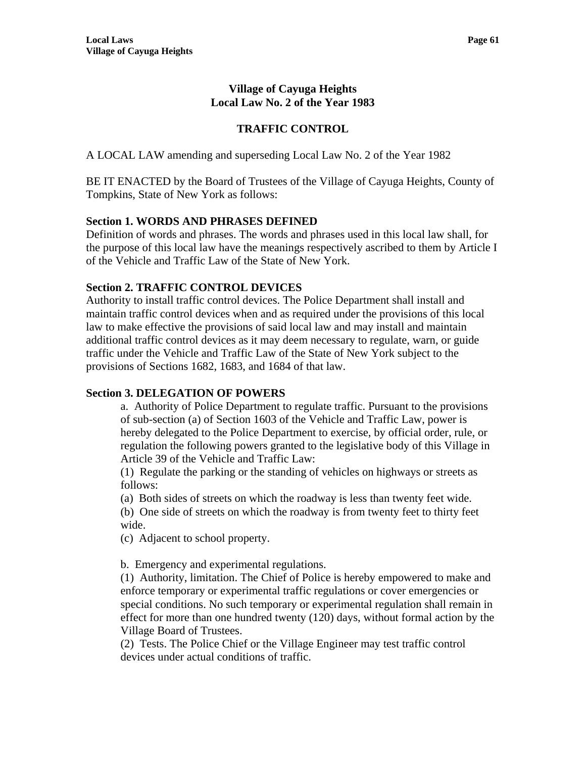# Village of Cayuga Heights
# Local Law No. 2 of the Year 1983

## TRAFFIC CONTROL

A LOCAL LAW amending and superseding Local Law No. 2 of the Year 1982

BE IT ENACTED by the Board of Trustees of the Village of Cayuga Heights, County of Tompkins, State of New York as follows:

**Section 1. WORDS AND PHRASES DEFINED**
Definition of words and phrases. The words and phrases used in this local law shall, for the purpose of this local law have the meanings respectively ascribed to them by Article I of the Vehicle and Traffic Law of the State of New York.

**Section 2. TRAFFIC CONTROL DEVICES**
Authority to install traffic control devices. The Police Department shall install and maintain traffic control devices when and as required under the provisions of this local law to make effective the provisions of said local law and may install and maintain additional traffic control devices as it may deem necessary to regulate, warn, or guide traffic under the Vehicle and Traffic Law of the State of New York subject to the provisions of Sections 1682, 1683, and 1684 of that law.

**Section 3. DELEGATION OF POWERS**

a. Authority of Police Department to regulate traffic. Pursuant to the provisions of sub-section (a) of Section 1603 of the Vehicle and Traffic Law, power is hereby delegated to the Police Department to exercise, by official order, rule, or regulation the following powers granted to the legislative body of this Village in Article 39 of the Vehicle and Traffic Law:

(1) Regulate the parking or the standing of vehicles on highways or streets as follows:

(a) Both sides of streets on which the roadway is less than twenty feet wide.

(b) One side of streets on which the roadway is from twenty feet to thirty feet wide.

(c) Adjacent to school property.

b. Emergency and experimental regulations.

(1) Authority, limitation. The Chief of Police is hereby empowered to make and enforce temporary or experimental traffic regulations or cover emergencies or special conditions. No such temporary or experimental regulation shall remain in effect for more than one hundred twenty (120) days, without formal action by the Village Board of Trustees.

(2) Tests. The Police Chief or the Village Engineer may test traffic control devices under actual conditions of traffic.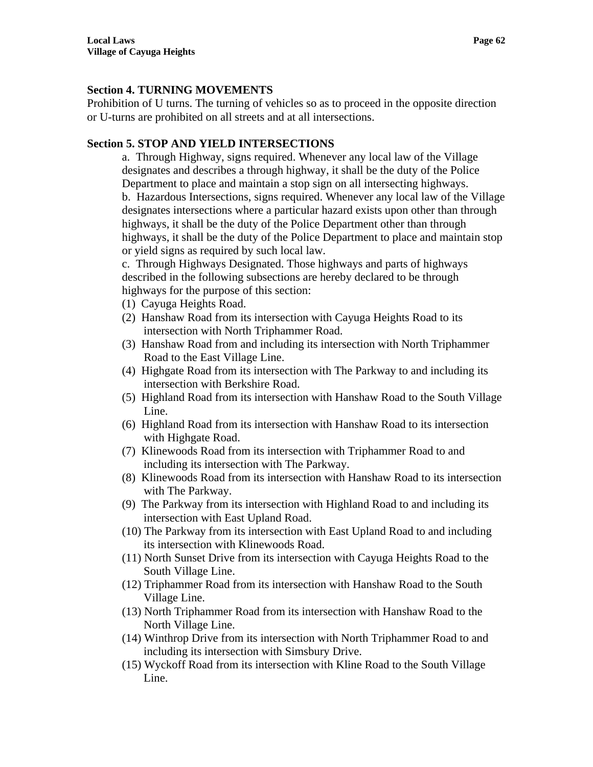**Section 4. TURNING MOVEMENTS**

Prohibition of U turns. The turning of vehicles so as to proceed in the opposite direction or U-turns are prohibited on all streets and at all intersections.

**Section 5. STOP AND YIELD INTERSECTIONS**

a. Through Highway, signs required. Whenever any local law of the Village designates and describes a through highway, it shall be the duty of the Police Department to place and maintain a stop sign on all intersecting highways.

b. Hazardous Intersections, signs required. Whenever any local law of the Village designates intersections where a particular hazard exists upon other than through highways, it shall be the duty of the Police Department other than through highways, it shall be the duty of the Police Department to place and maintain stop or yield signs as required by such local law.

c. Through Highways Designated. Those highways and parts of highways described in the following subsections are hereby declared to be through highways for the purpose of this section:

(1) Cayuga Heights Road.

(2) Hanshaw Road from its intersection with Cayuga Heights Road to its intersection with North Triphammer Road.

(3) Hanshaw Road from and including its intersection with North Triphammer Road to the East Village Line.

(4) Highgate Road from its intersection with The Parkway to and including its intersection with Berkshire Road.

(5) Highland Road from its intersection with Hanshaw Road to the South Village Line.

(6) Highland Road from its intersection with Hanshaw Road to its intersection with Highgate Road.

(7) Klinewoods Road from its intersection with Triphammer Road to and including its intersection with The Parkway.

(8) Klinewoods Road from its intersection with Hanshaw Road to its intersection with The Parkway.

(9) The Parkway from its intersection with Highland Road to and including its intersection with East Upland Road.

(10) The Parkway from its intersection with East Upland Road to and including its intersection with Klinewoods Road.

(11) North Sunset Drive from its intersection with Cayuga Heights Road to the South Village Line.

(12) Triphammer Road from its intersection with Hanshaw Road to the South Village Line.

(13) North Triphammer Road from its intersection with Hanshaw Road to the North Village Line.

(14) Winthrop Drive from its intersection with North Triphammer Road to and including its intersection with Simsbury Drive.

(15) Wyckoff Road from its intersection with Kline Road to the South Village Line.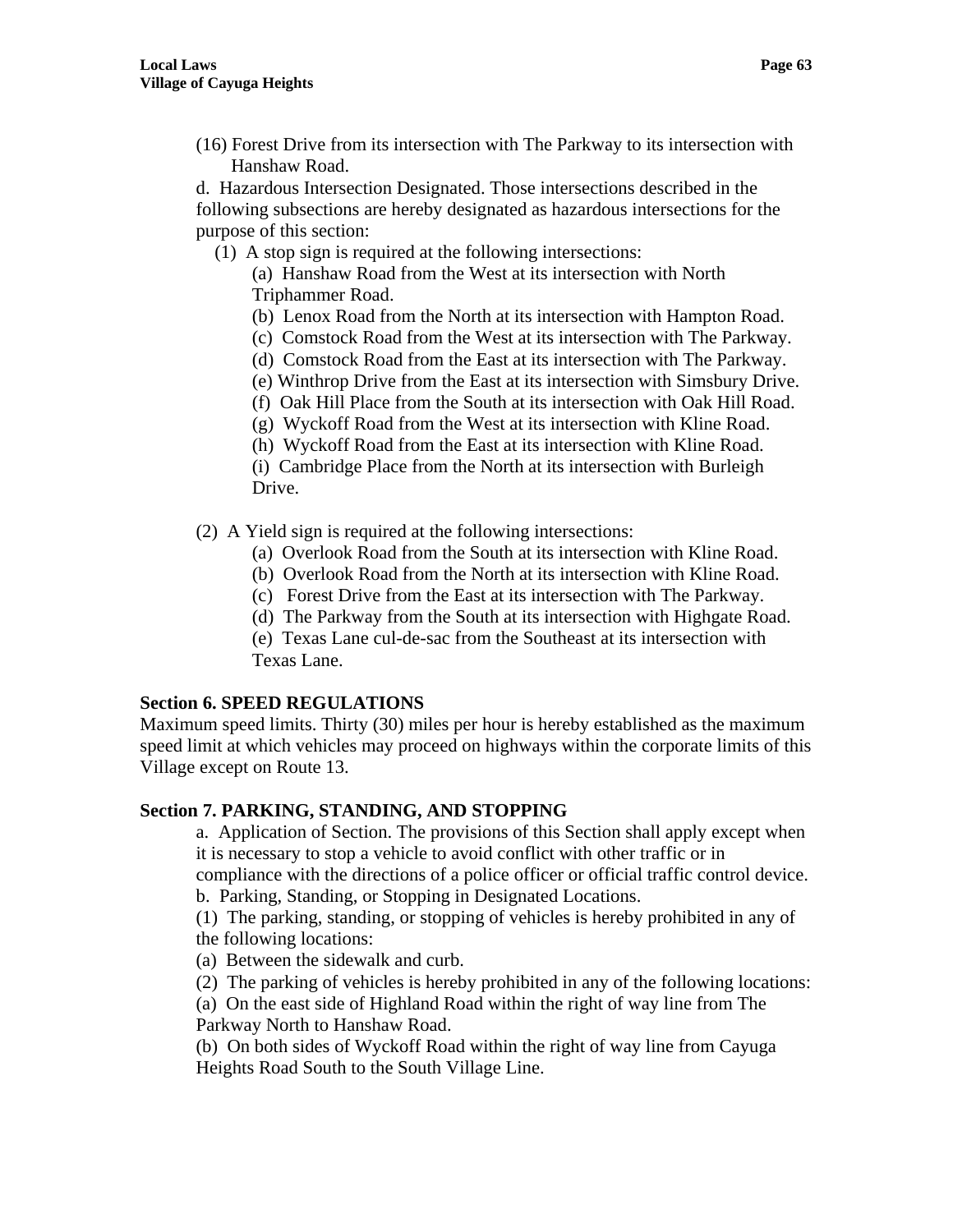(16) Forest Drive from its intersection with The Parkway to its intersection with Hanshaw Road.

d. Hazardous Intersection Designated. Those intersections described in the following subsections are hereby designated as hazardous intersections for the purpose of this section:

(1) A stop sign is required at the following intersections:

(a) Hanshaw Road from the West at its intersection with North Triphammer Road.

(b) Lenox Road from the North at its intersection with Hampton Road.

(c) Comstock Road from the West at its intersection with The Parkway.

(d) Comstock Road from the East at its intersection with The Parkway.

(e) Winthrop Drive from the East at its intersection with Simsbury Drive.

(f) Oak Hill Place from the South at its intersection with Oak Hill Road.

(g) Wyckoff Road from the West at its intersection with Kline Road.

(h) Wyckoff Road from the East at its intersection with Kline Road.

(i) Cambridge Place from the North at its intersection with Burleigh Drive.

(2) A Yield sign is required at the following intersections:

(a) Overlook Road from the South at its intersection with Kline Road.

(b) Overlook Road from the North at its intersection with Kline Road.

(c) Forest Drive from the East at its intersection with The Parkway.

(d) The Parkway from the South at its intersection with Highgate Road.

(e) Texas Lane cul-de-sac from the Southeast at its intersection with Texas Lane.

**Section 6. SPEED REGULATIONS**

Maximum speed limits. Thirty (30) miles per hour is hereby established as the maximum speed limit at which vehicles may proceed on highways within the corporate limits of this Village except on Route 13.

**Section 7. PARKING, STANDING, AND STOPPING**

a. Application of Section. The provisions of this Section shall apply except when it is necessary to stop a vehicle to avoid conflict with other traffic or in compliance with the directions of a police officer or official traffic control device.

b. Parking, Standing, or Stopping in Designated Locations.

(1) The parking, standing, or stopping of vehicles is hereby prohibited in any of the following locations:

(a) Between the sidewalk and curb.

(2) The parking of vehicles is hereby prohibited in any of the following locations:

(a) On the east side of Highland Road within the right of way line from The Parkway North to Hanshaw Road.

(b) On both sides of Wyckoff Road within the right of way line from Cayuga Heights Road South to the South Village Line.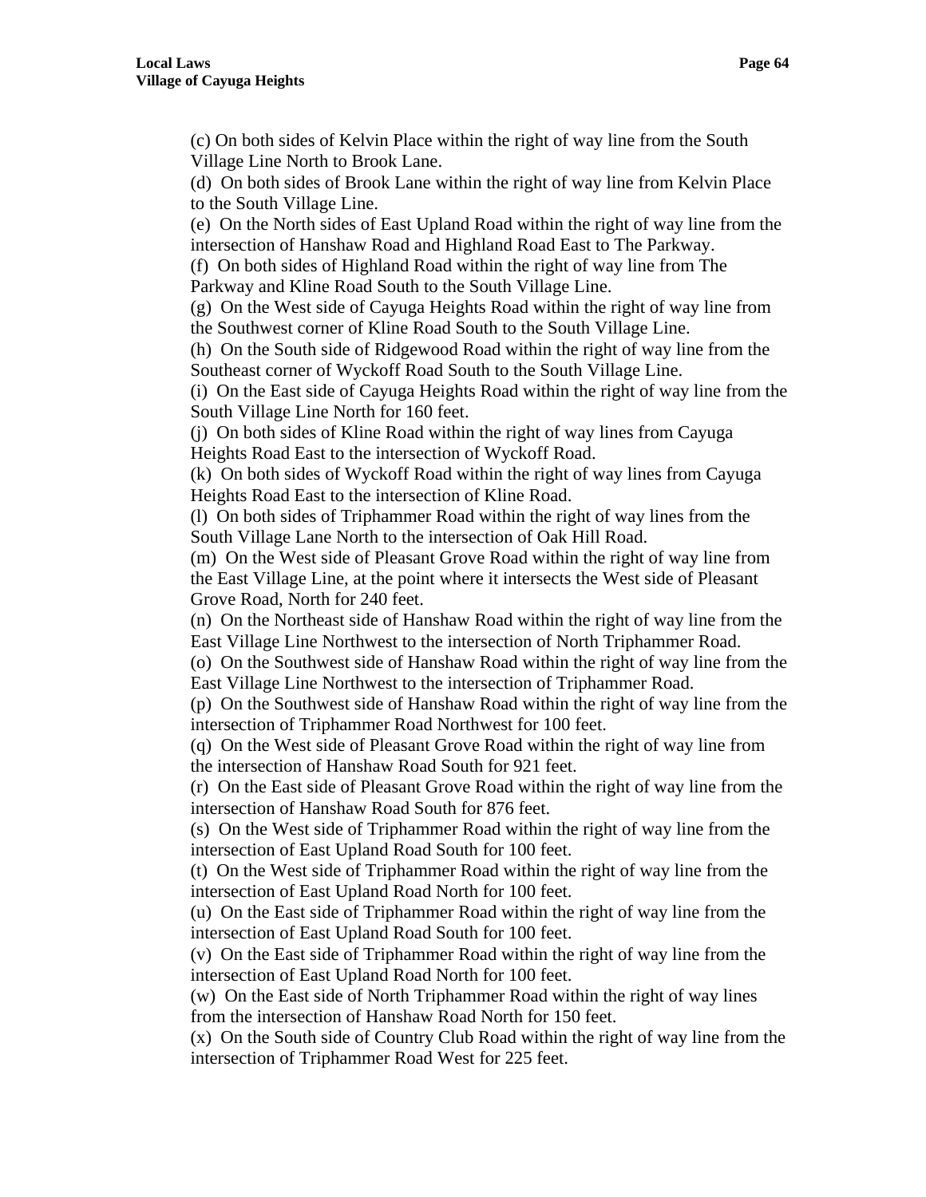(c) On both sides of Kelvin Place within the right of way line from the South Village Line North to Brook Lane.

(d) On both sides of Brook Lane within the right of way line from Kelvin Place to the South Village Line.

(e) On the North sides of East Upland Road within the right of way line from the intersection of Hanshaw Road and Highland Road East to The Parkway.

(f) On both sides of Highland Road within the right of way line from The Parkway and Kline Road South to the South Village Line.

(g) On the West side of Cayuga Heights Road within the right of way line from the Southwest corner of Kline Road South to the South Village Line.

(h) On the South side of Ridgewood Road within the right of way line from the Southeast corner of Wyckoff Road South to the South Village Line.

(i) On the East side of Cayuga Heights Road within the right of way line from the South Village Line North for 160 feet.

(j) On both sides of Kline Road within the right of way lines from Cayuga Heights Road East to the intersection of Wyckoff Road.

(k) On both sides of Wyckoff Road within the right of way lines from Cayuga Heights Road East to the intersection of Kline Road.

(l) On both sides of Triphammer Road within the right of way lines from the South Village Lane North to the intersection of Oak Hill Road.

(m) On the West side of Pleasant Grove Road within the right of way line from the East Village Line, at the point where it intersects the West side of Pleasant Grove Road, North for 240 feet.

(n) On the Northeast side of Hanshaw Road within the right of way line from the East Village Line Northwest to the intersection of North Triphammer Road.

(o) On the Southwest side of Hanshaw Road within the right of way line from the East Village Line Northwest to the intersection of Triphammer Road.

(p) On the Southwest side of Hanshaw Road within the right of way line from the intersection of Triphammer Road Northwest for 100 feet.

(q) On the West side of Pleasant Grove Road within the right of way line from the intersection of Hanshaw Road South for 921 feet.

(r) On the East side of Pleasant Grove Road within the right of way line from the intersection of Hanshaw Road South for 876 feet.

(s) On the West side of Triphammer Road within the right of way line from the intersection of East Upland Road South for 100 feet.

(t) On the West side of Triphammer Road within the right of way line from the intersection of East Upland Road North for 100 feet.

(u) On the East side of Triphammer Road within the right of way line from the intersection of East Upland Road South for 100 feet.

(v) On the East side of Triphammer Road within the right of way line from the intersection of East Upland Road North for 100 feet.

(w) On the East side of North Triphammer Road within the right of way lines from the intersection of Hanshaw Road North for 150 feet.

(x) On the South side of Country Club Road within the right of way line from the intersection of Triphammer Road West for 225 feet.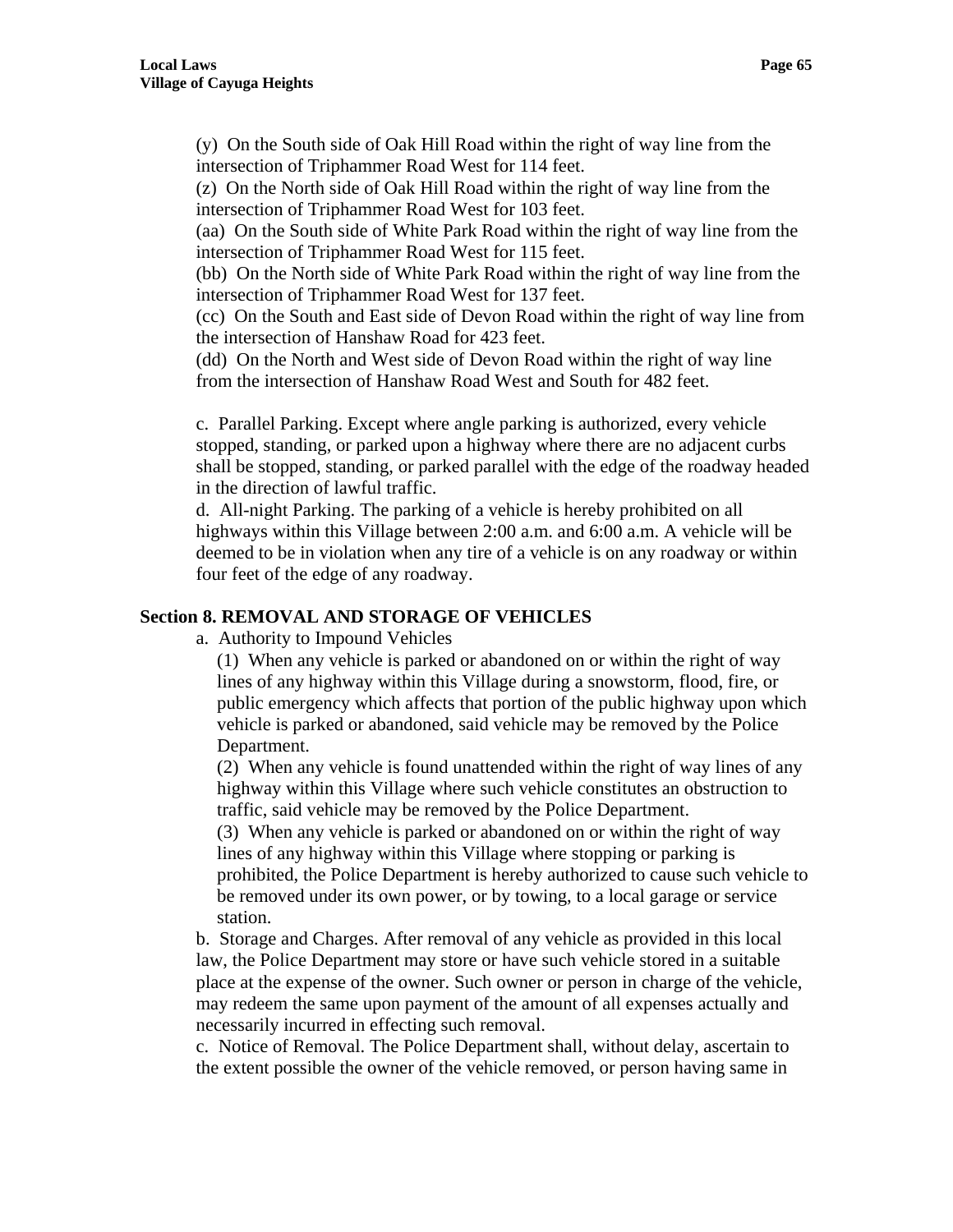(y) On the South side of Oak Hill Road within the right of way line from the intersection of Triphammer Road West for 114 feet.
(z) On the North side of Oak Hill Road within the right of way line from the intersection of Triphammer Road West for 103 feet.
(aa) On the South side of White Park Road within the right of way line from the intersection of Triphammer Road West for 115 feet.
(bb) On the North side of White Park Road within the right of way line from the intersection of Triphammer Road West for 137 feet.
(cc) On the South and East side of Devon Road within the right of way line from the intersection of Hanshaw Road for 423 feet.
(dd) On the North and West side of Devon Road within the right of way line from the intersection of Hanshaw Road West and South for 482 feet.

c. Parallel Parking. Except where angle parking is authorized, every vehicle stopped, standing, or parked upon a highway where there are no adjacent curbs shall be stopped, standing, or parked parallel with the edge of the roadway headed in the direction of lawful traffic.
d. All-night Parking. The parking of a vehicle is hereby prohibited on all highways within this Village between 2:00 a.m. and 6:00 a.m. A vehicle will be deemed to be in violation when any tire of a vehicle is on any roadway or within four feet of the edge of any roadway.

## Section 8. REMOVAL AND STORAGE OF VEHICLES

a. Authority to Impound Vehicles
(1) When any vehicle is parked or abandoned on or within the right of way lines of any highway within this Village during a snowstorm, flood, fire, or public emergency which affects that portion of the public highway upon which vehicle is parked or abandoned, said vehicle may be removed by the Police Department.
(2) When any vehicle is found unattended within the right of way lines of any highway within this Village where such vehicle constitutes an obstruction to traffic, said vehicle may be removed by the Police Department.
(3) When any vehicle is parked or abandoned on or within the right of way lines of any highway within this Village where stopping or parking is prohibited, the Police Department is hereby authorized to cause such vehicle to be removed under its own power, or by towing, to a local garage or service station.
b. Storage and Charges. After removal of any vehicle as provided in this local law, the Police Department may store or have such vehicle stored in a suitable place at the expense of the owner. Such owner or person in charge of the vehicle, may redeem the same upon payment of the amount of all expenses actually and necessarily incurred in effecting such removal.
c. Notice of Removal. The Police Department shall, without delay, ascertain to the extent possible the owner of the vehicle removed, or person having same in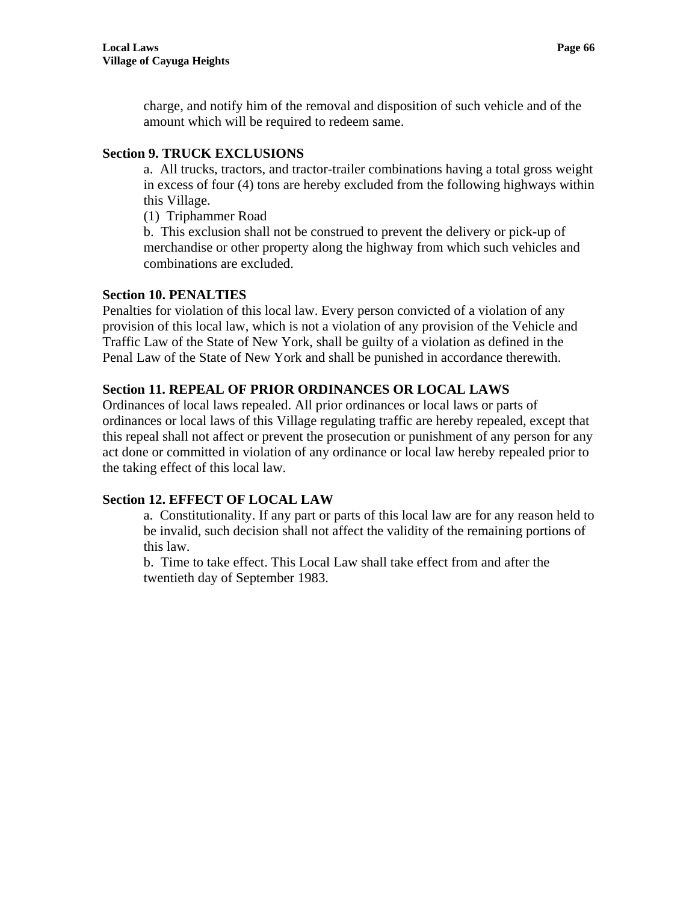charge, and notify him of the removal and disposition of such vehicle and of the amount which will be required to redeem same.

### Section 9. TRUCK EXCLUSIONS

a. All trucks, tractors, and tractor-trailer combinations having a total gross weight in excess of four (4) tons are hereby excluded from the following highways within this Village.

(1) Triphammer Road

b. This exclusion shall not be construed to prevent the delivery or pick-up of merchandise or other property along the highway from which such vehicles and combinations are excluded.

### Section 10. PENALTIES

Penalties for violation of this local law. Every person convicted of a violation of any provision of this local law, which is not a violation of any provision of the Vehicle and Traffic Law of the State of New York, shall be guilty of a violation as defined in the Penal Law of the State of New York and shall be punished in accordance therewith.

### Section 11. REPEAL OF PRIOR ORDINANCES OR LOCAL LAWS

Ordinances of local laws repealed. All prior ordinances or local laws or parts of ordinances or local laws of this Village regulating traffic are hereby repealed, except that this repeal shall not affect or prevent the prosecution or punishment of any person for any act done or committed in violation of any ordinance or local law hereby repealed prior to the taking effect of this local law.

### Section 12. EFFECT OF LOCAL LAW

a. Constitutionality. If any part or parts of this local law are for any reason held to be invalid, such decision shall not affect the validity of the remaining portions of this law.

b. Time to take effect. This Local Law shall take effect from and after the twentieth day of September 1983.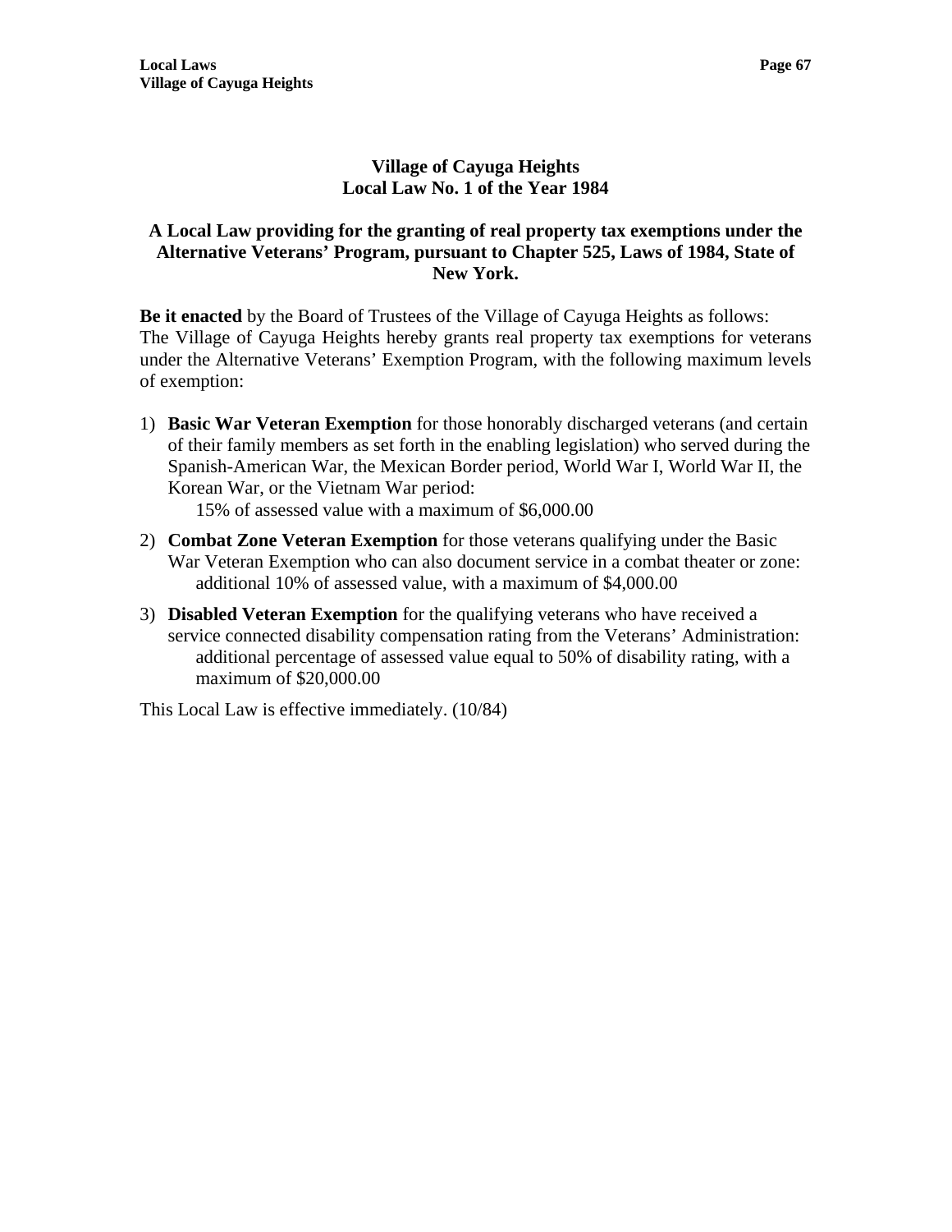## Village of Cayuga Heights
## Local Law No. 1 of the Year 1984

### A Local Law providing for the granting of real property tax exemptions under the Alternative Veterans' Program, pursuant to Chapter 525, Laws of 1984, State of New York.

**Be it enacted** by the Board of Trustees of the Village of Cayuga Heights as follows:
The Village of Cayuga Heights hereby grants real property tax exemptions for veterans under the Alternative Veterans' Exemption Program, with the following maximum levels of exemption:

1) **Basic War Veteran Exemption** for those honorably discharged veterans (and certain of their family members as set forth in the enabling legislation) who served during the Spanish-American War, the Mexican Border period, World War I, World War II, the Korean War, or the Vietnam War period:
   15% of assessed value with a maximum of $6,000.00

2) **Combat Zone Veteran Exemption** for those veterans qualifying under the Basic War Veteran Exemption who can also document service in a combat theater or zone:
   additional 10% of assessed value, with a maximum of $4,000.00

3) **Disabled Veteran Exemption** for the qualifying veterans who have received a service connected disability compensation rating from the Veterans' Administration:
   additional percentage of assessed value equal to 50% of disability rating, with a maximum of $20,000.00

This Local Law is effective immediately. (10/84)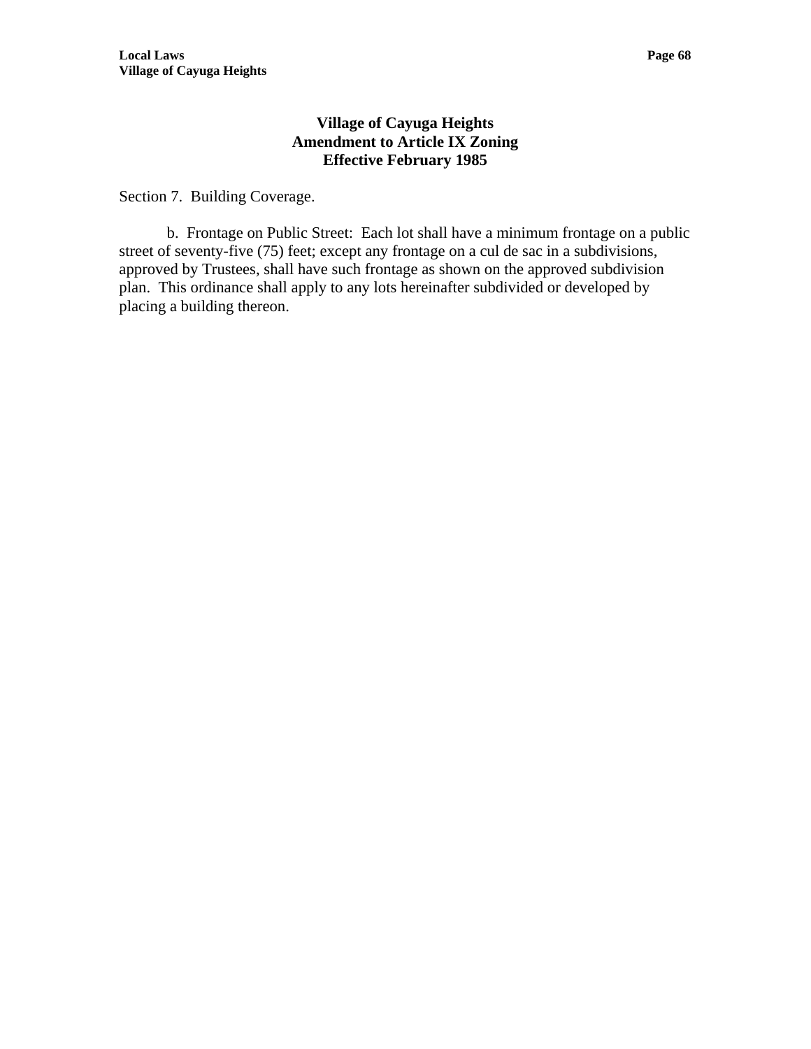## Village of Cayuga Heights
## Amendment to Article IX Zoning
## Effective February 1985

Section 7. Building Coverage.

b. Frontage on Public Street: Each lot shall have a minimum frontage on a public street of seventy-five (75) feet; except any frontage on a cul de sac in a subdivisions, approved by Trustees, shall have such frontage as shown on the approved subdivision plan. This ordinance shall apply to any lots hereinafter subdivided or developed by placing a building thereon.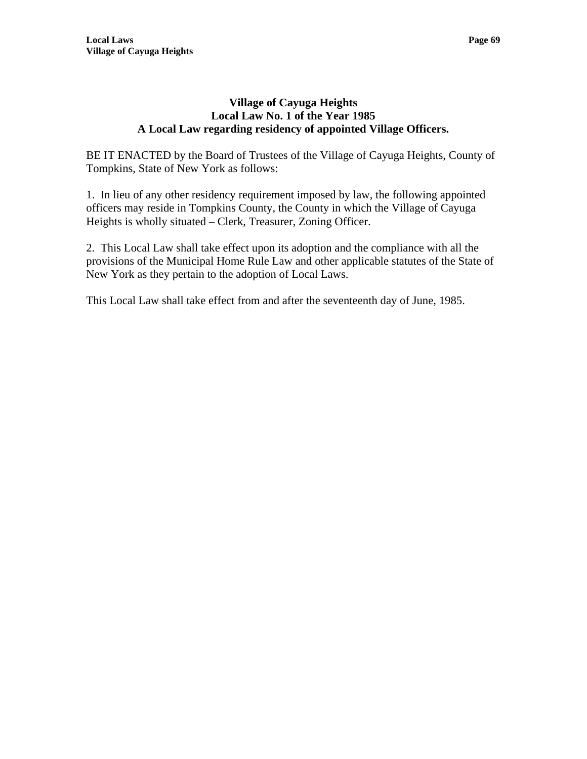# Village of Cayuga Heights
## Local Law No. 1 of the Year 1985
## A Local Law regarding residency of appointed Village Officers.

BE IT ENACTED by the Board of Trustees of the Village of Cayuga Heights, County of Tompkins, State of New York as follows:

1. In lieu of any other residency requirement imposed by law, the following appointed officers may reside in Tompkins County, the County in which the Village of Cayuga Heights is wholly situated – Clerk, Treasurer, Zoning Officer.

2. This Local Law shall take effect upon its adoption and the compliance with all the provisions of the Municipal Home Rule Law and other applicable statutes of the State of New York as they pertain to the adoption of Local Laws.

This Local Law shall take effect from and after the seventeenth day of June, 1985.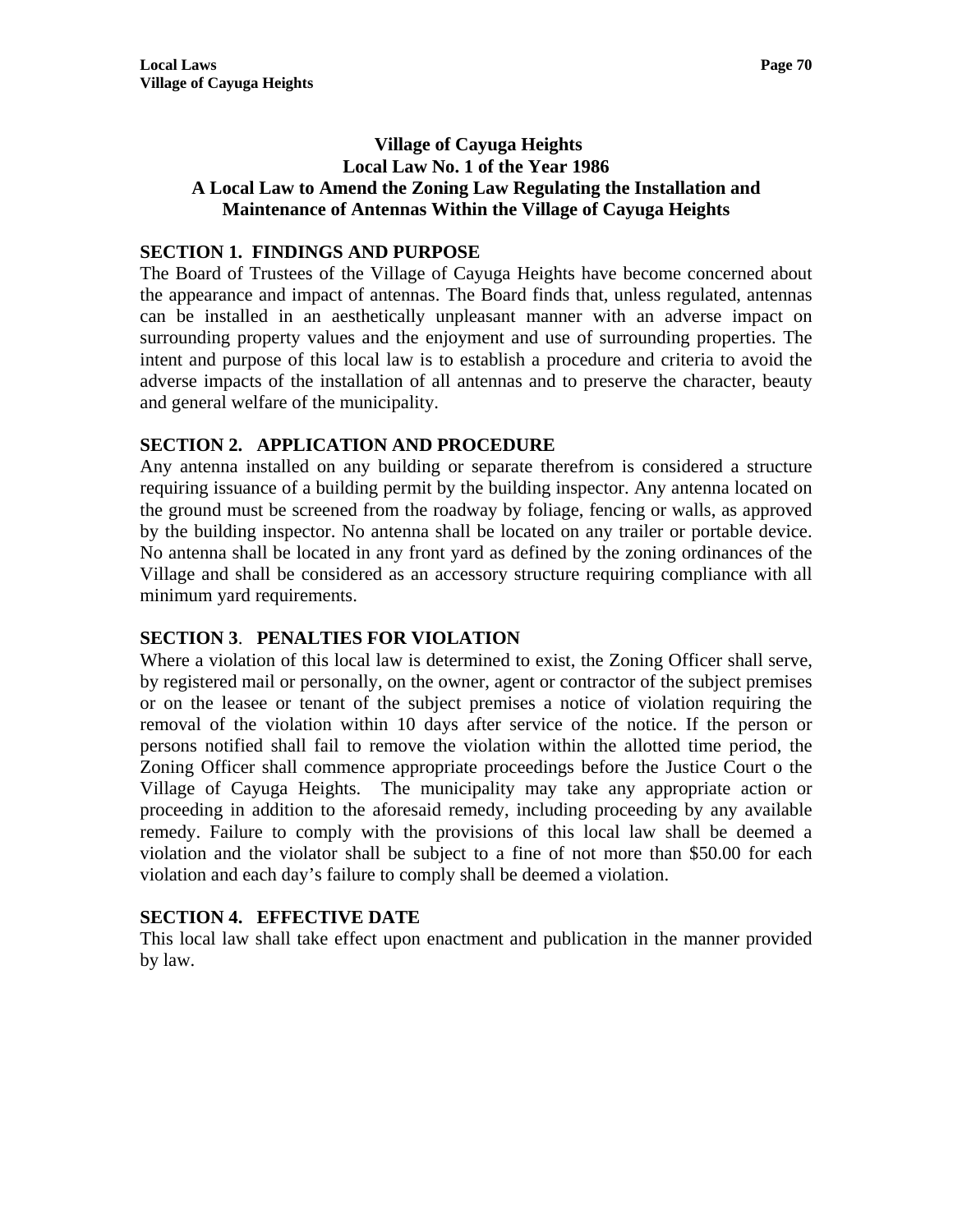# Village of Cayuga Heights
## Local Law No. 1 of the Year 1986
## A Local Law to Amend the Zoning Law Regulating the Installation and Maintenance of Antennas Within the Village of Cayuga Heights

**SECTION 1. FINDINGS AND PURPOSE**

The Board of Trustees of the Village of Cayuga Heights have become concerned about the appearance and impact of antennas. The Board finds that, unless regulated, antennas can be installed in an aesthetically unpleasant manner with an adverse impact on surrounding property values and the enjoyment and use of surrounding properties. The intent and purpose of this local law is to establish a procedure and criteria to avoid the adverse impacts of the installation of all antennas and to preserve the character, beauty and general welfare of the municipality.

**SECTION 2. APPLICATION AND PROCEDURE**

Any antenna installed on any building or separate therefrom is considered a structure requiring issuance of a building permit by the building inspector. Any antenna located on the ground must be screened from the roadway by foliage, fencing or walls, as approved by the building inspector. No antenna shall be located on any trailer or portable device. No antenna shall be located in any front yard as defined by the zoning ordinances of the Village and shall be considered as an accessory structure requiring compliance with all minimum yard requirements.

**SECTION 3. PENALTIES FOR VIOLATION**

Where a violation of this local law is determined to exist, the Zoning Officer shall serve, by registered mail or personally, on the owner, agent or contractor of the subject premises or on the leasee or tenant of the subject premises a notice of violation requiring the removal of the violation within 10 days after service of the notice. If the person or persons notified shall fail to remove the violation within the allotted time period, the Zoning Officer shall commence appropriate proceedings before the Justice Court o the Village of Cayuga Heights. The municipality may take any appropriate action or proceeding in addition to the aforesaid remedy, including proceeding by any available remedy. Failure to comply with the provisions of this local law shall be deemed a violation and the violator shall be subject to a fine of not more than $50.00 for each violation and each day's failure to comply shall be deemed a violation.

**SECTION 4. EFFECTIVE DATE**

This local law shall take effect upon enactment and publication in the manner provided by law.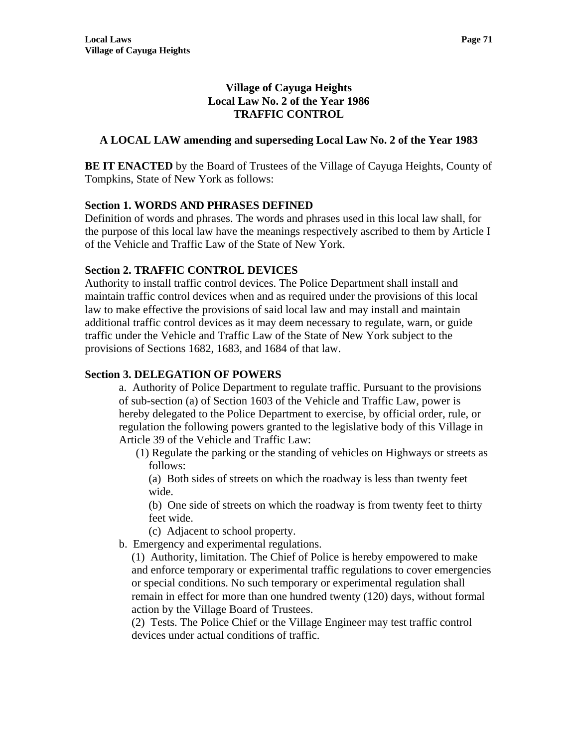## Village of Cayuga Heights
## Local Law No. 2 of the Year 1986
## TRAFFIC CONTROL

### A LOCAL LAW amending and superseding Local Law No. 2 of the Year 1983

**BE IT ENACTED** by the Board of Trustees of the Village of Cayuga Heights, County of Tompkins, State of New York as follows:

**Section 1. WORDS AND PHRASES DEFINED**
Definition of words and phrases. The words and phrases used in this local law shall, for the purpose of this local law have the meanings respectively ascribed to them by Article I of the Vehicle and Traffic Law of the State of New York.

**Section 2. TRAFFIC CONTROL DEVICES**
Authority to install traffic control devices. The Police Department shall install and maintain traffic control devices when and as required under the provisions of this local law to make effective the provisions of said local law and may install and maintain additional traffic control devices as it may deem necessary to regulate, warn, or guide traffic under the Vehicle and Traffic Law of the State of New York subject to the provisions of Sections 1682, 1683, and 1684 of that law.

**Section 3. DELEGATION OF POWERS**

a. Authority of Police Department to regulate traffic. Pursuant to the provisions of sub-section (a) of Section 1603 of the Vehicle and Traffic Law, power is hereby delegated to the Police Department to exercise, by official order, rule, or regulation the following powers granted to the legislative body of this Village in Article 39 of the Vehicle and Traffic Law:

(1) Regulate the parking or the standing of vehicles on Highways or streets as follows:

(a) Both sides of streets on which the roadway is less than twenty feet wide.

(b) One side of streets on which the roadway is from twenty feet to thirty feet wide.

(c) Adjacent to school property.

b. Emergency and experimental regulations.

(1) Authority, limitation. The Chief of Police is hereby empowered to make and enforce temporary or experimental traffic regulations to cover emergencies or special conditions. No such temporary or experimental regulation shall remain in effect for more than one hundred twenty (120) days, without formal action by the Village Board of Trustees.

(2) Tests. The Police Chief or the Village Engineer may test traffic control devices under actual conditions of traffic.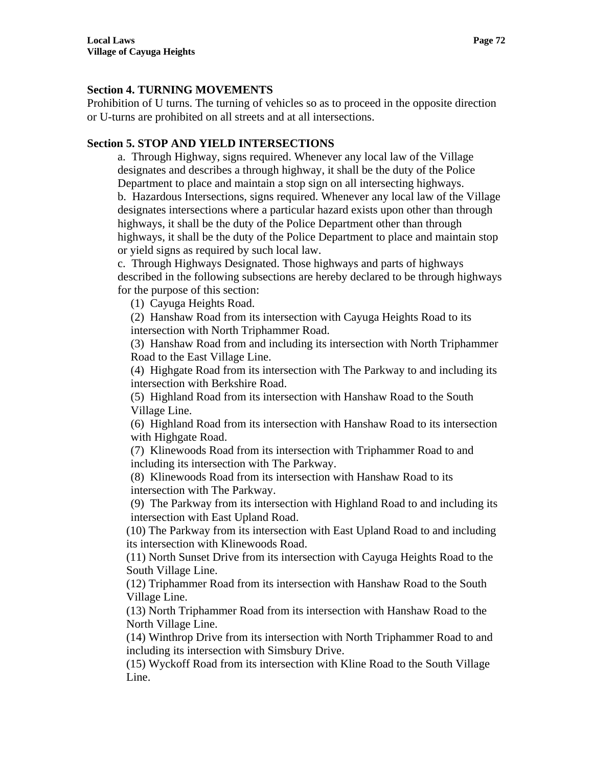### Section 4. TURNING MOVEMENTS

Prohibition of U turns. The turning of vehicles so as to proceed in the opposite direction or U-turns are prohibited on all streets and at all intersections.

### Section 5. STOP AND YIELD INTERSECTIONS

a. Through Highway, signs required. Whenever any local law of the Village designates and describes a through highway, it shall be the duty of the Police Department to place and maintain a stop sign on all intersecting highways.

b. Hazardous Intersections, signs required. Whenever any local law of the Village designates intersections where a particular hazard exists upon other than through highways, it shall be the duty of the Police Department other than through highways, it shall be the duty of the Police Department to place and maintain stop or yield signs as required by such local law.

c. Through Highways Designated. Those highways and parts of highways described in the following subsections are hereby declared to be through highways for the purpose of this section:

(1) Cayuga Heights Road.

(2) Hanshaw Road from its intersection with Cayuga Heights Road to its intersection with North Triphammer Road.

(3) Hanshaw Road from and including its intersection with North Triphammer Road to the East Village Line.

(4) Highgate Road from its intersection with The Parkway to and including its intersection with Berkshire Road.

(5) Highland Road from its intersection with Hanshaw Road to the South Village Line.

(6) Highland Road from its intersection with Hanshaw Road to its intersection with Highgate Road.

(7) Klinewoods Road from its intersection with Triphammer Road to and including its intersection with The Parkway.

(8) Klinewoods Road from its intersection with Hanshaw Road to its intersection with The Parkway.

(9) The Parkway from its intersection with Highland Road to and including its intersection with East Upland Road.

(10) The Parkway from its intersection with East Upland Road to and including its intersection with Klinewoods Road.

(11) North Sunset Drive from its intersection with Cayuga Heights Road to the South Village Line.

(12) Triphammer Road from its intersection with Hanshaw Road to the South Village Line.

(13) North Triphammer Road from its intersection with Hanshaw Road to the North Village Line.

(14) Winthrop Drive from its intersection with North Triphammer Road to and including its intersection with Simsbury Drive.

(15) Wyckoff Road from its intersection with Kline Road to the South Village Line.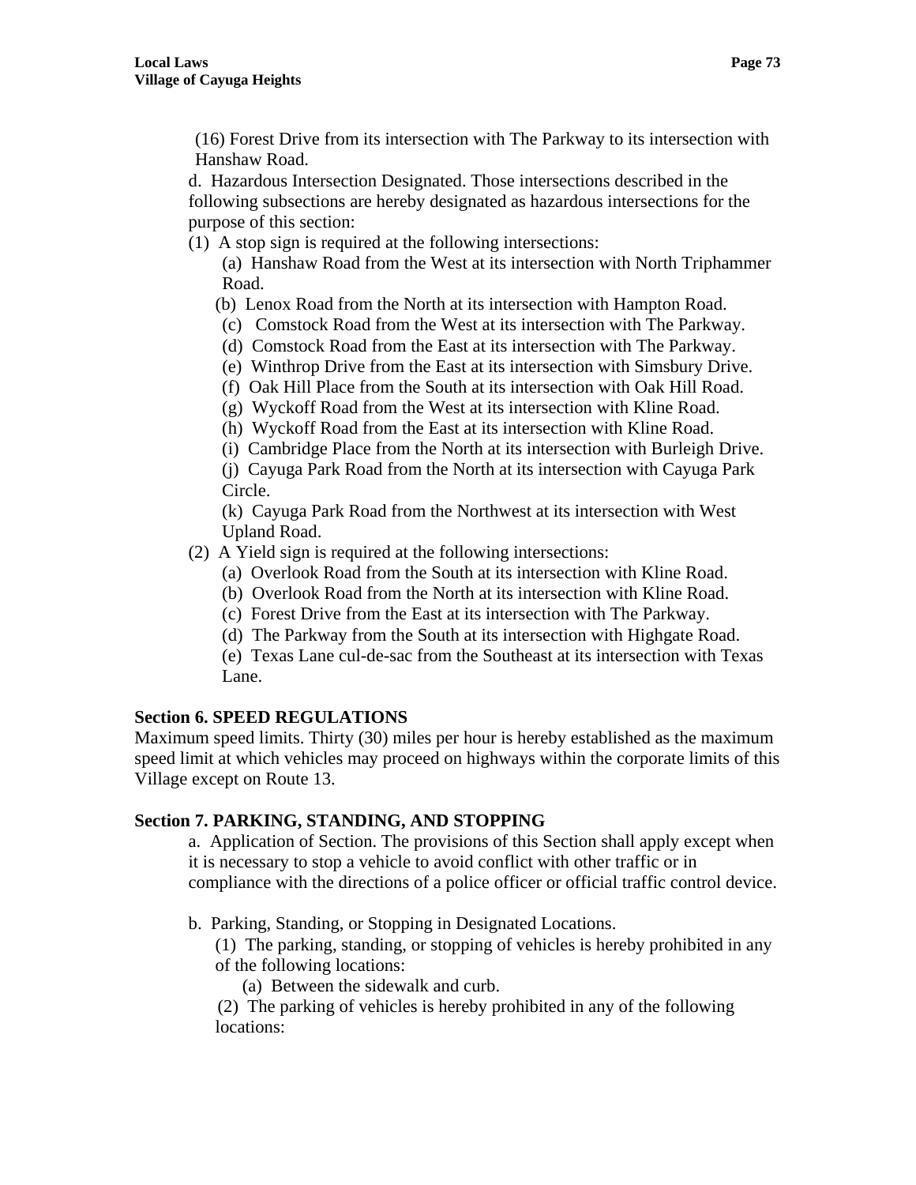(16) Forest Drive from its intersection with The Parkway to its intersection with Hanshaw Road.

d. Hazardous Intersection Designated. Those intersections described in the following subsections are hereby designated as hazardous intersections for the purpose of this section:

(1) A stop sign is required at the following intersections:

(a) Hanshaw Road from the West at its intersection with North Triphammer Road.

(b) Lenox Road from the North at its intersection with Hampton Road.

(c) Comstock Road from the West at its intersection with The Parkway.

(d) Comstock Road from the East at its intersection with The Parkway.

(e) Winthrop Drive from the East at its intersection with Simsbury Drive.

(f) Oak Hill Place from the South at its intersection with Oak Hill Road.

(g) Wyckoff Road from the West at its intersection with Kline Road.

(h) Wyckoff Road from the East at its intersection with Kline Road.

(i) Cambridge Place from the North at its intersection with Burleigh Drive.

(j) Cayuga Park Road from the North at its intersection with Cayuga Park Circle.

(k) Cayuga Park Road from the Northwest at its intersection with West Upland Road.

(2) A Yield sign is required at the following intersections:

(a) Overlook Road from the South at its intersection with Kline Road.

(b) Overlook Road from the North at its intersection with Kline Road.

(c) Forest Drive from the East at its intersection with The Parkway.

(d) The Parkway from the South at its intersection with Highgate Road.

(e) Texas Lane cul-de-sac from the Southeast at its intersection with Texas Lane.

**Section 6. SPEED REGULATIONS**

Maximum speed limits. Thirty (30) miles per hour is hereby established as the maximum speed limit at which vehicles may proceed on highways within the corporate limits of this Village except on Route 13.

**Section 7. PARKING, STANDING, AND STOPPING**

a. Application of Section. The provisions of this Section shall apply except when it is necessary to stop a vehicle to avoid conflict with other traffic or in compliance with the directions of a police officer or official traffic control device.

b. Parking, Standing, or Stopping in Designated Locations.

(1) The parking, standing, or stopping of vehicles is hereby prohibited in any of the following locations:

(a) Between the sidewalk and curb.

(2) The parking of vehicles is hereby prohibited in any of the following locations: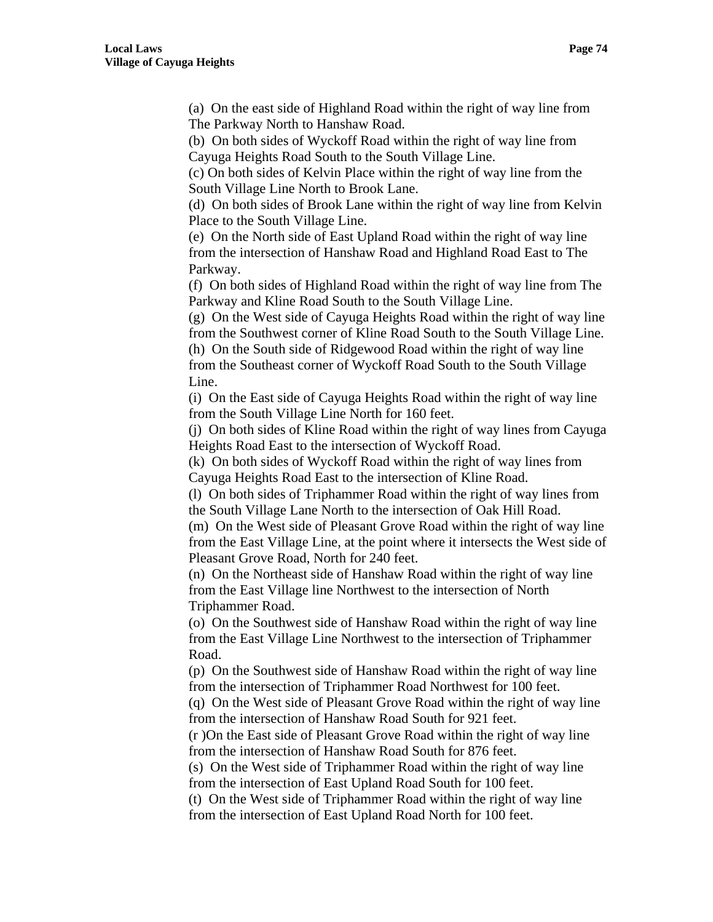(a) On the east side of Highland Road within the right of way line from The Parkway North to Hanshaw Road.
(b) On both sides of Wyckoff Road within the right of way line from Cayuga Heights Road South to the South Village Line.
(c) On both sides of Kelvin Place within the right of way line from the South Village Line North to Brook Lane.
(d) On both sides of Brook Lane within the right of way line from Kelvin Place to the South Village Line.
(e) On the North side of East Upland Road within the right of way line from the intersection of Hanshaw Road and Highland Road East to The Parkway.
(f) On both sides of Highland Road within the right of way line from The Parkway and Kline Road South to the South Village Line.
(g) On the West side of Cayuga Heights Road within the right of way line from the Southwest corner of Kline Road South to the South Village Line.
(h) On the South side of Ridgewood Road within the right of way line from the Southeast corner of Wyckoff Road South to the South Village Line.
(i) On the East side of Cayuga Heights Road within the right of way line from the South Village Line North for 160 feet.
(j) On both sides of Kline Road within the right of way lines from Cayuga Heights Road East to the intersection of Wyckoff Road.
(k) On both sides of Wyckoff Road within the right of way lines from Cayuga Heights Road East to the intersection of Kline Road.
(l) On both sides of Triphammer Road within the right of way lines from the South Village Lane North to the intersection of Oak Hill Road.
(m) On the West side of Pleasant Grove Road within the right of way line from the East Village Line, at the point where it intersects the West side of Pleasant Grove Road, North for 240 feet.
(n) On the Northeast side of Hanshaw Road within the right of way line from the East Village line Northwest to the intersection of North Triphammer Road.
(o) On the Southwest side of Hanshaw Road within the right of way line from the East Village Line Northwest to the intersection of Triphammer Road.
(p) On the Southwest side of Hanshaw Road within the right of way line from the intersection of Triphammer Road Northwest for 100 feet.
(q) On the West side of Pleasant Grove Road within the right of way line from the intersection of Hanshaw Road South for 921 feet.
(r )On the East side of Pleasant Grove Road within the right of way line from the intersection of Hanshaw Road South for 876 feet.
(s) On the West side of Triphammer Road within the right of way line from the intersection of East Upland Road South for 100 feet.
(t) On the West side of Triphammer Road within the right of way line from the intersection of East Upland Road North for 100 feet.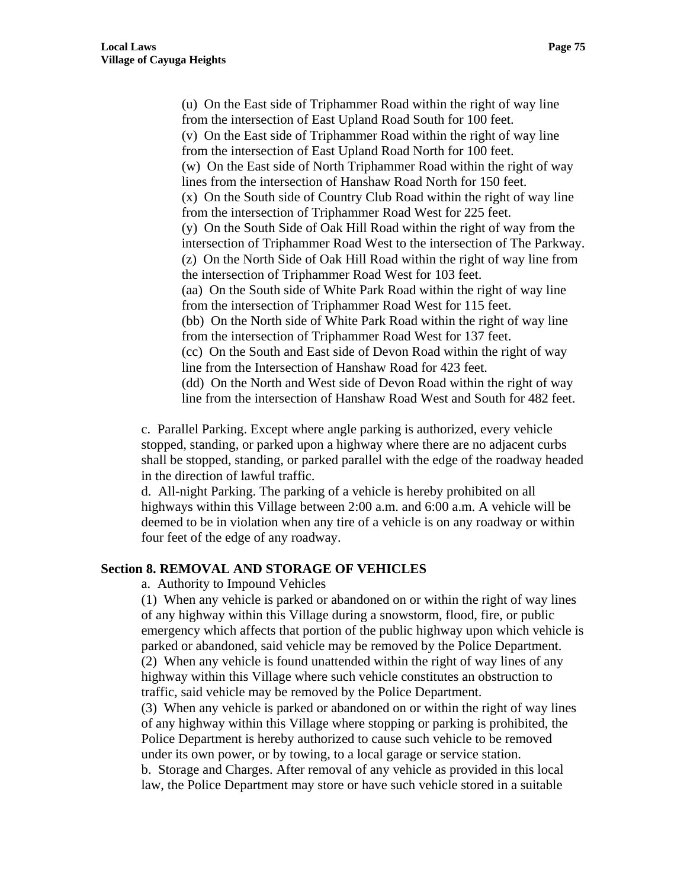(u) On the East side of Triphammer Road within the right of way line from the intersection of East Upland Road South for 100 feet.
(v) On the East side of Triphammer Road within the right of way line from the intersection of East Upland Road North for 100 feet.
(w) On the East side of North Triphammer Road within the right of way lines from the intersection of Hanshaw Road North for 150 feet.
(x) On the South side of Country Club Road within the right of way line from the intersection of Triphammer Road West for 225 feet.
(y) On the South Side of Oak Hill Road within the right of way from the intersection of Triphammer Road West to the intersection of The Parkway.
(z) On the North Side of Oak Hill Road within the right of way line from the intersection of Triphammer Road West for 103 feet.
(aa) On the South side of White Park Road within the right of way line from the intersection of Triphammer Road West for 115 feet.
(bb) On the North side of White Park Road within the right of way line from the intersection of Triphammer Road West for 137 feet.
(cc) On the South and East side of Devon Road within the right of way line from the Intersection of Hanshaw Road for 423 feet.
(dd) On the North and West side of Devon Road within the right of way line from the intersection of Hanshaw Road West and South for 482 feet.

c. Parallel Parking. Except where angle parking is authorized, every vehicle stopped, standing, or parked upon a highway where there are no adjacent curbs shall be stopped, standing, or parked parallel with the edge of the roadway headed in the direction of lawful traffic.
d. All-night Parking. The parking of a vehicle is hereby prohibited on all highways within this Village between 2:00 a.m. and 6:00 a.m. A vehicle will be deemed to be in violation when any tire of a vehicle is on any roadway or within four feet of the edge of any roadway.

## Section 8. REMOVAL AND STORAGE OF VEHICLES

a. Authority to Impound Vehicles
(1) When any vehicle is parked or abandoned on or within the right of way lines of any highway within this Village during a snowstorm, flood, fire, or public emergency which affects that portion of the public highway upon which vehicle is parked or abandoned, said vehicle may be removed by the Police Department.
(2) When any vehicle is found unattended within the right of way lines of any highway within this Village where such vehicle constitutes an obstruction to traffic, said vehicle may be removed by the Police Department.
(3) When any vehicle is parked or abandoned on or within the right of way lines of any highway within this Village where stopping or parking is prohibited, the Police Department is hereby authorized to cause such vehicle to be removed under its own power, or by towing, to a local garage or service station.
b. Storage and Charges. After removal of any vehicle as provided in this local law, the Police Department may store or have such vehicle stored in a suitable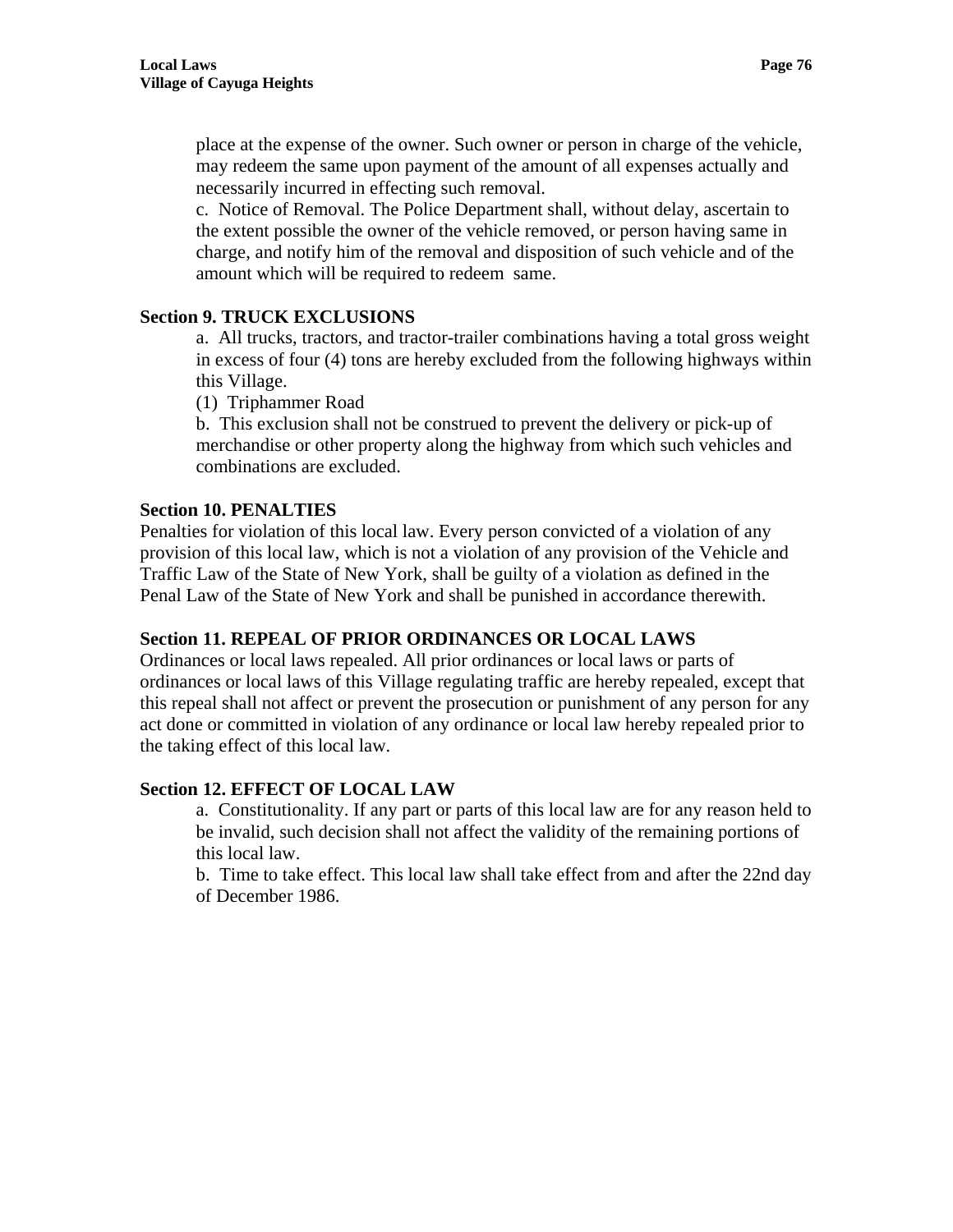place at the expense of the owner. Such owner or person in charge of the vehicle, may redeem the same upon payment of the amount of all expenses actually and necessarily incurred in effecting such removal.

c. Notice of Removal. The Police Department shall, without delay, ascertain to the extent possible the owner of the vehicle removed, or person having same in charge, and notify him of the removal and disposition of such vehicle and of the amount which will be required to redeem same.

**Section 9. TRUCK EXCLUSIONS**

a. All trucks, tractors, and tractor-trailer combinations having a total gross weight in excess of four (4) tons are hereby excluded from the following highways within this Village.

(1) Triphammer Road

b. This exclusion shall not be construed to prevent the delivery or pick-up of merchandise or other property along the highway from which such vehicles and combinations are excluded.

**Section 10. PENALTIES**

Penalties for violation of this local law. Every person convicted of a violation of any provision of this local law, which is not a violation of any provision of the Vehicle and Traffic Law of the State of New York, shall be guilty of a violation as defined in the Penal Law of the State of New York and shall be punished in accordance therewith.

**Section 11. REPEAL OF PRIOR ORDINANCES OR LOCAL LAWS**

Ordinances or local laws repealed. All prior ordinances or local laws or parts of ordinances or local laws of this Village regulating traffic are hereby repealed, except that this repeal shall not affect or prevent the prosecution or punishment of any person for any act done or committed in violation of any ordinance or local law hereby repealed prior to the taking effect of this local law.

**Section 12. EFFECT OF LOCAL LAW**

a. Constitutionality. If any part or parts of this local law are for any reason held to be invalid, such decision shall not affect the validity of the remaining portions of this local law.

b. Time to take effect. This local law shall take effect from and after the 22nd day of December 1986.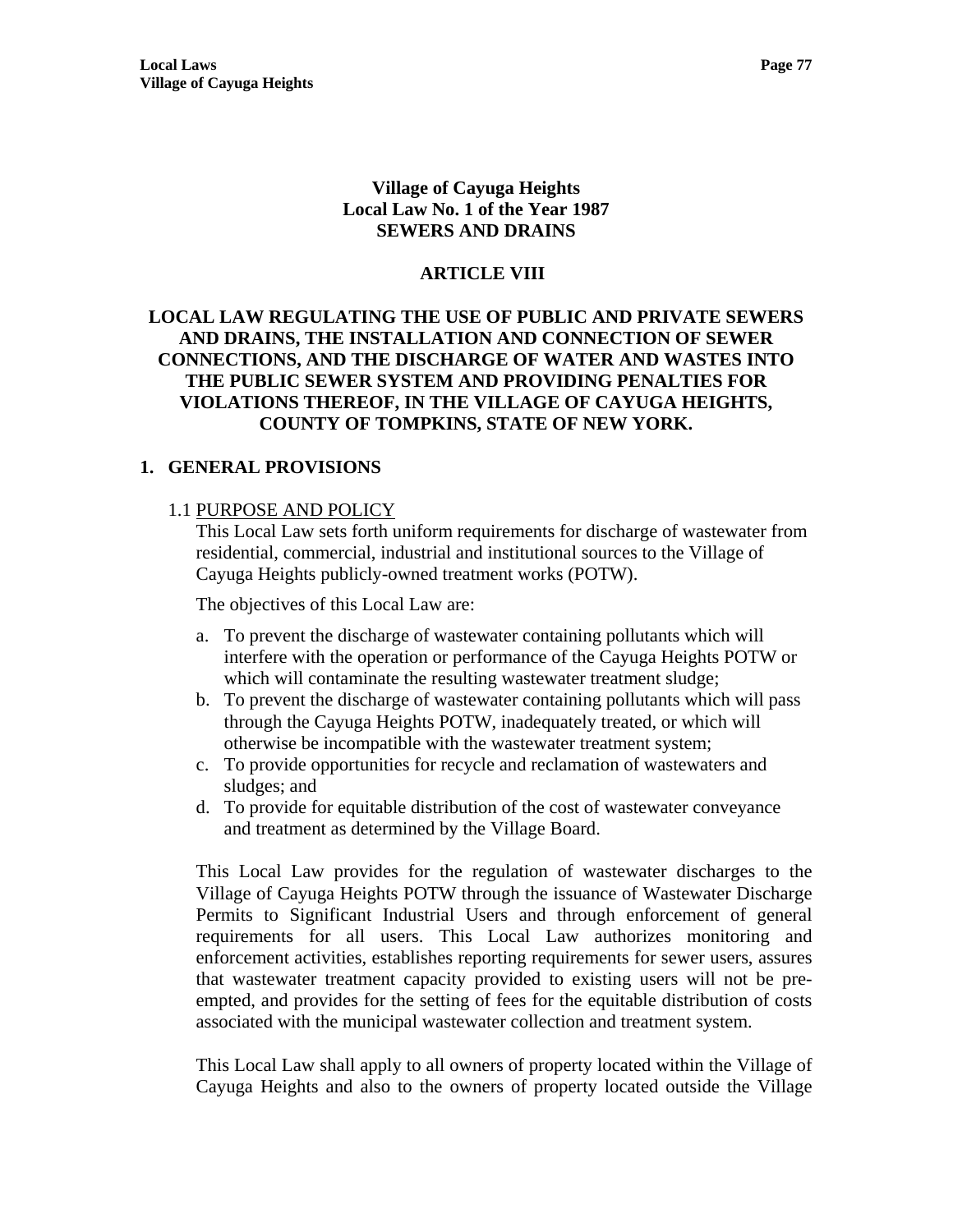# Village of Cayuga Heights
# Local Law No. 1 of the Year 1987
# SEWERS AND DRAINS

## ARTICLE VIII

## LOCAL LAW REGULATING THE USE OF PUBLIC AND PRIVATE SEWERS AND DRAINS, THE INSTALLATION AND CONNECTION OF SEWER CONNECTIONS, AND THE DISCHARGE OF WATER AND WASTES INTO THE PUBLIC SEWER SYSTEM AND PROVIDING PENALTIES FOR VIOLATIONS THEREOF, IN THE VILLAGE OF CAYUGA HEIGHTS, COUNTY OF TOMPKINS, STATE OF NEW YORK.

### 1. GENERAL PROVISIONS

1.1 PURPOSE AND POLICY

This Local Law sets forth uniform requirements for discharge of wastewater from residential, commercial, industrial and institutional sources to the Village of Cayuga Heights publicly-owned treatment works (POTW).

The objectives of this Local Law are:

a. To prevent the discharge of wastewater containing pollutants which will interfere with the operation or performance of the Cayuga Heights POTW or which will contaminate the resulting wastewater treatment sludge;
b. To prevent the discharge of wastewater containing pollutants which will pass through the Cayuga Heights POTW, inadequately treated, or which will otherwise be incompatible with the wastewater treatment system;
c. To provide opportunities for recycle and reclamation of wastewaters and sludges; and
d. To provide for equitable distribution of the cost of wastewater conveyance and treatment as determined by the Village Board.

This Local Law provides for the regulation of wastewater discharges to the Village of Cayuga Heights POTW through the issuance of Wastewater Discharge Permits to Significant Industrial Users and through enforcement of general requirements for all users. This Local Law authorizes monitoring and enforcement activities, establishes reporting requirements for sewer users, assures that wastewater treatment capacity provided to existing users will not be pre-empted, and provides for the setting of fees for the equitable distribution of costs associated with the municipal wastewater collection and treatment system.

This Local Law shall apply to all owners of property located within the Village of Cayuga Heights and also to the owners of property located outside the Village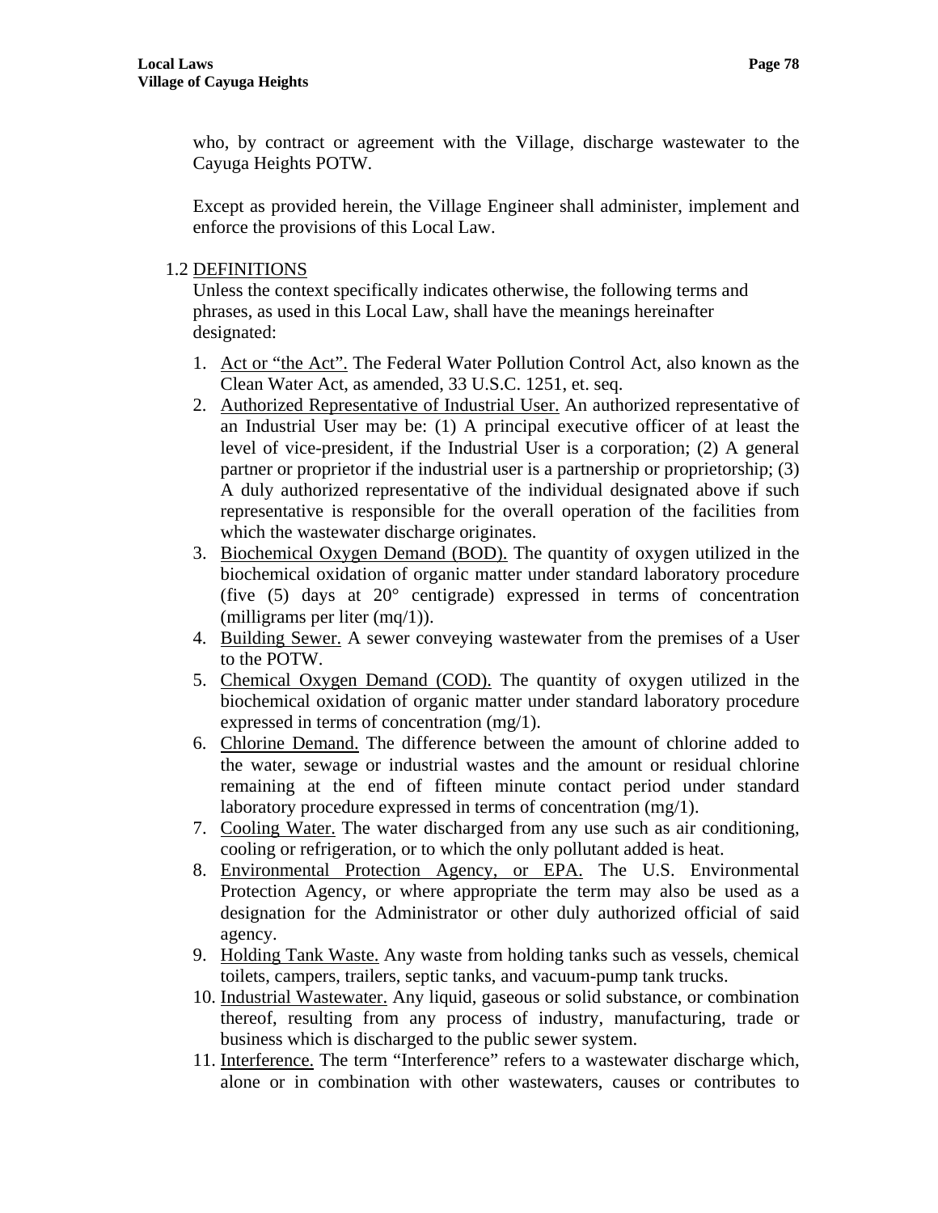who, by contract or agreement with the Village, discharge wastewater to the Cayuga Heights POTW.

Except as provided herein, the Village Engineer shall administer, implement and enforce the provisions of this Local Law.

1.2 DEFINITIONS

Unless the context specifically indicates otherwise, the following terms and phrases, as used in this Local Law, shall have the meanings hereinafter designated:

1. Act or "the Act". The Federal Water Pollution Control Act, also known as the Clean Water Act, as amended, 33 U.S.C. 1251, et. seq.
2. Authorized Representative of Industrial User. An authorized representative of an Industrial User may be: (1) A principal executive officer of at least the level of vice-president, if the Industrial User is a corporation; (2) A general partner or proprietor if the industrial user is a partnership or proprietorship; (3) A duly authorized representative of the individual designated above if such representative is responsible for the overall operation of the facilities from which the wastewater discharge originates.
3. Biochemical Oxygen Demand (BOD). The quantity of oxygen utilized in the biochemical oxidation of organic matter under standard laboratory procedure (five (5) days at 20° centigrade) expressed in terms of concentration (milligrams per liter (mq/1)).
4. Building Sewer. A sewer conveying wastewater from the premises of a User to the POTW.
5. Chemical Oxygen Demand (COD). The quantity of oxygen utilized in the biochemical oxidation of organic matter under standard laboratory procedure expressed in terms of concentration (mg/1).
6. Chlorine Demand. The difference between the amount of chlorine added to the water, sewage or industrial wastes and the amount or residual chlorine remaining at the end of fifteen minute contact period under standard laboratory procedure expressed in terms of concentration (mg/1).
7. Cooling Water. The water discharged from any use such as air conditioning, cooling or refrigeration, or to which the only pollutant added is heat.
8. Environmental Protection Agency, or EPA. The U.S. Environmental Protection Agency, or where appropriate the term may also be used as a designation for the Administrator or other duly authorized official of said agency.
9. Holding Tank Waste. Any waste from holding tanks such as vessels, chemical toilets, campers, trailers, septic tanks, and vacuum-pump tank trucks.
10. Industrial Wastewater. Any liquid, gaseous or solid substance, or combination thereof, resulting from any process of industry, manufacturing, trade or business which is discharged to the public sewer system.
11. Interference. The term "Interference" refers to a wastewater discharge which, alone or in combination with other wastewaters, causes or contributes to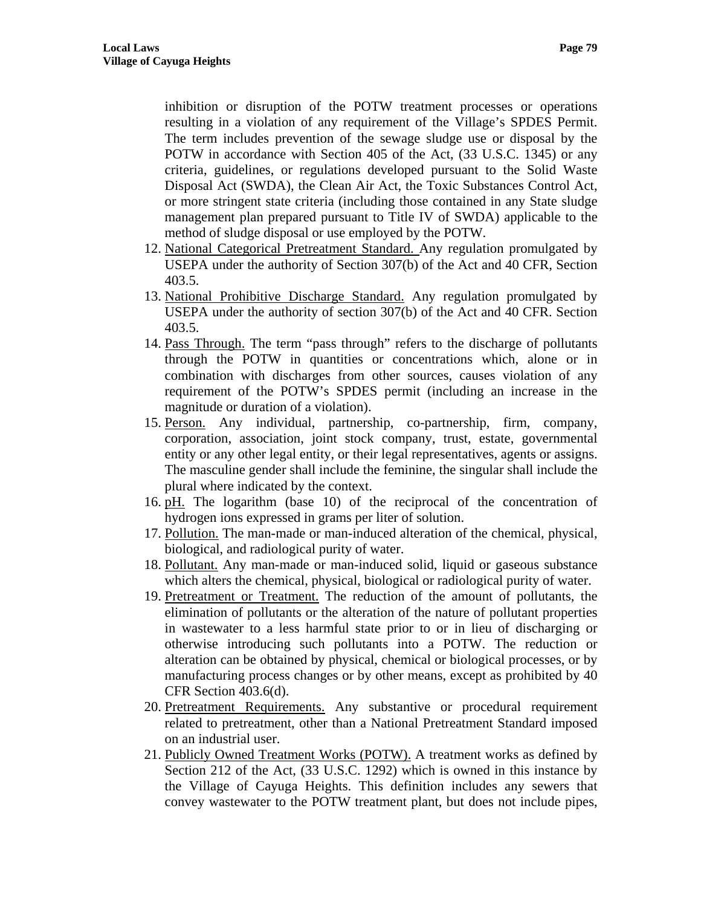inhibition or disruption of the POTW treatment processes or operations resulting in a violation of any requirement of the Village's SPDES Permit. The term includes prevention of the sewage sludge use or disposal by the POTW in accordance with Section 405 of the Act, (33 U.S.C. 1345) or any criteria, guidelines, or regulations developed pursuant to the Solid Waste Disposal Act (SWDA), the Clean Air Act, the Toxic Substances Control Act, or more stringent state criteria (including those contained in any State sludge management plan prepared pursuant to Title IV of SWDA) applicable to the method of sludge disposal or use employed by the POTW.

12. National Categorical Pretreatment Standard. Any regulation promulgated by USEPA under the authority of Section 307(b) of the Act and 40 CFR, Section 403.5.
13. National Prohibitive Discharge Standard. Any regulation promulgated by USEPA under the authority of section 307(b) of the Act and 40 CFR. Section 403.5.
14. Pass Through. The term "pass through" refers to the discharge of pollutants through the POTW in quantities or concentrations which, alone or in combination with discharges from other sources, causes violation of any requirement of the POTW's SPDES permit (including an increase in the magnitude or duration of a violation).
15. Person. Any individual, partnership, co-partnership, firm, company, corporation, association, joint stock company, trust, estate, governmental entity or any other legal entity, or their legal representatives, agents or assigns. The masculine gender shall include the feminine, the singular shall include the plural where indicated by the context.
16. pH. The logarithm (base 10) of the reciprocal of the concentration of hydrogen ions expressed in grams per liter of solution.
17. Pollution. The man-made or man-induced alteration of the chemical, physical, biological, and radiological purity of water.
18. Pollutant. Any man-made or man-induced solid, liquid or gaseous substance which alters the chemical, physical, biological or radiological purity of water.
19. Pretreatment or Treatment. The reduction of the amount of pollutants, the elimination of pollutants or the alteration of the nature of pollutant properties in wastewater to a less harmful state prior to or in lieu of discharging or otherwise introducing such pollutants into a POTW. The reduction or alteration can be obtained by physical, chemical or biological processes, or by manufacturing process changes or by other means, except as prohibited by 40 CFR Section 403.6(d).
20. Pretreatment Requirements. Any substantive or procedural requirement related to pretreatment, other than a National Pretreatment Standard imposed on an industrial user.
21. Publicly Owned Treatment Works (POTW). A treatment works as defined by Section 212 of the Act, (33 U.S.C. 1292) which is owned in this instance by the Village of Cayuga Heights. This definition includes any sewers that convey wastewater to the POTW treatment plant, but does not include pipes,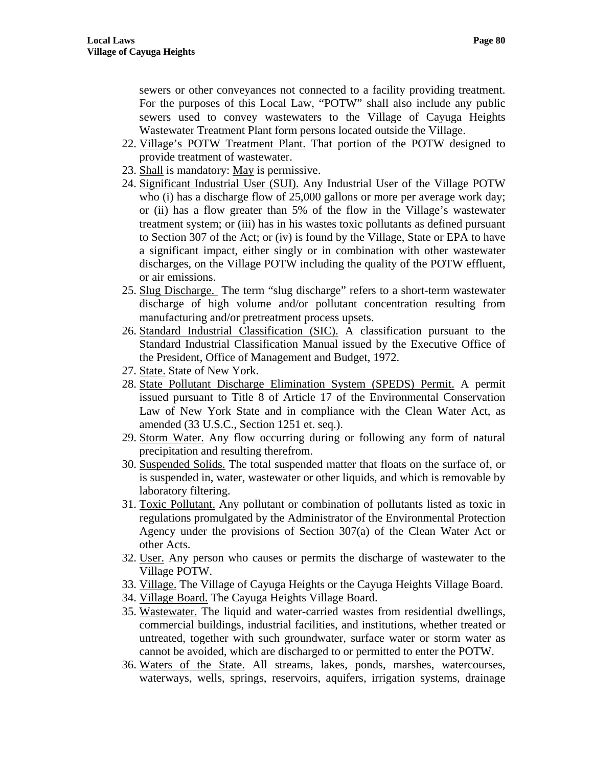sewers or other conveyances not connected to a facility providing treatment. For the purposes of this Local Law, "POTW" shall also include any public sewers used to convey wastewaters to the Village of Cayuga Heights Wastewater Treatment Plant form persons located outside the Village.

22. Village's POTW Treatment Plant. That portion of the POTW designed to provide treatment of wastewater.
23. Shall is mandatory: May is permissive.
24. Significant Industrial User (SUI). Any Industrial User of the Village POTW who (i) has a discharge flow of 25,000 gallons or more per average work day; or (ii) has a flow greater than 5% of the flow in the Village's wastewater treatment system; or (iii) has in his wastes toxic pollutants as defined pursuant to Section 307 of the Act; or (iv) is found by the Village, State or EPA to have a significant impact, either singly or in combination with other wastewater discharges, on the Village POTW including the quality of the POTW effluent, or air emissions.
25. Slug Discharge. The term "slug discharge" refers to a short-term wastewater discharge of high volume and/or pollutant concentration resulting from manufacturing and/or pretreatment process upsets.
26. Standard Industrial Classification (SIC). A classification pursuant to the Standard Industrial Classification Manual issued by the Executive Office of the President, Office of Management and Budget, 1972.
27. State. State of New York.
28. State Pollutant Discharge Elimination System (SPEDS) Permit. A permit issued pursuant to Title 8 of Article 17 of the Environmental Conservation Law of New York State and in compliance with the Clean Water Act, as amended (33 U.S.C., Section 1251 et. seq.).
29. Storm Water. Any flow occurring during or following any form of natural precipitation and resulting therefrom.
30. Suspended Solids. The total suspended matter that floats on the surface of, or is suspended in, water, wastewater or other liquids, and which is removable by laboratory filtering.
31. Toxic Pollutant. Any pollutant or combination of pollutants listed as toxic in regulations promulgated by the Administrator of the Environmental Protection Agency under the provisions of Section 307(a) of the Clean Water Act or other Acts.
32. User. Any person who causes or permits the discharge of wastewater to the Village POTW.
33. Village. The Village of Cayuga Heights or the Cayuga Heights Village Board.
34. Village Board. The Cayuga Heights Village Board.
35. Wastewater. The liquid and water-carried wastes from residential dwellings, commercial buildings, industrial facilities, and institutions, whether treated or untreated, together with such groundwater, surface water or storm water as cannot be avoided, which are discharged to or permitted to enter the POTW.
36. Waters of the State. All streams, lakes, ponds, marshes, watercourses, waterways, wells, springs, reservoirs, aquifers, irrigation systems, drainage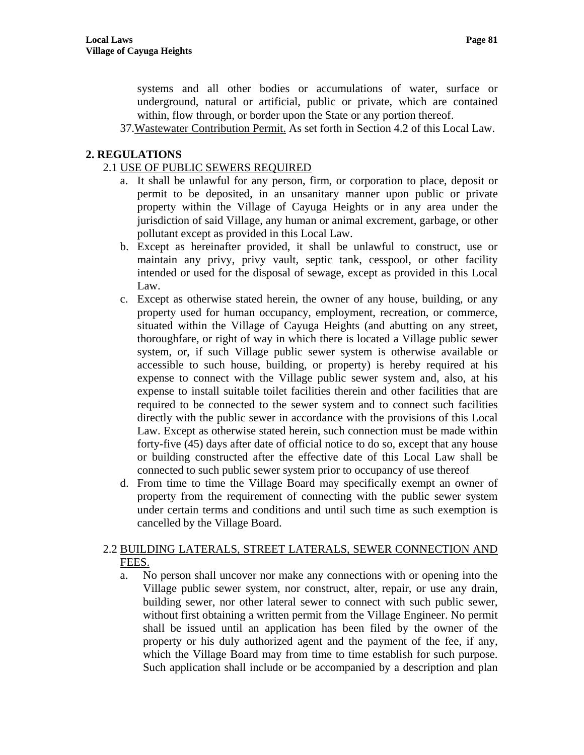systems and all other bodies or accumulations of water, surface or underground, natural or artificial, public or private, which are contained within, flow through, or border upon the State or any portion thereof.

37. Wastewater Contribution Permit. As set forth in Section 4.2 of this Local Law.

## 2. REGULATIONS

### 2.1 USE OF PUBLIC SEWERS REQUIRED

a. It shall be unlawful for any person, firm, or corporation to place, deposit or permit to be deposited, in an unsanitary manner upon public or private property within the Village of Cayuga Heights or in any area under the jurisdiction of said Village, any human or animal excrement, garbage, or other pollutant except as provided in this Local Law.

b. Except as hereinafter provided, it shall be unlawful to construct, use or maintain any privy, privy vault, septic tank, cesspool, or other facility intended or used for the disposal of sewage, except as provided in this Local Law.

c. Except as otherwise stated herein, the owner of any house, building, or any property used for human occupancy, employment, recreation, or commerce, situated within the Village of Cayuga Heights (and abutting on any street, thoroughfare, or right of way in which there is located a Village public sewer system, or, if such Village public sewer system is otherwise available or accessible to such house, building, or property) is hereby required at his expense to connect with the Village public sewer system and, also, at his expense to install suitable toilet facilities therein and other facilities that are required to be connected to the sewer system and to connect such facilities directly with the public sewer in accordance with the provisions of this Local Law. Except as otherwise stated herein, such connection must be made within forty-five (45) days after date of official notice to do so, except that any house or building constructed after the effective date of this Local Law shall be connected to such public sewer system prior to occupancy of use thereof

d. From time to time the Village Board may specifically exempt an owner of property from the requirement of connecting with the public sewer system under certain terms and conditions and until such time as such exemption is cancelled by the Village Board.

### 2.2 BUILDING LATERALS, STREET LATERALS, SEWER CONNECTION AND FEES.

a. No person shall uncover nor make any connections with or opening into the Village public sewer system, nor construct, alter, repair, or use any drain, building sewer, nor other lateral sewer to connect with such public sewer, without first obtaining a written permit from the Village Engineer. No permit shall be issued until an application has been filed by the owner of the property or his duly authorized agent and the payment of the fee, if any, which the Village Board may from time to time establish for such purpose. Such application shall include or be accompanied by a description and plan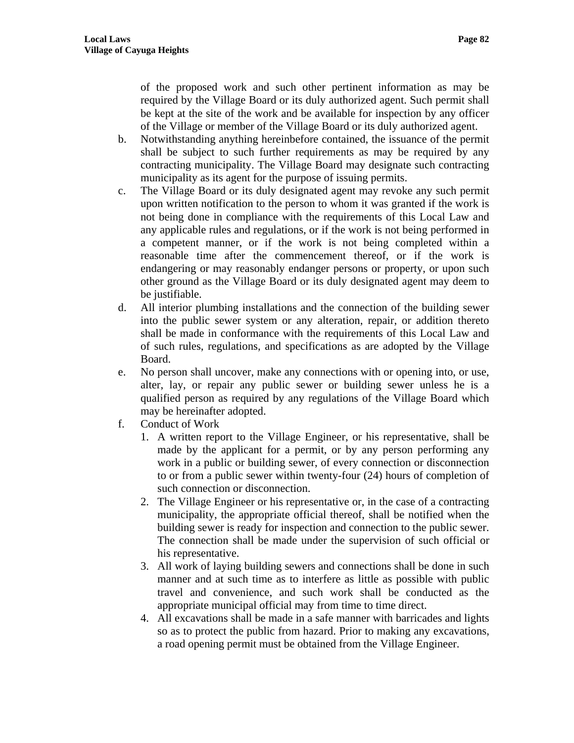of the proposed work and such other pertinent information as may be required by the Village Board or its duly authorized agent. Such permit shall be kept at the site of the work and be available for inspection by any officer of the Village or member of the Village Board or its duly authorized agent.

b. Notwithstanding anything hereinbefore contained, the issuance of the permit shall be subject to such further requirements as may be required by any contracting municipality. The Village Board may designate such contracting municipality as its agent for the purpose of issuing permits.

c. The Village Board or its duly designated agent may revoke any such permit upon written notification to the person to whom it was granted if the work is not being done in compliance with the requirements of this Local Law and any applicable rules and regulations, or if the work is not being performed in a competent manner, or if the work is not being completed within a reasonable time after the commencement thereof, or if the work is endangering or may reasonably endanger persons or property, or upon such other ground as the Village Board or its duly designated agent may deem to be justifiable.

d. All interior plumbing installations and the connection of the building sewer into the public sewer system or any alteration, repair, or addition thereto shall be made in conformance with the requirements of this Local Law and of such rules, regulations, and specifications as are adopted by the Village Board.

e. No person shall uncover, make any connections with or opening into, or use, alter, lay, or repair any public sewer or building sewer unless he is a qualified person as required by any regulations of the Village Board which may be hereinafter adopted.

f. Conduct of Work

   1. A written report to the Village Engineer, or his representative, shall be made by the applicant for a permit, or by any person performing any work in a public or building sewer, of every connection or disconnection to or from a public sewer within twenty-four (24) hours of completion of such connection or disconnection.
   2. The Village Engineer or his representative or, in the case of a contracting municipality, the appropriate official thereof, shall be notified when the building sewer is ready for inspection and connection to the public sewer. The connection shall be made under the supervision of such official or his representative.
   3. All work of laying building sewers and connections shall be done in such manner and at such time as to interfere as little as possible with public travel and convenience, and such work shall be conducted as the appropriate municipal official may from time to time direct.
   4. All excavations shall be made in a safe manner with barricades and lights so as to protect the public from hazard. Prior to making any excavations, a road opening permit must be obtained from the Village Engineer.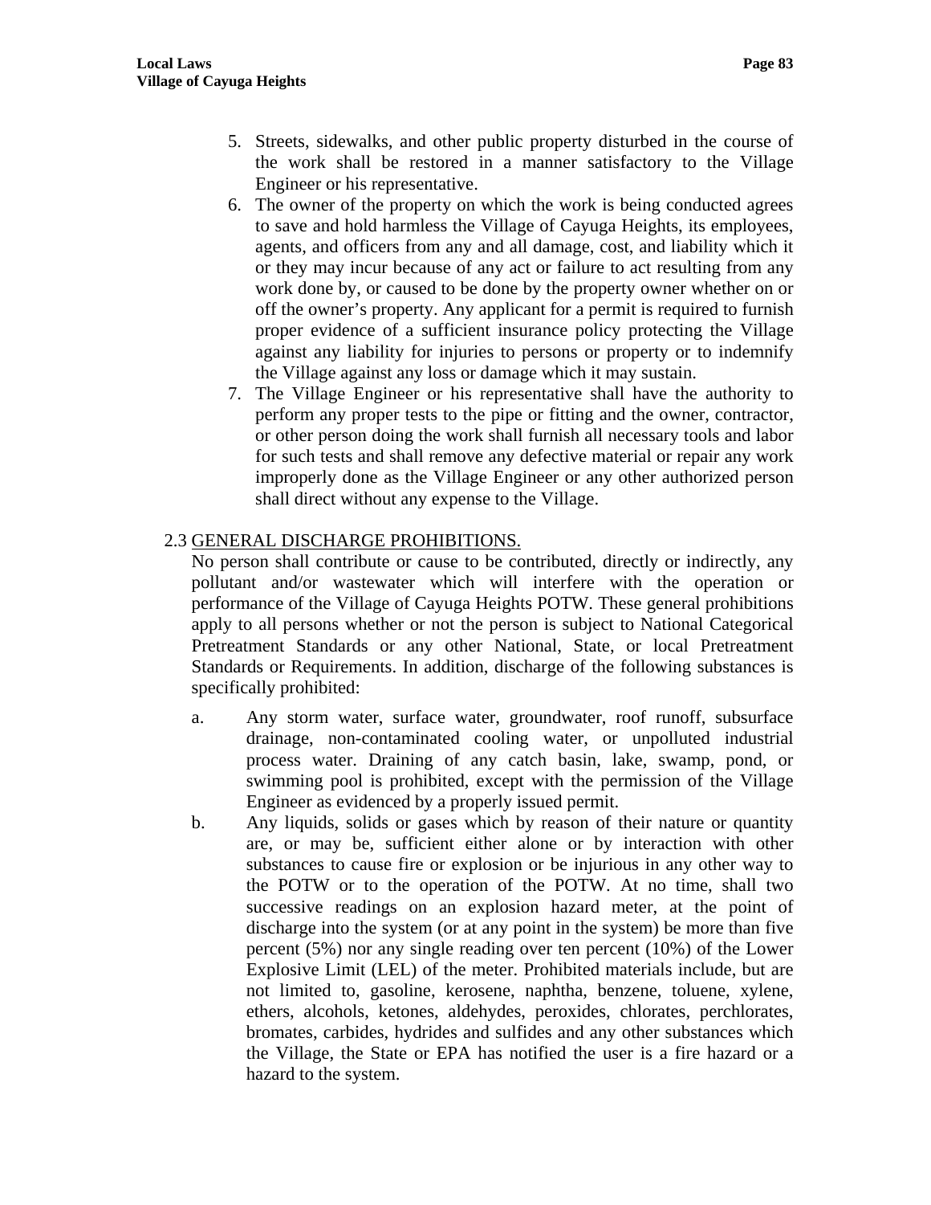5. Streets, sidewalks, and other public property disturbed in the course of the work shall be restored in a manner satisfactory to the Village Engineer or his representative.
6. The owner of the property on which the work is being conducted agrees to save and hold harmless the Village of Cayuga Heights, its employees, agents, and officers from any and all damage, cost, and liability which it or they may incur because of any act or failure to act resulting from any work done by, or caused to be done by the property owner whether on or off the owner's property. Any applicant for a permit is required to furnish proper evidence of a sufficient insurance policy protecting the Village against any liability for injuries to persons or property or to indemnify the Village against any loss or damage which it may sustain.
7. The Village Engineer or his representative shall have the authority to perform any proper tests to the pipe or fitting and the owner, contractor, or other person doing the work shall furnish all necessary tools and labor for such tests and shall remove any defective material or repair any work improperly done as the Village Engineer or any other authorized person shall direct without any expense to the Village.

2.3 <u>GENERAL DISCHARGE PROHIBITIONS.</u>

No person shall contribute or cause to be contributed, directly or indirectly, any pollutant and/or wastewater which will interfere with the operation or performance of the Village of Cayuga Heights POTW. These general prohibitions apply to all persons whether or not the person is subject to National Categorical Pretreatment Standards or any other National, State, or local Pretreatment Standards or Requirements. In addition, discharge of the following substances is specifically prohibited:

a. Any storm water, surface water, groundwater, roof runoff, subsurface drainage, non-contaminated cooling water, or unpolluted industrial process water. Draining of any catch basin, lake, swamp, pond, or swimming pool is prohibited, except with the permission of the Village Engineer as evidenced by a properly issued permit.

b. Any liquids, solids or gases which by reason of their nature or quantity are, or may be, sufficient either alone or by interaction with other substances to cause fire or explosion or be injurious in any other way to the POTW or to the operation of the POTW. At no time, shall two successive readings on an explosion hazard meter, at the point of discharge into the system (or at any point in the system) be more than five percent (5%) nor any single reading over ten percent (10%) of the Lower Explosive Limit (LEL) of the meter. Prohibited materials include, but are not limited to, gasoline, kerosene, naphtha, benzene, toluene, xylene, ethers, alcohols, ketones, aldehydes, peroxides, chlorates, perchlorates, bromates, carbides, hydrides and sulfides and any other substances which the Village, the State or EPA has notified the user is a fire hazard or a hazard to the system.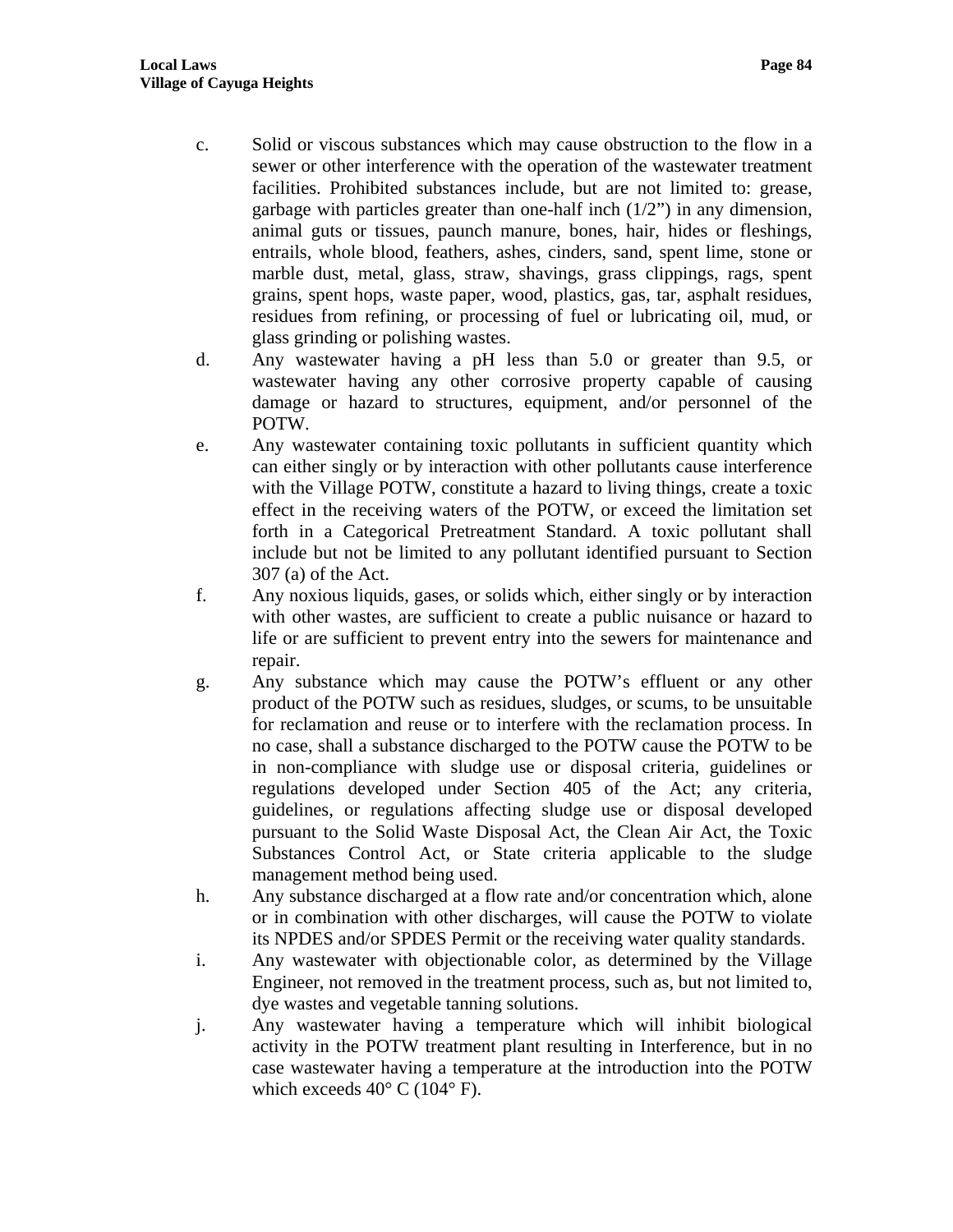c. Solid or viscous substances which may cause obstruction to the flow in a sewer or other interference with the operation of the wastewater treatment facilities. Prohibited substances include, but are not limited to: grease, garbage with particles greater than one-half inch (1/2") in any dimension, animal guts or tissues, paunch manure, bones, hair, hides or fleshings, entrails, whole blood, feathers, ashes, cinders, sand, spent lime, stone or marble dust, metal, glass, straw, shavings, grass clippings, rags, spent grains, spent hops, waste paper, wood, plastics, gas, tar, asphalt residues, residues from refining, or processing of fuel or lubricating oil, mud, or glass grinding or polishing wastes.

d. Any wastewater having a pH less than 5.0 or greater than 9.5, or wastewater having any other corrosive property capable of causing damage or hazard to structures, equipment, and/or personnel of the POTW.

e. Any wastewater containing toxic pollutants in sufficient quantity which can either singly or by interaction with other pollutants cause interference with the Village POTW, constitute a hazard to living things, create a toxic effect in the receiving waters of the POTW, or exceed the limitation set forth in a Categorical Pretreatment Standard. A toxic pollutant shall include but not be limited to any pollutant identified pursuant to Section 307 (a) of the Act.

f. Any noxious liquids, gases, or solids which, either singly or by interaction with other wastes, are sufficient to create a public nuisance or hazard to life or are sufficient to prevent entry into the sewers for maintenance and repair.

g. Any substance which may cause the POTW's effluent or any other product of the POTW such as residues, sludges, or scums, to be unsuitable for reclamation and reuse or to interfere with the reclamation process. In no case, shall a substance discharged to the POTW cause the POTW to be in non-compliance with sludge use or disposal criteria, guidelines or regulations developed under Section 405 of the Act; any criteria, guidelines, or regulations affecting sludge use or disposal developed pursuant to the Solid Waste Disposal Act, the Clean Air Act, the Toxic Substances Control Act, or State criteria applicable to the sludge management method being used.

h. Any substance discharged at a flow rate and/or concentration which, alone or in combination with other discharges, will cause the POTW to violate its NPDES and/or SPDES Permit or the receiving water quality standards.

i. Any wastewater with objectionable color, as determined by the Village Engineer, not removed in the treatment process, such as, but not limited to, dye wastes and vegetable tanning solutions.

j. Any wastewater having a temperature which will inhibit biological activity in the POTW treatment plant resulting in Interference, but in no case wastewater having a temperature at the introduction into the POTW which exceeds 40° C (104° F).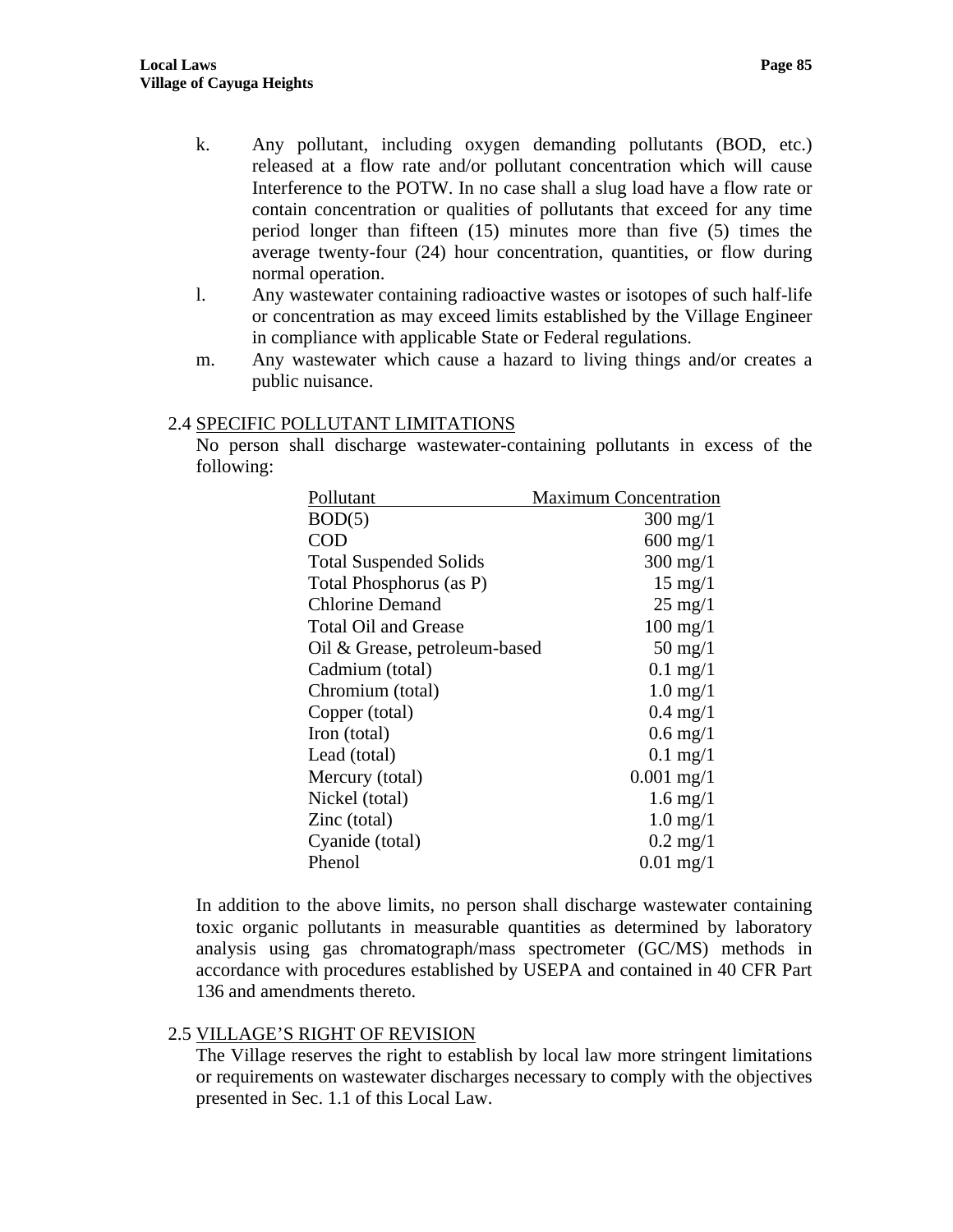k. Any pollutant, including oxygen demanding pollutants (BOD, etc.) released at a flow rate and/or pollutant concentration which will cause Interference to the POTW. In no case shall a slug load have a flow rate or contain concentration or qualities of pollutants that exceed for any time period longer than fifteen (15) minutes more than five (5) times the average twenty-four (24) hour concentration, quantities, or flow during normal operation.

l. Any wastewater containing radioactive wastes or isotopes of such half-life or concentration as may exceed limits established by the Village Engineer in compliance with applicable State or Federal regulations.

m. Any wastewater which cause a hazard to living things and/or creates a public nuisance.

2.4 <u>SPECIFIC POLLUTANT LIMITATIONS</u>

No person shall discharge wastewater-containing pollutants in excess of the following:

| Pollutant | Maximum Concentration |
|---|---|
| BOD(5) | 300 mg/1 |
| COD | 600 mg/1 |
| Total Suspended Solids | 300 mg/1 |
| Total Phosphorus (as P) | 15 mg/1 |
| Chlorine Demand | 25 mg/1 |
| Total Oil and Grease | 100 mg/1 |
| Oil & Grease, petroleum-based | 50 mg/1 |
| Cadmium (total) | 0.1 mg/1 |
| Chromium (total) | 1.0 mg/1 |
| Copper (total) | 0.4 mg/1 |
| Iron (total) | 0.6 mg/1 |
| Lead (total) | 0.1 mg/1 |
| Mercury (total) | 0.001 mg/1 |
| Nickel (total) | 1.6 mg/1 |
| Zinc (total) | 1.0 mg/1 |
| Cyanide (total) | 0.2 mg/1 |
| Phenol | 0.01 mg/1 |

In addition to the above limits, no person shall discharge wastewater containing toxic organic pollutants in measurable quantities as determined by laboratory analysis using gas chromatograph/mass spectrometer (GC/MS) methods in accordance with procedures established by USEPA and contained in 40 CFR Part 136 and amendments thereto.

2.5 <u>VILLAGE'S RIGHT OF REVISION</u>

The Village reserves the right to establish by local law more stringent limitations or requirements on wastewater discharges necessary to comply with the objectives presented in Sec. 1.1 of this Local Law.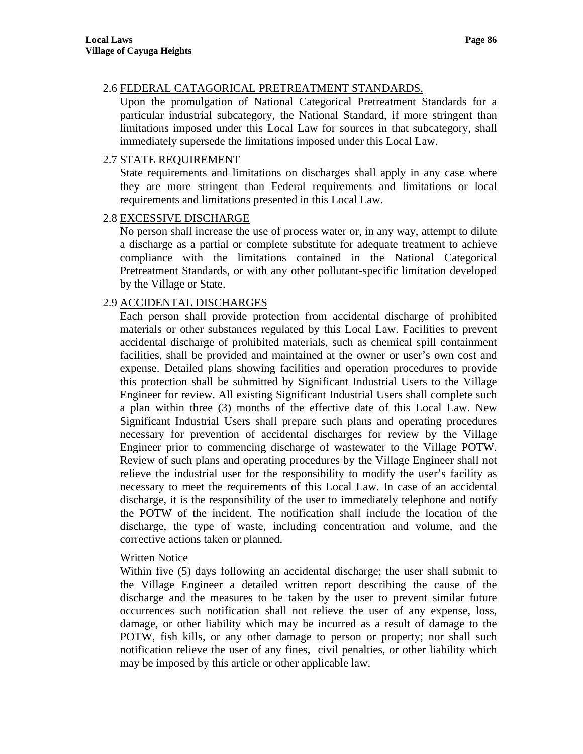2.6 FEDERAL CATAGORICAL PRETREATMENT STANDARDS.

Upon the promulgation of National Categorical Pretreatment Standards for a particular industrial subcategory, the National Standard, if more stringent than limitations imposed under this Local Law for sources in that subcategory, shall immediately supersede the limitations imposed under this Local Law.

2.7 STATE REQUIREMENT

State requirements and limitations on discharges shall apply in any case where they are more stringent than Federal requirements and limitations or local requirements and limitations presented in this Local Law.

2.8 EXCESSIVE DISCHARGE

No person shall increase the use of process water or, in any way, attempt to dilute a discharge as a partial or complete substitute for adequate treatment to achieve compliance with the limitations contained in the National Categorical Pretreatment Standards, or with any other pollutant-specific limitation developed by the Village or State.

2.9 ACCIDENTAL DISCHARGES

Each person shall provide protection from accidental discharge of prohibited materials or other substances regulated by this Local Law. Facilities to prevent accidental discharge of prohibited materials, such as chemical spill containment facilities, shall be provided and maintained at the owner or user's own cost and expense. Detailed plans showing facilities and operation procedures to provide this protection shall be submitted by Significant Industrial Users to the Village Engineer for review. All existing Significant Industrial Users shall complete such a plan within three (3) months of the effective date of this Local Law. New Significant Industrial Users shall prepare such plans and operating procedures necessary for prevention of accidental discharges for review by the Village Engineer prior to commencing discharge of wastewater to the Village POTW. Review of such plans and operating procedures by the Village Engineer shall not relieve the industrial user for the responsibility to modify the user's facility as necessary to meet the requirements of this Local Law. In case of an accidental discharge, it is the responsibility of the user to immediately telephone and notify the POTW of the incident. The notification shall include the location of the discharge, the type of waste, including concentration and volume, and the corrective actions taken or planned.

Written Notice

Within five (5) days following an accidental discharge; the user shall submit to the Village Engineer a detailed written report describing the cause of the discharge and the measures to be taken by the user to prevent similar future occurrences such notification shall not relieve the user of any expense, loss, damage, or other liability which may be incurred as a result of damage to the POTW, fish kills, or any other damage to person or property; nor shall such notification relieve the user of any fines, civil penalties, or other liability which may be imposed by this article or other applicable law.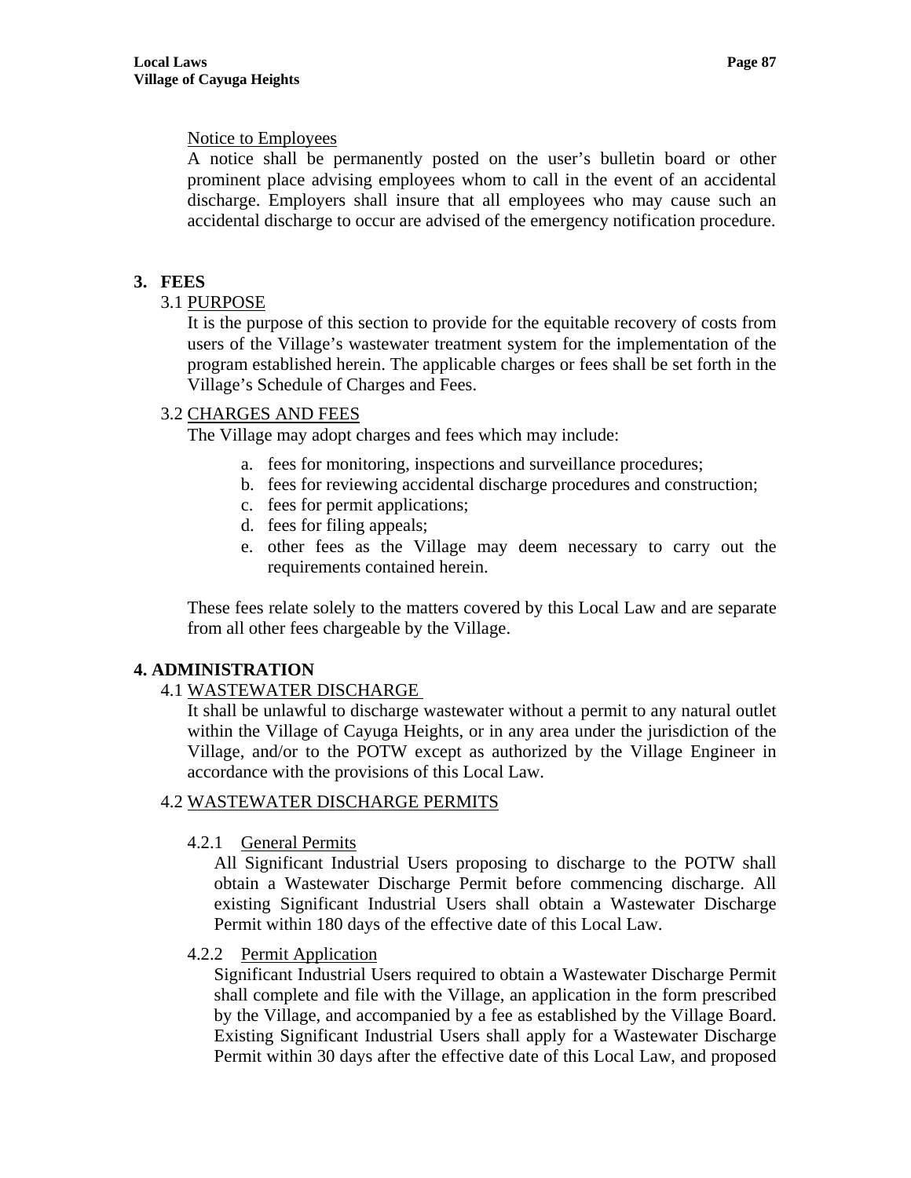Notice to Employees

A notice shall be permanently posted on the user's bulletin board or other prominent place advising employees whom to call in the event of an accidental discharge. Employers shall insure that all employees who may cause such an accidental discharge to occur are advised of the emergency notification procedure.

## 3. FEES

### 3.1 PURPOSE

It is the purpose of this section to provide for the equitable recovery of costs from users of the Village's wastewater treatment system for the implementation of the program established herein. The applicable charges or fees shall be set forth in the Village's Schedule of Charges and Fees.

### 3.2 CHARGES AND FEES

The Village may adopt charges and fees which may include:

a. fees for monitoring, inspections and surveillance procedures;
b. fees for reviewing accidental discharge procedures and construction;
c. fees for permit applications;
d. fees for filing appeals;
e. other fees as the Village may deem necessary to carry out the requirements contained herein.

These fees relate solely to the matters covered by this Local Law and are separate from all other fees chargeable by the Village.

## 4. ADMINISTRATION

### 4.1 WASTEWATER DISCHARGE

It shall be unlawful to discharge wastewater without a permit to any natural outlet within the Village of Cayuga Heights, or in any area under the jurisdiction of the Village, and/or to the POTW except as authorized by the Village Engineer in accordance with the provisions of this Local Law.

### 4.2 WASTEWATER DISCHARGE PERMITS

#### 4.2.1 General Permits

All Significant Industrial Users proposing to discharge to the POTW shall obtain a Wastewater Discharge Permit before commencing discharge. All existing Significant Industrial Users shall obtain a Wastewater Discharge Permit within 180 days of the effective date of this Local Law.

#### 4.2.2 Permit Application

Significant Industrial Users required to obtain a Wastewater Discharge Permit shall complete and file with the Village, an application in the form prescribed by the Village, and accompanied by a fee as established by the Village Board. Existing Significant Industrial Users shall apply for a Wastewater Discharge Permit within 30 days after the effective date of this Local Law, and proposed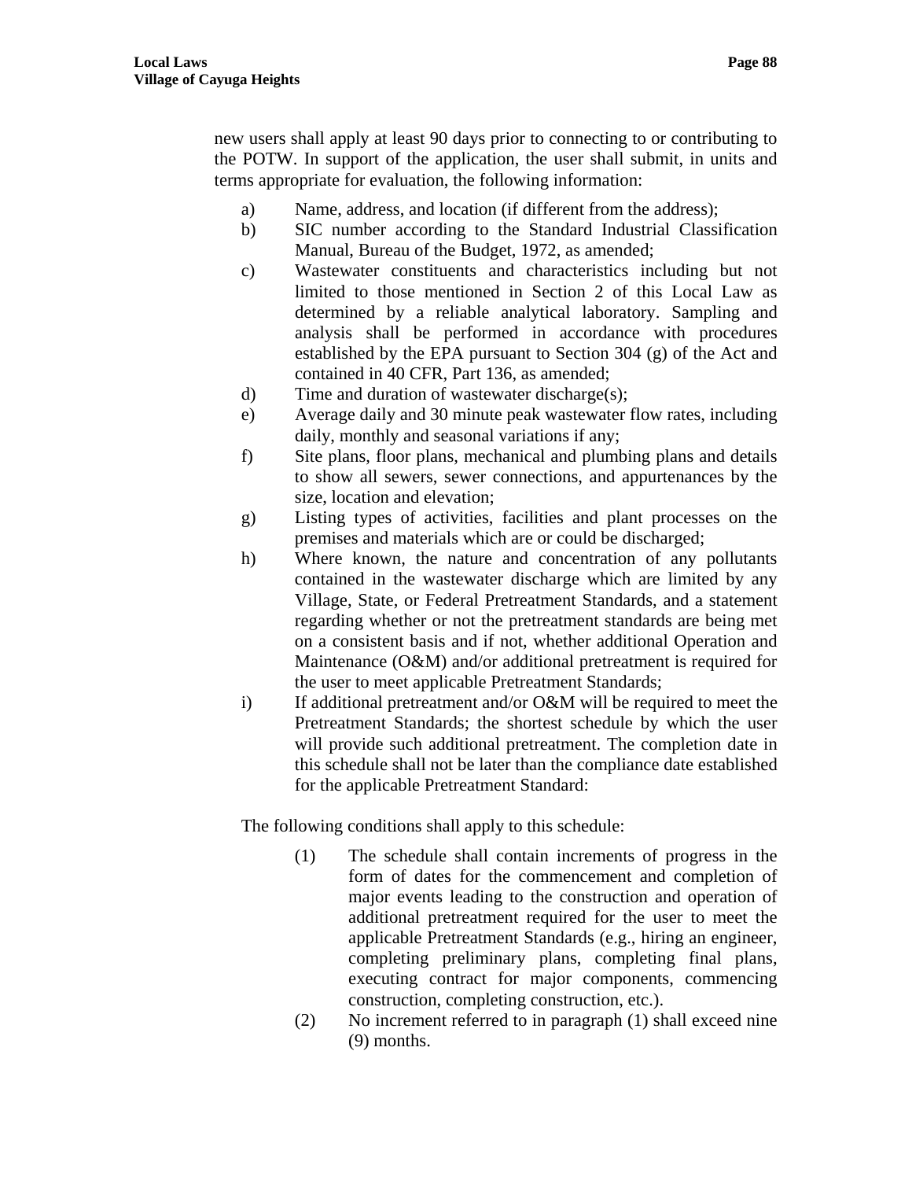new users shall apply at least 90 days prior to connecting to or contributing to the POTW. In support of the application, the user shall submit, in units and terms appropriate for evaluation, the following information:

a) Name, address, and location (if different from the address);

b) SIC number according to the Standard Industrial Classification Manual, Bureau of the Budget, 1972, as amended;

c) Wastewater constituents and characteristics including but not limited to those mentioned in Section 2 of this Local Law as determined by a reliable analytical laboratory. Sampling and analysis shall be performed in accordance with procedures established by the EPA pursuant to Section 304 (g) of the Act and contained in 40 CFR, Part 136, as amended;

d) Time and duration of wastewater discharge(s);

e) Average daily and 30 minute peak wastewater flow rates, including daily, monthly and seasonal variations if any;

f) Site plans, floor plans, mechanical and plumbing plans and details to show all sewers, sewer connections, and appurtenances by the size, location and elevation;

g) Listing types of activities, facilities and plant processes on the premises and materials which are or could be discharged;

h) Where known, the nature and concentration of any pollutants contained in the wastewater discharge which are limited by any Village, State, or Federal Pretreatment Standards, and a statement regarding whether or not the pretreatment standards are being met on a consistent basis and if not, whether additional Operation and Maintenance (O&M) and/or additional pretreatment is required for the user to meet applicable Pretreatment Standards;

i) If additional pretreatment and/or O&M will be required to meet the Pretreatment Standards; the shortest schedule by which the user will provide such additional pretreatment. The completion date in this schedule shall not be later than the compliance date established for the applicable Pretreatment Standard:

The following conditions shall apply to this schedule:

(1) The schedule shall contain increments of progress in the form of dates for the commencement and completion of major events leading to the construction and operation of additional pretreatment required for the user to meet the applicable Pretreatment Standards (e.g., hiring an engineer, completing preliminary plans, completing final plans, executing contract for major components, commencing construction, completing construction, etc.).

(2) No increment referred to in paragraph (1) shall exceed nine (9) months.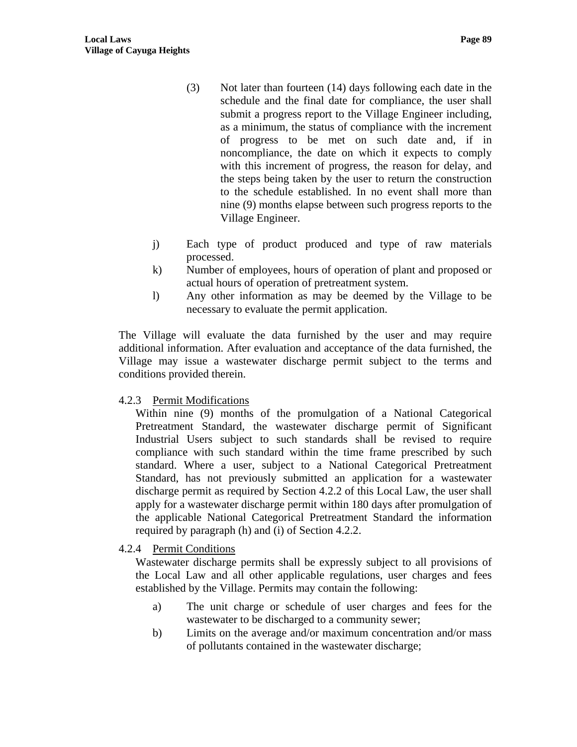(3) Not later than fourteen (14) days following each date in the schedule and the final date for compliance, the user shall submit a progress report to the Village Engineer including, as a minimum, the status of compliance with the increment of progress to be met on such date and, if in noncompliance, the date on which it expects to comply with this increment of progress, the reason for delay, and the steps being taken by the user to return the construction to the schedule established. In no event shall more than nine (9) months elapse between such progress reports to the Village Engineer.

j) Each type of product produced and type of raw materials processed.

k) Number of employees, hours of operation of plant and proposed or actual hours of operation of pretreatment system.

l) Any other information as may be deemed by the Village to be necessary to evaluate the permit application.

The Village will evaluate the data furnished by the user and may require additional information. After evaluation and acceptance of the data furnished, the Village may issue a wastewater discharge permit subject to the terms and conditions provided therein.

4.2.3 Permit Modifications

Within nine (9) months of the promulgation of a National Categorical Pretreatment Standard, the wastewater discharge permit of Significant Industrial Users subject to such standards shall be revised to require compliance with such standard within the time frame prescribed by such standard. Where a user, subject to a National Categorical Pretreatment Standard, has not previously submitted an application for a wastewater discharge permit as required by Section 4.2.2 of this Local Law, the user shall apply for a wastewater discharge permit within 180 days after promulgation of the applicable National Categorical Pretreatment Standard the information required by paragraph (h) and (i) of Section 4.2.2.

4.2.4 Permit Conditions

Wastewater discharge permits shall be expressly subject to all provisions of the Local Law and all other applicable regulations, user charges and fees established by the Village. Permits may contain the following:

a) The unit charge or schedule of user charges and fees for the wastewater to be discharged to a community sewer;

b) Limits on the average and/or maximum concentration and/or mass of pollutants contained in the wastewater discharge;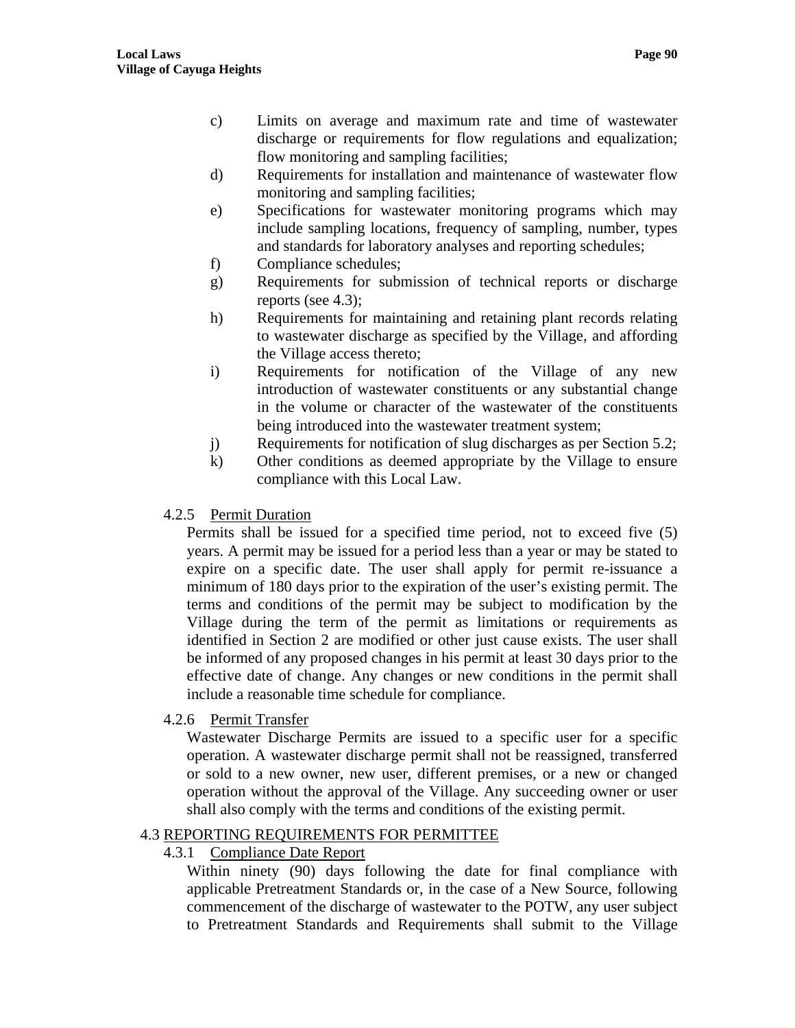c) Limits on average and maximum rate and time of wastewater discharge or requirements for flow regulations and equalization; flow monitoring and sampling facilities;

d) Requirements for installation and maintenance of wastewater flow monitoring and sampling facilities;

e) Specifications for wastewater monitoring programs which may include sampling locations, frequency of sampling, number, types and standards for laboratory analyses and reporting schedules;

f) Compliance schedules;

g) Requirements for submission of technical reports or discharge reports (see 4.3);

h) Requirements for maintaining and retaining plant records relating to wastewater discharge as specified by the Village, and affording the Village access thereto;

i) Requirements for notification of the Village of any new introduction of wastewater constituents or any substantial change in the volume or character of the wastewater of the constituents being introduced into the wastewater treatment system;

j) Requirements for notification of slug discharges as per Section 5.2;

k) Other conditions as deemed appropriate by the Village to ensure compliance with this Local Law.

4.2.5 Permit Duration

Permits shall be issued for a specified time period, not to exceed five (5) years. A permit may be issued for a period less than a year or may be stated to expire on a specific date. The user shall apply for permit re-issuance a minimum of 180 days prior to the expiration of the user's existing permit. The terms and conditions of the permit may be subject to modification by the Village during the term of the permit as limitations or requirements as identified in Section 2 are modified or other just cause exists. The user shall be informed of any proposed changes in his permit at least 30 days prior to the effective date of change. Any changes or new conditions in the permit shall include a reasonable time schedule for compliance.

4.2.6 Permit Transfer

Wastewater Discharge Permits are issued to a specific user for a specific operation. A wastewater discharge permit shall not be reassigned, transferred or sold to a new owner, new user, different premises, or a new or changed operation without the approval of the Village. Any succeeding owner or user shall also comply with the terms and conditions of the existing permit.

4.3 REPORTING REQUIREMENTS FOR PERMITTEE

4.3.1 Compliance Date Report

Within ninety (90) days following the date for final compliance with applicable Pretreatment Standards or, in the case of a New Source, following commencement of the discharge of wastewater to the POTW, any user subject to Pretreatment Standards and Requirements shall submit to the Village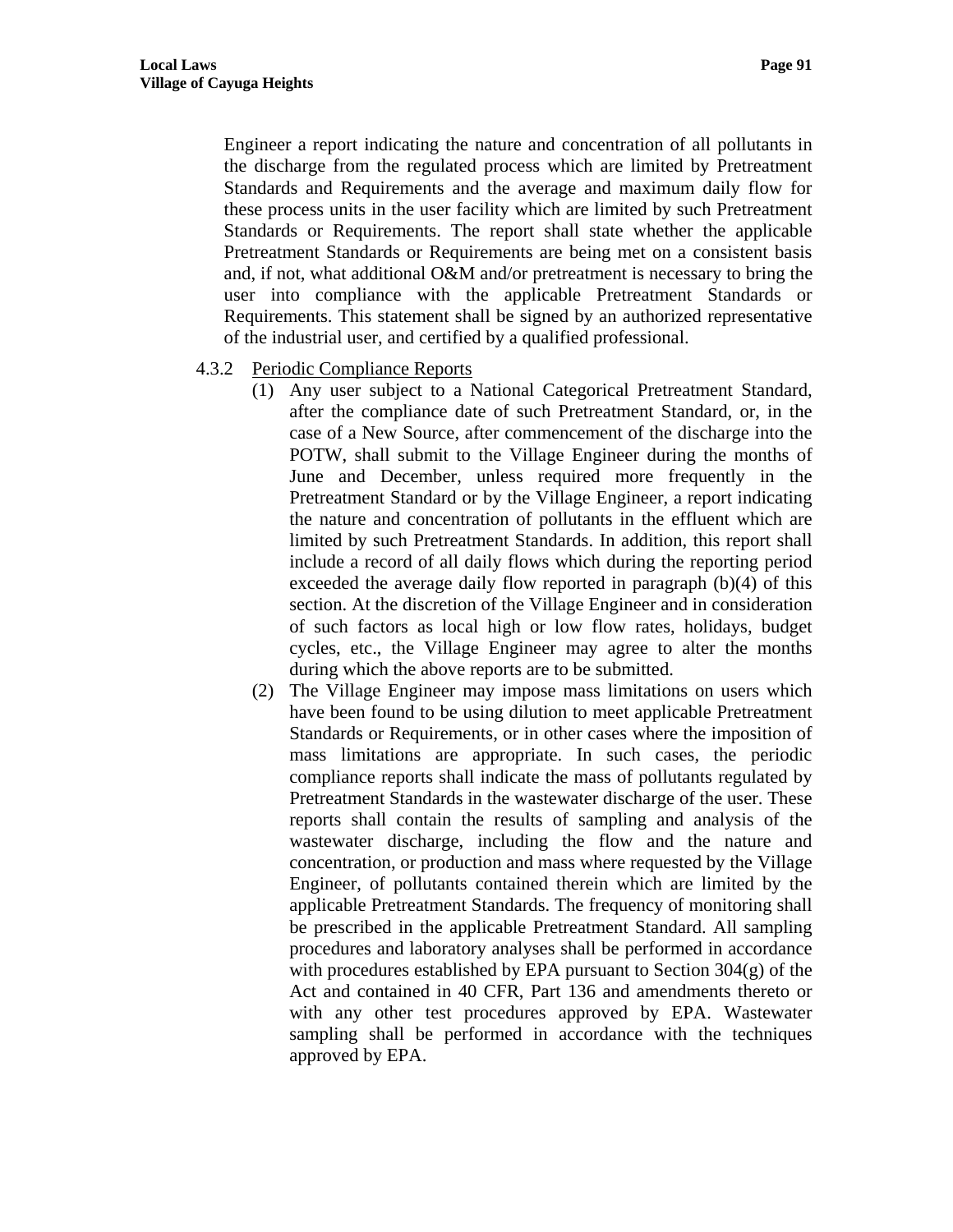Engineer a report indicating the nature and concentration of all pollutants in the discharge from the regulated process which are limited by Pretreatment Standards and Requirements and the average and maximum daily flow for these process units in the user facility which are limited by such Pretreatment Standards or Requirements. The report shall state whether the applicable Pretreatment Standards or Requirements are being met on a consistent basis and, if not, what additional O&M and/or pretreatment is necessary to bring the user into compliance with the applicable Pretreatment Standards or Requirements. This statement shall be signed by an authorized representative of the industrial user, and certified by a qualified professional.

4.3.2 Periodic Compliance Reports

(1) Any user subject to a National Categorical Pretreatment Standard, after the compliance date of such Pretreatment Standard, or, in the case of a New Source, after commencement of the discharge into the POTW, shall submit to the Village Engineer during the months of June and December, unless required more frequently in the Pretreatment Standard or by the Village Engineer, a report indicating the nature and concentration of pollutants in the effluent which are limited by such Pretreatment Standards. In addition, this report shall include a record of all daily flows which during the reporting period exceeded the average daily flow reported in paragraph (b)(4) of this section. At the discretion of the Village Engineer and in consideration of such factors as local high or low flow rates, holidays, budget cycles, etc., the Village Engineer may agree to alter the months during which the above reports are to be submitted.

(2) The Village Engineer may impose mass limitations on users which have been found to be using dilution to meet applicable Pretreatment Standards or Requirements, or in other cases where the imposition of mass limitations are appropriate. In such cases, the periodic compliance reports shall indicate the mass of pollutants regulated by Pretreatment Standards in the wastewater discharge of the user. These reports shall contain the results of sampling and analysis of the wastewater discharge, including the flow and the nature and concentration, or production and mass where requested by the Village Engineer, of pollutants contained therein which are limited by the applicable Pretreatment Standards. The frequency of monitoring shall be prescribed in the applicable Pretreatment Standard. All sampling procedures and laboratory analyses shall be performed in accordance with procedures established by EPA pursuant to Section 304(g) of the Act and contained in 40 CFR, Part 136 and amendments thereto or with any other test procedures approved by EPA. Wastewater sampling shall be performed in accordance with the techniques approved by EPA.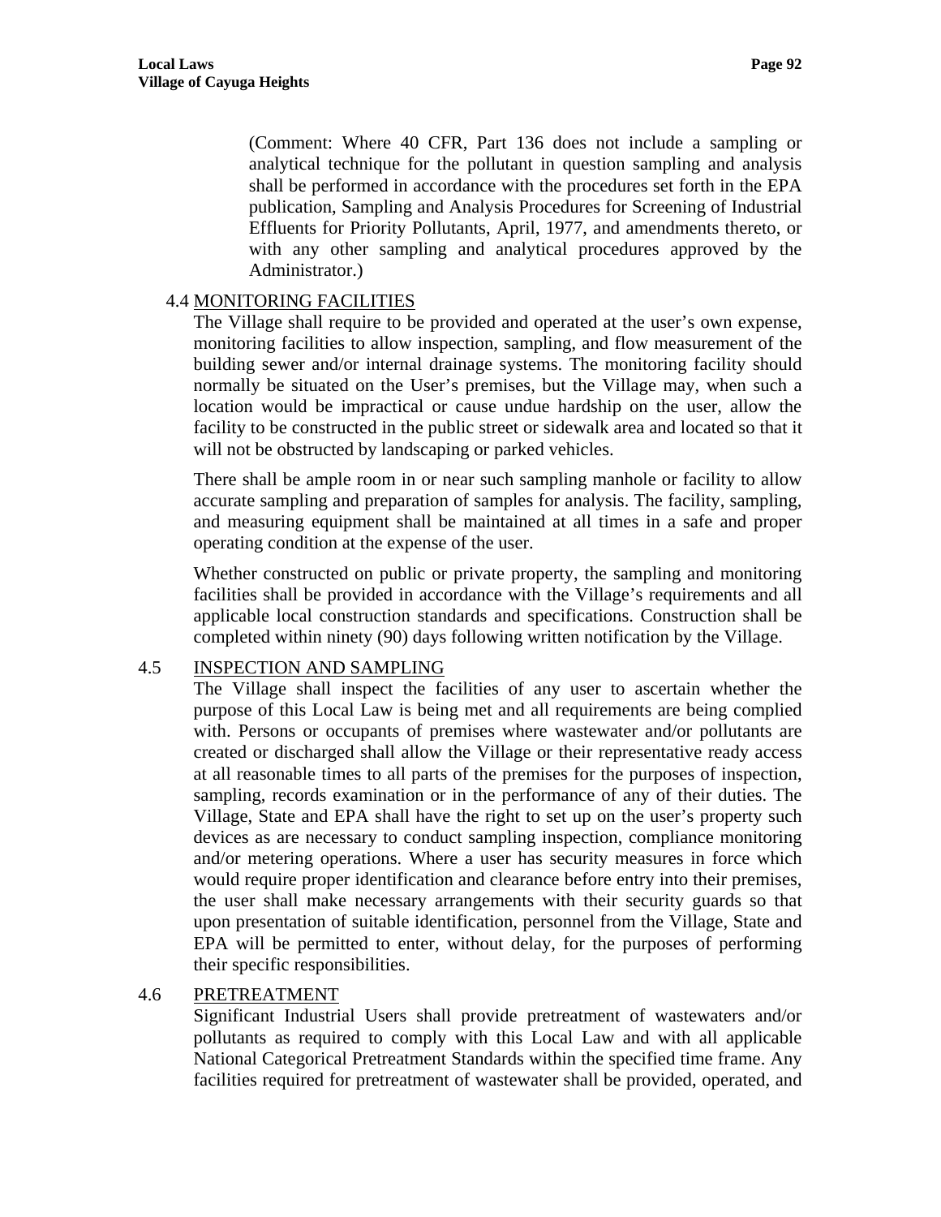(Comment: Where 40 CFR, Part 136 does not include a sampling or analytical technique for the pollutant in question sampling and analysis shall be performed in accordance with the procedures set forth in the EPA publication, Sampling and Analysis Procedures for Screening of Industrial Effluents for Priority Pollutants, April, 1977, and amendments thereto, or with any other sampling and analytical procedures approved by the Administrator.)

4.4 <u>MONITORING FACILITIES</u>

The Village shall require to be provided and operated at the user's own expense, monitoring facilities to allow inspection, sampling, and flow measurement of the building sewer and/or internal drainage systems. The monitoring facility should normally be situated on the User's premises, but the Village may, when such a location would be impractical or cause undue hardship on the user, allow the facility to be constructed in the public street or sidewalk area and located so that it will not be obstructed by landscaping or parked vehicles.

There shall be ample room in or near such sampling manhole or facility to allow accurate sampling and preparation of samples for analysis. The facility, sampling, and measuring equipment shall be maintained at all times in a safe and proper operating condition at the expense of the user.

Whether constructed on public or private property, the sampling and monitoring facilities shall be provided in accordance with the Village's requirements and all applicable local construction standards and specifications. Construction shall be completed within ninety (90) days following written notification by the Village.

4.5 <u>INSPECTION AND SAMPLING</u>

The Village shall inspect the facilities of any user to ascertain whether the purpose of this Local Law is being met and all requirements are being complied with. Persons or occupants of premises where wastewater and/or pollutants are created or discharged shall allow the Village or their representative ready access at all reasonable times to all parts of the premises for the purposes of inspection, sampling, records examination or in the performance of any of their duties. The Village, State and EPA shall have the right to set up on the user's property such devices as are necessary to conduct sampling inspection, compliance monitoring and/or metering operations. Where a user has security measures in force which would require proper identification and clearance before entry into their premises, the user shall make necessary arrangements with their security guards so that upon presentation of suitable identification, personnel from the Village, State and EPA will be permitted to enter, without delay, for the purposes of performing their specific responsibilities.

4.6 <u>PRETREATMENT</u>

Significant Industrial Users shall provide pretreatment of wastewaters and/or pollutants as required to comply with this Local Law and with all applicable National Categorical Pretreatment Standards within the specified time frame. Any facilities required for pretreatment of wastewater shall be provided, operated, and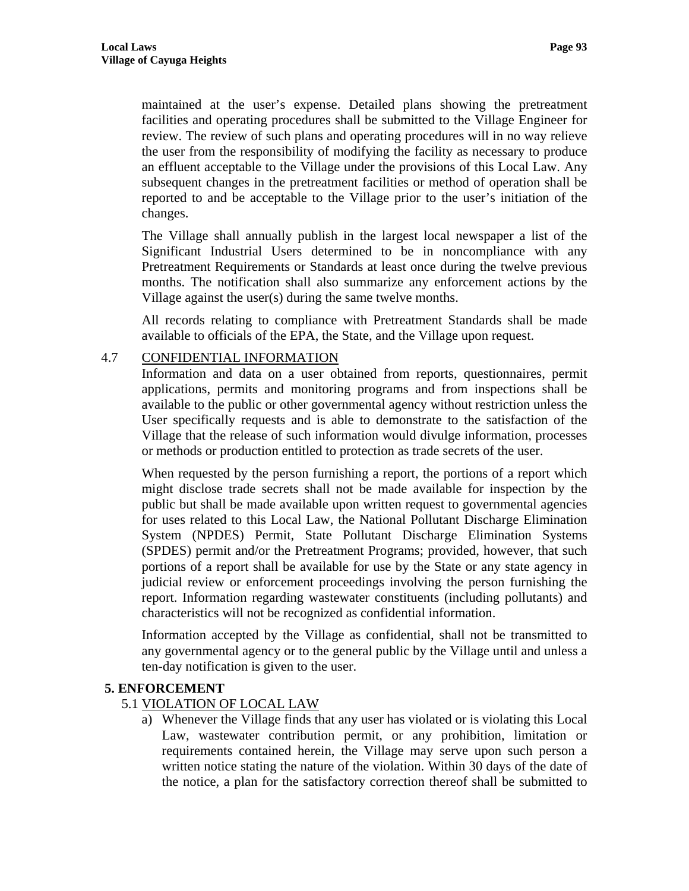maintained at the user's expense. Detailed plans showing the pretreatment facilities and operating procedures shall be submitted to the Village Engineer for review. The review of such plans and operating procedures will in no way relieve the user from the responsibility of modifying the facility as necessary to produce an effluent acceptable to the Village under the provisions of this Local Law. Any subsequent changes in the pretreatment facilities or method of operation shall be reported to and be acceptable to the Village prior to the user's initiation of the changes.

The Village shall annually publish in the largest local newspaper a list of the Significant Industrial Users determined to be in noncompliance with any Pretreatment Requirements or Standards at least once during the twelve previous months. The notification shall also summarize any enforcement actions by the Village against the user(s) during the same twelve months.

All records relating to compliance with Pretreatment Standards shall be made available to officials of the EPA, the State, and the Village upon request.

4.7 CONFIDENTIAL INFORMATION

Information and data on a user obtained from reports, questionnaires, permit applications, permits and monitoring programs and from inspections shall be available to the public or other governmental agency without restriction unless the User specifically requests and is able to demonstrate to the satisfaction of the Village that the release of such information would divulge information, processes or methods or production entitled to protection as trade secrets of the user.

When requested by the person furnishing a report, the portions of a report which might disclose trade secrets shall not be made available for inspection by the public but shall be made available upon written request to governmental agencies for uses related to this Local Law, the National Pollutant Discharge Elimination System (NPDES) Permit, State Pollutant Discharge Elimination Systems (SPDES) permit and/or the Pretreatment Programs; provided, however, that such portions of a report shall be available for use by the State or any state agency in judicial review or enforcement proceedings involving the person furnishing the report. Information regarding wastewater constituents (including pollutants) and characteristics will not be recognized as confidential information.

Information accepted by the Village as confidential, shall not be transmitted to any governmental agency or to the general public by the Village until and unless a ten-day notification is given to the user.

**5. ENFORCEMENT**

5.1 VIOLATION OF LOCAL LAW

a) Whenever the Village finds that any user has violated or is violating this Local Law, wastewater contribution permit, or any prohibition, limitation or requirements contained herein, the Village may serve upon such person a written notice stating the nature of the violation. Within 30 days of the date of the notice, a plan for the satisfactory correction thereof shall be submitted to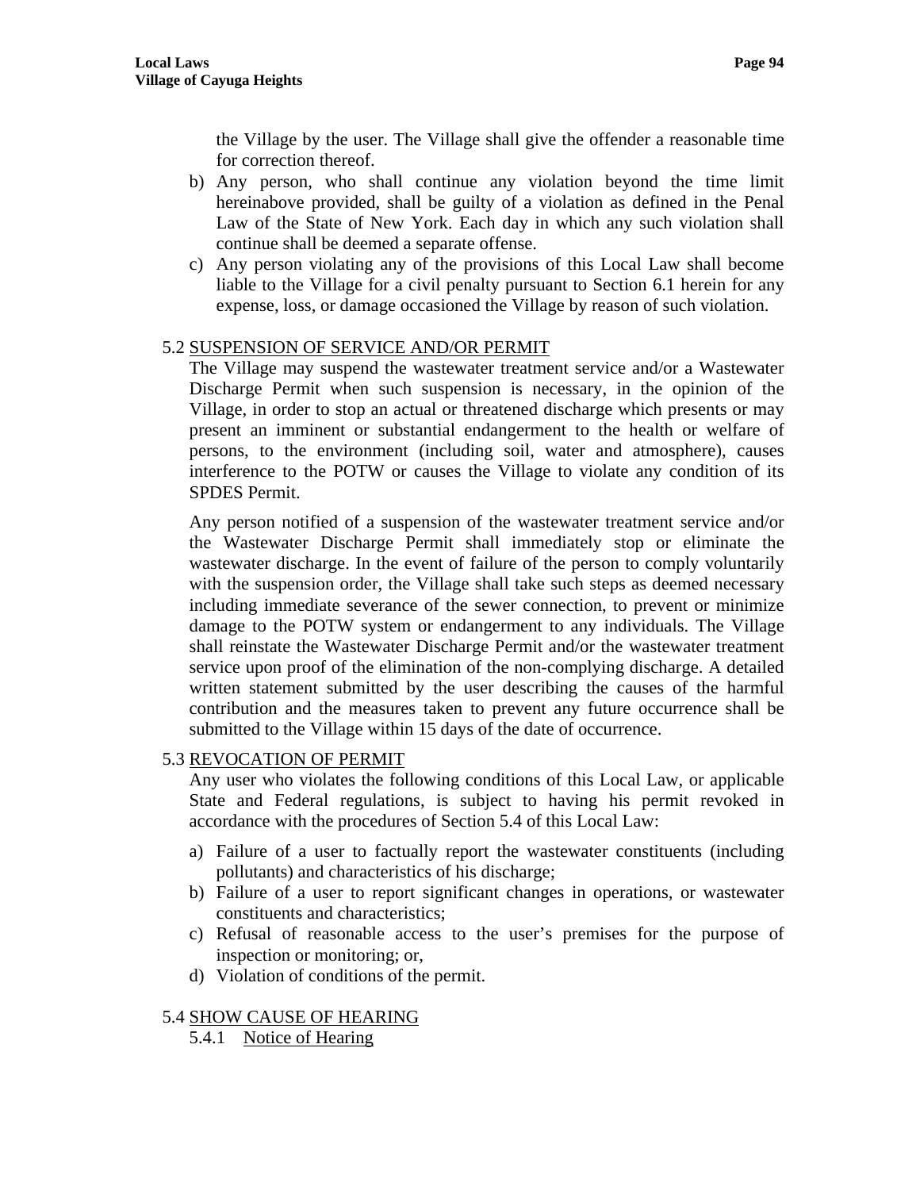the Village by the user. The Village shall give the offender a reasonable time for correction thereof.

b) Any person, who shall continue any violation beyond the time limit hereinabove provided, shall be guilty of a violation as defined in the Penal Law of the State of New York. Each day in which any such violation shall continue shall be deemed a separate offense.
c) Any person violating any of the provisions of this Local Law shall become liable to the Village for a civil penalty pursuant to Section 6.1 herein for any expense, loss, or damage occasioned the Village by reason of such violation.

5.2 SUSPENSION OF SERVICE AND/OR PERMIT

The Village may suspend the wastewater treatment service and/or a Wastewater Discharge Permit when such suspension is necessary, in the opinion of the Village, in order to stop an actual or threatened discharge which presents or may present an imminent or substantial endangerment to the health or welfare of persons, to the environment (including soil, water and atmosphere), causes interference to the POTW or causes the Village to violate any condition of its SPDES Permit.

Any person notified of a suspension of the wastewater treatment service and/or the Wastewater Discharge Permit shall immediately stop or eliminate the wastewater discharge. In the event of failure of the person to comply voluntarily with the suspension order, the Village shall take such steps as deemed necessary including immediate severance of the sewer connection, to prevent or minimize damage to the POTW system or endangerment to any individuals. The Village shall reinstate the Wastewater Discharge Permit and/or the wastewater treatment service upon proof of the elimination of the non-complying discharge. A detailed written statement submitted by the user describing the causes of the harmful contribution and the measures taken to prevent any future occurrence shall be submitted to the Village within 15 days of the date of occurrence.

5.3 REVOCATION OF PERMIT

Any user who violates the following conditions of this Local Law, or applicable State and Federal regulations, is subject to having his permit revoked in accordance with the procedures of Section 5.4 of this Local Law:

a) Failure of a user to factually report the wastewater constituents (including pollutants) and characteristics of his discharge;
b) Failure of a user to report significant changes in operations, or wastewater constituents and characteristics;
c) Refusal of reasonable access to the user's premises for the purpose of inspection or monitoring; or,
d) Violation of conditions of the permit.

5.4 SHOW CAUSE OF HEARING

5.4.1 Notice of Hearing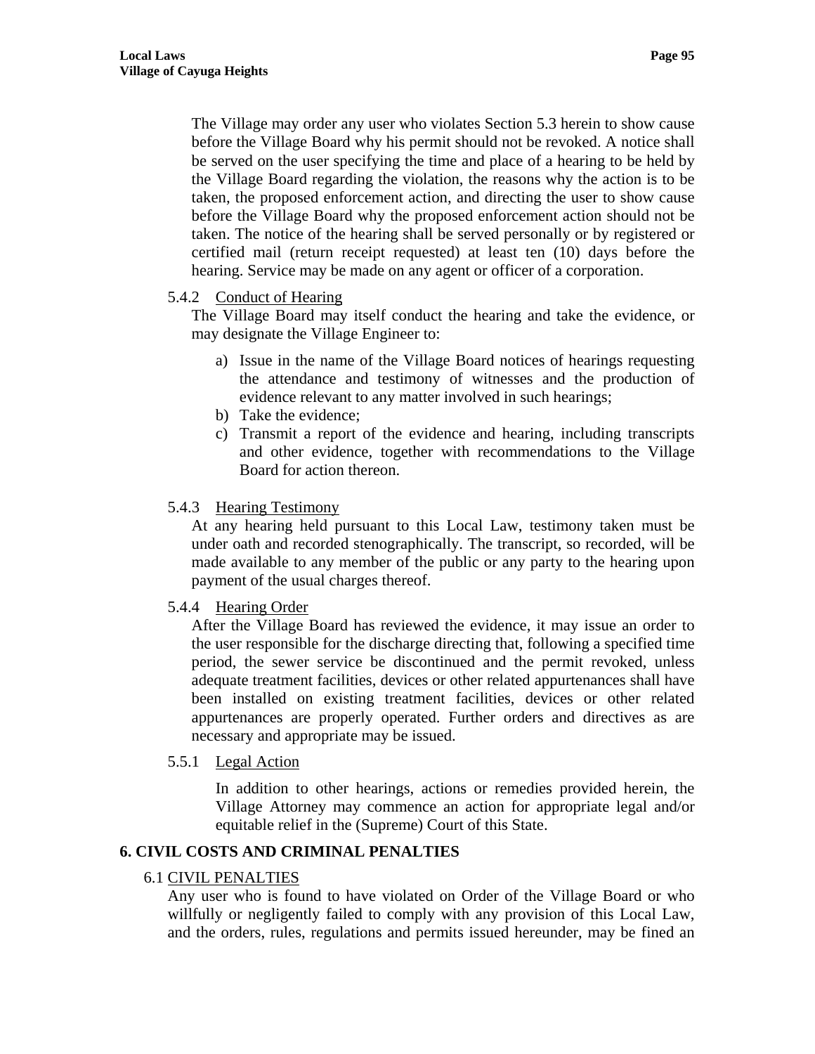The Village may order any user who violates Section 5.3 herein to show cause before the Village Board why his permit should not be revoked. A notice shall be served on the user specifying the time and place of a hearing to be held by the Village Board regarding the violation, the reasons why the action is to be taken, the proposed enforcement action, and directing the user to show cause before the Village Board why the proposed enforcement action should not be taken. The notice of the hearing shall be served personally or by registered or certified mail (return receipt requested) at least ten (10) days before the hearing. Service may be made on any agent or officer of a corporation.

5.4.2 Conduct of Hearing

The Village Board may itself conduct the hearing and take the evidence, or may designate the Village Engineer to:

a) Issue in the name of the Village Board notices of hearings requesting the attendance and testimony of witnesses and the production of evidence relevant to any matter involved in such hearings;
b) Take the evidence;
c) Transmit a report of the evidence and hearing, including transcripts and other evidence, together with recommendations to the Village Board for action thereon.

5.4.3 Hearing Testimony

At any hearing held pursuant to this Local Law, testimony taken must be under oath and recorded stenographically. The transcript, so recorded, will be made available to any member of the public or any party to the hearing upon payment of the usual charges thereof.

5.4.4 Hearing Order

After the Village Board has reviewed the evidence, it may issue an order to the user responsible for the discharge directing that, following a specified time period, the sewer service be discontinued and the permit revoked, unless adequate treatment facilities, devices or other related appurtenances shall have been installed on existing treatment facilities, devices or other related appurtenances are properly operated. Further orders and directives as are necessary and appropriate may be issued.

5.5.1 Legal Action

In addition to other hearings, actions or remedies provided herein, the Village Attorney may commence an action for appropriate legal and/or equitable relief in the (Supreme) Court of this State.

## 6. CIVIL COSTS AND CRIMINAL PENALTIES

6.1 CIVIL PENALTIES

Any user who is found to have violated on Order of the Village Board or who willfully or negligently failed to comply with any provision of this Local Law, and the orders, rules, regulations and permits issued hereunder, may be fined an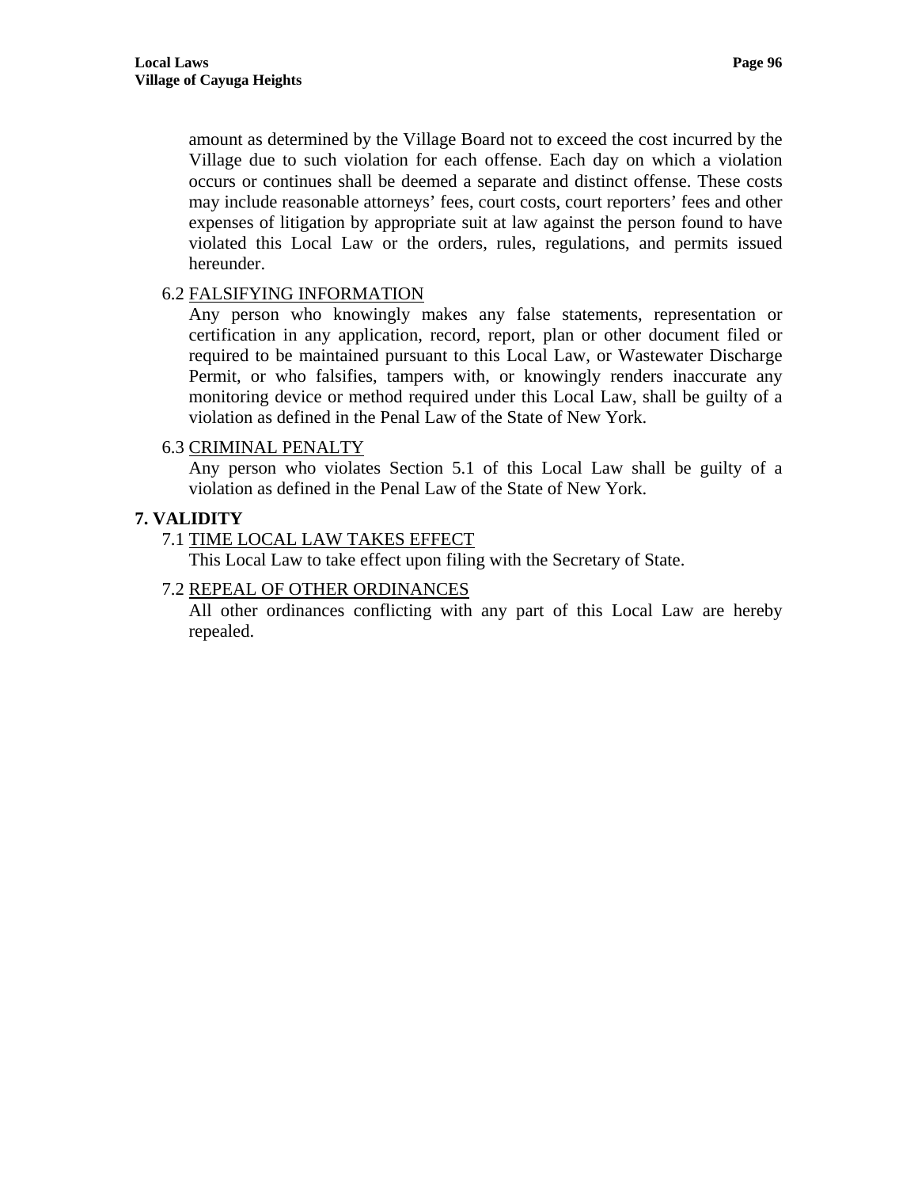amount as determined by the Village Board not to exceed the cost incurred by the Village due to such violation for each offense. Each day on which a violation occurs or continues shall be deemed a separate and distinct offense. These costs may include reasonable attorneys' fees, court costs, court reporters' fees and other expenses of litigation by appropriate suit at law against the person found to have violated this Local Law or the orders, rules, regulations, and permits issued hereunder.

6.2 FALSIFYING INFORMATION

Any person who knowingly makes any false statements, representation or certification in any application, record, report, plan or other document filed or required to be maintained pursuant to this Local Law, or Wastewater Discharge Permit, or who falsifies, tampers with, or knowingly renders inaccurate any monitoring device or method required under this Local Law, shall be guilty of a violation as defined in the Penal Law of the State of New York.

6.3 CRIMINAL PENALTY

Any person who violates Section 5.1 of this Local Law shall be guilty of a violation as defined in the Penal Law of the State of New York.

## 7. VALIDITY

7.1 TIME LOCAL LAW TAKES EFFECT

This Local Law to take effect upon filing with the Secretary of State.

7.2 REPEAL OF OTHER ORDINANCES

All other ordinances conflicting with any part of this Local Law are hereby repealed.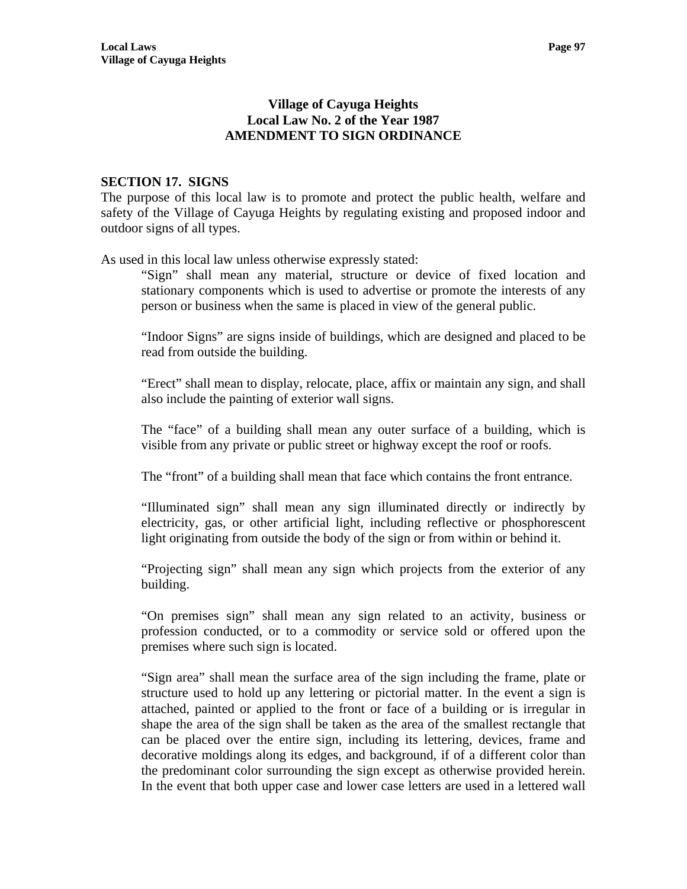# Village of Cayuga Heights
# Local Law No. 2 of the Year 1987
# AMENDMENT TO SIGN ORDINANCE

**SECTION 17. SIGNS**

The purpose of this local law is to promote and protect the public health, welfare and safety of the Village of Cayuga Heights by regulating existing and proposed indoor and outdoor signs of all types.

As used in this local law unless otherwise expressly stated:

> "Sign" shall mean any material, structure or device of fixed location and stationary components which is used to advertise or promote the interests of any person or business when the same is placed in view of the general public.
>
> "Indoor Signs" are signs inside of buildings, which are designed and placed to be read from outside the building.
>
> "Erect" shall mean to display, relocate, place, affix or maintain any sign, and shall also include the painting of exterior wall signs.
>
> The "face" of a building shall mean any outer surface of a building, which is visible from any private or public street or highway except the roof or roofs.
>
> The "front" of a building shall mean that face which contains the front entrance.
>
> "Illuminated sign" shall mean any sign illuminated directly or indirectly by electricity, gas, or other artificial light, including reflective or phosphorescent light originating from outside the body of the sign or from within or behind it.
>
> "Projecting sign" shall mean any sign which projects from the exterior of any building.
>
> "On premises sign" shall mean any sign related to an activity, business or profession conducted, or to a commodity or service sold or offered upon the premises where such sign is located.
>
> "Sign area" shall mean the surface area of the sign including the frame, plate or structure used to hold up any lettering or pictorial matter. In the event a sign is attached, painted or applied to the front or face of a building or is irregular in shape the area of the sign shall be taken as the area of the smallest rectangle that can be placed over the entire sign, including its lettering, devices, frame and decorative moldings along its edges, and background, if of a different color than the predominant color surrounding the sign except as otherwise provided herein. In the event that both upper case and lower case letters are used in a lettered wall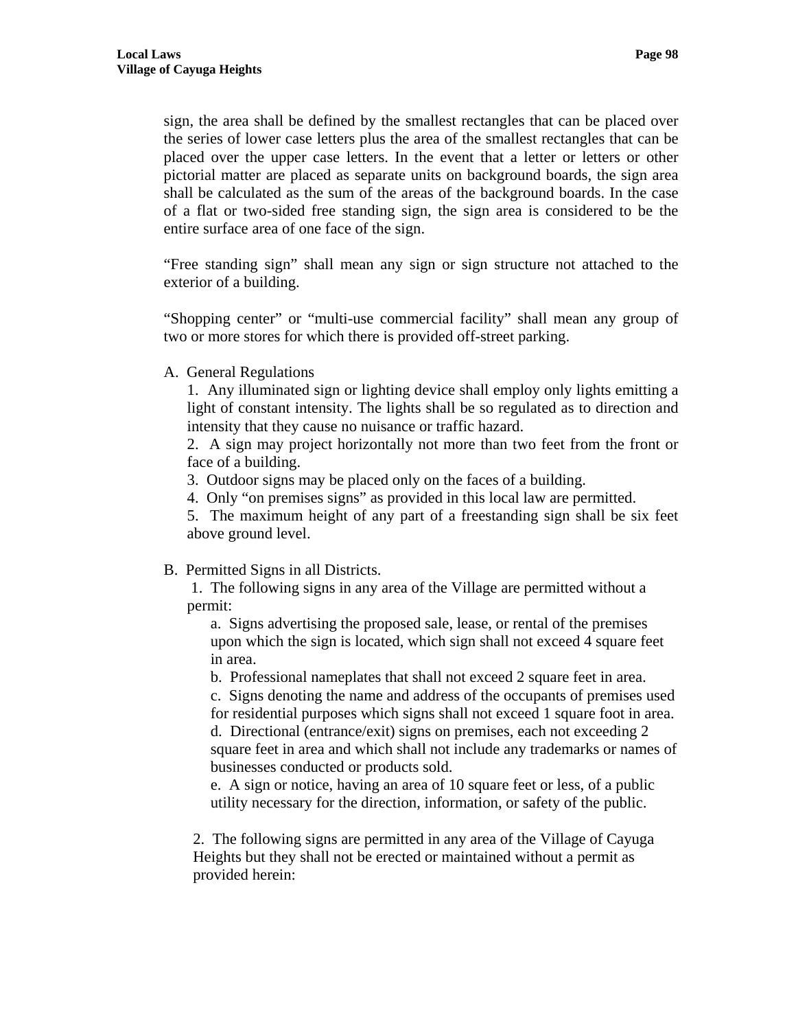sign, the area shall be defined by the smallest rectangles that can be placed over the series of lower case letters plus the area of the smallest rectangles that can be placed over the upper case letters. In the event that a letter or letters or other pictorial matter are placed as separate units on background boards, the sign area shall be calculated as the sum of the areas of the background boards. In the case of a flat or two-sided free standing sign, the sign area is considered to be the entire surface area of one face of the sign.

"Free standing sign" shall mean any sign or sign structure not attached to the exterior of a building.

"Shopping center" or "multi-use commercial facility" shall mean any group of two or more stores for which there is provided off-street parking.

A. General Regulations

1. Any illuminated sign or lighting device shall employ only lights emitting a light of constant intensity. The lights shall be so regulated as to direction and intensity that they cause no nuisance or traffic hazard.
2. A sign may project horizontally not more than two feet from the front or face of a building.
3. Outdoor signs may be placed only on the faces of a building.
4. Only "on premises signs" as provided in this local law are permitted.
5. The maximum height of any part of a freestanding sign shall be six feet above ground level.

B. Permitted Signs in all Districts.

1. The following signs in any area of the Village are permitted without a permit:
    a. Signs advertising the proposed sale, lease, or rental of the premises upon which the sign is located, which sign shall not exceed 4 square feet in area.
    b. Professional nameplates that shall not exceed 2 square feet in area.
    c. Signs denoting the name and address of the occupants of premises used for residential purposes which signs shall not exceed 1 square foot in area.
    d. Directional (entrance/exit) signs on premises, each not exceeding 2 square feet in area and which shall not include any trademarks or names of businesses conducted or products sold.
    e. A sign or notice, having an area of 10 square feet or less, of a public utility necessary for the direction, information, or safety of the public.

2. The following signs are permitted in any area of the Village of Cayuga Heights but they shall not be erected or maintained without a permit as provided herein: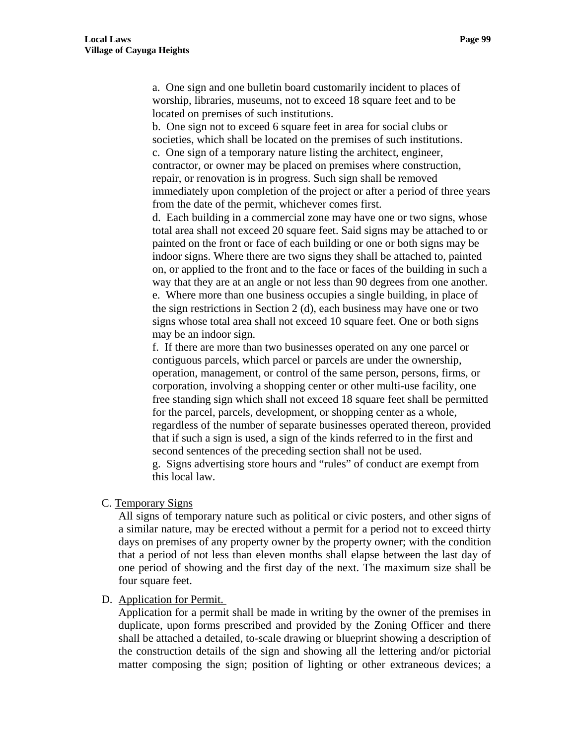a. One sign and one bulletin board customarily incident to places of worship, libraries, museums, not to exceed 18 square feet and to be located on premises of such institutions.

b. One sign not to exceed 6 square feet in area for social clubs or societies, which shall be located on the premises of such institutions.

c. One sign of a temporary nature listing the architect, engineer, contractor, or owner may be placed on premises where construction, repair, or renovation is in progress. Such sign shall be removed immediately upon completion of the project or after a period of three years from the date of the permit, whichever comes first.

d. Each building in a commercial zone may have one or two signs, whose total area shall not exceed 20 square feet. Said signs may be attached to or painted on the front or face of each building or one or both signs may be indoor signs. Where there are two signs they shall be attached to, painted on, or applied to the front and to the face or faces of the building in such a way that they are at an angle or not less than 90 degrees from one another.

e. Where more than one business occupies a single building, in place of the sign restrictions in Section 2 (d), each business may have one or two signs whose total area shall not exceed 10 square feet. One or both signs may be an indoor sign.

f. If there are more than two businesses operated on any one parcel or contiguous parcels, which parcel or parcels are under the ownership, operation, management, or control of the same person, persons, firms, or corporation, involving a shopping center or other multi-use facility, one free standing sign which shall not exceed 18 square feet shall be permitted for the parcel, parcels, development, or shopping center as a whole, regardless of the number of separate businesses operated thereon, provided that if such a sign is used, a sign of the kinds referred to in the first and second sentences of the preceding section shall not be used.

g. Signs advertising store hours and "rules" of conduct are exempt from this local law.

C. Temporary Signs

All signs of temporary nature such as political or civic posters, and other signs of a similar nature, may be erected without a permit for a period not to exceed thirty days on premises of any property owner by the property owner; with the condition that a period of not less than eleven months shall elapse between the last day of one period of showing and the first day of the next. The maximum size shall be four square feet.

D. Application for Permit.

Application for a permit shall be made in writing by the owner of the premises in duplicate, upon forms prescribed and provided by the Zoning Officer and there shall be attached a detailed, to-scale drawing or blueprint showing a description of the construction details of the sign and showing all the lettering and/or pictorial matter composing the sign; position of lighting or other extraneous devices; a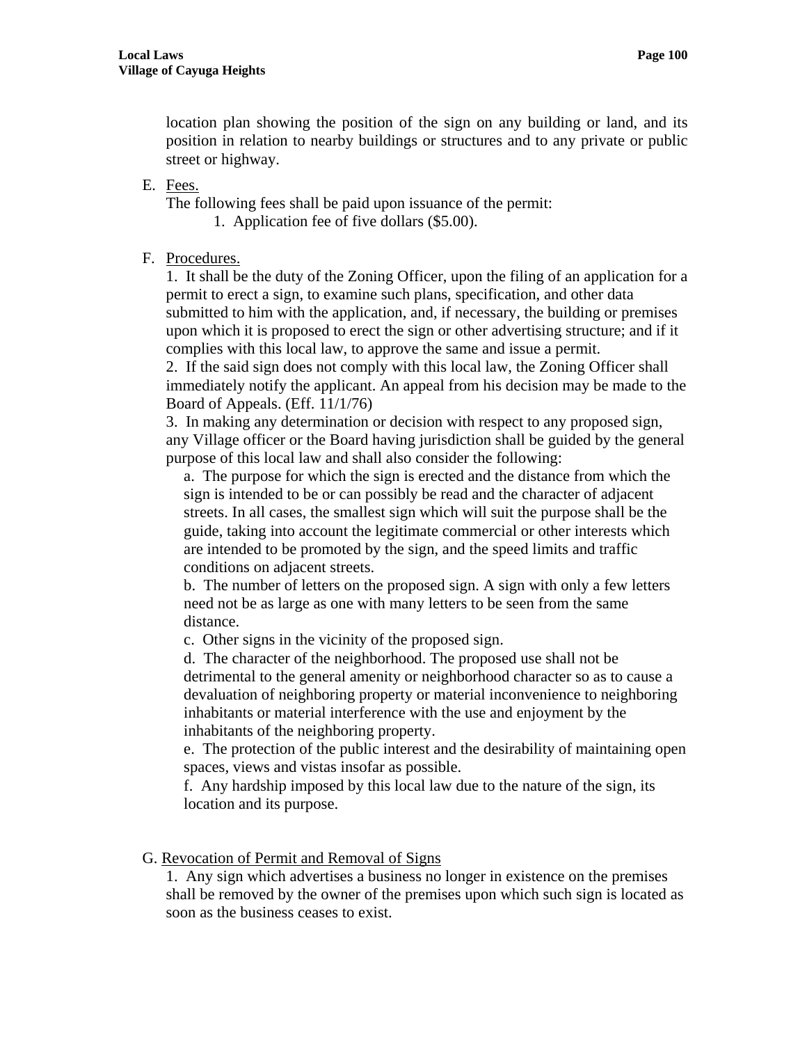location plan showing the position of the sign on any building or land, and its position in relation to nearby buildings or structures and to any private or public street or highway.

E. Fees.

The following fees shall be paid upon issuance of the permit:

1. Application fee of five dollars ($5.00).

F. Procedures.

1. It shall be the duty of the Zoning Officer, upon the filing of an application for a permit to erect a sign, to examine such plans, specification, and other data submitted to him with the application, and, if necessary, the building or premises upon which it is proposed to erect the sign or other advertising structure; and if it complies with this local law, to approve the same and issue a permit.

2. If the said sign does not comply with this local law, the Zoning Officer shall immediately notify the applicant. An appeal from his decision may be made to the Board of Appeals. (Eff. 11/1/76)

3. In making any determination or decision with respect to any proposed sign, any Village officer or the Board having jurisdiction shall be guided by the general purpose of this local law and shall also consider the following:

a. The purpose for which the sign is erected and the distance from which the sign is intended to be or can possibly be read and the character of adjacent streets. In all cases, the smallest sign which will suit the purpose shall be the guide, taking into account the legitimate commercial or other interests which are intended to be promoted by the sign, and the speed limits and traffic conditions on adjacent streets.

b. The number of letters on the proposed sign. A sign with only a few letters need not be as large as one with many letters to be seen from the same distance.

c. Other signs in the vicinity of the proposed sign.

d. The character of the neighborhood. The proposed use shall not be detrimental to the general amenity or neighborhood character so as to cause a devaluation of neighboring property or material inconvenience to neighboring inhabitants or material interference with the use and enjoyment by the inhabitants of the neighboring property.

e. The protection of the public interest and the desirability of maintaining open spaces, views and vistas insofar as possible.

f. Any hardship imposed by this local law due to the nature of the sign, its location and its purpose.

G. Revocation of Permit and Removal of Signs

1. Any sign which advertises a business no longer in existence on the premises shall be removed by the owner of the premises upon which such sign is located as soon as the business ceases to exist.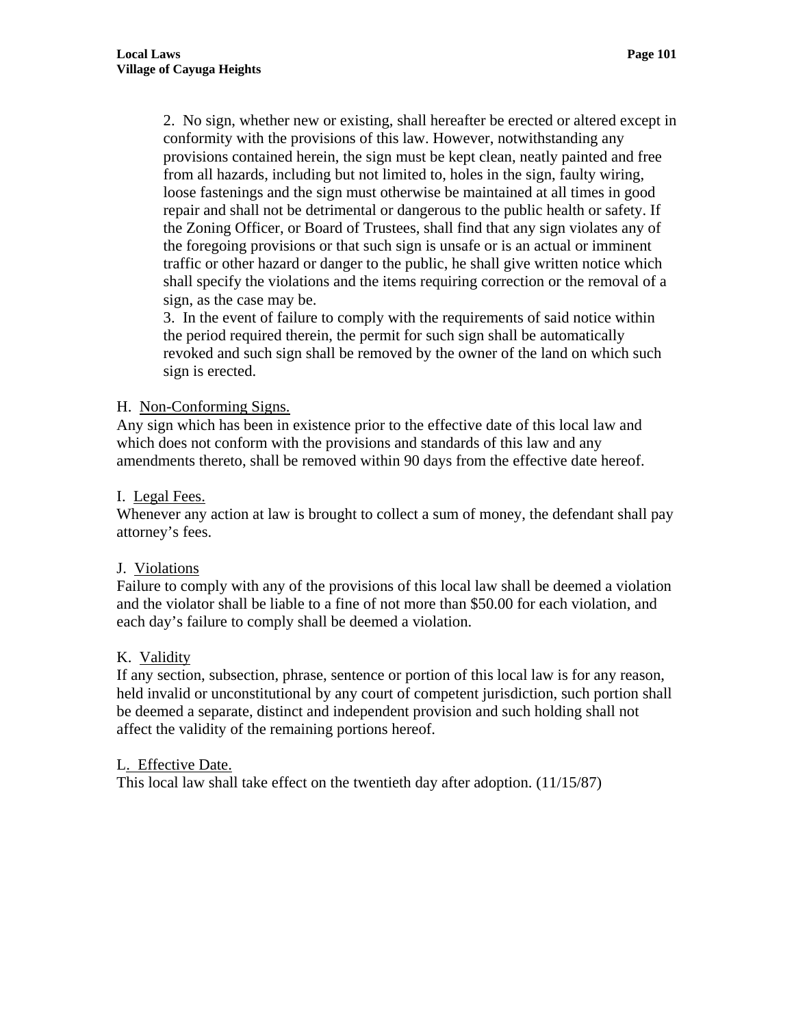2. No sign, whether new or existing, shall hereafter be erected or altered except in conformity with the provisions of this law. However, notwithstanding any provisions contained herein, the sign must be kept clean, neatly painted and free from all hazards, including but not limited to, holes in the sign, faulty wiring, loose fastenings and the sign must otherwise be maintained at all times in good repair and shall not be detrimental or dangerous to the public health or safety. If the Zoning Officer, or Board of Trustees, shall find that any sign violates any of the foregoing provisions or that such sign is unsafe or is an actual or imminent traffic or other hazard or danger to the public, he shall give written notice which shall specify the violations and the items requiring correction or the removal of a sign, as the case may be.

3. In the event of failure to comply with the requirements of said notice within the period required therein, the permit for such sign shall be automatically revoked and such sign shall be removed by the owner of the land on which such sign is erected.

H. Non-Conforming Signs.

Any sign which has been in existence prior to the effective date of this local law and which does not conform with the provisions and standards of this law and any amendments thereto, shall be removed within 90 days from the effective date hereof.

I. Legal Fees.

Whenever any action at law is brought to collect a sum of money, the defendant shall pay attorney's fees.

J. Violations

Failure to comply with any of the provisions of this local law shall be deemed a violation and the violator shall be liable to a fine of not more than $50.00 for each violation, and each day's failure to comply shall be deemed a violation.

K. Validity

If any section, subsection, phrase, sentence or portion of this local law is for any reason, held invalid or unconstitutional by any court of competent jurisdiction, such portion shall be deemed a separate, distinct and independent provision and such holding shall not affect the validity of the remaining portions hereof.

L. Effective Date.

This local law shall take effect on the twentieth day after adoption. (11/15/87)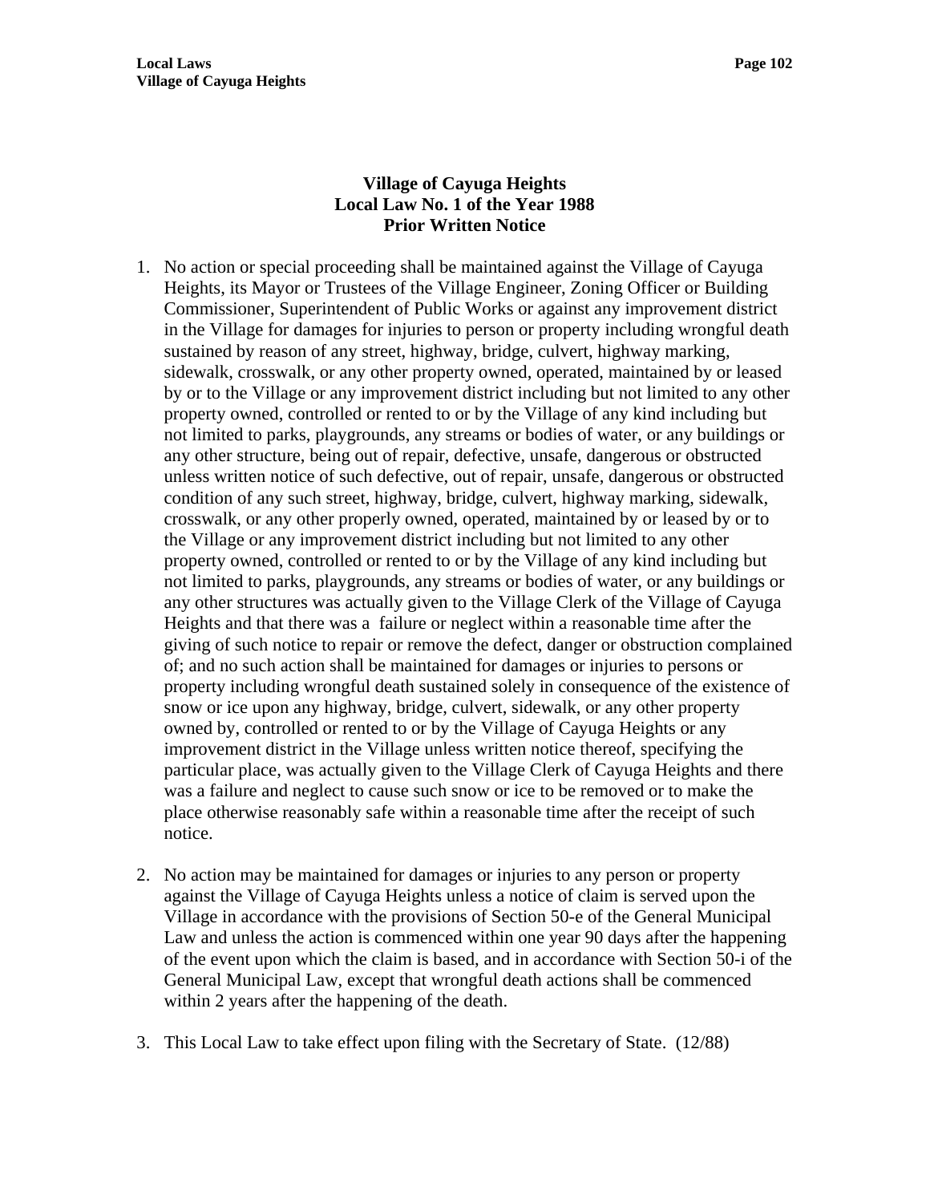# Village of Cayuga Heights
## Local Law No. 1 of the Year 1988
## Prior Written Notice

1. No action or special proceeding shall be maintained against the Village of Cayuga Heights, its Mayor or Trustees of the Village Engineer, Zoning Officer or Building Commissioner, Superintendent of Public Works or against any improvement district in the Village for damages for injuries to person or property including wrongful death sustained by reason of any street, highway, bridge, culvert, highway marking, sidewalk, crosswalk, or any other property owned, operated, maintained by or leased by or to the Village or any improvement district including but not limited to any other property owned, controlled or rented to or by the Village of any kind including but not limited to parks, playgrounds, any streams or bodies of water, or any buildings or any other structure, being out of repair, defective, unsafe, dangerous or obstructed unless written notice of such defective, out of repair, unsafe, dangerous or obstructed condition of any such street, highway, bridge, culvert, highway marking, sidewalk, crosswalk, or any other properly owned, operated, maintained by or leased by or to the Village or any improvement district including but not limited to any other property owned, controlled or rented to or by the Village of any kind including but not limited to parks, playgrounds, any streams or bodies of water, or any buildings or any other structures was actually given to the Village Clerk of the Village of Cayuga Heights and that there was a failure or neglect within a reasonable time after the giving of such notice to repair or remove the defect, danger or obstruction complained of; and no such action shall be maintained for damages or injuries to persons or property including wrongful death sustained solely in consequence of the existence of snow or ice upon any highway, bridge, culvert, sidewalk, or any other property owned by, controlled or rented to or by the Village of Cayuga Heights or any improvement district in the Village unless written notice thereof, specifying the particular place, was actually given to the Village Clerk of Cayuga Heights and there was a failure and neglect to cause such snow or ice to be removed or to make the place otherwise reasonably safe within a reasonable time after the receipt of such notice.

2. No action may be maintained for damages or injuries to any person or property against the Village of Cayuga Heights unless a notice of claim is served upon the Village in accordance with the provisions of Section 50-e of the General Municipal Law and unless the action is commenced within one year 90 days after the happening of the event upon which the claim is based, and in accordance with Section 50-i of the General Municipal Law, except that wrongful death actions shall be commenced within 2 years after the happening of the death.

3. This Local Law to take effect upon filing with the Secretary of State. (12/88)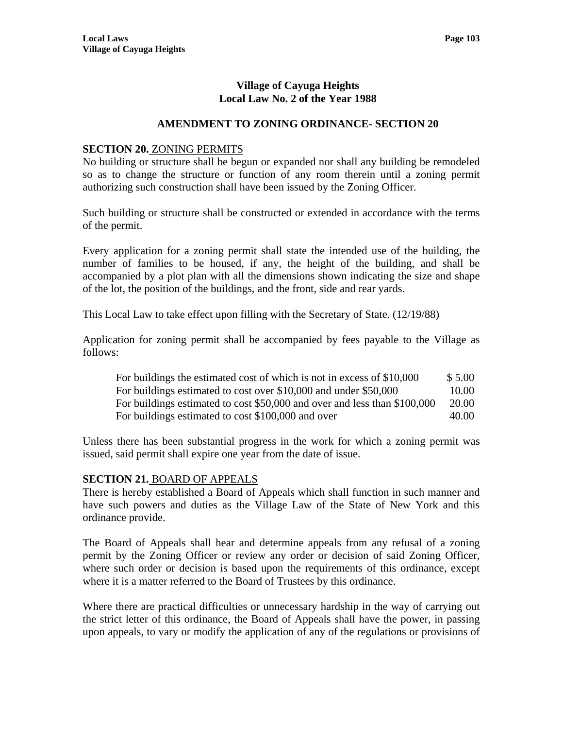## Village of Cayuga Heights
## Local Law No. 2 of the Year 1988

### AMENDMENT TO ZONING ORDINANCE- SECTION 20

**SECTION 20.** ZONING PERMITS
No building or structure shall be begun or expanded nor shall any building be remodeled so as to change the structure or function of any room therein until a zoning permit authorizing such construction shall have been issued by the Zoning Officer.

Such building or structure shall be constructed or extended in accordance with the terms of the permit.

Every application for a zoning permit shall state the intended use of the building, the number of families to be housed, if any, the height of the building, and shall be accompanied by a plot plan with all the dimensions shown indicating the size and shape of the lot, the position of the buildings, and the front, side and rear yards.

This Local Law to take effect upon filling with the Secretary of State. (12/19/88)

Application for zoning permit shall be accompanied by fees payable to the Village as follows:

| | |
|---|---|
| For buildings the estimated cost of which is not in excess of $10,000 | $ 5.00 |
| For buildings estimated to cost over $10,000 and under $50,000 | 10.00 |
| For buildings estimated to cost $50,000 and over and less than $100,000 | 20.00 |
| For buildings estimated to cost $100,000 and over | 40.00 |

Unless there has been substantial progress in the work for which a zoning permit was issued, said permit shall expire one year from the date of issue.

**SECTION 21.** BOARD OF APPEALS
There is hereby established a Board of Appeals which shall function in such manner and have such powers and duties as the Village Law of the State of New York and this ordinance provide.

The Board of Appeals shall hear and determine appeals from any refusal of a zoning permit by the Zoning Officer or review any order or decision of said Zoning Officer, where such order or decision is based upon the requirements of this ordinance, except where it is a matter referred to the Board of Trustees by this ordinance.

Where there are practical difficulties or unnecessary hardship in the way of carrying out the strict letter of this ordinance, the Board of Appeals shall have the power, in passing upon appeals, to vary or modify the application of any of the regulations or provisions of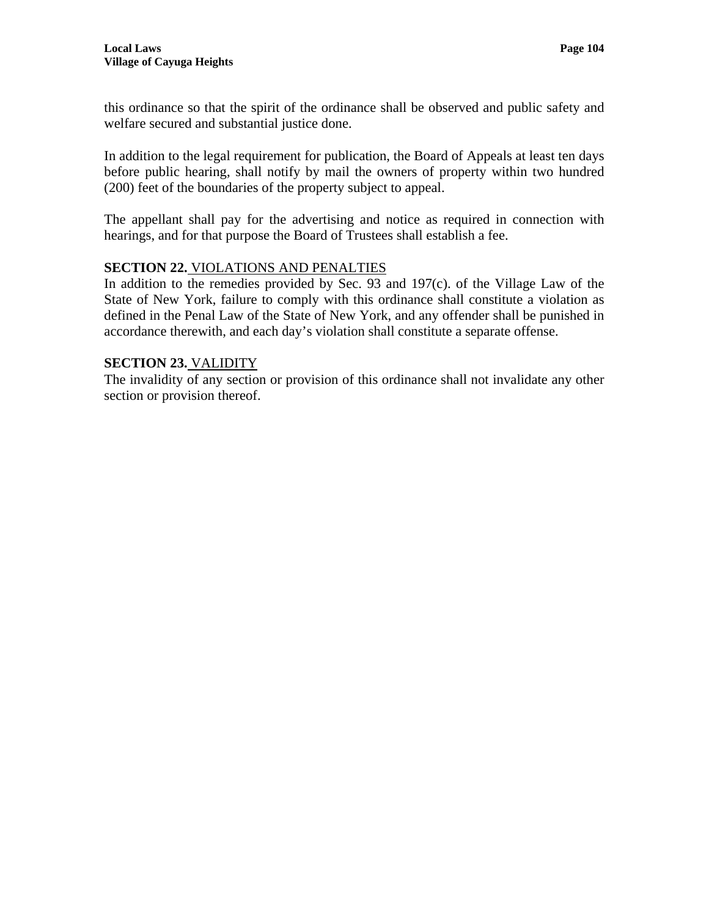this ordinance so that the spirit of the ordinance shall be observed and public safety and welfare secured and substantial justice done.

In addition to the legal requirement for publication, the Board of Appeals at least ten days before public hearing, shall notify by mail the owners of property within two hundred (200) feet of the boundaries of the property subject to appeal.

The appellant shall pay for the advertising and notice as required in connection with hearings, and for that purpose the Board of Trustees shall establish a fee.

**SECTION 22.** VIOLATIONS AND PENALTIES
In addition to the remedies provided by Sec. 93 and 197(c). of the Village Law of the State of New York, failure to comply with this ordinance shall constitute a violation as defined in the Penal Law of the State of New York, and any offender shall be punished in accordance therewith, and each day's violation shall constitute a separate offense.

**SECTION 23.** VALIDITY
The invalidity of any section or provision of this ordinance shall not invalidate any other section or provision thereof.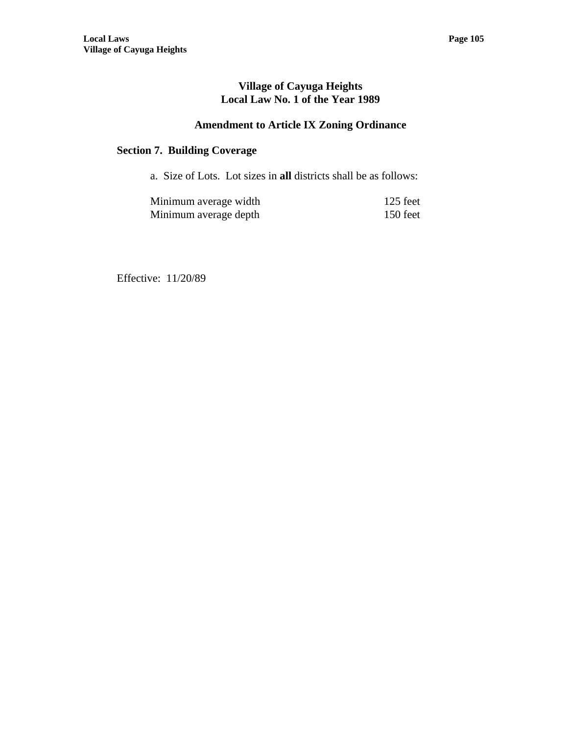# Village of Cayuga Heights
# Local Law No. 1 of the Year 1989

## Amendment to Article IX Zoning Ordinance

### Section 7. Building Coverage

a. Size of Lots. Lot sizes in **all** districts shall be as follows:

| | |
|---|---|
| Minimum average width | 125 feet |
| Minimum average depth | 150 feet |

Effective: 11/20/89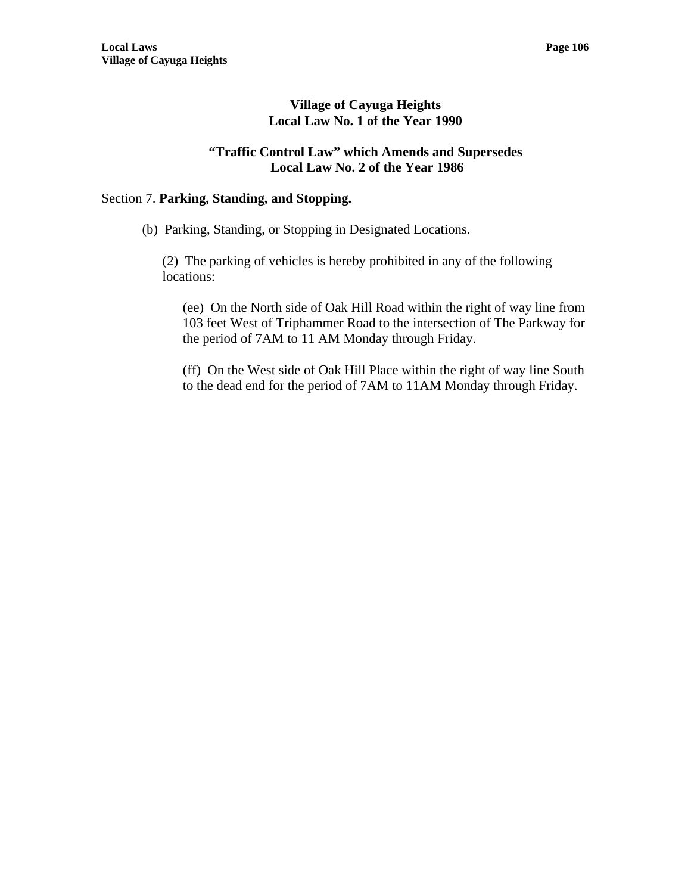## Village of Cayuga Heights
## Local Law No. 1 of the Year 1990

### "Traffic Control Law" which Amends and Supersedes Local Law No. 2 of the Year 1986

Section 7. **Parking, Standing, and Stopping.**

(b) Parking, Standing, or Stopping in Designated Locations.

(2) The parking of vehicles is hereby prohibited in any of the following locations:

(ee) On the North side of Oak Hill Road within the right of way line from 103 feet West of Triphammer Road to the intersection of The Parkway for the period of 7AM to 11 AM Monday through Friday.

(ff) On the West side of Oak Hill Place within the right of way line South to the dead end for the period of 7AM to 11AM Monday through Friday.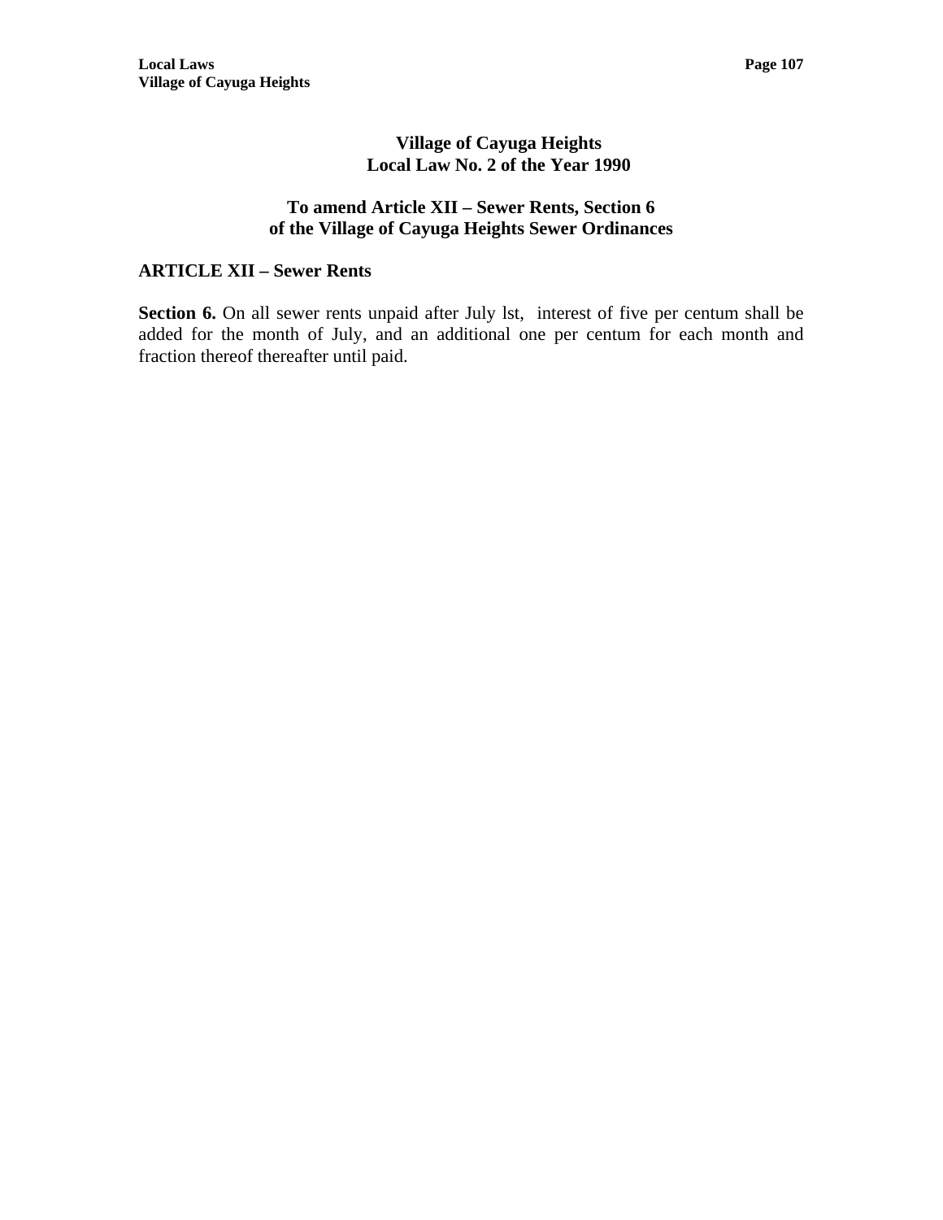# Village of Cayuga Heights
# Local Law No. 2 of the Year 1990

## To amend Article XII – Sewer Rents, Section 6 of the Village of Cayuga Heights Sewer Ordinances

### ARTICLE XII – Sewer Rents

**Section 6.** On all sewer rents unpaid after July lst, interest of five per centum shall be added for the month of July, and an additional one per centum for each month and fraction thereof thereafter until paid.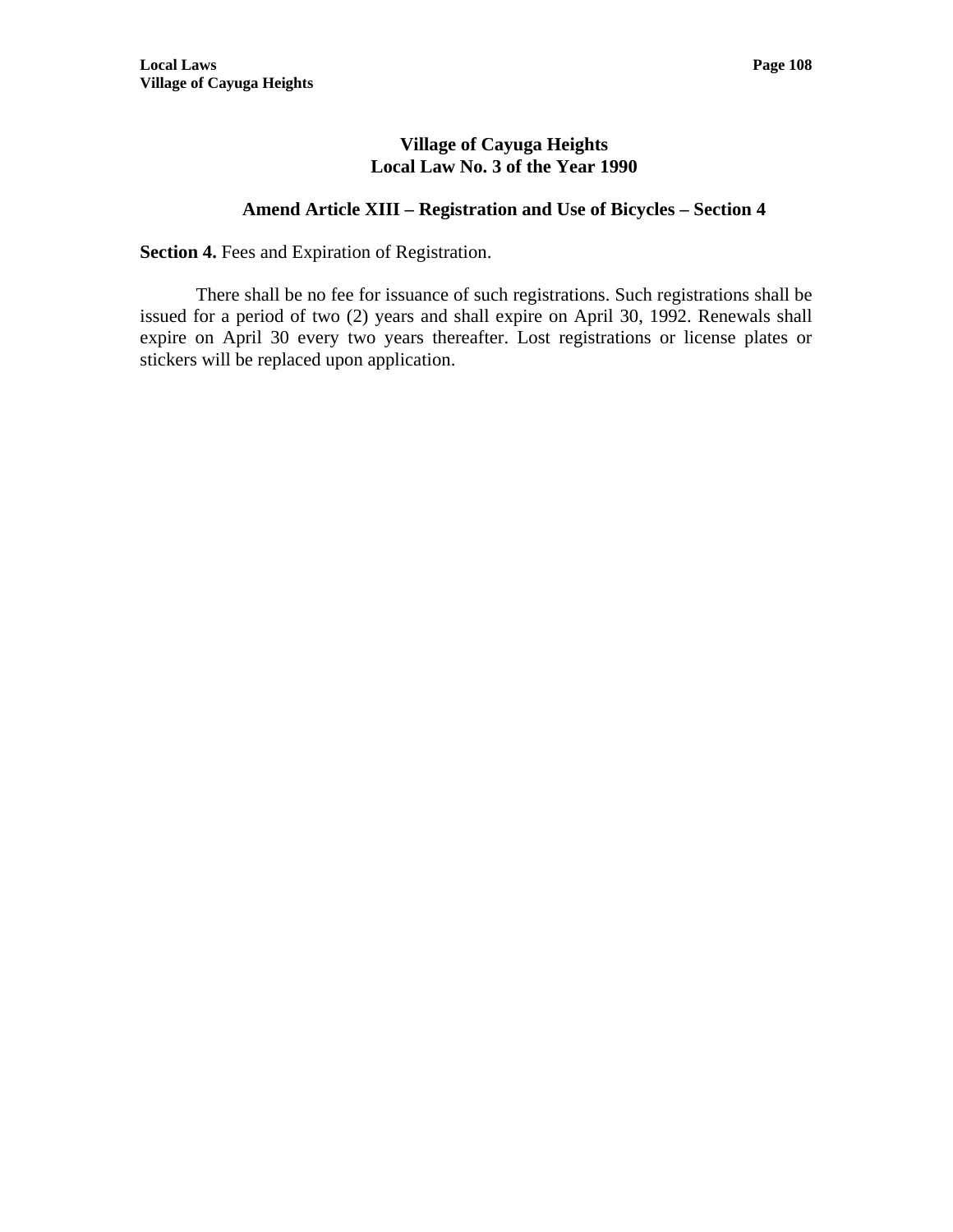# Village of Cayuga Heights
# Local Law No. 3 of the Year 1990

## Amend Article XIII – Registration and Use of Bicycles – Section 4

**Section 4.** Fees and Expiration of Registration.

There shall be no fee for issuance of such registrations. Such registrations shall be issued for a period of two (2) years and shall expire on April 30, 1992. Renewals shall expire on April 30 every two years thereafter. Lost registrations or license plates or stickers will be replaced upon application.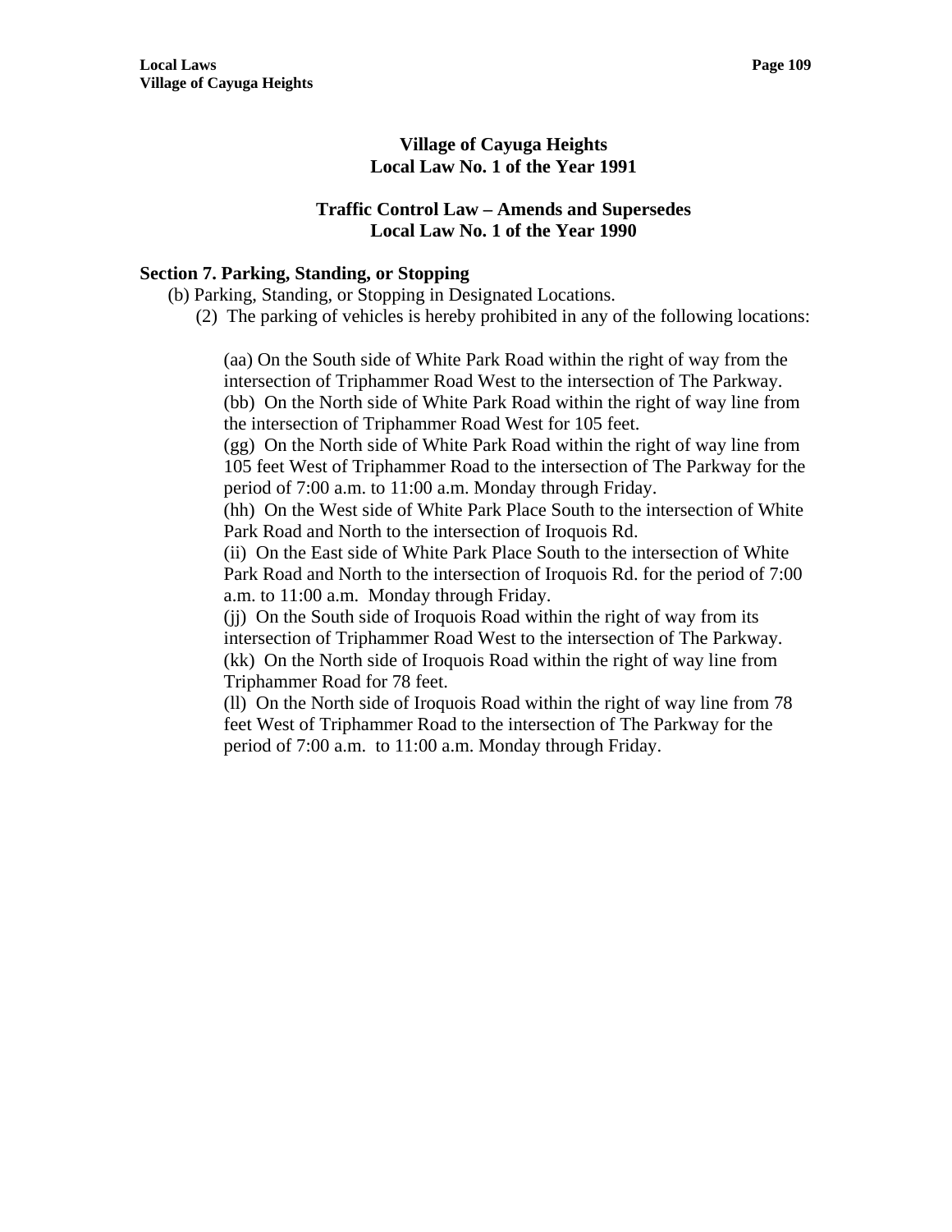## Village of Cayuga Heights
## Local Law No. 1 of the Year 1991

### Traffic Control Law – Amends and Supersedes Local Law No. 1 of the Year 1990

**Section 7. Parking, Standing, or Stopping**

(b) Parking, Standing, or Stopping in Designated Locations.

(2) The parking of vehicles is hereby prohibited in any of the following locations:

(aa) On the South side of White Park Road within the right of way from the intersection of Triphammer Road West to the intersection of The Parkway.
(bb) On the North side of White Park Road within the right of way line from the intersection of Triphammer Road West for 105 feet.
(gg) On the North side of White Park Road within the right of way line from 105 feet West of Triphammer Road to the intersection of The Parkway for the period of 7:00 a.m. to 11:00 a.m. Monday through Friday.
(hh) On the West side of White Park Place South to the intersection of White Park Road and North to the intersection of Iroquois Rd.
(ii) On the East side of White Park Place South to the intersection of White Park Road and North to the intersection of Iroquois Rd. for the period of 7:00 a.m. to 11:00 a.m. Monday through Friday.
(jj) On the South side of Iroquois Road within the right of way from its intersection of Triphammer Road West to the intersection of The Parkway.
(kk) On the North side of Iroquois Road within the right of way line from Triphammer Road for 78 feet.
(ll) On the North side of Iroquois Road within the right of way line from 78 feet West of Triphammer Road to the intersection of The Parkway for the period of 7:00 a.m. to 11:00 a.m. Monday through Friday.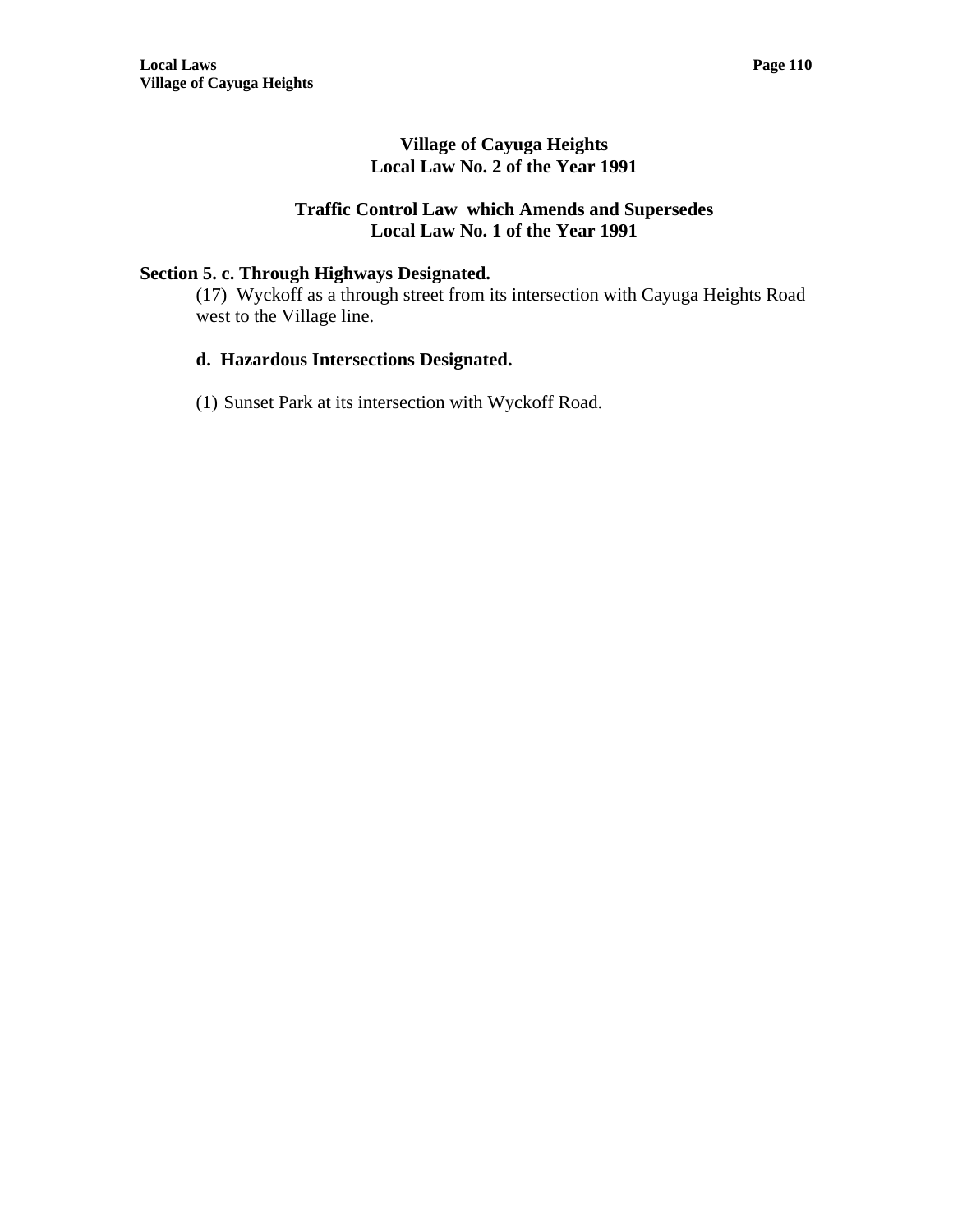## Village of Cayuga Heights
## Local Law No. 2 of the Year 1991

### Traffic Control Law which Amends and Supersedes Local Law No. 1 of the Year 1991

**Section 5. c. Through Highways Designated.**

(17) Wyckoff as a through street from its intersection with Cayuga Heights Road west to the Village line.

**d. Hazardous Intersections Designated.**

(1) Sunset Park at its intersection with Wyckoff Road.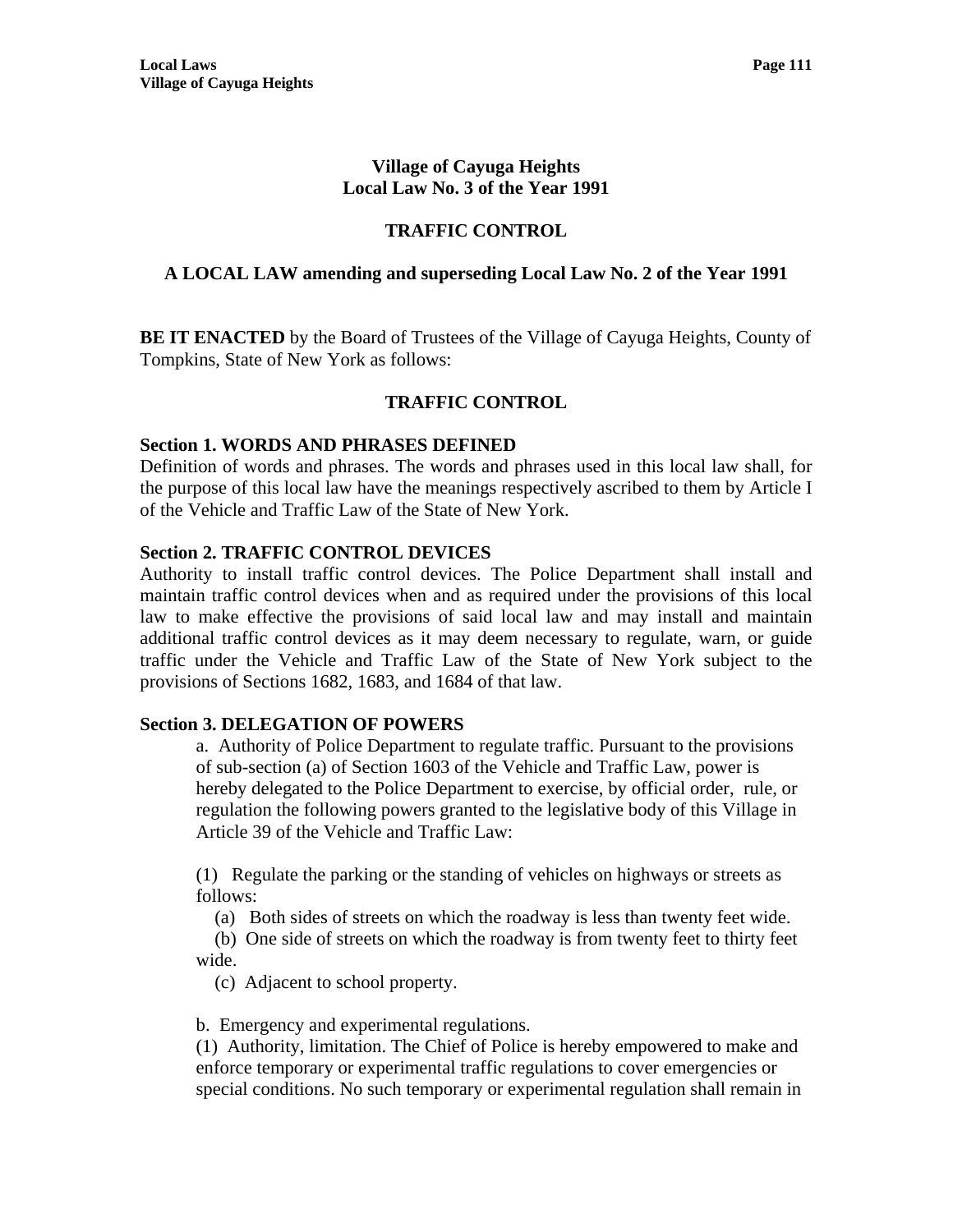**Village of Cayuga Heights**
**Local Law No. 3 of the Year 1991**

**TRAFFIC CONTROL**

**A LOCAL LAW amending and superseding Local Law No. 2 of the Year 1991**

**BE IT ENACTED** by the Board of Trustees of the Village of Cayuga Heights, County of Tompkins, State of New York as follows:

**TRAFFIC CONTROL**

**Section 1. WORDS AND PHRASES DEFINED**
Definition of words and phrases. The words and phrases used in this local law shall, for the purpose of this local law have the meanings respectively ascribed to them by Article I of the Vehicle and Traffic Law of the State of New York.

**Section 2. TRAFFIC CONTROL DEVICES**
Authority to install traffic control devices. The Police Department shall install and maintain traffic control devices when and as required under the provisions of this local law to make effective the provisions of said local law and may install and maintain additional traffic control devices as it may deem necessary to regulate, warn, or guide traffic under the Vehicle and Traffic Law of the State of New York subject to the provisions of Sections 1682, 1683, and 1684 of that law.

**Section 3. DELEGATION OF POWERS**

a. Authority of Police Department to regulate traffic. Pursuant to the provisions of sub-section (a) of Section 1603 of the Vehicle and Traffic Law, power is hereby delegated to the Police Department to exercise, by official order, rule, or regulation the following powers granted to the legislative body of this Village in Article 39 of the Vehicle and Traffic Law:

(1) Regulate the parking or the standing of vehicles on highways or streets as follows:

(a) Both sides of streets on which the roadway is less than twenty feet wide.

(b) One side of streets on which the roadway is from twenty feet to thirty feet wide.

(c) Adjacent to school property.

b. Emergency and experimental regulations.

(1) Authority, limitation. The Chief of Police is hereby empowered to make and enforce temporary or experimental traffic regulations to cover emergencies or special conditions. No such temporary or experimental regulation shall remain in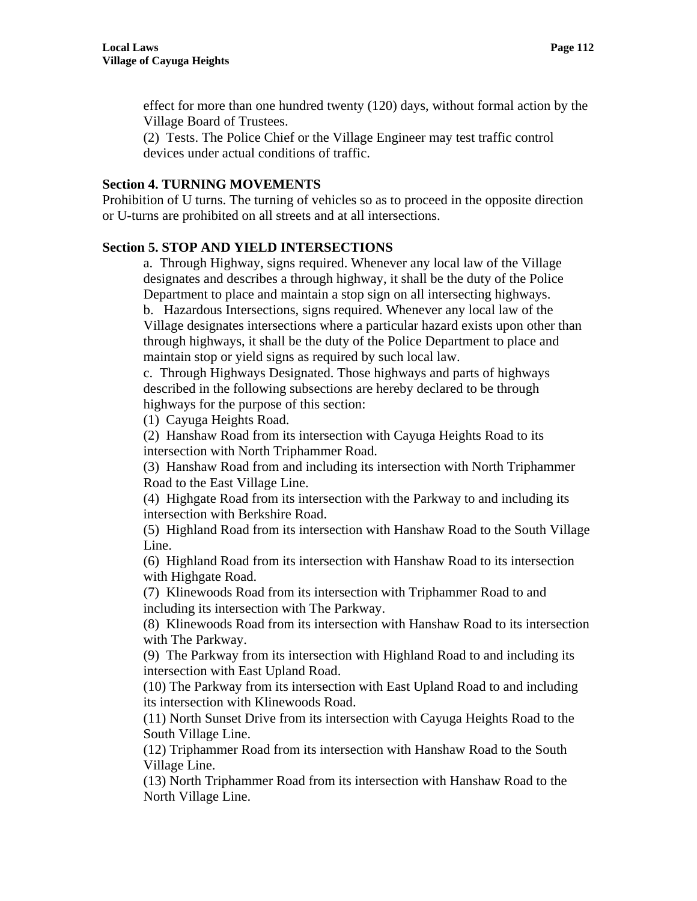effect for more than one hundred twenty (120) days, without formal action by the Village Board of Trustees.

(2) Tests. The Police Chief or the Village Engineer may test traffic control devices under actual conditions of traffic.

**Section 4. TURNING MOVEMENTS**

Prohibition of U turns. The turning of vehicles so as to proceed in the opposite direction or U-turns are prohibited on all streets and at all intersections.

**Section 5. STOP AND YIELD INTERSECTIONS**

a. Through Highway, signs required. Whenever any local law of the Village designates and describes a through highway, it shall be the duty of the Police Department to place and maintain a stop sign on all intersecting highways.

b. Hazardous Intersections, signs required. Whenever any local law of the Village designates intersections where a particular hazard exists upon other than through highways, it shall be the duty of the Police Department to place and maintain stop or yield signs as required by such local law.

c. Through Highways Designated. Those highways and parts of highways described in the following subsections are hereby declared to be through highways for the purpose of this section:

(1) Cayuga Heights Road.

(2) Hanshaw Road from its intersection with Cayuga Heights Road to its intersection with North Triphammer Road.

(3) Hanshaw Road from and including its intersection with North Triphammer Road to the East Village Line.

(4) Highgate Road from its intersection with the Parkway to and including its intersection with Berkshire Road.

(5) Highland Road from its intersection with Hanshaw Road to the South Village Line.

(6) Highland Road from its intersection with Hanshaw Road to its intersection with Highgate Road.

(7) Klinewoods Road from its intersection with Triphammer Road to and including its intersection with The Parkway.

(8) Klinewoods Road from its intersection with Hanshaw Road to its intersection with The Parkway.

(9) The Parkway from its intersection with Highland Road to and including its intersection with East Upland Road.

(10) The Parkway from its intersection with East Upland Road to and including its intersection with Klinewoods Road.

(11) North Sunset Drive from its intersection with Cayuga Heights Road to the South Village Line.

(12) Triphammer Road from its intersection with Hanshaw Road to the South Village Line.

(13) North Triphammer Road from its intersection with Hanshaw Road to the North Village Line.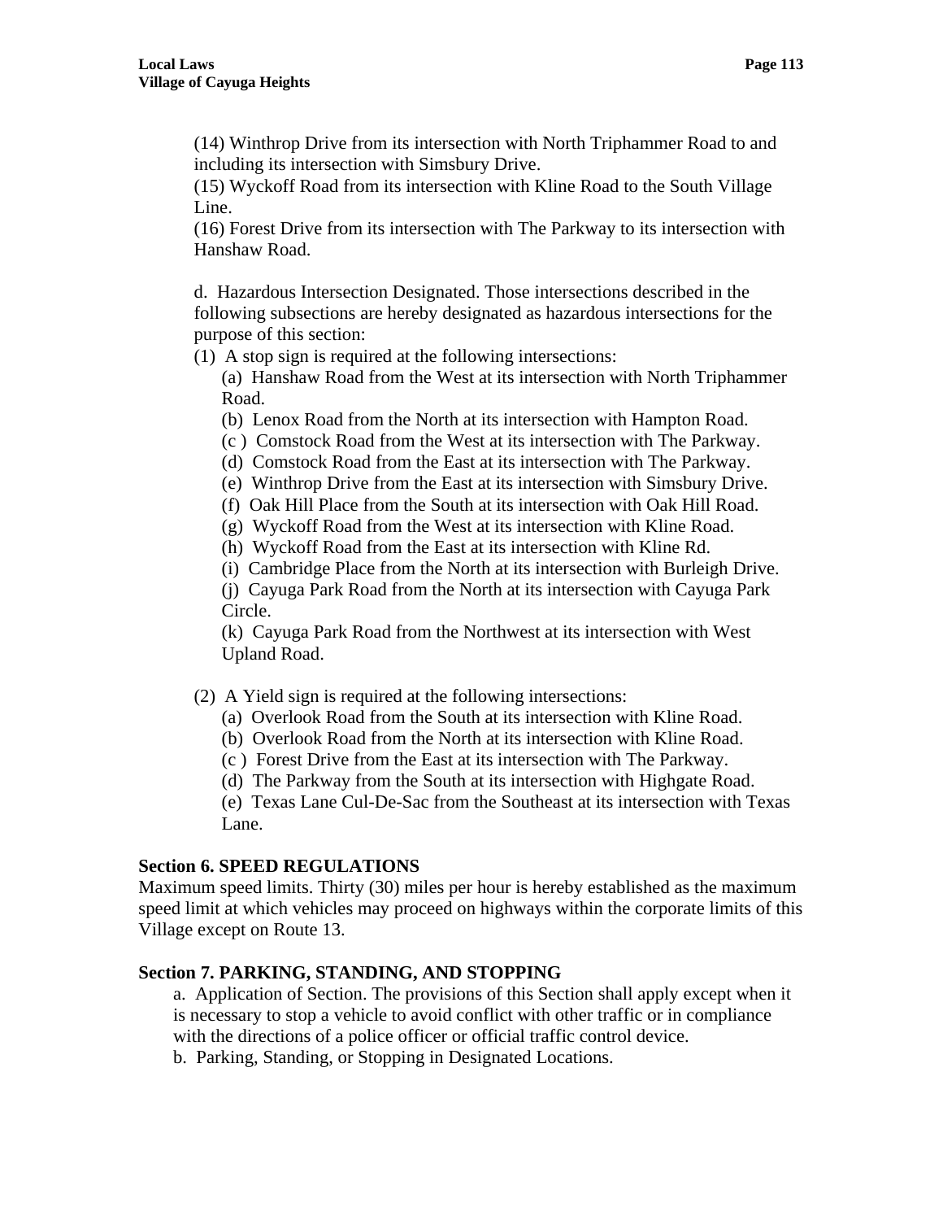(14) Winthrop Drive from its intersection with North Triphammer Road to and including its intersection with Simsbury Drive.
(15) Wyckoff Road from its intersection with Kline Road to the South Village Line.
(16) Forest Drive from its intersection with The Parkway to its intersection with Hanshaw Road.

d. Hazardous Intersection Designated. Those intersections described in the following subsections are hereby designated as hazardous intersections for the purpose of this section:

(1) A stop sign is required at the following intersections:

(a) Hanshaw Road from the West at its intersection with North Triphammer Road.
(b) Lenox Road from the North at its intersection with Hampton Road.
(c ) Comstock Road from the West at its intersection with The Parkway.
(d) Comstock Road from the East at its intersection with The Parkway.
(e) Winthrop Drive from the East at its intersection with Simsbury Drive.
(f) Oak Hill Place from the South at its intersection with Oak Hill Road.
(g) Wyckoff Road from the West at its intersection with Kline Road.
(h) Wyckoff Road from the East at its intersection with Kline Rd.
(i) Cambridge Place from the North at its intersection with Burleigh Drive.
(j) Cayuga Park Road from the North at its intersection with Cayuga Park Circle.
(k) Cayuga Park Road from the Northwest at its intersection with West Upland Road.

(2) A Yield sign is required at the following intersections:

(a) Overlook Road from the South at its intersection with Kline Road.
(b) Overlook Road from the North at its intersection with Kline Road.
(c ) Forest Drive from the East at its intersection with The Parkway.
(d) The Parkway from the South at its intersection with Highgate Road.
(e) Texas Lane Cul-De-Sac from the Southeast at its intersection with Texas Lane.

### Section 6. SPEED REGULATIONS

Maximum speed limits. Thirty (30) miles per hour is hereby established as the maximum speed limit at which vehicles may proceed on highways within the corporate limits of this Village except on Route 13.

### Section 7. PARKING, STANDING, AND STOPPING

a. Application of Section. The provisions of this Section shall apply except when it is necessary to stop a vehicle to avoid conflict with other traffic or in compliance with the directions of a police officer or official traffic control device.

b. Parking, Standing, or Stopping in Designated Locations.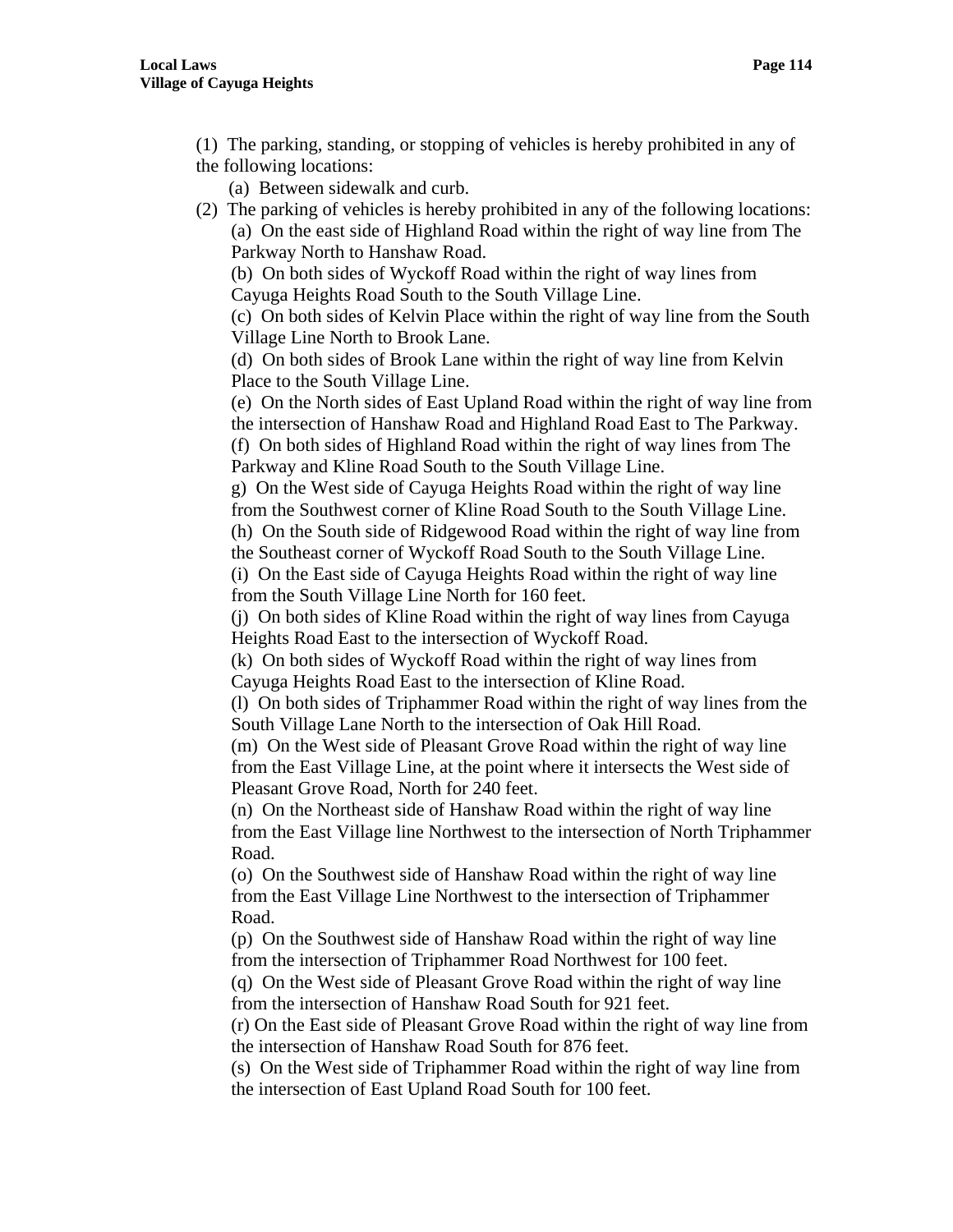(1) The parking, standing, or stopping of vehicles is hereby prohibited in any of the following locations:

(a) Between sidewalk and curb.

(2) The parking of vehicles is hereby prohibited in any of the following locations:

(a) On the east side of Highland Road within the right of way line from The Parkway North to Hanshaw Road.

(b) On both sides of Wyckoff Road within the right of way lines from Cayuga Heights Road South to the South Village Line.

(c) On both sides of Kelvin Place within the right of way line from the South Village Line North to Brook Lane.

(d) On both sides of Brook Lane within the right of way line from Kelvin Place to the South Village Line.

(e) On the North sides of East Upland Road within the right of way line from the intersection of Hanshaw Road and Highland Road East to The Parkway.

(f) On both sides of Highland Road within the right of way lines from The Parkway and Kline Road South to the South Village Line.

g) On the West side of Cayuga Heights Road within the right of way line from the Southwest corner of Kline Road South to the South Village Line.

(h) On the South side of Ridgewood Road within the right of way line from the Southeast corner of Wyckoff Road South to the South Village Line.

(i) On the East side of Cayuga Heights Road within the right of way line from the South Village Line North for 160 feet.

(j) On both sides of Kline Road within the right of way lines from Cayuga Heights Road East to the intersection of Wyckoff Road.

(k) On both sides of Wyckoff Road within the right of way lines from Cayuga Heights Road East to the intersection of Kline Road.

(l) On both sides of Triphammer Road within the right of way lines from the South Village Lane North to the intersection of Oak Hill Road.

(m) On the West side of Pleasant Grove Road within the right of way line from the East Village Line, at the point where it intersects the West side of Pleasant Grove Road, North for 240 feet.

(n) On the Northeast side of Hanshaw Road within the right of way line from the East Village line Northwest to the intersection of North Triphammer Road.

(o) On the Southwest side of Hanshaw Road within the right of way line from the East Village Line Northwest to the intersection of Triphammer Road.

(p) On the Southwest side of Hanshaw Road within the right of way line from the intersection of Triphammer Road Northwest for 100 feet.

(q) On the West side of Pleasant Grove Road within the right of way line from the intersection of Hanshaw Road South for 921 feet.

(r) On the East side of Pleasant Grove Road within the right of way line from the intersection of Hanshaw Road South for 876 feet.

(s) On the West side of Triphammer Road within the right of way line from the intersection of East Upland Road South for 100 feet.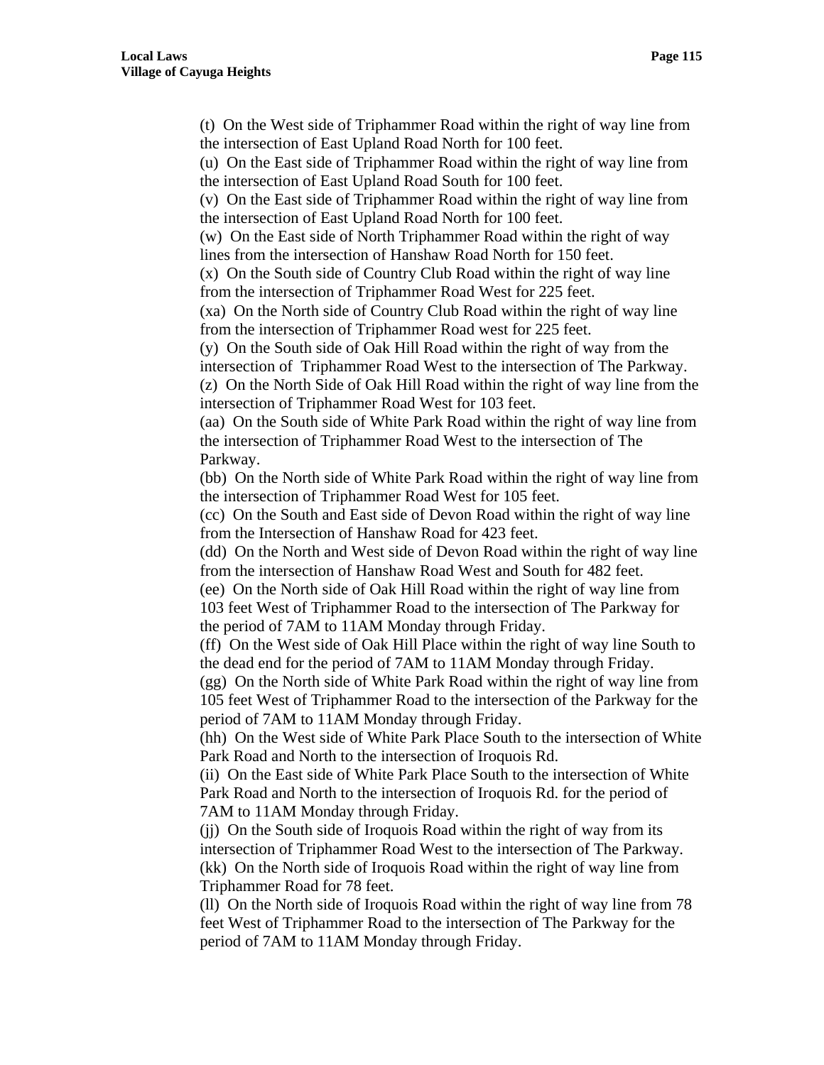(t) On the West side of Triphammer Road within the right of way line from the intersection of East Upland Road North for 100 feet.

(u) On the East side of Triphammer Road within the right of way line from the intersection of East Upland Road South for 100 feet.

(v) On the East side of Triphammer Road within the right of way line from the intersection of East Upland Road North for 100 feet.

(w) On the East side of North Triphammer Road within the right of way lines from the intersection of Hanshaw Road North for 150 feet.

(x) On the South side of Country Club Road within the right of way line from the intersection of Triphammer Road West for 225 feet.

(xa) On the North side of Country Club Road within the right of way line from the intersection of Triphammer Road west for 225 feet.

(y) On the South side of Oak Hill Road within the right of way from the intersection of Triphammer Road West to the intersection of The Parkway.

(z) On the North Side of Oak Hill Road within the right of way line from the intersection of Triphammer Road West for 103 feet.

(aa) On the South side of White Park Road within the right of way line from the intersection of Triphammer Road West to the intersection of The Parkway.

(bb) On the North side of White Park Road within the right of way line from the intersection of Triphammer Road West for 105 feet.

(cc) On the South and East side of Devon Road within the right of way line from the Intersection of Hanshaw Road for 423 feet.

(dd) On the North and West side of Devon Road within the right of way line from the intersection of Hanshaw Road West and South for 482 feet.

(ee) On the North side of Oak Hill Road within the right of way line from 103 feet West of Triphammer Road to the intersection of The Parkway for the period of 7AM to 11AM Monday through Friday.

(ff) On the West side of Oak Hill Place within the right of way line South to the dead end for the period of 7AM to 11AM Monday through Friday.

(gg) On the North side of White Park Road within the right of way line from 105 feet West of Triphammer Road to the intersection of the Parkway for the period of 7AM to 11AM Monday through Friday.

(hh) On the West side of White Park Place South to the intersection of White Park Road and North to the intersection of Iroquois Rd.

(ii) On the East side of White Park Place South to the intersection of White Park Road and North to the intersection of Iroquois Rd. for the period of 7AM to 11AM Monday through Friday.

(jj) On the South side of Iroquois Road within the right of way from its intersection of Triphammer Road West to the intersection of The Parkway.

(kk) On the North side of Iroquois Road within the right of way line from Triphammer Road for 78 feet.

(ll) On the North side of Iroquois Road within the right of way line from 78 feet West of Triphammer Road to the intersection of The Parkway for the period of 7AM to 11AM Monday through Friday.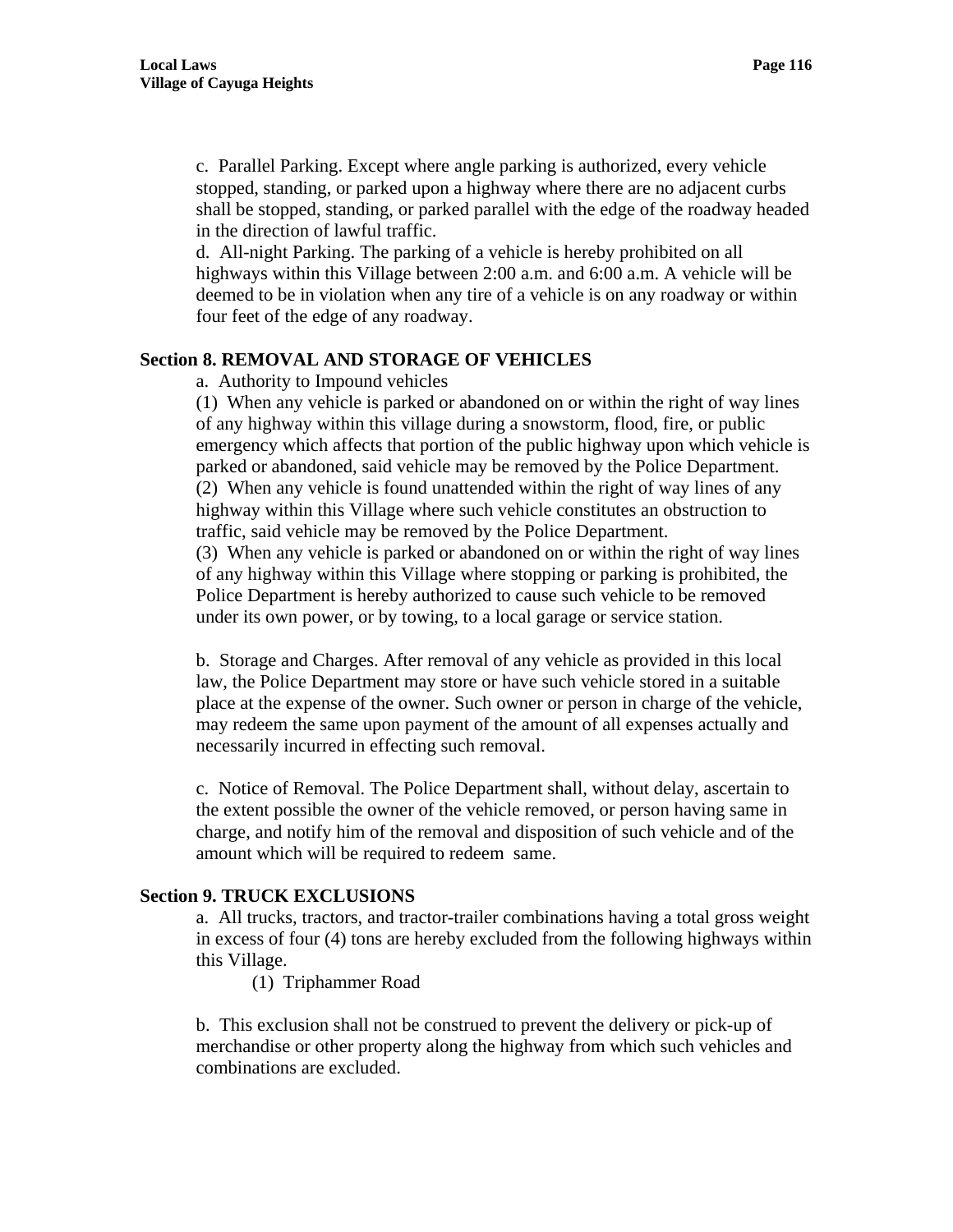c. Parallel Parking. Except where angle parking is authorized, every vehicle stopped, standing, or parked upon a highway where there are no adjacent curbs shall be stopped, standing, or parked parallel with the edge of the roadway headed in the direction of lawful traffic.

d. All-night Parking. The parking of a vehicle is hereby prohibited on all highways within this Village between 2:00 a.m. and 6:00 a.m. A vehicle will be deemed to be in violation when any tire of a vehicle is on any roadway or within four feet of the edge of any roadway.

### Section 8. REMOVAL AND STORAGE OF VEHICLES

a. Authority to Impound vehicles

(1) When any vehicle is parked or abandoned on or within the right of way lines of any highway within this village during a snowstorm, flood, fire, or public emergency which affects that portion of the public highway upon which vehicle is parked or abandoned, said vehicle may be removed by the Police Department.

(2) When any vehicle is found unattended within the right of way lines of any highway within this Village where such vehicle constitutes an obstruction to traffic, said vehicle may be removed by the Police Department.

(3) When any vehicle is parked or abandoned on or within the right of way lines of any highway within this Village where stopping or parking is prohibited, the Police Department is hereby authorized to cause such vehicle to be removed under its own power, or by towing, to a local garage or service station.

b. Storage and Charges. After removal of any vehicle as provided in this local law, the Police Department may store or have such vehicle stored in a suitable place at the expense of the owner. Such owner or person in charge of the vehicle, may redeem the same upon payment of the amount of all expenses actually and necessarily incurred in effecting such removal.

c. Notice of Removal. The Police Department shall, without delay, ascertain to the extent possible the owner of the vehicle removed, or person having same in charge, and notify him of the removal and disposition of such vehicle and of the amount which will be required to redeem same.

### Section 9. TRUCK EXCLUSIONS

a. All trucks, tractors, and tractor-trailer combinations having a total gross weight in excess of four (4) tons are hereby excluded from the following highways within this Village.

(1) Triphammer Road

b. This exclusion shall not be construed to prevent the delivery or pick-up of merchandise or other property along the highway from which such vehicles and combinations are excluded.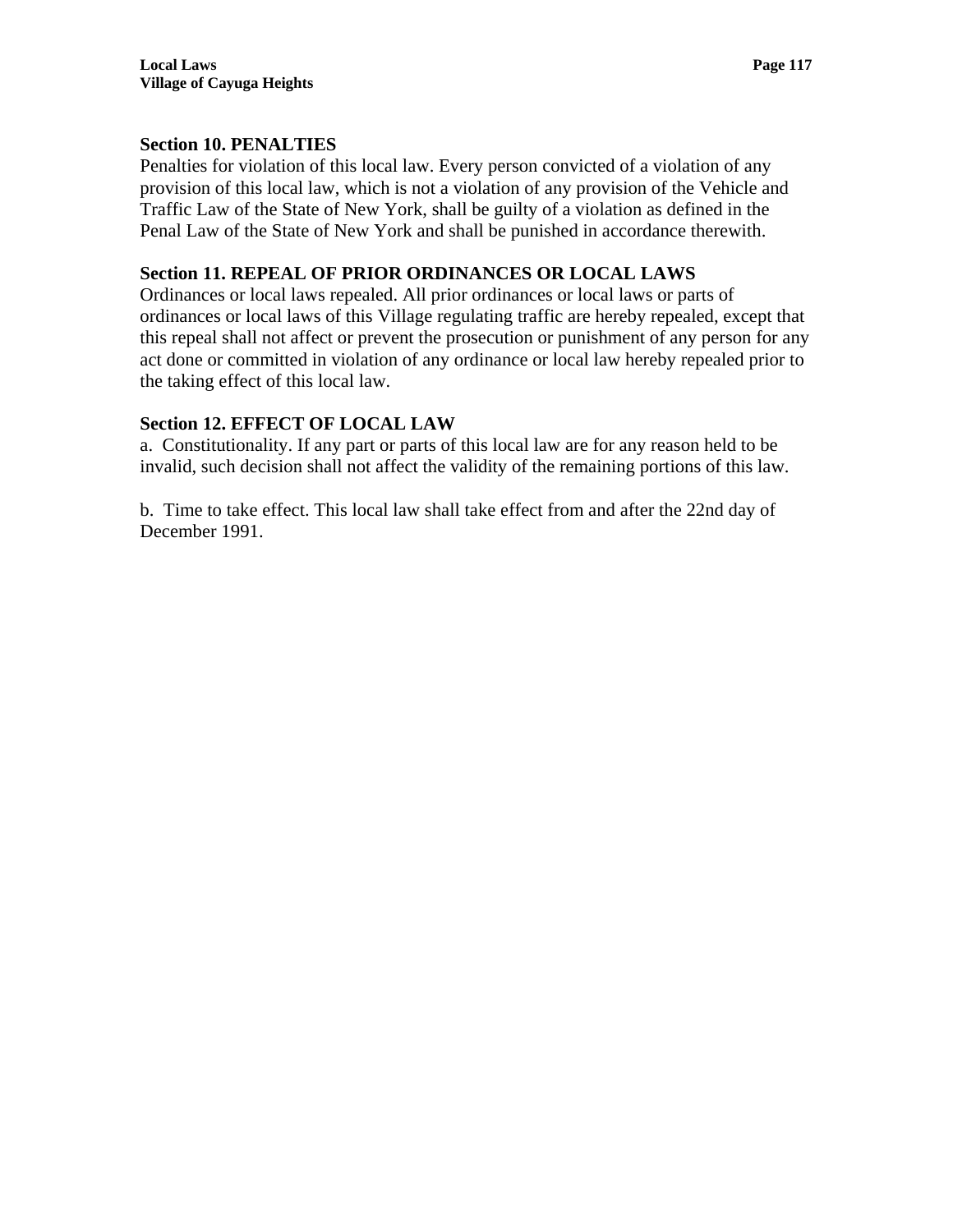### Section 10. PENALTIES

Penalties for violation of this local law. Every person convicted of a violation of any provision of this local law, which is not a violation of any provision of the Vehicle and Traffic Law of the State of New York, shall be guilty of a violation as defined in the Penal Law of the State of New York and shall be punished in accordance therewith.

### Section 11. REPEAL OF PRIOR ORDINANCES OR LOCAL LAWS

Ordinances or local laws repealed. All prior ordinances or local laws or parts of ordinances or local laws of this Village regulating traffic are hereby repealed, except that this repeal shall not affect or prevent the prosecution or punishment of any person for any act done or committed in violation of any ordinance or local law hereby repealed prior to the taking effect of this local law.

### Section 12. EFFECT OF LOCAL LAW

a. Constitutionality. If any part or parts of this local law are for any reason held to be invalid, such decision shall not affect the validity of the remaining portions of this law.

b. Time to take effect. This local law shall take effect from and after the 22nd day of December 1991.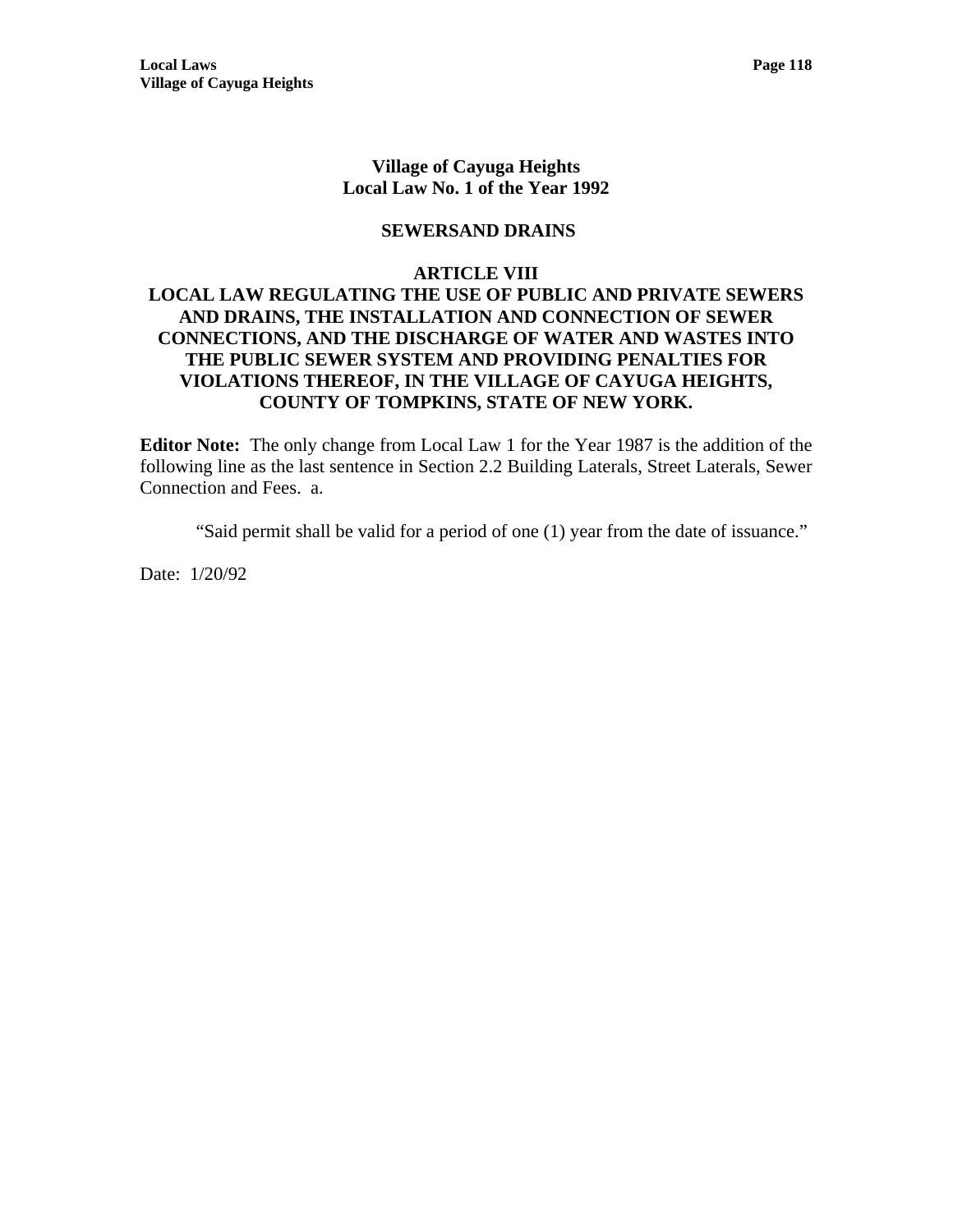# Village of Cayuga Heights
# Local Law No. 1 of the Year 1992

## SEWERSAND DRAINS

## ARTICLE VIII
## LOCAL LAW REGULATING THE USE OF PUBLIC AND PRIVATE SEWERS AND DRAINS, THE INSTALLATION AND CONNECTION OF SEWER CONNECTIONS, AND THE DISCHARGE OF WATER AND WASTES INTO THE PUBLIC SEWER SYSTEM AND PROVIDING PENALTIES FOR VIOLATIONS THEREOF, IN THE VILLAGE OF CAYUGA HEIGHTS, COUNTY OF TOMPKINS, STATE OF NEW YORK.

**Editor Note:** The only change from Local Law 1 for the Year 1987 is the addition of the following line as the last sentence in Section 2.2 Building Laterals, Street Laterals, Sewer Connection and Fees. a.

> "Said permit shall be valid for a period of one (1) year from the date of issuance."

Date: 1/20/92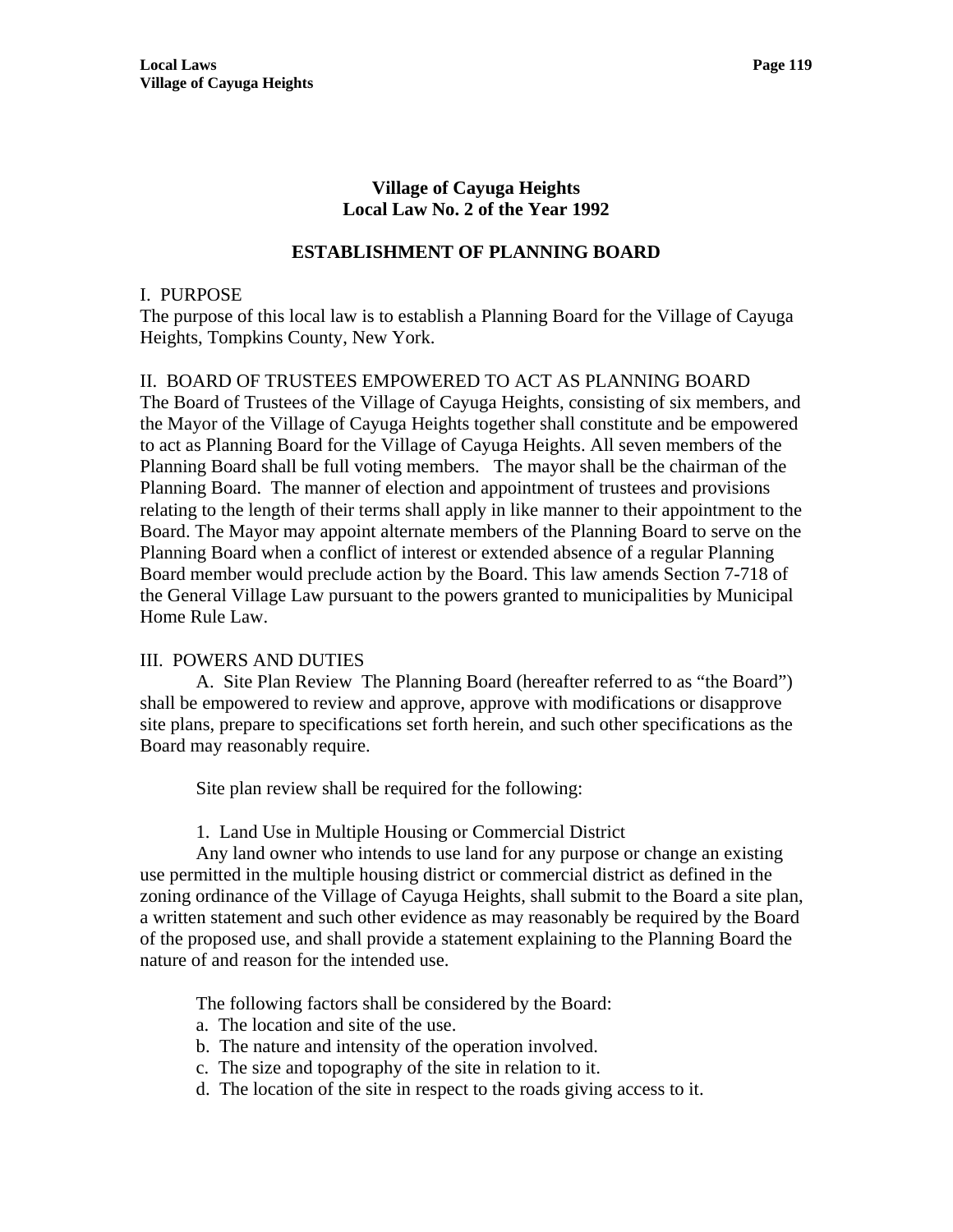## Village of Cayuga Heights
## Local Law No. 2 of the Year 1992

## ESTABLISHMENT OF PLANNING BOARD

I. PURPOSE

The purpose of this local law is to establish a Planning Board for the Village of Cayuga Heights, Tompkins County, New York.

II. BOARD OF TRUSTEES EMPOWERED TO ACT AS PLANNING BOARD

The Board of Trustees of the Village of Cayuga Heights, consisting of six members, and the Mayor of the Village of Cayuga Heights together shall constitute and be empowered to act as Planning Board for the Village of Cayuga Heights. All seven members of the Planning Board shall be full voting members. The mayor shall be the chairman of the Planning Board. The manner of election and appointment of trustees and provisions relating to the length of their terms shall apply in like manner to their appointment to the Board. The Mayor may appoint alternate members of the Planning Board to serve on the Planning Board when a conflict of interest or extended absence of a regular Planning Board member would preclude action by the Board. This law amends Section 7-718 of the General Village Law pursuant to the powers granted to municipalities by Municipal Home Rule Law.

III. POWERS AND DUTIES

A. Site Plan Review The Planning Board (hereafter referred to as "the Board") shall be empowered to review and approve, approve with modifications or disapprove site plans, prepare to specifications set forth herein, and such other specifications as the Board may reasonably require.

Site plan review shall be required for the following:

1. Land Use in Multiple Housing or Commercial District

Any land owner who intends to use land for any purpose or change an existing use permitted in the multiple housing district or commercial district as defined in the zoning ordinance of the Village of Cayuga Heights, shall submit to the Board a site plan, a written statement and such other evidence as may reasonably be required by the Board of the proposed use, and shall provide a statement explaining to the Planning Board the nature of and reason for the intended use.

The following factors shall be considered by the Board:

a. The location and site of the use.
b. The nature and intensity of the operation involved.
c. The size and topography of the site in relation to it.
d. The location of the site in respect to the roads giving access to it.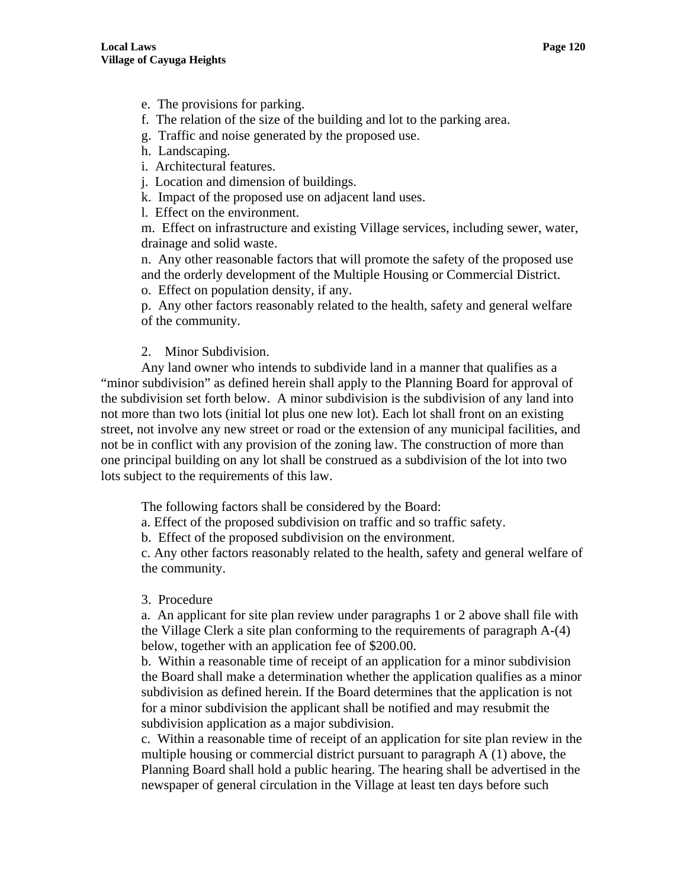e. The provisions for parking.
f. The relation of the size of the building and lot to the parking area.
g. Traffic and noise generated by the proposed use.
h. Landscaping.
i. Architectural features.
j. Location and dimension of buildings.
k. Impact of the proposed use on adjacent land uses.
l. Effect on the environment.
m. Effect on infrastructure and existing Village services, including sewer, water, drainage and solid waste.
n. Any other reasonable factors that will promote the safety of the proposed use and the orderly development of the Multiple Housing or Commercial District.
o. Effect on population density, if any.
p. Any other factors reasonably related to the health, safety and general welfare of the community.

2. Minor Subdivision.

Any land owner who intends to subdivide land in a manner that qualifies as a "minor subdivision" as defined herein shall apply to the Planning Board for approval of the subdivision set forth below. A minor subdivision is the subdivision of any land into not more than two lots (initial lot plus one new lot). Each lot shall front on an existing street, not involve any new street or road or the extension of any municipal facilities, and not be in conflict with any provision of the zoning law. The construction of more than one principal building on any lot shall be construed as a subdivision of the lot into two lots subject to the requirements of this law.

The following factors shall be considered by the Board:
a. Effect of the proposed subdivision on traffic and so traffic safety.
b. Effect of the proposed subdivision on the environment.
c. Any other factors reasonably related to the health, safety and general welfare of the community.

3. Procedure

a. An applicant for site plan review under paragraphs 1 or 2 above shall file with the Village Clerk a site plan conforming to the requirements of paragraph A-(4) below, together with an application fee of $200.00.
b. Within a reasonable time of receipt of an application for a minor subdivision the Board shall make a determination whether the application qualifies as a minor subdivision as defined herein. If the Board determines that the application is not for a minor subdivision the applicant shall be notified and may resubmit the subdivision application as a major subdivision.
c. Within a reasonable time of receipt of an application for site plan review in the multiple housing or commercial district pursuant to paragraph A (1) above, the Planning Board shall hold a public hearing. The hearing shall be advertised in the newspaper of general circulation in the Village at least ten days before such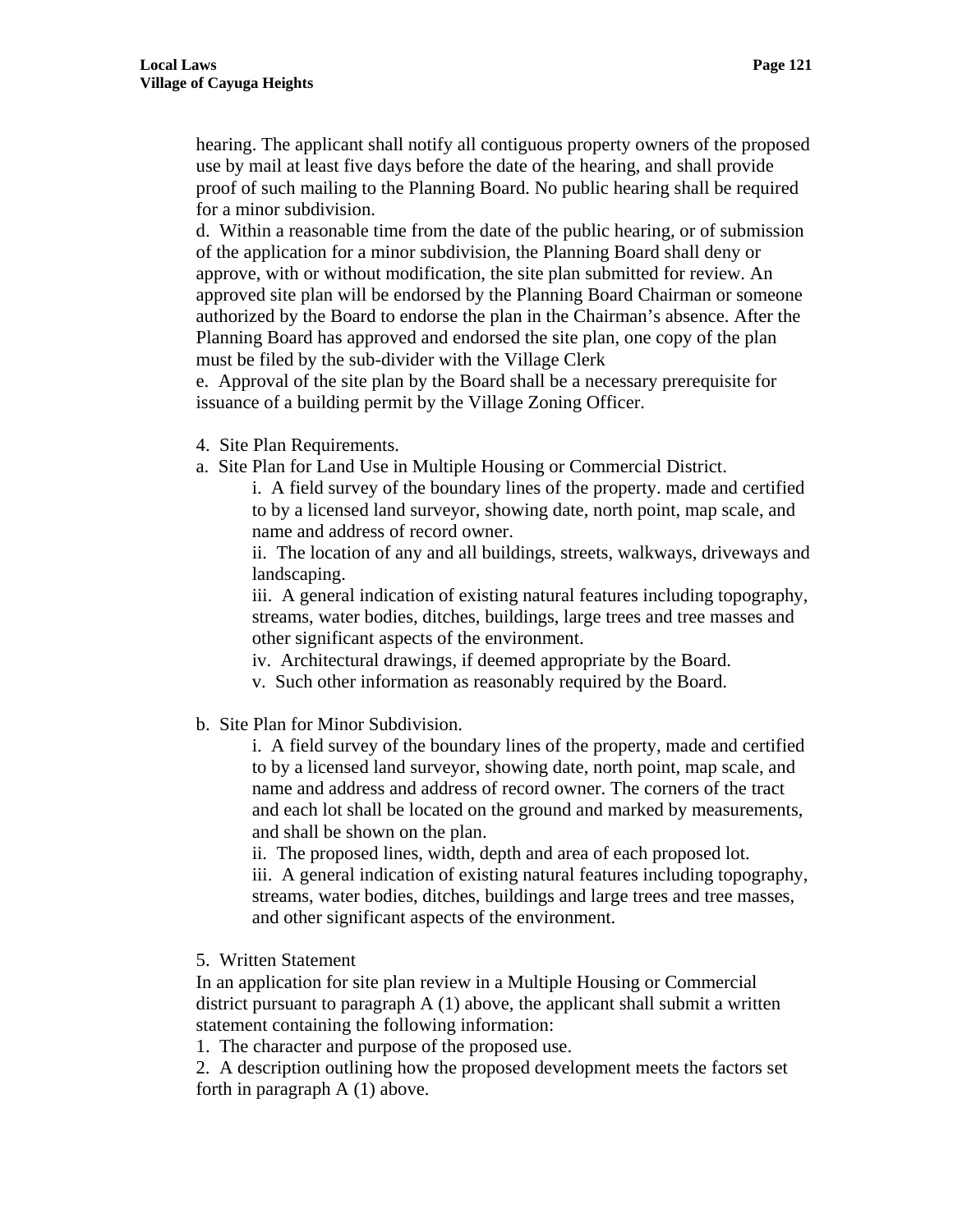hearing. The applicant shall notify all contiguous property owners of the proposed use by mail at least five days before the date of the hearing, and shall provide proof of such mailing to the Planning Board. No public hearing shall be required for a minor subdivision.

d. Within a reasonable time from the date of the public hearing, or of submission of the application for a minor subdivision, the Planning Board shall deny or approve, with or without modification, the site plan submitted for review. An approved site plan will be endorsed by the Planning Board Chairman or someone authorized by the Board to endorse the plan in the Chairman's absence. After the Planning Board has approved and endorsed the site plan, one copy of the plan must be filed by the sub-divider with the Village Clerk

e. Approval of the site plan by the Board shall be a necessary prerequisite for issuance of a building permit by the Village Zoning Officer.

4. Site Plan Requirements.

a. Site Plan for Land Use in Multiple Housing or Commercial District.

i. A field survey of the boundary lines of the property. made and certified to by a licensed land surveyor, showing date, north point, map scale, and name and address of record owner.

ii. The location of any and all buildings, streets, walkways, driveways and landscaping.

iii. A general indication of existing natural features including topography, streams, water bodies, ditches, buildings, large trees and tree masses and other significant aspects of the environment.

iv. Architectural drawings, if deemed appropriate by the Board.

v. Such other information as reasonably required by the Board.

b. Site Plan for Minor Subdivision.

i. A field survey of the boundary lines of the property, made and certified to by a licensed land surveyor, showing date, north point, map scale, and name and address and address of record owner. The corners of the tract and each lot shall be located on the ground and marked by measurements, and shall be shown on the plan.

ii. The proposed lines, width, depth and area of each proposed lot.

iii. A general indication of existing natural features including topography, streams, water bodies, ditches, buildings and large trees and tree masses, and other significant aspects of the environment.

5. Written Statement

In an application for site plan review in a Multiple Housing or Commercial district pursuant to paragraph A (1) above, the applicant shall submit a written statement containing the following information:

1. The character and purpose of the proposed use.

2. A description outlining how the proposed development meets the factors set forth in paragraph A (1) above.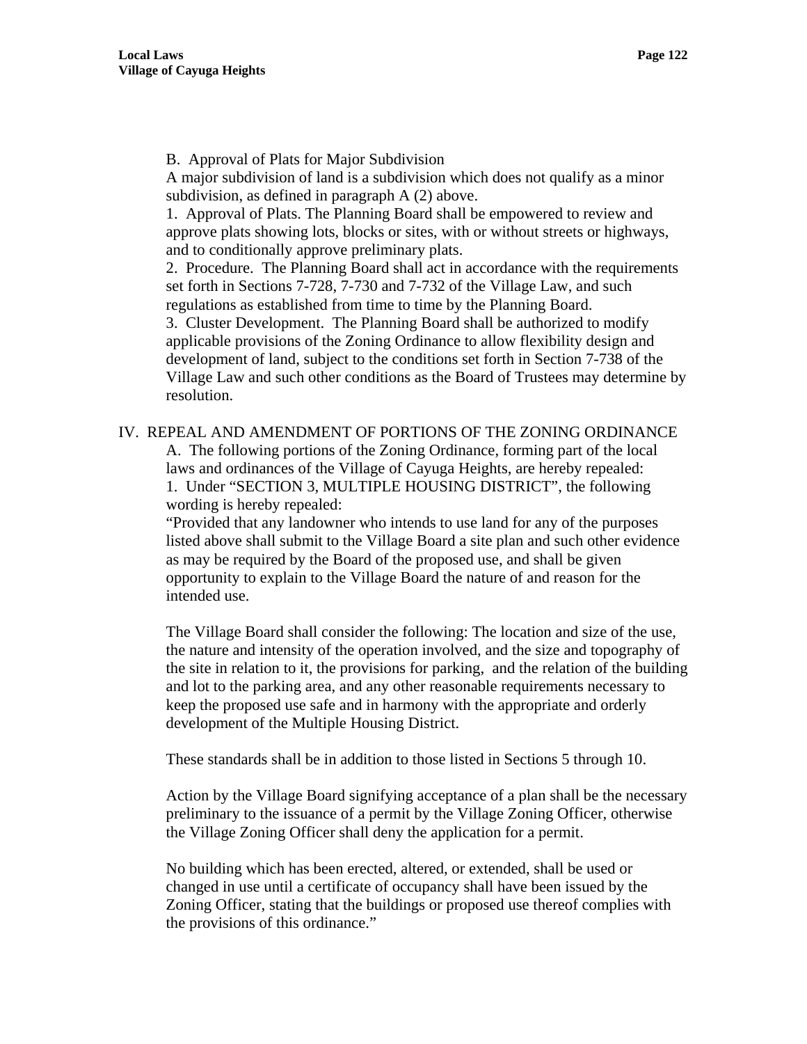B. Approval of Plats for Major Subdivision

A major subdivision of land is a subdivision which does not qualify as a minor subdivision, as defined in paragraph A (2) above.

1. Approval of Plats. The Planning Board shall be empowered to review and approve plats showing lots, blocks or sites, with or without streets or highways, and to conditionally approve preliminary plats.

2. Procedure. The Planning Board shall act in accordance with the requirements set forth in Sections 7-728, 7-730 and 7-732 of the Village Law, and such regulations as established from time to time by the Planning Board.

3. Cluster Development. The Planning Board shall be authorized to modify applicable provisions of the Zoning Ordinance to allow flexibility design and development of land, subject to the conditions set forth in Section 7-738 of the Village Law and such other conditions as the Board of Trustees may determine by resolution.

IV. REPEAL AND AMENDMENT OF PORTIONS OF THE ZONING ORDINANCE

A. The following portions of the Zoning Ordinance, forming part of the local laws and ordinances of the Village of Cayuga Heights, are hereby repealed:

1. Under "SECTION 3, MULTIPLE HOUSING DISTRICT", the following wording is hereby repealed:

"Provided that any landowner who intends to use land for any of the purposes listed above shall submit to the Village Board a site plan and such other evidence as may be required by the Board of the proposed use, and shall be given opportunity to explain to the Village Board the nature of and reason for the intended use.

The Village Board shall consider the following: The location and size of the use, the nature and intensity of the operation involved, and the size and topography of the site in relation to it, the provisions for parking, and the relation of the building and lot to the parking area, and any other reasonable requirements necessary to keep the proposed use safe and in harmony with the appropriate and orderly development of the Multiple Housing District.

These standards shall be in addition to those listed in Sections 5 through 10.

Action by the Village Board signifying acceptance of a plan shall be the necessary preliminary to the issuance of a permit by the Village Zoning Officer, otherwise the Village Zoning Officer shall deny the application for a permit.

No building which has been erected, altered, or extended, shall be used or changed in use until a certificate of occupancy shall have been issued by the Zoning Officer, stating that the buildings or proposed use thereof complies with the provisions of this ordinance."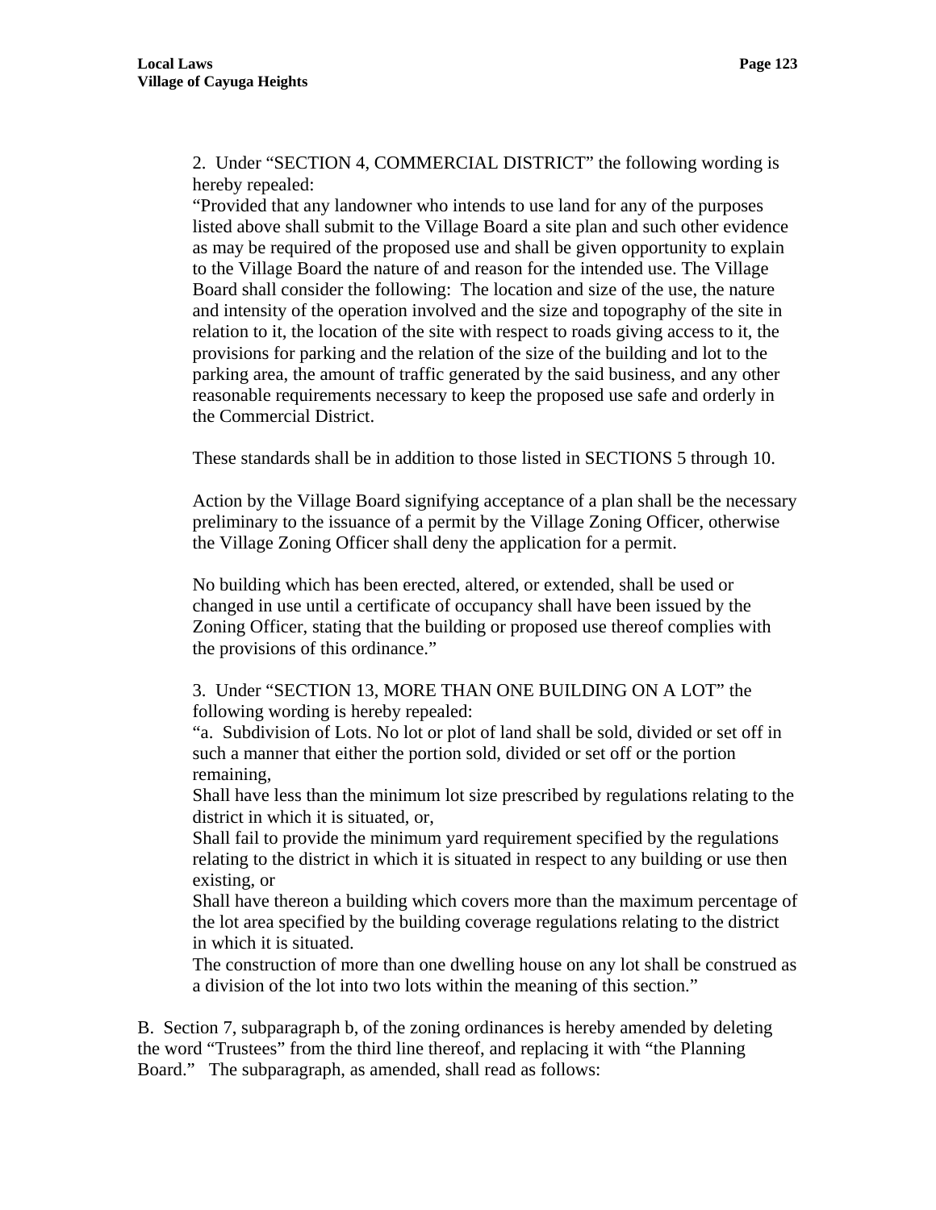2. Under "SECTION 4, COMMERCIAL DISTRICT" the following wording is hereby repealed:
"Provided that any landowner who intends to use land for any of the purposes listed above shall submit to the Village Board a site plan and such other evidence as may be required of the proposed use and shall be given opportunity to explain to the Village Board the nature of and reason for the intended use. The Village Board shall consider the following: The location and size of the use, the nature and intensity of the operation involved and the size and topography of the site in relation to it, the location of the site with respect to roads giving access to it, the provisions for parking and the relation of the size of the building and lot to the parking area, the amount of traffic generated by the said business, and any other reasonable requirements necessary to keep the proposed use safe and orderly in the Commercial District.

These standards shall be in addition to those listed in SECTIONS 5 through 10.

Action by the Village Board signifying acceptance of a plan shall be the necessary preliminary to the issuance of a permit by the Village Zoning Officer, otherwise the Village Zoning Officer shall deny the application for a permit.

No building which has been erected, altered, or extended, shall be used or changed in use until a certificate of occupancy shall have been issued by the Zoning Officer, stating that the building or proposed use thereof complies with the provisions of this ordinance."

3. Under "SECTION 13, MORE THAN ONE BUILDING ON A LOT" the following wording is hereby repealed:
"a. Subdivision of Lots. No lot or plot of land shall be sold, divided or set off in such a manner that either the portion sold, divided or set off or the portion remaining,
Shall have less than the minimum lot size prescribed by regulations relating to the district in which it is situated, or,
Shall fail to provide the minimum yard requirement specified by the regulations relating to the district in which it is situated in respect to any building or use then existing, or
Shall have thereon a building which covers more than the maximum percentage of the lot area specified by the building coverage regulations relating to the district in which it is situated.
The construction of more than one dwelling house on any lot shall be construed as a division of the lot into two lots within the meaning of this section."

B. Section 7, subparagraph b, of the zoning ordinances is hereby amended by deleting the word "Trustees" from the third line thereof, and replacing it with "the Planning Board." The subparagraph, as amended, shall read as follows: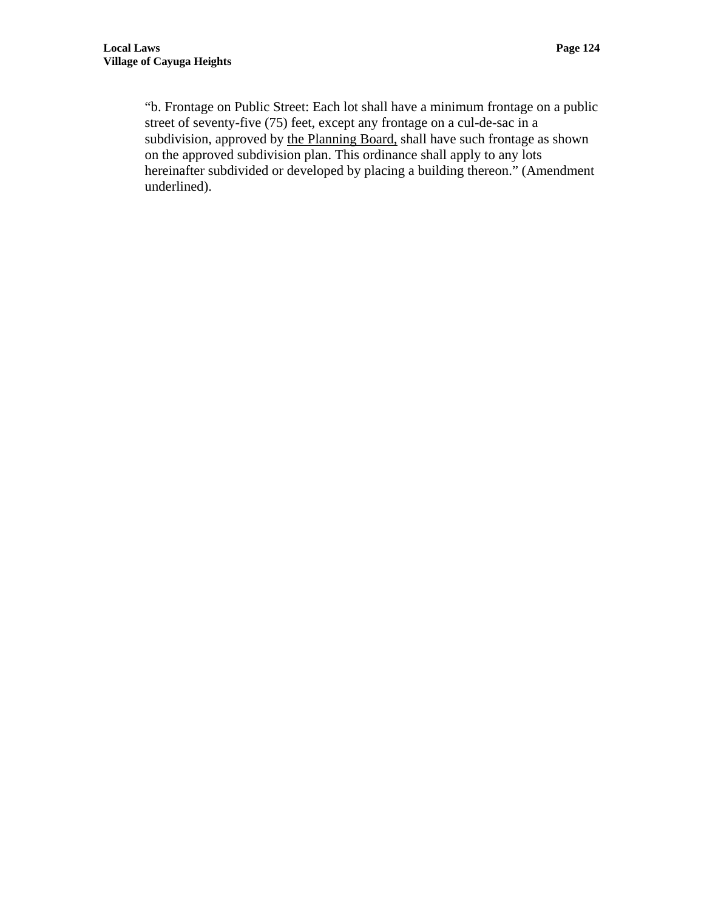"b. Frontage on Public Street: Each lot shall have a minimum frontage on a public street of seventy-five (75) feet, except any frontage on a cul-de-sac in a subdivision, approved by <u>the Planning Board,</u> shall have such frontage as shown on the approved subdivision plan. This ordinance shall apply to any lots hereinafter subdivided or developed by placing a building thereon." (Amendment underlined).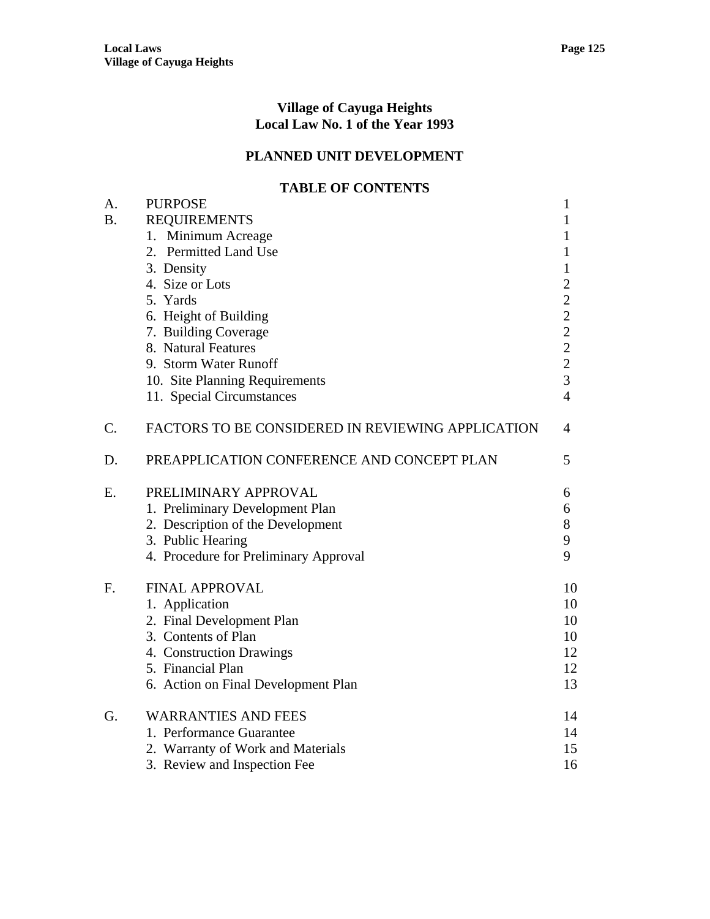# Village of Cayuga Heights
# Local Law No. 1 of the Year 1993

## PLANNED UNIT DEVELOPMENT

### TABLE OF CONTENTS

| | | |
|---|---|---|
| A. | PURPOSE | 1 |
| B. | REQUIREMENTS | 1 |
| | 1. Minimum Acreage | 1 |
| | 2. Permitted Land Use | 1 |
| | 3. Density | 1 |
| | 4. Size or Lots | 2 |
| | 5. Yards | 2 |
| | 6. Height of Building | 2 |
| | 7. Building Coverage | 2 |
| | 8. Natural Features | 2 |
| | 9. Storm Water Runoff | 2 |
| | 10. Site Planning Requirements | 3 |
| | 11. Special Circumstances | 4 |
| C. | FACTORS TO BE CONSIDERED IN REVIEWING APPLICATION | 4 |
| D. | PREAPPLICATION CONFERENCE AND CONCEPT PLAN | 5 |
| E. | PRELIMINARY APPROVAL | 6 |
| | 1. Preliminary Development Plan | 6 |
| | 2. Description of the Development | 8 |
| | 3. Public Hearing | 9 |
| | 4. Procedure for Preliminary Approval | 9 |
| F. | FINAL APPROVAL | 10 |
| | 1. Application | 10 |
| | 2. Final Development Plan | 10 |
| | 3. Contents of Plan | 10 |
| | 4. Construction Drawings | 12 |
| | 5. Financial Plan | 12 |
| | 6. Action on Final Development Plan | 13 |
| G. | WARRANTIES AND FEES | 14 |
| | 1. Performance Guarantee | 14 |
| | 2. Warranty of Work and Materials | 15 |
| | 3. Review and Inspection Fee | 16 |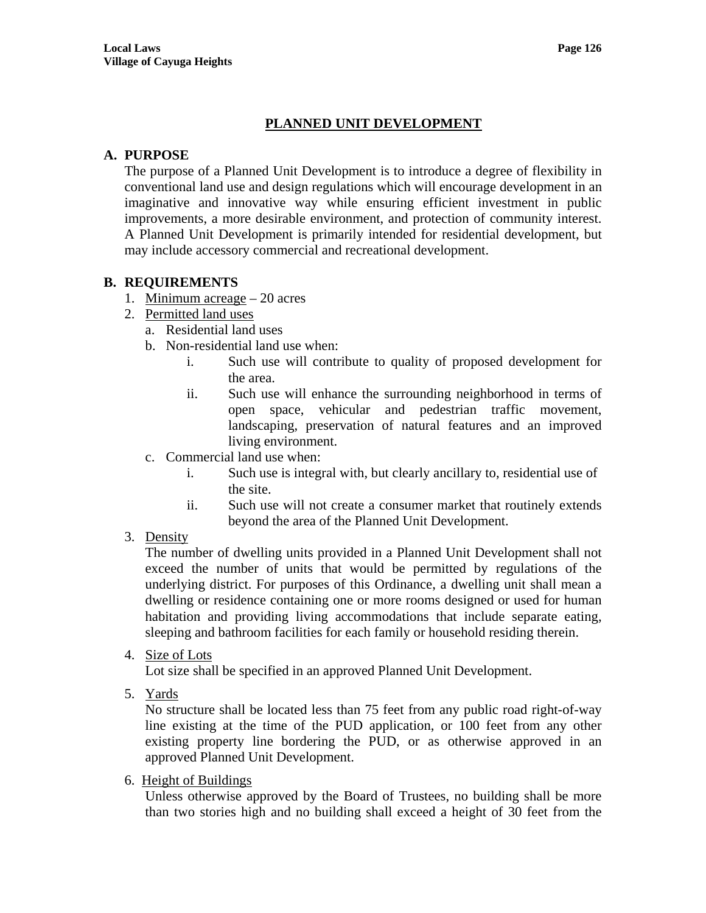## PLANNED UNIT DEVELOPMENT

**A. PURPOSE**

The purpose of a Planned Unit Development is to introduce a degree of flexibility in conventional land use and design regulations which will encourage development in an imaginative and innovative way while ensuring efficient investment in public improvements, a more desirable environment, and protection of community interest. A Planned Unit Development is primarily intended for residential development, but may include accessory commercial and recreational development.

**B. REQUIREMENTS**

1. Minimum acreage – 20 acres
2. Permitted land uses
   a. Residential land uses
   b. Non-residential land use when:
      i. Such use will contribute to quality of proposed development for the area.
      ii. Such use will enhance the surrounding neighborhood in terms of open space, vehicular and pedestrian traffic movement, landscaping, preservation of natural features and an improved living environment.
   c. Commercial land use when:
      i. Such use is integral with, but clearly ancillary to, residential use of the site.
      ii. Such use will not create a consumer market that routinely extends beyond the area of the Planned Unit Development.
3. Density

   The number of dwelling units provided in a Planned Unit Development shall not exceed the number of units that would be permitted by regulations of the underlying district. For purposes of this Ordinance, a dwelling unit shall mean a dwelling or residence containing one or more rooms designed or used for human habitation and providing living accommodations that include separate eating, sleeping and bathroom facilities for each family or household residing therein.

4. Size of Lots

   Lot size shall be specified in an approved Planned Unit Development.

5. Yards

   No structure shall be located less than 75 feet from any public road right-of-way line existing at the time of the PUD application, or 100 feet from any other existing property line bordering the PUD, or as otherwise approved in an approved Planned Unit Development.

6. Height of Buildings

   Unless otherwise approved by the Board of Trustees, no building shall be more than two stories high and no building shall exceed a height of 30 feet from the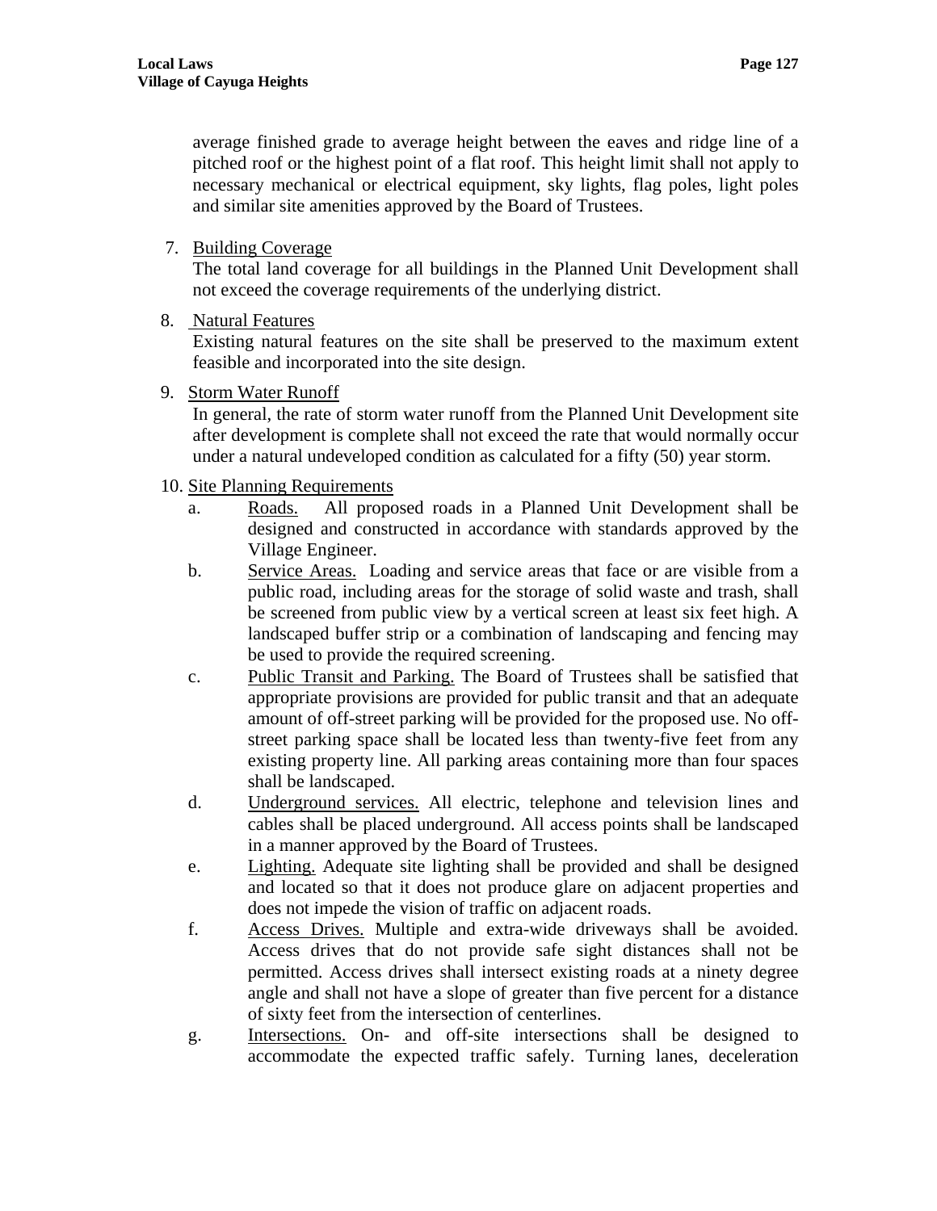average finished grade to average height between the eaves and ridge line of a pitched roof or the highest point of a flat roof. This height limit shall not apply to necessary mechanical or electrical equipment, sky lights, flag poles, light poles and similar site amenities approved by the Board of Trustees.

7. Building Coverage

   The total land coverage for all buildings in the Planned Unit Development shall not exceed the coverage requirements of the underlying district.

8. Natural Features

   Existing natural features on the site shall be preserved to the maximum extent feasible and incorporated into the site design.

9. Storm Water Runoff

   In general, the rate of storm water runoff from the Planned Unit Development site after development is complete shall not exceed the rate that would normally occur under a natural undeveloped condition as calculated for a fifty (50) year storm.

10. Site Planning Requirements

    a. Roads. All proposed roads in a Planned Unit Development shall be designed and constructed in accordance with standards approved by the Village Engineer.

    b. Service Areas. Loading and service areas that face or are visible from a public road, including areas for the storage of solid waste and trash, shall be screened from public view by a vertical screen at least six feet high. A landscaped buffer strip or a combination of landscaping and fencing may be used to provide the required screening.

    c. Public Transit and Parking. The Board of Trustees shall be satisfied that appropriate provisions are provided for public transit and that an adequate amount of off-street parking will be provided for the proposed use. No off-street parking space shall be located less than twenty-five feet from any existing property line. All parking areas containing more than four spaces shall be landscaped.

    d. Underground services. All electric, telephone and television lines and cables shall be placed underground. All access points shall be landscaped in a manner approved by the Board of Trustees.

    e. Lighting. Adequate site lighting shall be provided and shall be designed and located so that it does not produce glare on adjacent properties and does not impede the vision of traffic on adjacent roads.

    f. Access Drives. Multiple and extra-wide driveways shall be avoided. Access drives that do not provide safe sight distances shall not be permitted. Access drives shall intersect existing roads at a ninety degree angle and shall not have a slope of greater than five percent for a distance of sixty feet from the intersection of centerlines.

    g. Intersections. On- and off-site intersections shall be designed to accommodate the expected traffic safely. Turning lanes, deceleration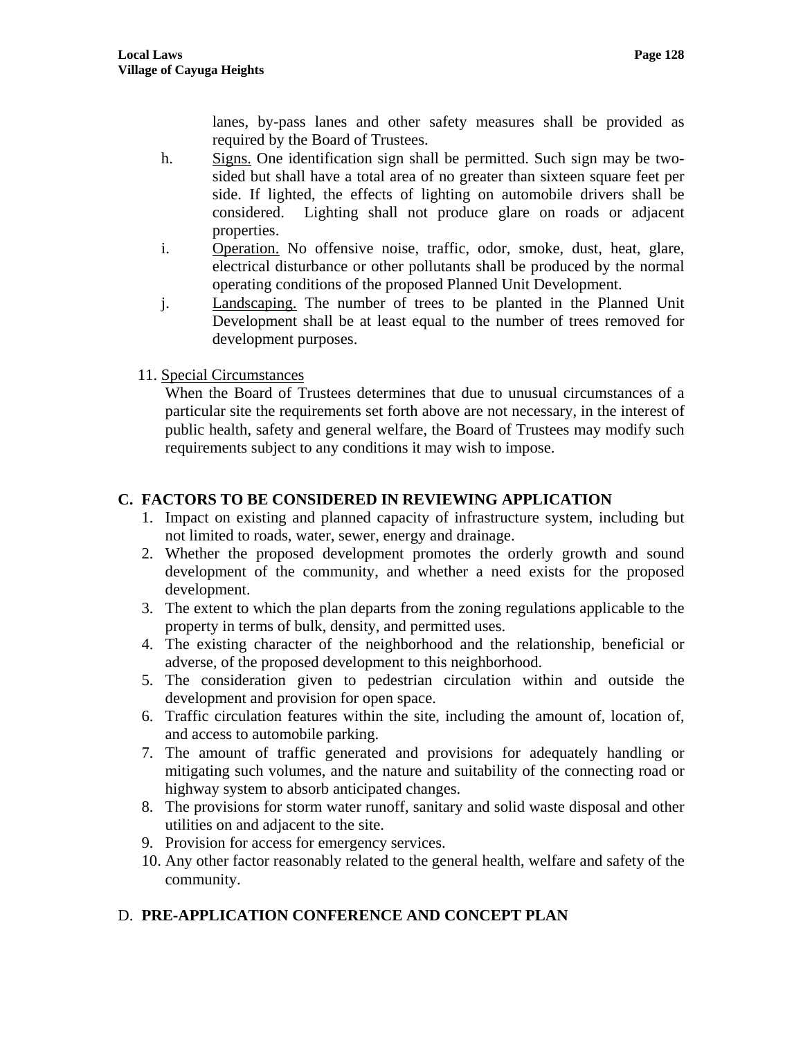lanes, by-pass lanes and other safety measures shall be provided as required by the Board of Trustees.

h. Signs. One identification sign shall be permitted. Such sign may be two-sided but shall have a total area of no greater than sixteen square feet per side. If lighted, the effects of lighting on automobile drivers shall be considered. Lighting shall not produce glare on roads or adjacent properties.

i. Operation. No offensive noise, traffic, odor, smoke, dust, heat, glare, electrical disturbance or other pollutants shall be produced by the normal operating conditions of the proposed Planned Unit Development.

j. Landscaping. The number of trees to be planted in the Planned Unit Development shall be at least equal to the number of trees removed for development purposes.

11. Special Circumstances

When the Board of Trustees determines that due to unusual circumstances of a particular site the requirements set forth above are not necessary, in the interest of public health, safety and general welfare, the Board of Trustees may modify such requirements subject to any conditions it may wish to impose.

## C. FACTORS TO BE CONSIDERED IN REVIEWING APPLICATION

1. Impact on existing and planned capacity of infrastructure system, including but not limited to roads, water, sewer, energy and drainage.
2. Whether the proposed development promotes the orderly growth and sound development of the community, and whether a need exists for the proposed development.
3. The extent to which the plan departs from the zoning regulations applicable to the property in terms of bulk, density, and permitted uses.
4. The existing character of the neighborhood and the relationship, beneficial or adverse, of the proposed development to this neighborhood.
5. The consideration given to pedestrian circulation within and outside the development and provision for open space.
6. Traffic circulation features within the site, including the amount of, location of, and access to automobile parking.
7. The amount of traffic generated and provisions for adequately handling or mitigating such volumes, and the nature and suitability of the connecting road or highway system to absorb anticipated changes.
8. The provisions for storm water runoff, sanitary and solid waste disposal and other utilities on and adjacent to the site.
9. Provision for access for emergency services.
10. Any other factor reasonably related to the general health, welfare and safety of the community.

## D. PRE-APPLICATION CONFERENCE AND CONCEPT PLAN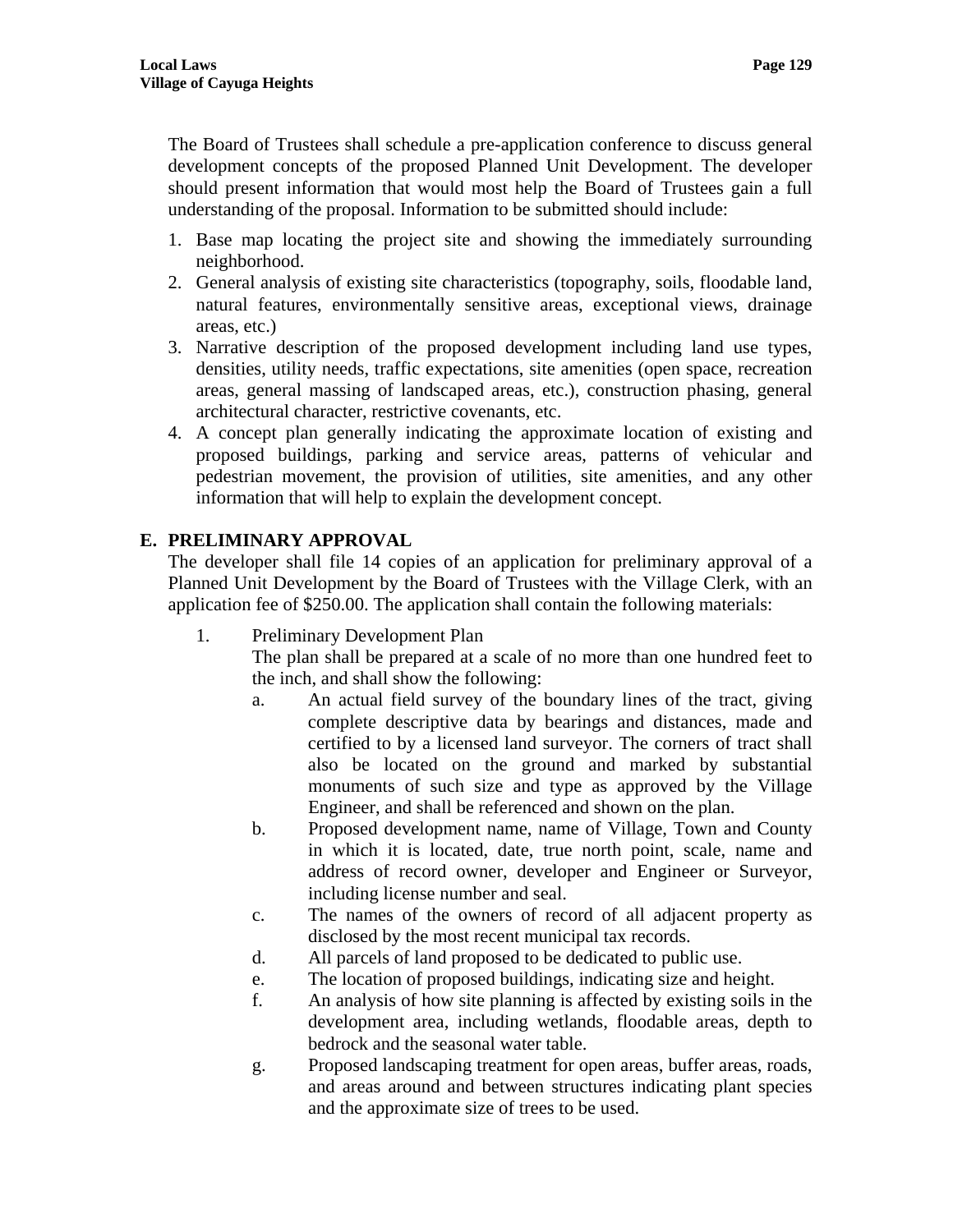The Board of Trustees shall schedule a pre-application conference to discuss general development concepts of the proposed Planned Unit Development. The developer should present information that would most help the Board of Trustees gain a full understanding of the proposal. Information to be submitted should include:

1. Base map locating the project site and showing the immediately surrounding neighborhood.
2. General analysis of existing site characteristics (topography, soils, floodable land, natural features, environmentally sensitive areas, exceptional views, drainage areas, etc.)
3. Narrative description of the proposed development including land use types, densities, utility needs, traffic expectations, site amenities (open space, recreation areas, general massing of landscaped areas, etc.), construction phasing, general architectural character, restrictive covenants, etc.
4. A concept plan generally indicating the approximate location of existing and proposed buildings, parking and service areas, patterns of vehicular and pedestrian movement, the provision of utilities, site amenities, and any other information that will help to explain the development concept.

## E. PRELIMINARY APPROVAL

The developer shall file 14 copies of an application for preliminary approval of a Planned Unit Development by the Board of Trustees with the Village Clerk, with an application fee of $250.00. The application shall contain the following materials:

1. Preliminary Development Plan

   The plan shall be prepared at a scale of no more than one hundred feet to the inch, and shall show the following:

   a. An actual field survey of the boundary lines of the tract, giving complete descriptive data by bearings and distances, made and certified to by a licensed land surveyor. The corners of tract shall also be located on the ground and marked by substantial monuments of such size and type as approved by the Village Engineer, and shall be referenced and shown on the plan.

   b. Proposed development name, name of Village, Town and County in which it is located, date, true north point, scale, name and address of record owner, developer and Engineer or Surveyor, including license number and seal.

   c. The names of the owners of record of all adjacent property as disclosed by the most recent municipal tax records.

   d. All parcels of land proposed to be dedicated to public use.

   e. The location of proposed buildings, indicating size and height.

   f. An analysis of how site planning is affected by existing soils in the development area, including wetlands, floodable areas, depth to bedrock and the seasonal water table.

   g. Proposed landscaping treatment for open areas, buffer areas, roads, and areas around and between structures indicating plant species and the approximate size of trees to be used.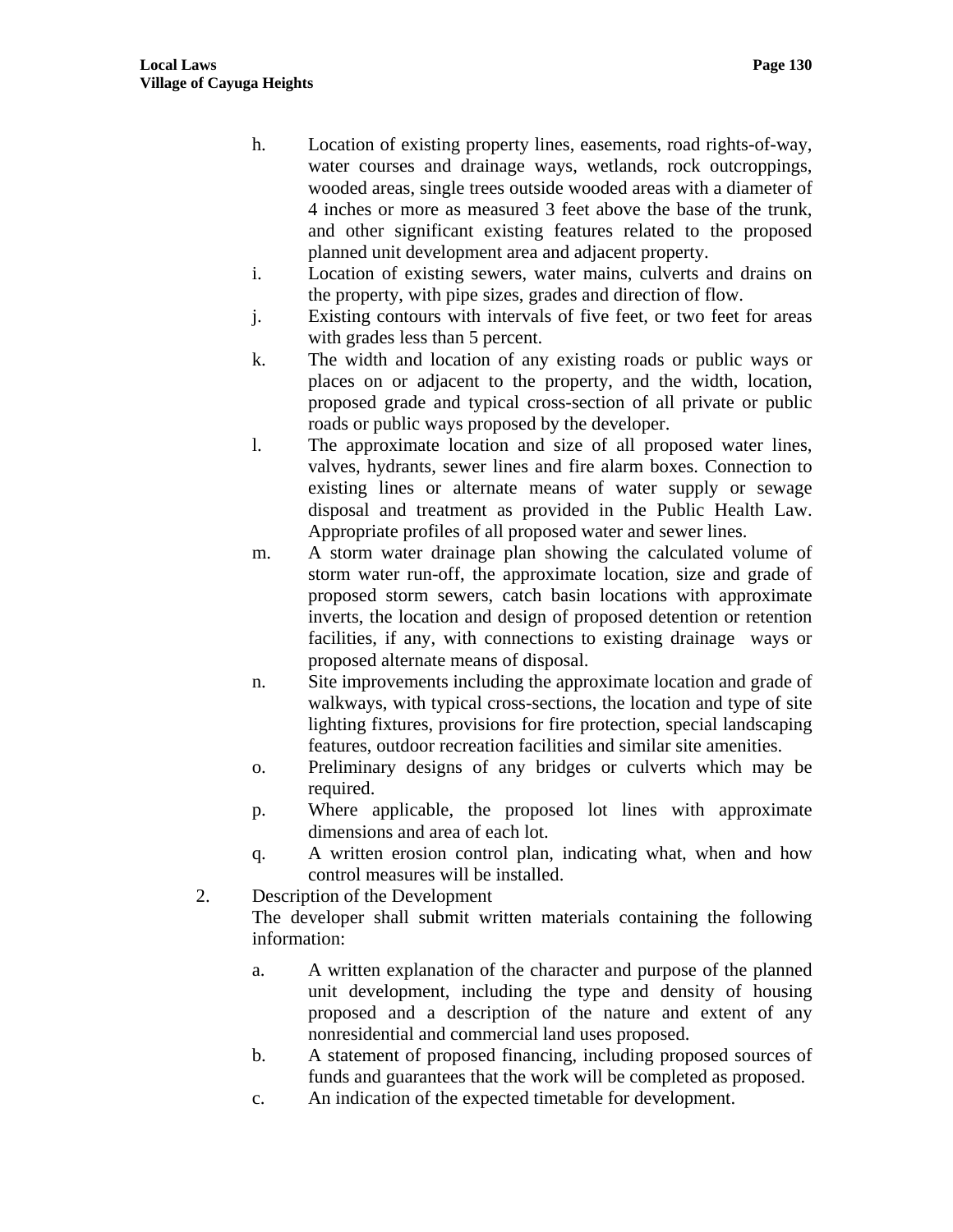h. Location of existing property lines, easements, road rights-of-way, water courses and drainage ways, wetlands, rock outcroppings, wooded areas, single trees outside wooded areas with a diameter of 4 inches or more as measured 3 feet above the base of the trunk, and other significant existing features related to the proposed planned unit development area and adjacent property.
i. Location of existing sewers, water mains, culverts and drains on the property, with pipe sizes, grades and direction of flow.
j. Existing contours with intervals of five feet, or two feet for areas with grades less than 5 percent.
k. The width and location of any existing roads or public ways or places on or adjacent to the property, and the width, location, proposed grade and typical cross-section of all private or public roads or public ways proposed by the developer.
l. The approximate location and size of all proposed water lines, valves, hydrants, sewer lines and fire alarm boxes. Connection to existing lines or alternate means of water supply or sewage disposal and treatment as provided in the Public Health Law. Appropriate profiles of all proposed water and sewer lines.
m. A storm water drainage plan showing the calculated volume of storm water run-off, the approximate location, size and grade of proposed storm sewers, catch basin locations with approximate inverts, the location and design of proposed detention or retention facilities, if any, with connections to existing drainage ways or proposed alternate means of disposal.
n. Site improvements including the approximate location and grade of walkways, with typical cross-sections, the location and type of site lighting fixtures, provisions for fire protection, special landscaping features, outdoor recreation facilities and similar site amenities.
o. Preliminary designs of any bridges or culverts which may be required.
p. Where applicable, the proposed lot lines with approximate dimensions and area of each lot.
q. A written erosion control plan, indicating what, when and how control measures will be installed.

2. Description of the Development

   The developer shall submit written materials containing the following information:

   a. A written explanation of the character and purpose of the planned unit development, including the type and density of housing proposed and a description of the nature and extent of any nonresidential and commercial land uses proposed.
   b. A statement of proposed financing, including proposed sources of funds and guarantees that the work will be completed as proposed.
   c. An indication of the expected timetable for development.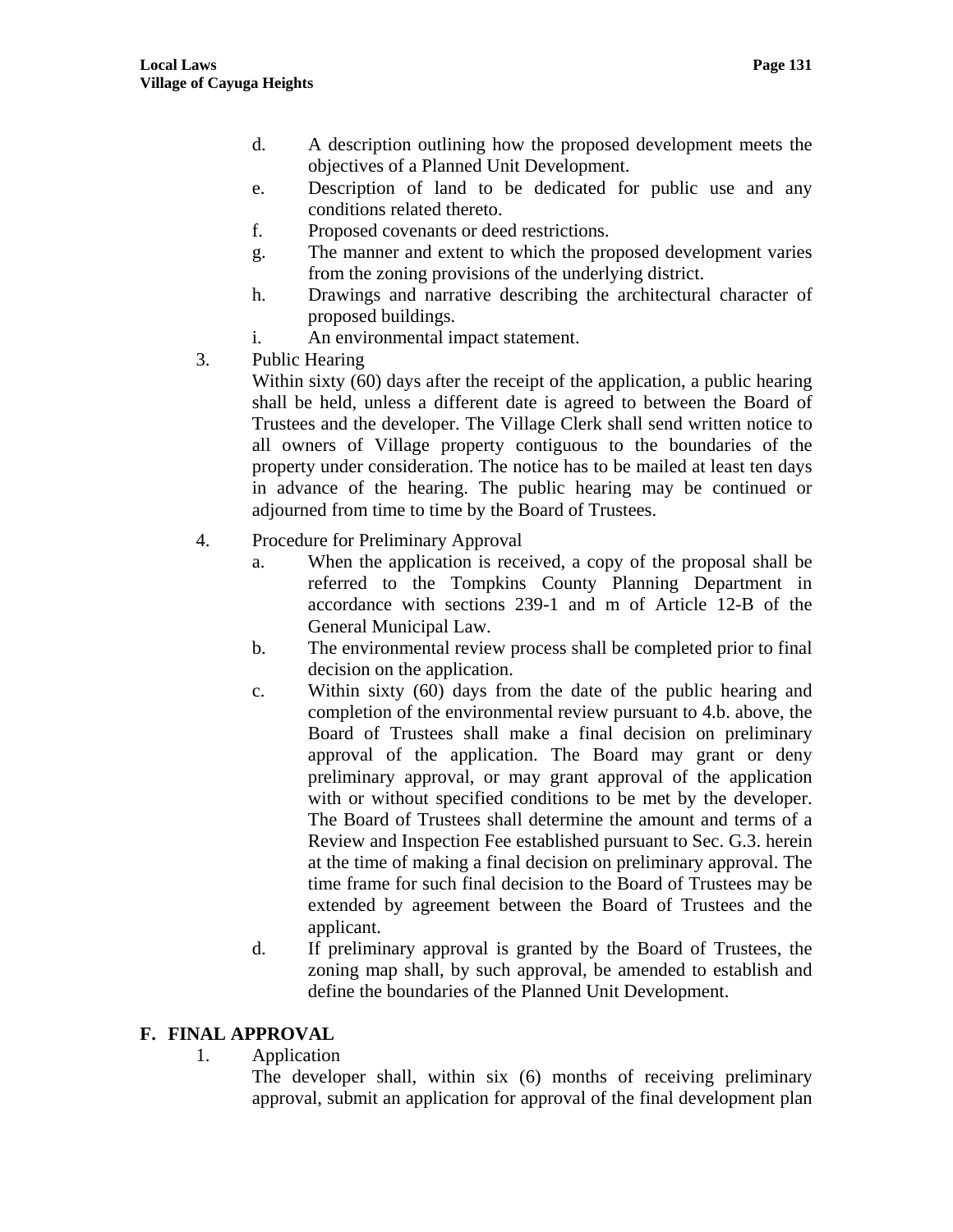d. A description outlining how the proposed development meets the objectives of a Planned Unit Development.

e. Description of land to be dedicated for public use and any conditions related thereto.

f. Proposed covenants or deed restrictions.

g. The manner and extent to which the proposed development varies from the zoning provisions of the underlying district.

h. Drawings and narrative describing the architectural character of proposed buildings.

i. An environmental impact statement.

3. Public Hearing

   Within sixty (60) days after the receipt of the application, a public hearing shall be held, unless a different date is agreed to between the Board of Trustees and the developer. The Village Clerk shall send written notice to all owners of Village property contiguous to the boundaries of the property under consideration. The notice has to be mailed at least ten days in advance of the hearing. The public hearing may be continued or adjourned from time to time by the Board of Trustees.

4. Procedure for Preliminary Approval

   a. When the application is received, a copy of the proposal shall be referred to the Tompkins County Planning Department in accordance with sections 239-1 and m of Article 12-B of the General Municipal Law.

   b. The environmental review process shall be completed prior to final decision on the application.

   c. Within sixty (60) days from the date of the public hearing and completion of the environmental review pursuant to 4.b. above, the Board of Trustees shall make a final decision on preliminary approval of the application. The Board may grant or deny preliminary approval, or may grant approval of the application with or without specified conditions to be met by the developer. The Board of Trustees shall determine the amount and terms of a Review and Inspection Fee established pursuant to Sec. G.3. herein at the time of making a final decision on preliminary approval. The time frame for such final decision to the Board of Trustees may be extended by agreement between the Board of Trustees and the applicant.

   d. If preliminary approval is granted by the Board of Trustees, the zoning map shall, by such approval, be amended to establish and define the boundaries of the Planned Unit Development.

## F. FINAL APPROVAL

1. Application

   The developer shall, within six (6) months of receiving preliminary approval, submit an application for approval of the final development plan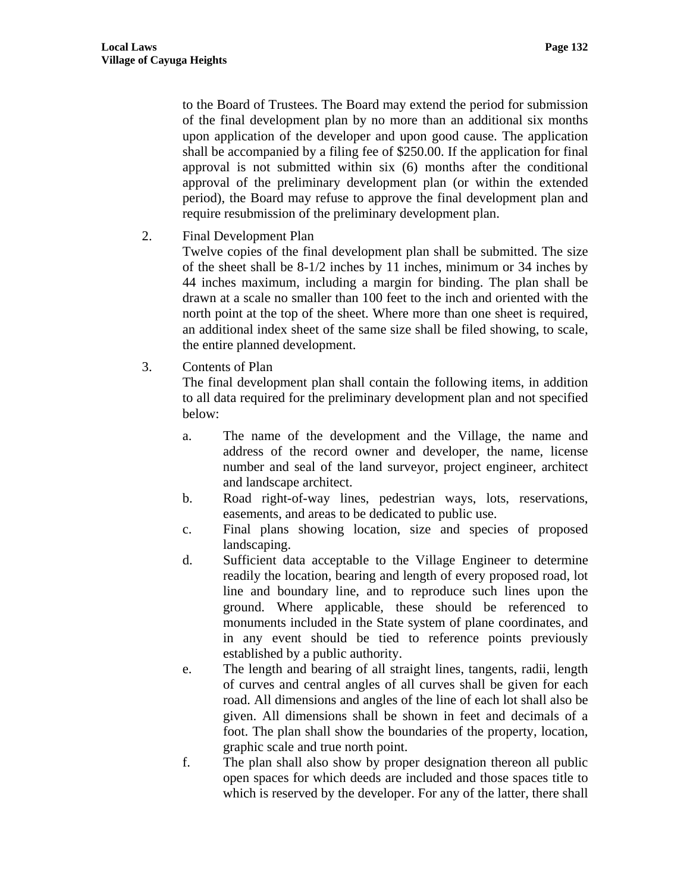to the Board of Trustees. The Board may extend the period for submission of the final development plan by no more than an additional six months upon application of the developer and upon good cause. The application shall be accompanied by a filing fee of $250.00. If the application for final approval is not submitted within six (6) months after the conditional approval of the preliminary development plan (or within the extended period), the Board may refuse to approve the final development plan and require resubmission of the preliminary development plan.

2. Final Development Plan
   Twelve copies of the final development plan shall be submitted. The size of the sheet shall be 8-1/2 inches by 11 inches, minimum or 34 inches by 44 inches maximum, including a margin for binding. The plan shall be drawn at a scale no smaller than 100 feet to the inch and oriented with the north point at the top of the sheet. Where more than one sheet is required, an additional index sheet of the same size shall be filed showing, to scale, the entire planned development.

3. Contents of Plan
   The final development plan shall contain the following items, in addition to all data required for the preliminary development plan and not specified below:

   a. The name of the development and the Village, the name and address of the record owner and developer, the name, license number and seal of the land surveyor, project engineer, architect and landscape architect.
   b. Road right-of-way lines, pedestrian ways, lots, reservations, easements, and areas to be dedicated to public use.
   c. Final plans showing location, size and species of proposed landscaping.
   d. Sufficient data acceptable to the Village Engineer to determine readily the location, bearing and length of every proposed road, lot line and boundary line, and to reproduce such lines upon the ground. Where applicable, these should be referenced to monuments included in the State system of plane coordinates, and in any event should be tied to reference points previously established by a public authority.
   e. The length and bearing of all straight lines, tangents, radii, length of curves and central angles of all curves shall be given for each road. All dimensions and angles of the line of each lot shall also be given. All dimensions shall be shown in feet and decimals of a foot. The plan shall show the boundaries of the property, location, graphic scale and true north point.
   f. The plan shall also show by proper designation thereon all public open spaces for which deeds are included and those spaces title to which is reserved by the developer. For any of the latter, there shall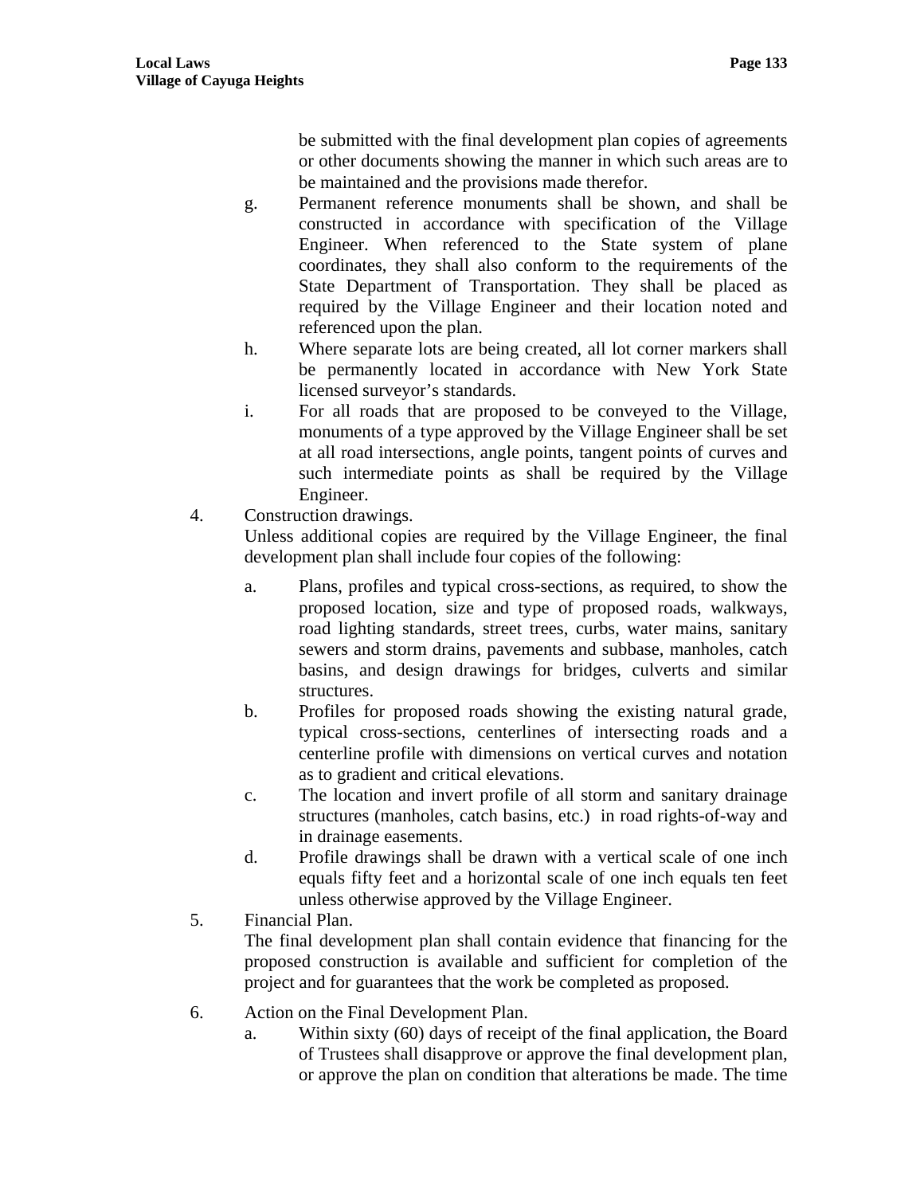be submitted with the final development plan copies of agreements or other documents showing the manner in which such areas are to be maintained and the provisions made therefor.

g. Permanent reference monuments shall be shown, and shall be constructed in accordance with specification of the Village Engineer. When referenced to the State system of plane coordinates, they shall also conform to the requirements of the State Department of Transportation. They shall be placed as required by the Village Engineer and their location noted and referenced upon the plan.

h. Where separate lots are being created, all lot corner markers shall be permanently located in accordance with New York State licensed surveyor's standards.

i. For all roads that are proposed to be conveyed to the Village, monuments of a type approved by the Village Engineer shall be set at all road intersections, angle points, tangent points of curves and such intermediate points as shall be required by the Village Engineer.

4. Construction drawings.

Unless additional copies are required by the Village Engineer, the final development plan shall include four copies of the following:

a. Plans, profiles and typical cross-sections, as required, to show the proposed location, size and type of proposed roads, walkways, road lighting standards, street trees, curbs, water mains, sanitary sewers and storm drains, pavements and subbase, manholes, catch basins, and design drawings for bridges, culverts and similar structures.

b. Profiles for proposed roads showing the existing natural grade, typical cross-sections, centerlines of intersecting roads and a centerline profile with dimensions on vertical curves and notation as to gradient and critical elevations.

c. The location and invert profile of all storm and sanitary drainage structures (manholes, catch basins, etc.) in road rights-of-way and in drainage easements.

d. Profile drawings shall be drawn with a vertical scale of one inch equals fifty feet and a horizontal scale of one inch equals ten feet unless otherwise approved by the Village Engineer.

5. Financial Plan.

The final development plan shall contain evidence that financing for the proposed construction is available and sufficient for completion of the project and for guarantees that the work be completed as proposed.

6. Action on the Final Development Plan.

a. Within sixty (60) days of receipt of the final application, the Board of Trustees shall disapprove or approve the final development plan, or approve the plan on condition that alterations be made. The time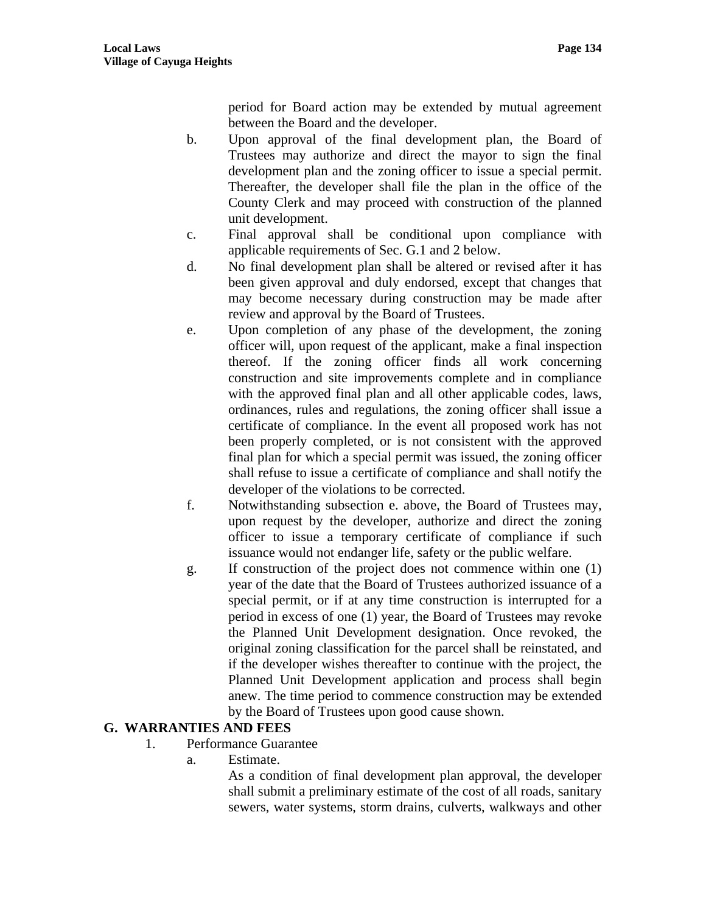period for Board action may be extended by mutual agreement between the Board and the developer.

b. Upon approval of the final development plan, the Board of Trustees may authorize and direct the mayor to sign the final development plan and the zoning officer to issue a special permit. Thereafter, the developer shall file the plan in the office of the County Clerk and may proceed with construction of the planned unit development.

c. Final approval shall be conditional upon compliance with applicable requirements of Sec. G.1 and 2 below.

d. No final development plan shall be altered or revised after it has been given approval and duly endorsed, except that changes that may become necessary during construction may be made after review and approval by the Board of Trustees.

e. Upon completion of any phase of the development, the zoning officer will, upon request of the applicant, make a final inspection thereof. If the zoning officer finds all work concerning construction and site improvements complete and in compliance with the approved final plan and all other applicable codes, laws, ordinances, rules and regulations, the zoning officer shall issue a certificate of compliance. In the event all proposed work has not been properly completed, or is not consistent with the approved final plan for which a special permit was issued, the zoning officer shall refuse to issue a certificate of compliance and shall notify the developer of the violations to be corrected.

f. Notwithstanding subsection e. above, the Board of Trustees may, upon request by the developer, authorize and direct the zoning officer to issue a temporary certificate of compliance if such issuance would not endanger life, safety or the public welfare.

g. If construction of the project does not commence within one (1) year of the date that the Board of Trustees authorized issuance of a special permit, or if at any time construction is interrupted for a period in excess of one (1) year, the Board of Trustees may revoke the Planned Unit Development designation. Once revoked, the original zoning classification for the parcel shall be reinstated, and if the developer wishes thereafter to continue with the project, the Planned Unit Development application and process shall begin anew. The time period to commence construction may be extended by the Board of Trustees upon good cause shown.

## G. WARRANTIES AND FEES

1. Performance Guarantee

   a. Estimate.

   As a condition of final development plan approval, the developer shall submit a preliminary estimate of the cost of all roads, sanitary sewers, water systems, storm drains, culverts, walkways and other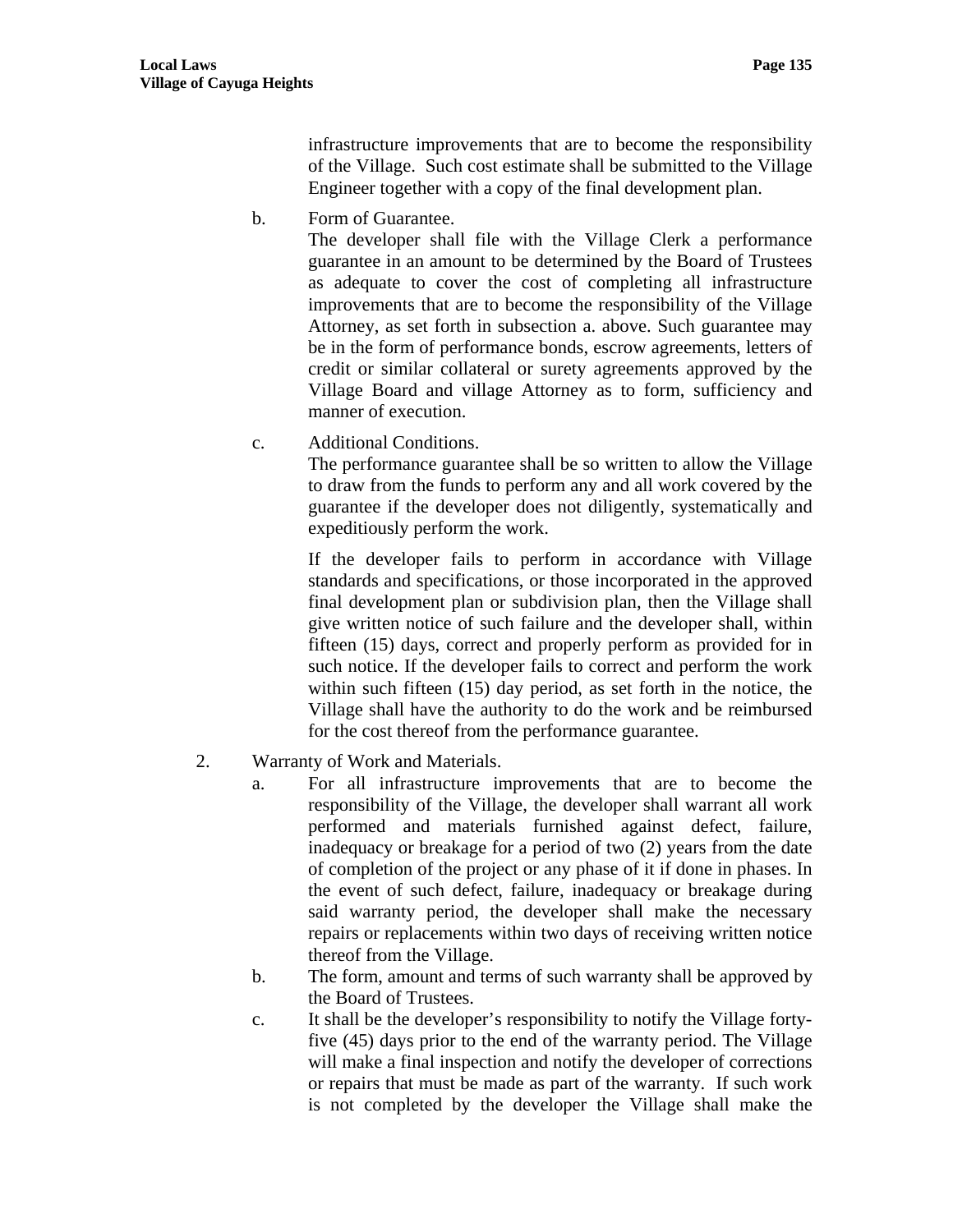infrastructure improvements that are to become the responsibility of the Village. Such cost estimate shall be submitted to the Village Engineer together with a copy of the final development plan.

b. Form of Guarantee.
   The developer shall file with the Village Clerk a performance guarantee in an amount to be determined by the Board of Trustees as adequate to cover the cost of completing all infrastructure improvements that are to become the responsibility of the Village Attorney, as set forth in subsection a. above. Such guarantee may be in the form of performance bonds, escrow agreements, letters of credit or similar collateral or surety agreements approved by the Village Board and village Attorney as to form, sufficiency and manner of execution.

c. Additional Conditions.
   The performance guarantee shall be so written to allow the Village to draw from the funds to perform any and all work covered by the guarantee if the developer does not diligently, systematically and expeditiously perform the work.

   If the developer fails to perform in accordance with Village standards and specifications, or those incorporated in the approved final development plan or subdivision plan, then the Village shall give written notice of such failure and the developer shall, within fifteen (15) days, correct and properly perform as provided for in such notice. If the developer fails to correct and perform the work within such fifteen (15) day period, as set forth in the notice, the Village shall have the authority to do the work and be reimbursed for the cost thereof from the performance guarantee.

2. Warranty of Work and Materials.
   a. For all infrastructure improvements that are to become the responsibility of the Village, the developer shall warrant all work performed and materials furnished against defect, failure, inadequacy or breakage for a period of two (2) years from the date of completion of the project or any phase of it if done in phases. In the event of such defect, failure, inadequacy or breakage during said warranty period, the developer shall make the necessary repairs or replacements within two days of receiving written notice thereof from the Village.
   b. The form, amount and terms of such warranty shall be approved by the Board of Trustees.
   c. It shall be the developer's responsibility to notify the Village forty-five (45) days prior to the end of the warranty period. The Village will make a final inspection and notify the developer of corrections or repairs that must be made as part of the warranty. If such work is not completed by the developer the Village shall make the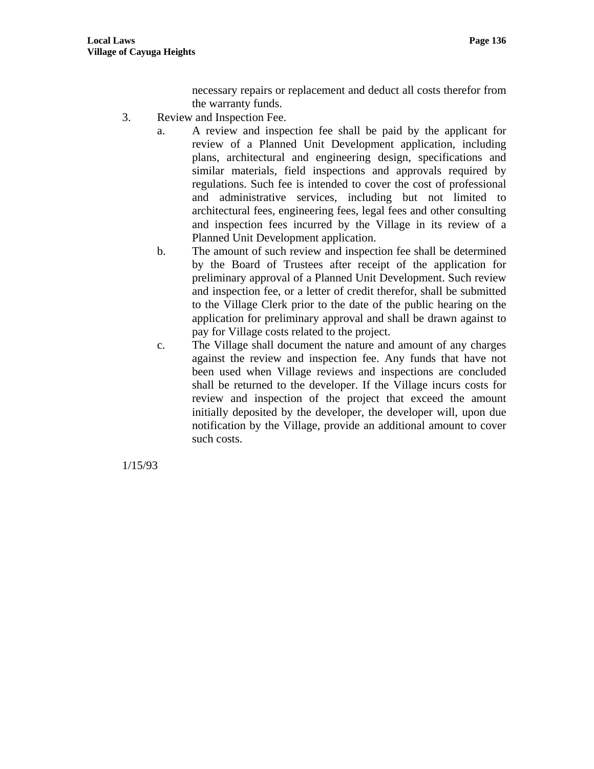necessary repairs or replacement and deduct all costs therefor from the warranty funds.

3. Review and Inspection Fee.

   a. A review and inspection fee shall be paid by the applicant for review of a Planned Unit Development application, including plans, architectural and engineering design, specifications and similar materials, field inspections and approvals required by regulations. Such fee is intended to cover the cost of professional and administrative services, including but not limited to architectural fees, engineering fees, legal fees and other consulting and inspection fees incurred by the Village in its review of a Planned Unit Development application.

   b. The amount of such review and inspection fee shall be determined by the Board of Trustees after receipt of the application for preliminary approval of a Planned Unit Development. Such review and inspection fee, or a letter of credit therefor, shall be submitted to the Village Clerk prior to the date of the public hearing on the application for preliminary approval and shall be drawn against to pay for Village costs related to the project.

   c. The Village shall document the nature and amount of any charges against the review and inspection fee. Any funds that have not been used when Village reviews and inspections are concluded shall be returned to the developer. If the Village incurs costs for review and inspection of the project that exceed the amount initially deposited by the developer, the developer will, upon due notification by the Village, provide an additional amount to cover such costs.

1/15/93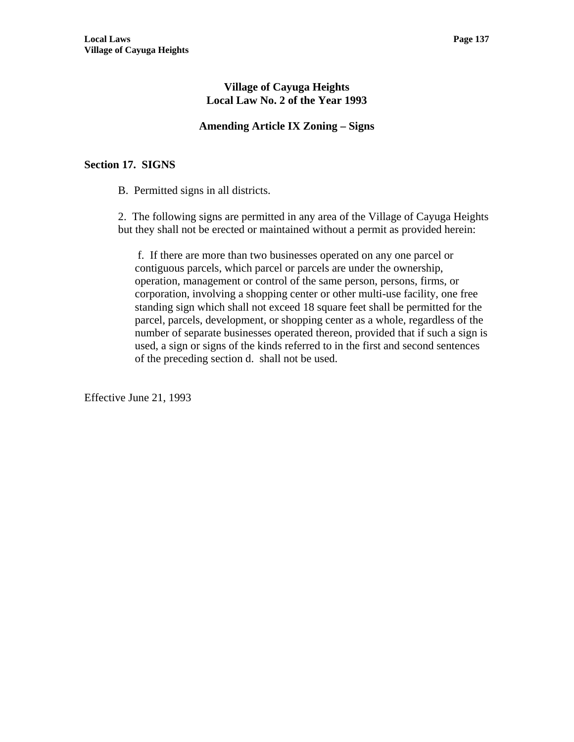# Village of Cayuga Heights
# Local Law No. 2 of the Year 1993

## Amending Article IX Zoning – Signs

### Section 17. SIGNS

B. Permitted signs in all districts.

2. The following signs are permitted in any area of the Village of Cayuga Heights but they shall not be erected or maintained without a permit as provided herein:

f. If there are more than two businesses operated on any one parcel or contiguous parcels, which parcel or parcels are under the ownership, operation, management or control of the same person, persons, firms, or corporation, involving a shopping center or other multi-use facility, one free standing sign which shall not exceed 18 square feet shall be permitted for the parcel, parcels, development, or shopping center as a whole, regardless of the number of separate businesses operated thereon, provided that if such a sign is used, a sign or signs of the kinds referred to in the first and second sentences of the preceding section d. shall not be used.

Effective June 21, 1993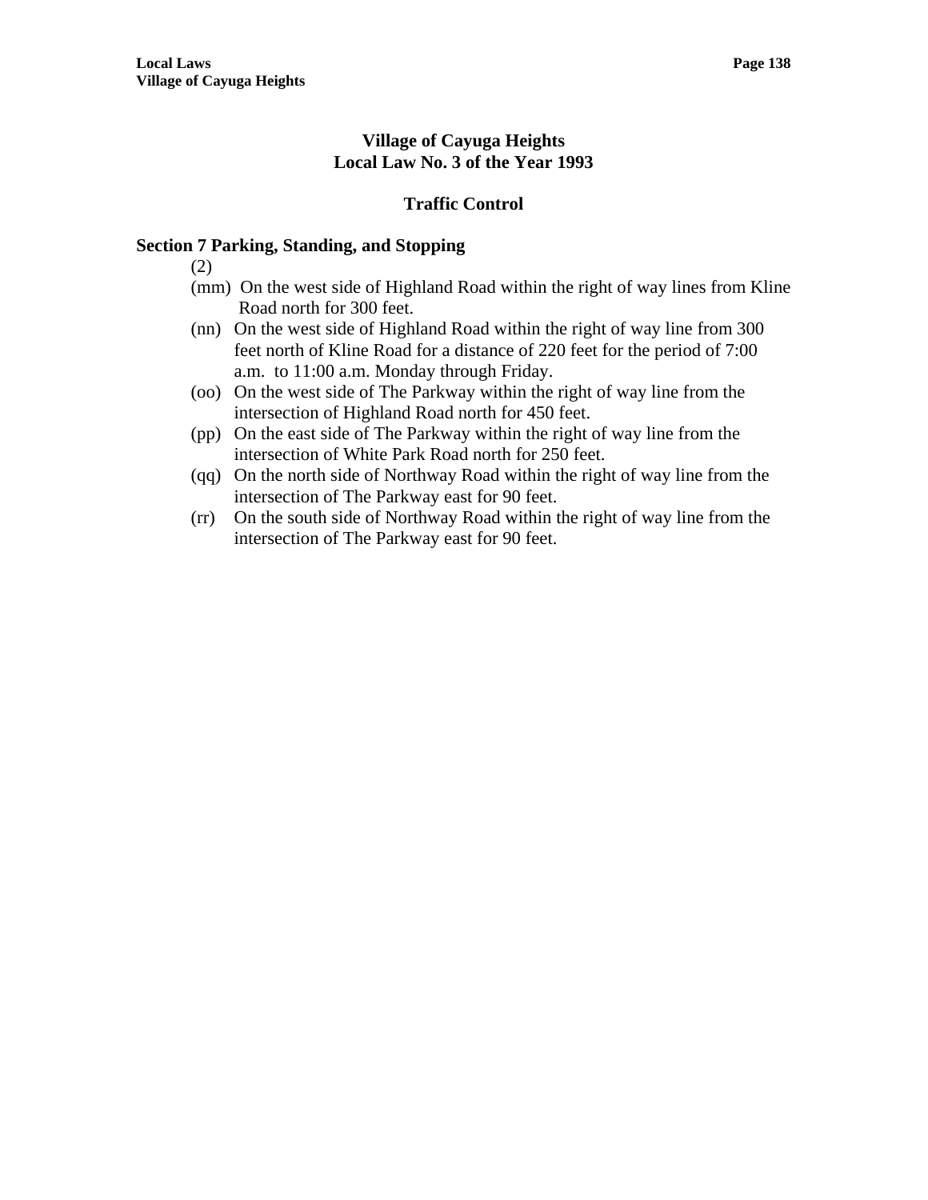## Village of Cayuga Heights
## Local Law No. 3 of the Year 1993

### Traffic Control

**Section 7 Parking, Standing, and Stopping**

(2)

(mm) On the west side of Highland Road within the right of way lines from Kline Road north for 300 feet.

(nn) On the west side of Highland Road within the right of way line from 300 feet north of Kline Road for a distance of 220 feet for the period of 7:00 a.m. to 11:00 a.m. Monday through Friday.

(oo) On the west side of The Parkway within the right of way line from the intersection of Highland Road north for 450 feet.

(pp) On the east side of The Parkway within the right of way line from the intersection of White Park Road north for 250 feet.

(qq) On the north side of Northway Road within the right of way line from the intersection of The Parkway east for 90 feet.

(rr) On the south side of Northway Road within the right of way line from the intersection of The Parkway east for 90 feet.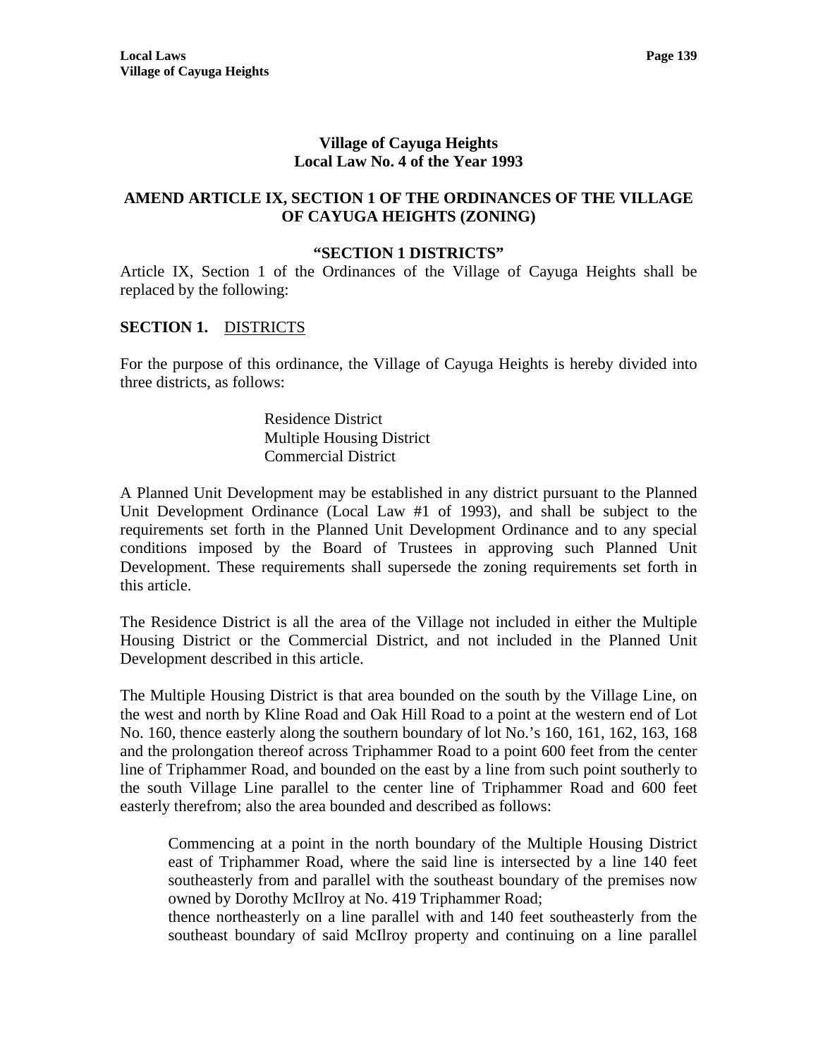**Village of Cayuga Heights**
**Local Law No. 4 of the Year 1993**

## AMEND ARTICLE IX, SECTION 1 OF THE ORDINANCES OF THE VILLAGE OF CAYUGA HEIGHTS (ZONING)

**"SECTION 1 DISTRICTS"**

Article IX, Section 1 of the Ordinances of the Village of Cayuga Heights shall be replaced by the following:

**SECTION 1.** DISTRICTS

For the purpose of this ordinance, the Village of Cayuga Heights is hereby divided into three districts, as follows:

> Residence District
> Multiple Housing District
> Commercial District

A Planned Unit Development may be established in any district pursuant to the Planned Unit Development Ordinance (Local Law #1 of 1993), and shall be subject to the requirements set forth in the Planned Unit Development Ordinance and to any special conditions imposed by the Board of Trustees in approving such Planned Unit Development. These requirements shall supersede the zoning requirements set forth in this article.

The Residence District is all the area of the Village not included in either the Multiple Housing District or the Commercial District, and not included in the Planned Unit Development described in this article.

The Multiple Housing District is that area bounded on the south by the Village Line, on the west and north by Kline Road and Oak Hill Road to a point at the western end of Lot No. 160, thence easterly along the southern boundary of lot No.'s 160, 161, 162, 163, 168 and the prolongation thereof across Triphammer Road to a point 600 feet from the center line of Triphammer Road, and bounded on the east by a line from such point southerly to the south Village Line parallel to the center line of Triphammer Road and 600 feet easterly therefrom; also the area bounded and described as follows:

> Commencing at a point in the north boundary of the Multiple Housing District east of Triphammer Road, where the said line is intersected by a line 140 feet southeasterly from and parallel with the southeast boundary of the premises now owned by Dorothy McIlroy at No. 419 Triphammer Road;
>
> thence northeasterly on a line parallel with and 140 feet southeasterly from the southeast boundary of said McIlroy property and continuing on a line parallel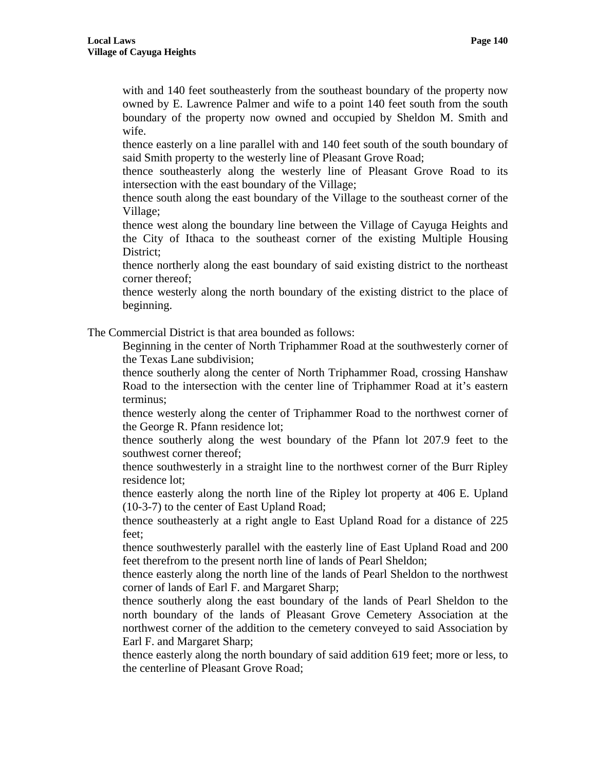with and 140 feet southeasterly from the southeast boundary of the property now owned by E. Lawrence Palmer and wife to a point 140 feet south from the south boundary of the property now owned and occupied by Sheldon M. Smith and wife.

thence easterly on a line parallel with and 140 feet south of the south boundary of said Smith property to the westerly line of Pleasant Grove Road;

thence southeasterly along the westerly line of Pleasant Grove Road to its intersection with the east boundary of the Village;

thence south along the east boundary of the Village to the southeast corner of the Village;

thence west along the boundary line between the Village of Cayuga Heights and the City of Ithaca to the southeast corner of the existing Multiple Housing District;

thence northerly along the east boundary of said existing district to the northeast corner thereof;

thence westerly along the north boundary of the existing district to the place of beginning.

The Commercial District is that area bounded as follows:

Beginning in the center of North Triphammer Road at the southwesterly corner of the Texas Lane subdivision;

thence southerly along the center of North Triphammer Road, crossing Hanshaw Road to the intersection with the center line of Triphammer Road at it's eastern terminus;

thence westerly along the center of Triphammer Road to the northwest corner of the George R. Pfann residence lot;

thence southerly along the west boundary of the Pfann lot 207.9 feet to the southwest corner thereof;

thence southwesterly in a straight line to the northwest corner of the Burr Ripley residence lot;

thence easterly along the north line of the Ripley lot property at 406 E. Upland (10-3-7) to the center of East Upland Road;

thence southeasterly at a right angle to East Upland Road for a distance of 225 feet;

thence southwesterly parallel with the easterly line of East Upland Road and 200 feet therefrom to the present north line of lands of Pearl Sheldon;

thence easterly along the north line of the lands of Pearl Sheldon to the northwest corner of lands of Earl F. and Margaret Sharp;

thence southerly along the east boundary of the lands of Pearl Sheldon to the north boundary of the lands of Pleasant Grove Cemetery Association at the northwest corner of the addition to the cemetery conveyed to said Association by Earl F. and Margaret Sharp;

thence easterly along the north boundary of said addition 619 feet; more or less, to the centerline of Pleasant Grove Road;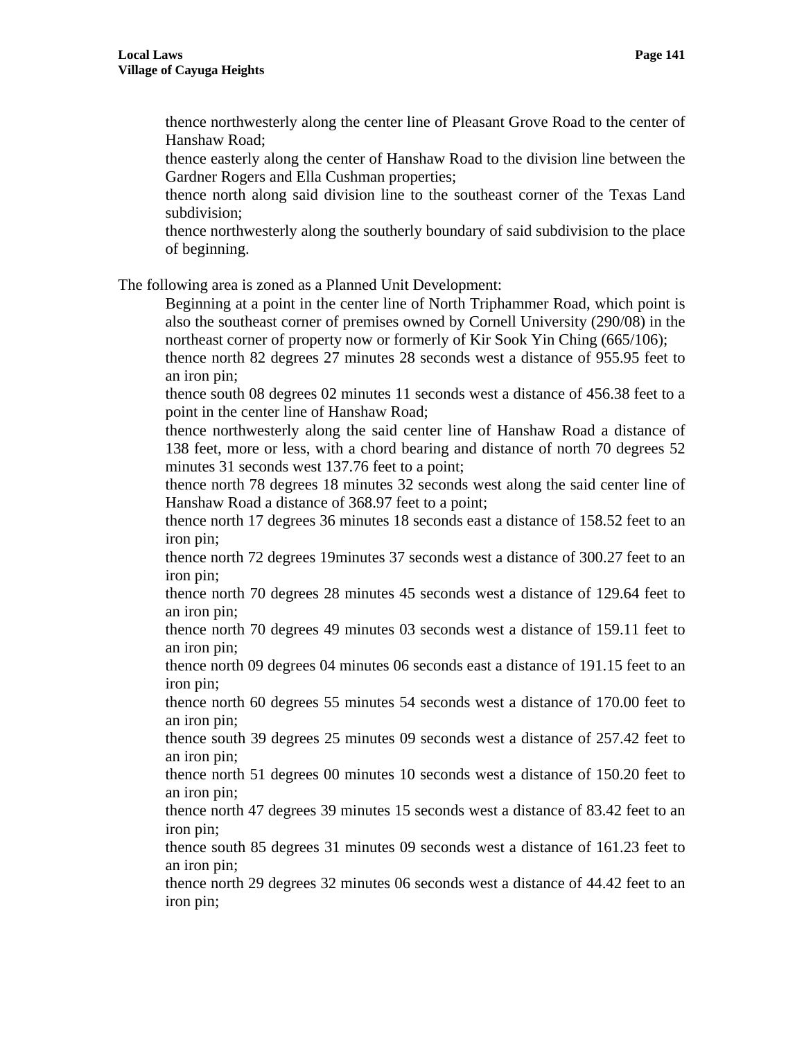thence northwesterly along the center line of Pleasant Grove Road to the center of Hanshaw Road;
thence easterly along the center of Hanshaw Road to the division line between the Gardner Rogers and Ella Cushman properties;
thence north along said division line to the southeast corner of the Texas Land subdivision;
thence northwesterly along the southerly boundary of said subdivision to the place of beginning.

The following area is zoned as a Planned Unit Development:

Beginning at a point in the center line of North Triphammer Road, which point is also the southeast corner of premises owned by Cornell University (290/08) in the northeast corner of property now or formerly of Kir Sook Yin Ching (665/106);
thence north 82 degrees 27 minutes 28 seconds west a distance of 955.95 feet to an iron pin;
thence south 08 degrees 02 minutes 11 seconds west a distance of 456.38 feet to a point in the center line of Hanshaw Road;
thence northwesterly along the said center line of Hanshaw Road a distance of 138 feet, more or less, with a chord bearing and distance of north 70 degrees 52 minutes 31 seconds west 137.76 feet to a point;
thence north 78 degrees 18 minutes 32 seconds west along the said center line of Hanshaw Road a distance of 368.97 feet to a point;
thence north 17 degrees 36 minutes 18 seconds east a distance of 158.52 feet to an iron pin;
thence north 72 degrees 19minutes 37 seconds west a distance of 300.27 feet to an iron pin;
thence north 70 degrees 28 minutes 45 seconds west a distance of 129.64 feet to an iron pin;
thence north 70 degrees 49 minutes 03 seconds west a distance of 159.11 feet to an iron pin;
thence north 09 degrees 04 minutes 06 seconds east a distance of 191.15 feet to an iron pin;
thence north 60 degrees 55 minutes 54 seconds west a distance of 170.00 feet to an iron pin;
thence south 39 degrees 25 minutes 09 seconds west a distance of 257.42 feet to an iron pin;
thence north 51 degrees 00 minutes 10 seconds west a distance of 150.20 feet to an iron pin;
thence north 47 degrees 39 minutes 15 seconds west a distance of 83.42 feet to an iron pin;
thence south 85 degrees 31 minutes 09 seconds west a distance of 161.23 feet to an iron pin;
thence north 29 degrees 32 minutes 06 seconds west a distance of 44.42 feet to an iron pin;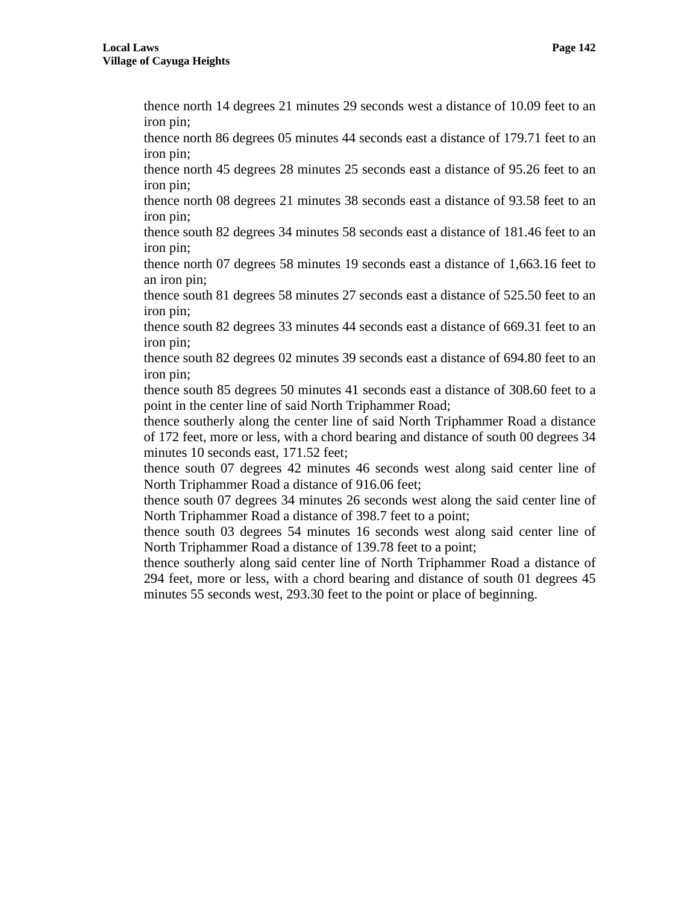thence north 14 degrees 21 minutes 29 seconds west a distance of 10.09 feet to an iron pin;

thence north 86 degrees 05 minutes 44 seconds east a distance of 179.71 feet to an iron pin;

thence north 45 degrees 28 minutes 25 seconds east a distance of 95.26 feet to an iron pin;

thence north 08 degrees 21 minutes 38 seconds east a distance of 93.58 feet to an iron pin;

thence south 82 degrees 34 minutes 58 seconds east a distance of 181.46 feet to an iron pin;

thence north 07 degrees 58 minutes 19 seconds east a distance of 1,663.16 feet to an iron pin;

thence south 81 degrees 58 minutes 27 seconds east a distance of 525.50 feet to an iron pin;

thence south 82 degrees 33 minutes 44 seconds east a distance of 669.31 feet to an iron pin;

thence south 82 degrees 02 minutes 39 seconds east a distance of 694.80 feet to an iron pin;

thence south 85 degrees 50 minutes 41 seconds east a distance of 308.60 feet to a point in the center line of said North Triphammer Road;

thence southerly along the center line of said North Triphammer Road a distance of 172 feet, more or less, with a chord bearing and distance of south 00 degrees 34 minutes 10 seconds east, 171.52 feet;

thence south 07 degrees 42 minutes 46 seconds west along said center line of North Triphammer Road a distance of 916.06 feet;

thence south 07 degrees 34 minutes 26 seconds west along the said center line of North Triphammer Road a distance of 398.7 feet to a point;

thence south 03 degrees 54 minutes 16 seconds west along said center line of North Triphammer Road a distance of 139.78 feet to a point;

thence southerly along said center line of North Triphammer Road a distance of 294 feet, more or less, with a chord bearing and distance of south 01 degrees 45 minutes 55 seconds west, 293.30 feet to the point or place of beginning.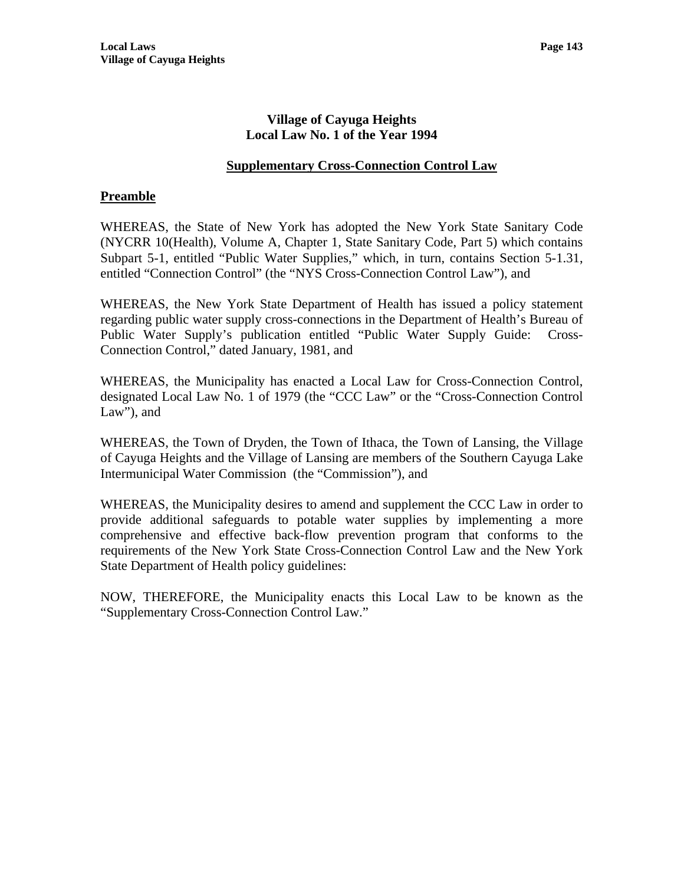# Village of Cayuga Heights
## Local Law No. 1 of the Year 1994

### Supplementary Cross-Connection Control Law

**Preamble**

WHEREAS, the State of New York has adopted the New York State Sanitary Code (NYCRR 10(Health), Volume A, Chapter 1, State Sanitary Code, Part 5) which contains Subpart 5-1, entitled "Public Water Supplies," which, in turn, contains Section 5-1.31, entitled "Connection Control" (the "NYS Cross-Connection Control Law"), and

WHEREAS, the New York State Department of Health has issued a policy statement regarding public water supply cross-connections in the Department of Health's Bureau of Public Water Supply's publication entitled "Public Water Supply Guide: Cross-Connection Control," dated January, 1981, and

WHEREAS, the Municipality has enacted a Local Law for Cross-Connection Control, designated Local Law No. 1 of 1979 (the "CCC Law" or the "Cross-Connection Control Law"), and

WHEREAS, the Town of Dryden, the Town of Ithaca, the Town of Lansing, the Village of Cayuga Heights and the Village of Lansing are members of the Southern Cayuga Lake Intermunicipal Water Commission (the "Commission"), and

WHEREAS, the Municipality desires to amend and supplement the CCC Law in order to provide additional safeguards to potable water supplies by implementing a more comprehensive and effective back-flow prevention program that conforms to the requirements of the New York State Cross-Connection Control Law and the New York State Department of Health policy guidelines:

NOW, THEREFORE, the Municipality enacts this Local Law to be known as the "Supplementary Cross-Connection Control Law."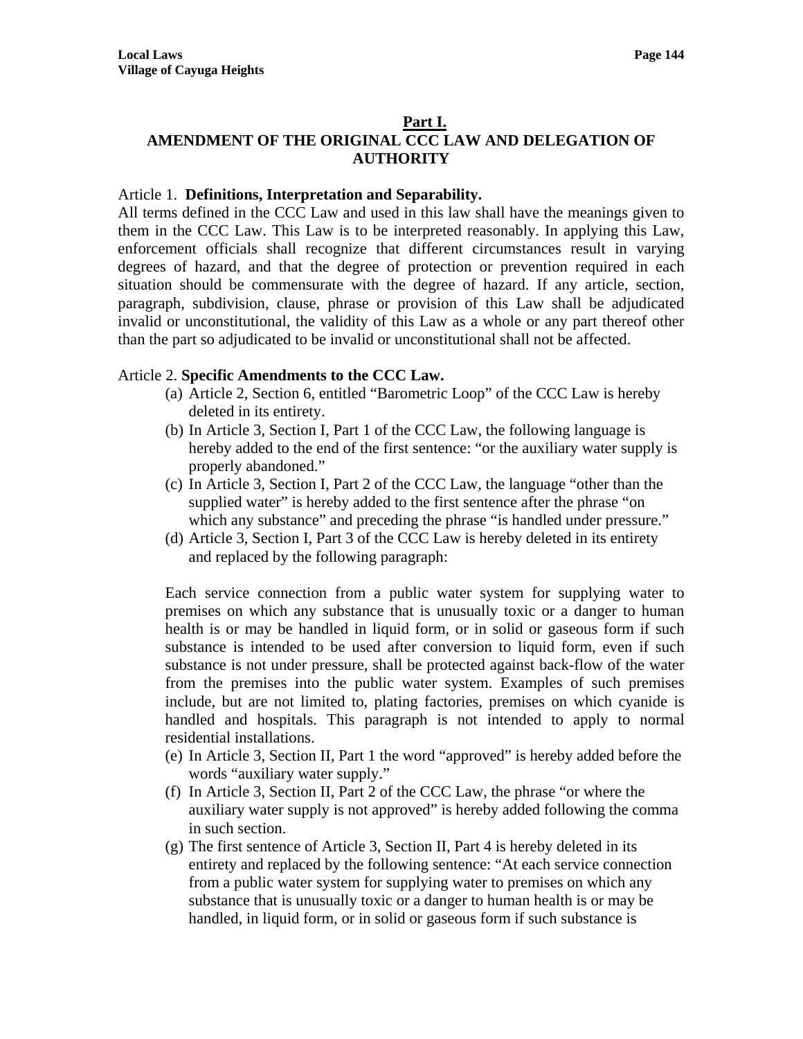## Part I.

## AMENDMENT OF THE ORIGINAL CCC LAW AND DELEGATION OF AUTHORITY

Article 1. **Definitions, Interpretation and Separability.**

All terms defined in the CCC Law and used in this law shall have the meanings given to them in the CCC Law. This Law is to be interpreted reasonably. In applying this Law, enforcement officials shall recognize that different circumstances result in varying degrees of hazard, and that the degree of protection or prevention required in each situation should be commensurate with the degree of hazard. If any article, section, paragraph, subdivision, clause, phrase or provision of this Law shall be adjudicated invalid or unconstitutional, the validity of this Law as a whole or any part thereof other than the part so adjudicated to be invalid or unconstitutional shall not be affected.

Article 2. **Specific Amendments to the CCC Law.**

(a) Article 2, Section 6, entitled "Barometric Loop" of the CCC Law is hereby deleted in its entirety.

(b) In Article 3, Section I, Part 1 of the CCC Law, the following language is hereby added to the end of the first sentence: "or the auxiliary water supply is properly abandoned."

(c) In Article 3, Section I, Part 2 of the CCC Law, the language "other than the supplied water" is hereby added to the first sentence after the phrase "on which any substance" and preceding the phrase "is handled under pressure."

(d) Article 3, Section I, Part 3 of the CCC Law is hereby deleted in its entirety and replaced by the following paragraph:

Each service connection from a public water system for supplying water to premises on which any substance that is unusually toxic or a danger to human health is or may be handled in liquid form, or in solid or gaseous form if such substance is intended to be used after conversion to liquid form, even if such substance is not under pressure, shall be protected against back-flow of the water from the premises into the public water system. Examples of such premises include, but are not limited to, plating factories, premises on which cyanide is handled and hospitals. This paragraph is not intended to apply to normal residential installations.

(e) In Article 3, Section II, Part 1 the word "approved" is hereby added before the words "auxiliary water supply."

(f) In Article 3, Section II, Part 2 of the CCC Law, the phrase "or where the auxiliary water supply is not approved" is hereby added following the comma in such section.

(g) The first sentence of Article 3, Section II, Part 4 is hereby deleted in its entirety and replaced by the following sentence: "At each service connection from a public water system for supplying water to premises on which any substance that is unusually toxic or a danger to human health is or may be handled, in liquid form, or in solid or gaseous form if such substance is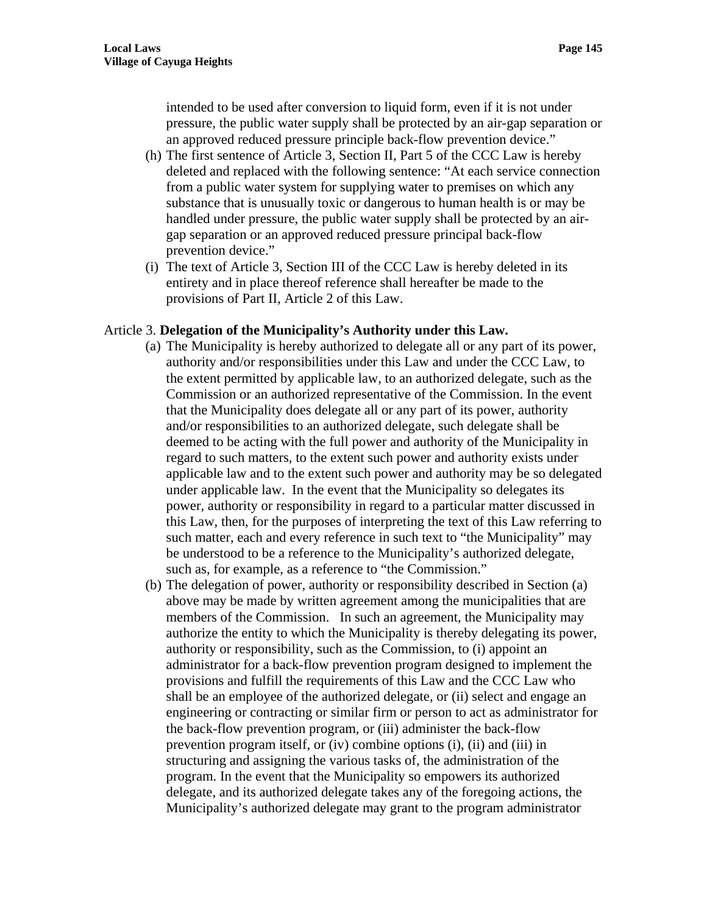intended to be used after conversion to liquid form, even if it is not under pressure, the public water supply shall be protected by an air-gap separation or an approved reduced pressure principle back-flow prevention device."

(h) The first sentence of Article 3, Section II, Part 5 of the CCC Law is hereby deleted and replaced with the following sentence: "At each service connection from a public water system for supplying water to premises on which any substance that is unusually toxic or dangerous to human health is or may be handled under pressure, the public water supply shall be protected by an air-gap separation or an approved reduced pressure principal back-flow prevention device."

(i) The text of Article 3, Section III of the CCC Law is hereby deleted in its entirety and in place thereof reference shall hereafter be made to the provisions of Part II, Article 2 of this Law.

Article 3. **Delegation of the Municipality's Authority under this Law.**

(a) The Municipality is hereby authorized to delegate all or any part of its power, authority and/or responsibilities under this Law and under the CCC Law, to the extent permitted by applicable law, to an authorized delegate, such as the Commission or an authorized representative of the Commission. In the event that the Municipality does delegate all or any part of its power, authority and/or responsibilities to an authorized delegate, such delegate shall be deemed to be acting with the full power and authority of the Municipality in regard to such matters, to the extent such power and authority exists under applicable law and to the extent such power and authority may be so delegated under applicable law. In the event that the Municipality so delegates its power, authority or responsibility in regard to a particular matter discussed in this Law, then, for the purposes of interpreting the text of this Law referring to such matter, each and every reference in such text to "the Municipality" may be understood to be a reference to the Municipality's authorized delegate, such as, for example, as a reference to "the Commission."

(b) The delegation of power, authority or responsibility described in Section (a) above may be made by written agreement among the municipalities that are members of the Commission. In such an agreement, the Municipality may authorize the entity to which the Municipality is thereby delegating its power, authority or responsibility, such as the Commission, to (i) appoint an administrator for a back-flow prevention program designed to implement the provisions and fulfill the requirements of this Law and the CCC Law who shall be an employee of the authorized delegate, or (ii) select and engage an engineering or contracting or similar firm or person to act as administrator for the back-flow prevention program, or (iii) administer the back-flow prevention program itself, or (iv) combine options (i), (ii) and (iii) in structuring and assigning the various tasks of, the administration of the program. In the event that the Municipality so empowers its authorized delegate, and its authorized delegate takes any of the foregoing actions, the Municipality's authorized delegate may grant to the program administrator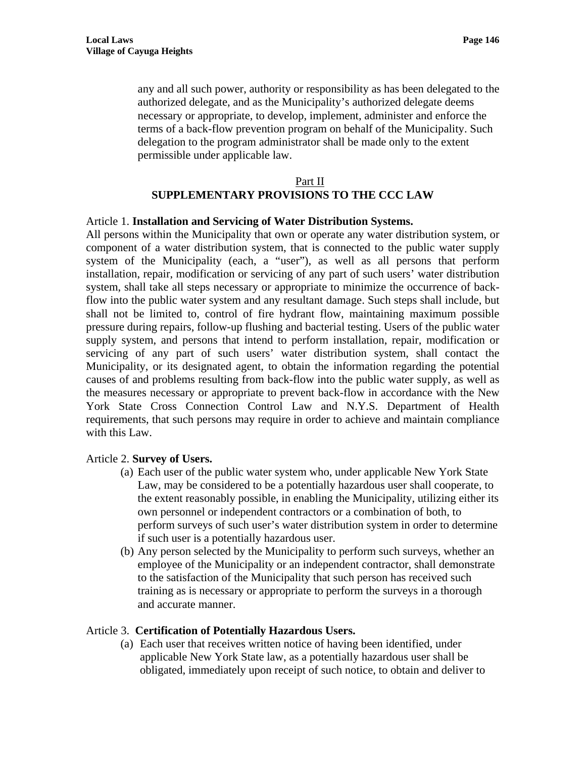any and all such power, authority or responsibility as has been delegated to the authorized delegate, and as the Municipality's authorized delegate deems necessary or appropriate, to develop, implement, administer and enforce the terms of a back-flow prevention program on behalf of the Municipality. Such delegation to the program administrator shall be made only to the extent permissible under applicable law.

## Part II
## SUPPLEMENTARY PROVISIONS TO THE CCC LAW

Article 1. **Installation and Servicing of Water Distribution Systems.**
All persons within the Municipality that own or operate any water distribution system, or component of a water distribution system, that is connected to the public water supply system of the Municipality (each, a "user"), as well as all persons that perform installation, repair, modification or servicing of any part of such users' water distribution system, shall take all steps necessary or appropriate to minimize the occurrence of back-flow into the public water system and any resultant damage. Such steps shall include, but shall not be limited to, control of fire hydrant flow, maintaining maximum possible pressure during repairs, follow-up flushing and bacterial testing. Users of the public water supply system, and persons that intend to perform installation, repair, modification or servicing of any part of such users' water distribution system, shall contact the Municipality, or its designated agent, to obtain the information regarding the potential causes of and problems resulting from back-flow into the public water supply, as well as the measures necessary or appropriate to prevent back-flow in accordance with the New York State Cross Connection Control Law and N.Y.S. Department of Health requirements, that such persons may require in order to achieve and maintain compliance with this Law.

Article 2. **Survey of Users.**

(a) Each user of the public water system who, under applicable New York State Law, may be considered to be a potentially hazardous user shall cooperate, to the extent reasonably possible, in enabling the Municipality, utilizing either its own personnel or independent contractors or a combination of both, to perform surveys of such user's water distribution system in order to determine if such user is a potentially hazardous user.

(b) Any person selected by the Municipality to perform such surveys, whether an employee of the Municipality or an independent contractor, shall demonstrate to the satisfaction of the Municipality that such person has received such training as is necessary or appropriate to perform the surveys in a thorough and accurate manner.

Article 3. **Certification of Potentially Hazardous Users.**

(a) Each user that receives written notice of having been identified, under applicable New York State law, as a potentially hazardous user shall be obligated, immediately upon receipt of such notice, to obtain and deliver to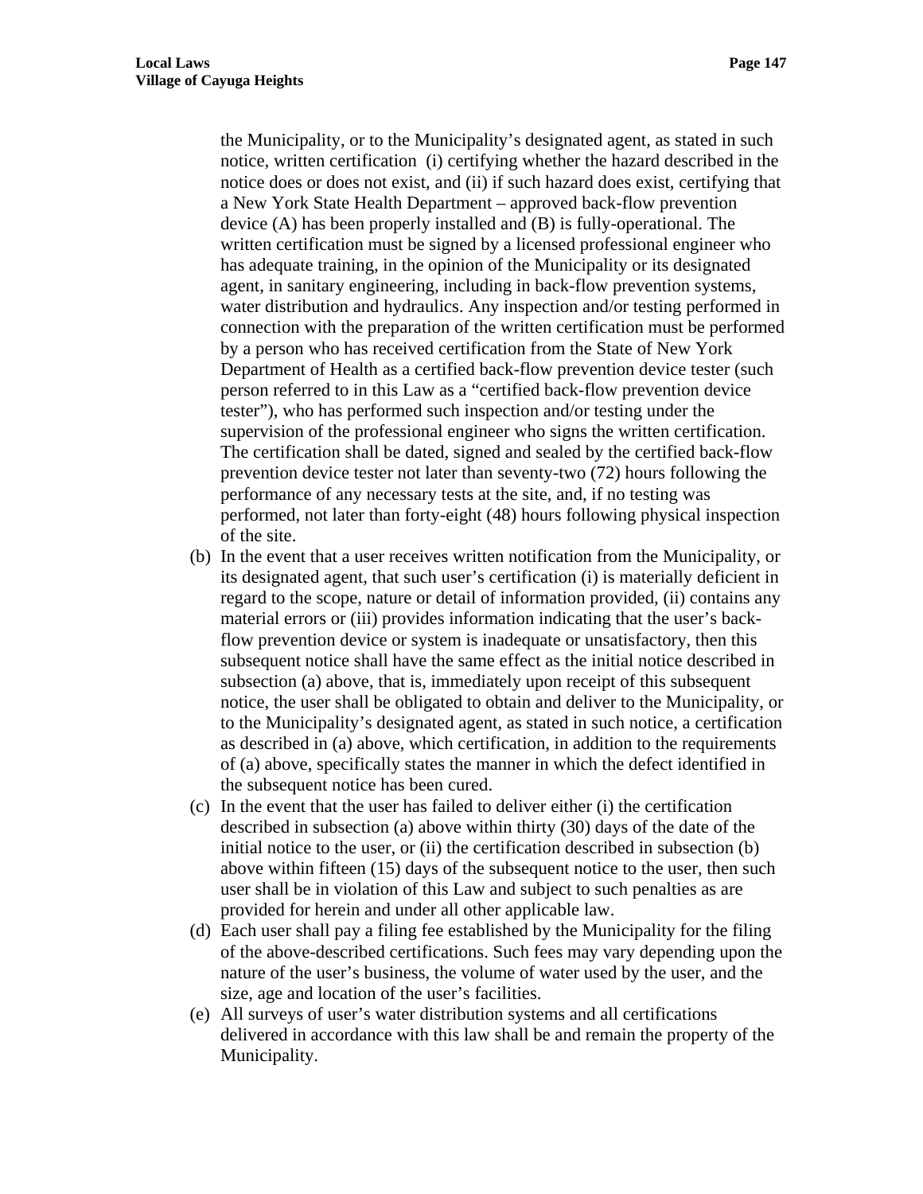the Municipality, or to the Municipality's designated agent, as stated in such notice, written certification (i) certifying whether the hazard described in the notice does or does not exist, and (ii) if such hazard does exist, certifying that a New York State Health Department – approved back-flow prevention device (A) has been properly installed and (B) is fully-operational. The written certification must be signed by a licensed professional engineer who has adequate training, in the opinion of the Municipality or its designated agent, in sanitary engineering, including in back-flow prevention systems, water distribution and hydraulics. Any inspection and/or testing performed in connection with the preparation of the written certification must be performed by a person who has received certification from the State of New York Department of Health as a certified back-flow prevention device tester (such person referred to in this Law as a "certified back-flow prevention device tester"), who has performed such inspection and/or testing under the supervision of the professional engineer who signs the written certification. The certification shall be dated, signed and sealed by the certified back-flow prevention device tester not later than seventy-two (72) hours following the performance of any necessary tests at the site, and, if no testing was performed, not later than forty-eight (48) hours following physical inspection of the site.

(b) In the event that a user receives written notification from the Municipality, or its designated agent, that such user's certification (i) is materially deficient in regard to the scope, nature or detail of information provided, (ii) contains any material errors or (iii) provides information indicating that the user's back-flow prevention device or system is inadequate or unsatisfactory, then this subsequent notice shall have the same effect as the initial notice described in subsection (a) above, that is, immediately upon receipt of this subsequent notice, the user shall be obligated to obtain and deliver to the Municipality, or to the Municipality's designated agent, as stated in such notice, a certification as described in (a) above, which certification, in addition to the requirements of (a) above, specifically states the manner in which the defect identified in the subsequent notice has been cured.

(c) In the event that the user has failed to deliver either (i) the certification described in subsection (a) above within thirty (30) days of the date of the initial notice to the user, or (ii) the certification described in subsection (b) above within fifteen (15) days of the subsequent notice to the user, then such user shall be in violation of this Law and subject to such penalties as are provided for herein and under all other applicable law.

(d) Each user shall pay a filing fee established by the Municipality for the filing of the above-described certifications. Such fees may vary depending upon the nature of the user's business, the volume of water used by the user, and the size, age and location of the user's facilities.

(e) All surveys of user's water distribution systems and all certifications delivered in accordance with this law shall be and remain the property of the Municipality.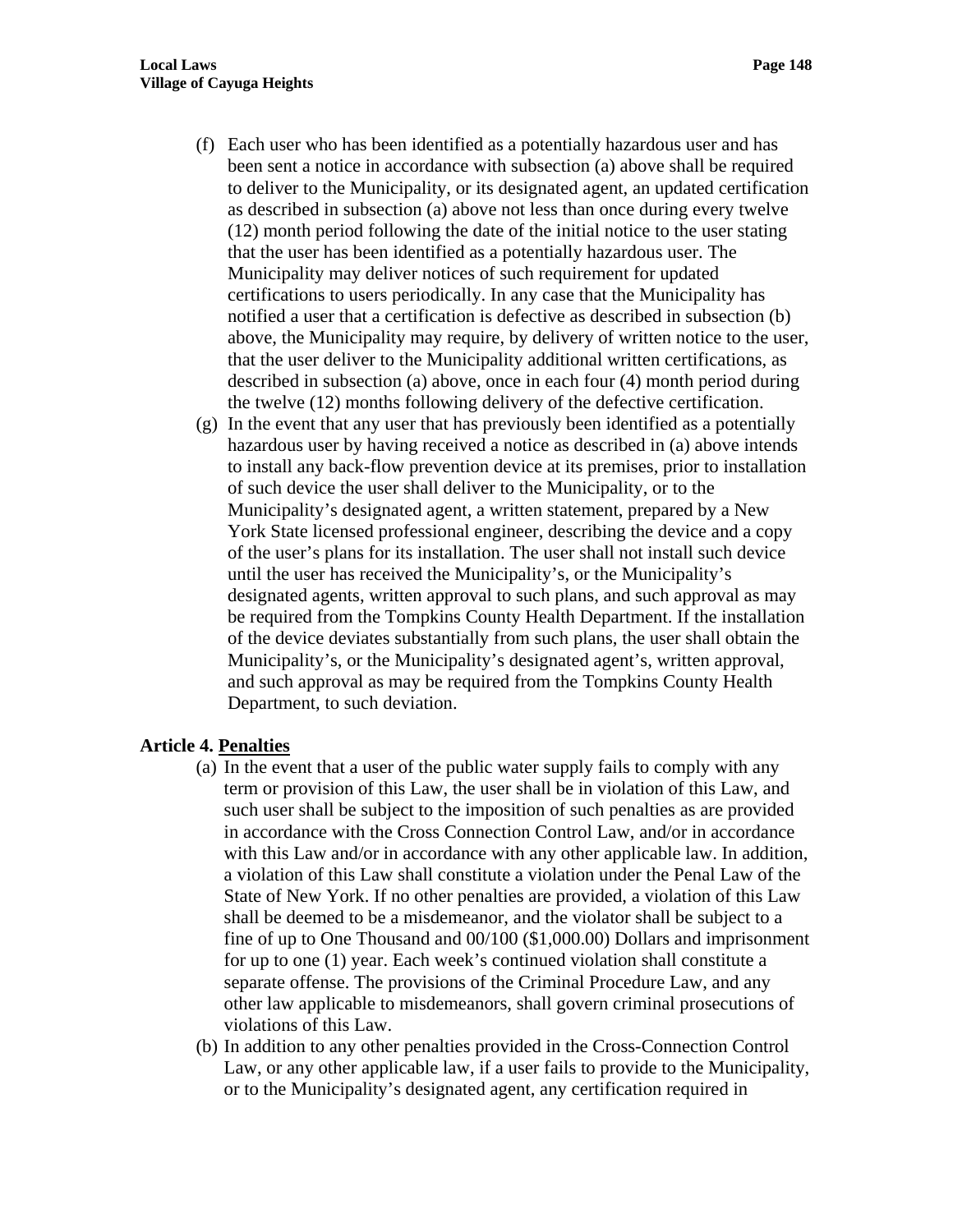(f) Each user who has been identified as a potentially hazardous user and has been sent a notice in accordance with subsection (a) above shall be required to deliver to the Municipality, or its designated agent, an updated certification as described in subsection (a) above not less than once during every twelve (12) month period following the date of the initial notice to the user stating that the user has been identified as a potentially hazardous user. The Municipality may deliver notices of such requirement for updated certifications to users periodically. In any case that the Municipality has notified a user that a certification is defective as described in subsection (b) above, the Municipality may require, by delivery of written notice to the user, that the user deliver to the Municipality additional written certifications, as described in subsection (a) above, once in each four (4) month period during the twelve (12) months following delivery of the defective certification.

(g) In the event that any user that has previously been identified as a potentially hazardous user by having received a notice as described in (a) above intends to install any back-flow prevention device at its premises, prior to installation of such device the user shall deliver to the Municipality, or to the Municipality's designated agent, a written statement, prepared by a New York State licensed professional engineer, describing the device and a copy of the user's plans for its installation. The user shall not install such device until the user has received the Municipality's, or the Municipality's designated agents, written approval to such plans, and such approval as may be required from the Tompkins County Health Department. If the installation of the device deviates substantially from such plans, the user shall obtain the Municipality's, or the Municipality's designated agent's, written approval, and such approval as may be required from the Tompkins County Health Department, to such deviation.

**Article 4. Penalties**

(a) In the event that a user of the public water supply fails to comply with any term or provision of this Law, the user shall be in violation of this Law, and such user shall be subject to the imposition of such penalties as are provided in accordance with the Cross Connection Control Law, and/or in accordance with this Law and/or in accordance with any other applicable law. In addition, a violation of this Law shall constitute a violation under the Penal Law of the State of New York. If no other penalties are provided, a violation of this Law shall be deemed to be a misdemeanor, and the violator shall be subject to a fine of up to One Thousand and 00/100 ($1,000.00) Dollars and imprisonment for up to one (1) year. Each week's continued violation shall constitute a separate offense. The provisions of the Criminal Procedure Law, and any other law applicable to misdemeanors, shall govern criminal prosecutions of violations of this Law.

(b) In addition to any other penalties provided in the Cross-Connection Control Law, or any other applicable law, if a user fails to provide to the Municipality, or to the Municipality's designated agent, any certification required in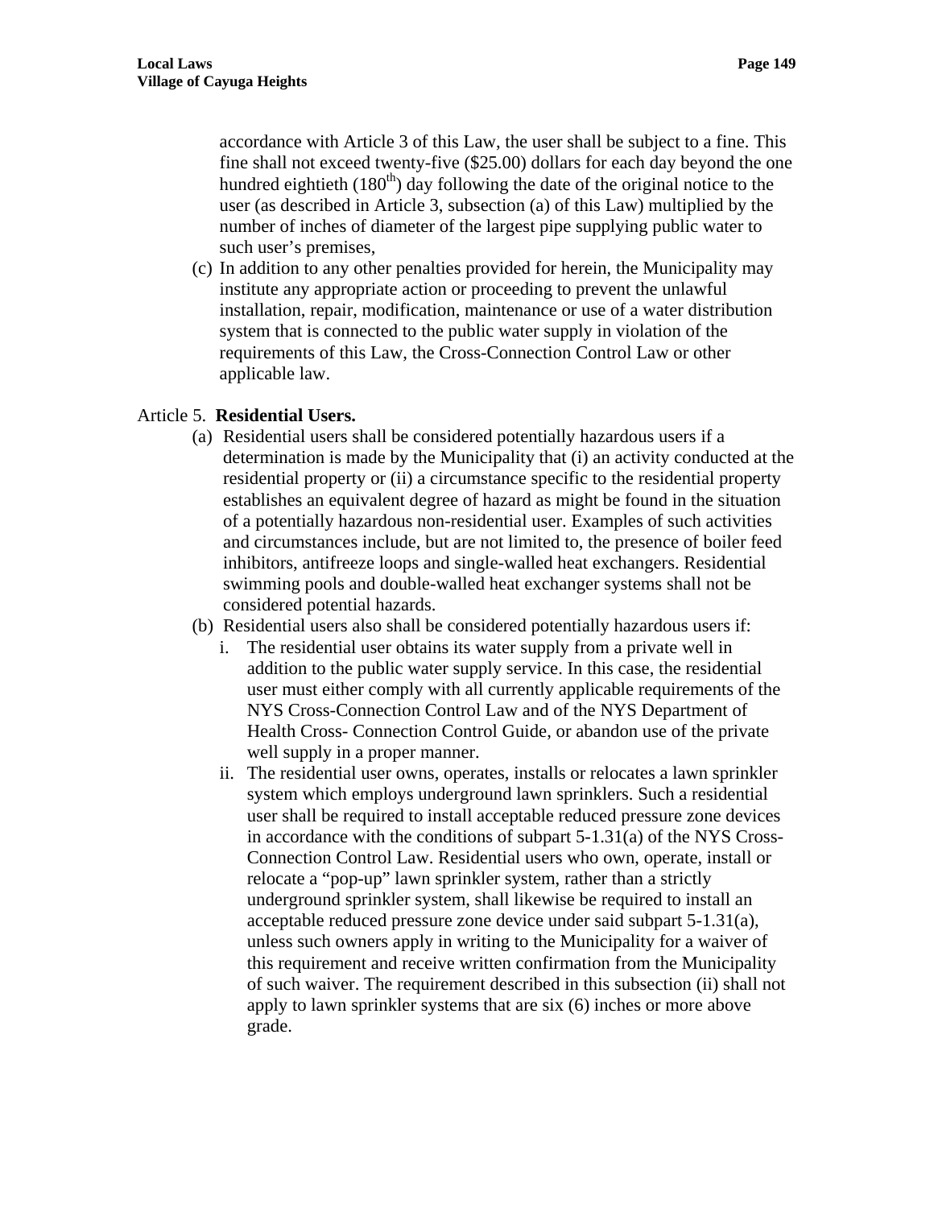accordance with Article 3 of this Law, the user shall be subject to a fine. This fine shall not exceed twenty-five ($25.00) dollars for each day beyond the one hundred eightieth ($180^{th}$) day following the date of the original notice to the user (as described in Article 3, subsection (a) of this Law) multiplied by the number of inches of diameter of the largest pipe supplying public water to such user's premises,

(c) In addition to any other penalties provided for herein, the Municipality may institute any appropriate action or proceeding to prevent the unlawful installation, repair, modification, maintenance or use of a water distribution system that is connected to the public water supply in violation of the requirements of this Law, the Cross-Connection Control Law or other applicable law.

Article 5. **Residential Users.**

(a) Residential users shall be considered potentially hazardous users if a determination is made by the Municipality that (i) an activity conducted at the residential property or (ii) a circumstance specific to the residential property establishes an equivalent degree of hazard as might be found in the situation of a potentially hazardous non-residential user. Examples of such activities and circumstances include, but are not limited to, the presence of boiler feed inhibitors, antifreeze loops and single-walled heat exchangers. Residential swimming pools and double-walled heat exchanger systems shall not be considered potential hazards.

(b) Residential users also shall be considered potentially hazardous users if:

i. The residential user obtains its water supply from a private well in addition to the public water supply service. In this case, the residential user must either comply with all currently applicable requirements of the NYS Cross-Connection Control Law and of the NYS Department of Health Cross- Connection Control Guide, or abandon use of the private well supply in a proper manner.

ii. The residential user owns, operates, installs or relocates a lawn sprinkler system which employs underground lawn sprinklers. Such a residential user shall be required to install acceptable reduced pressure zone devices in accordance with the conditions of subpart 5-1.31(a) of the NYS Cross-Connection Control Law. Residential users who own, operate, install or relocate a "pop-up" lawn sprinkler system, rather than a strictly underground sprinkler system, shall likewise be required to install an acceptable reduced pressure zone device under said subpart 5-1.31(a), unless such owners apply in writing to the Municipality for a waiver of this requirement and receive written confirmation from the Municipality of such waiver. The requirement described in this subsection (ii) shall not apply to lawn sprinkler systems that are six (6) inches or more above grade.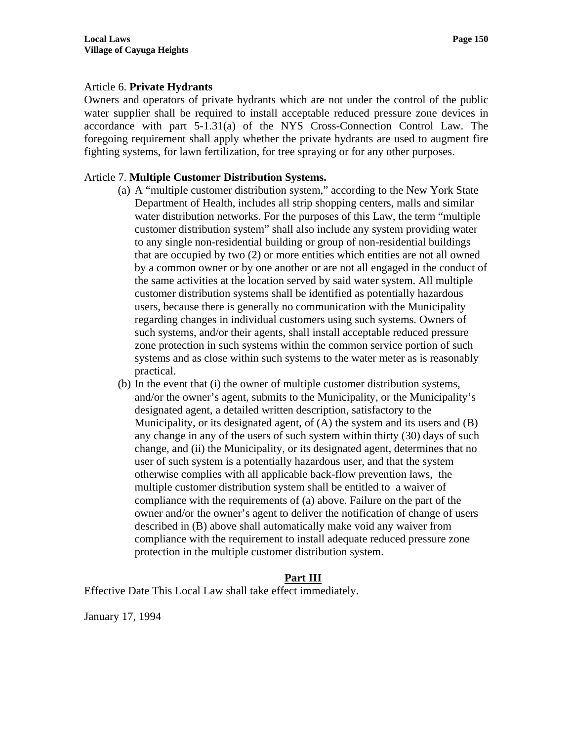Article 6. **Private Hydrants**

Owners and operators of private hydrants which are not under the control of the public water supplier shall be required to install acceptable reduced pressure zone devices in accordance with part 5-1.31(a) of the NYS Cross-Connection Control Law. The foregoing requirement shall apply whether the private hydrants are used to augment fire fighting systems, for lawn fertilization, for tree spraying or for any other purposes.

Article 7. **Multiple Customer Distribution Systems.**

(a) A "multiple customer distribution system," according to the New York State Department of Health, includes all strip shopping centers, malls and similar water distribution networks. For the purposes of this Law, the term "multiple customer distribution system" shall also include any system providing water to any single non-residential building or group of non-residential buildings that are occupied by two (2) or more entities which entities are not all owned by a common owner or by one another or are not all engaged in the conduct of the same activities at the location served by said water system. All multiple customer distribution systems shall be identified as potentially hazardous users, because there is generally no communication with the Municipality regarding changes in individual customers using such systems. Owners of such systems, and/or their agents, shall install acceptable reduced pressure zone protection in such systems within the common service portion of such systems and as close within such systems to the water meter as is reasonably practical.

(b) In the event that (i) the owner of multiple customer distribution systems, and/or the owner's agent, submits to the Municipality, or the Municipality's designated agent, a detailed written description, satisfactory to the Municipality, or its designated agent, of (A) the system and its users and (B) any change in any of the users of such system within thirty (30) days of such change, and (ii) the Municipality, or its designated agent, determines that no user of such system is a potentially hazardous user, and that the system otherwise complies with all applicable back-flow prevention laws, the multiple customer distribution system shall be entitled to a waiver of compliance with the requirements of (a) above. Failure on the part of the owner and/or the owner's agent to deliver the notification of change of users described in (B) above shall automatically make void any waiver from compliance with the requirement to install adequate reduced pressure zone protection in the multiple customer distribution system.

## Part III

Effective Date This Local Law shall take effect immediately.

January 17, 1994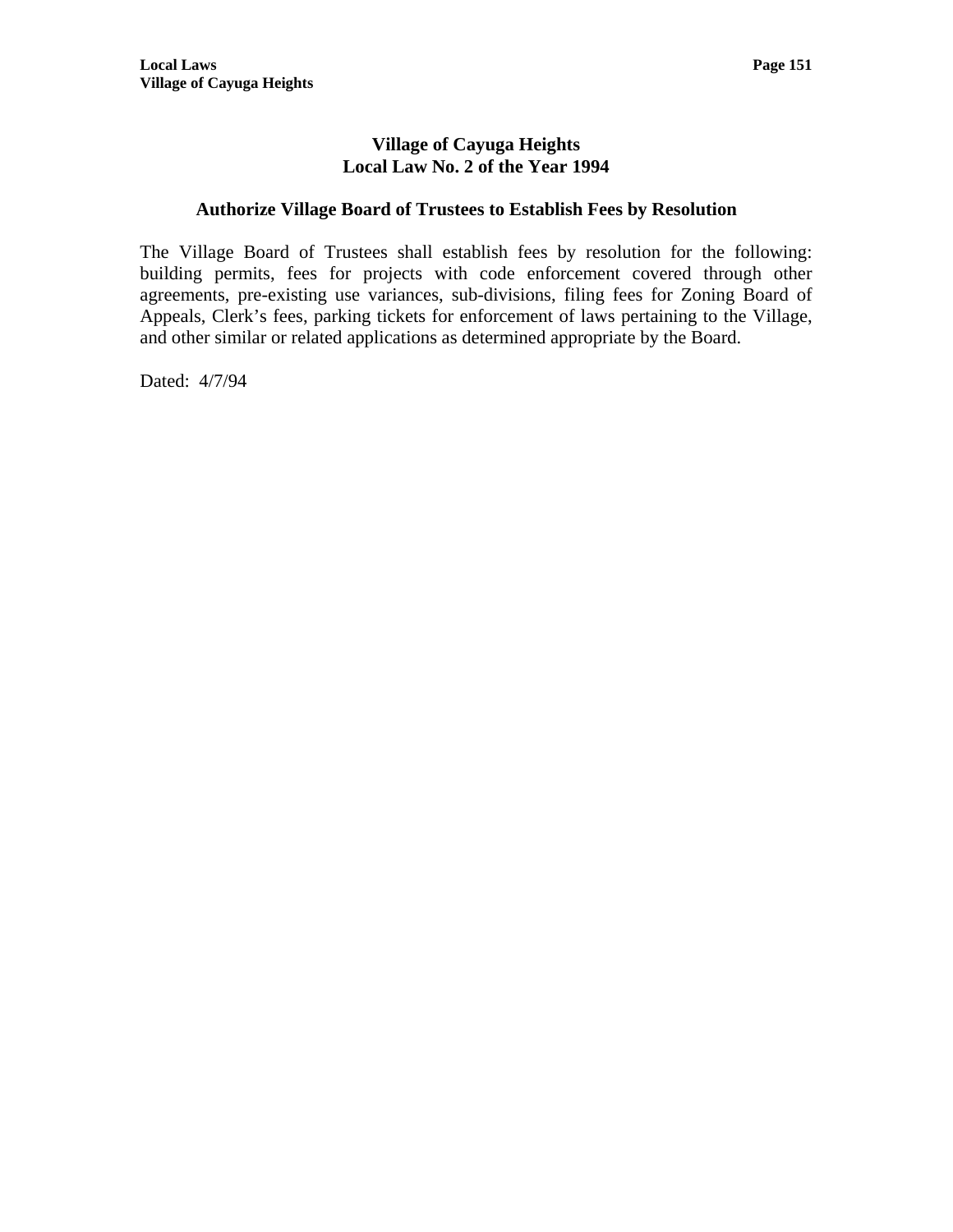# Village of Cayuga Heights
# Local Law No. 2 of the Year 1994

## Authorize Village Board of Trustees to Establish Fees by Resolution

The Village Board of Trustees shall establish fees by resolution for the following: building permits, fees for projects with code enforcement covered through other agreements, pre-existing use variances, sub-divisions, filing fees for Zoning Board of Appeals, Clerk's fees, parking tickets for enforcement of laws pertaining to the Village, and other similar or related applications as determined appropriate by the Board.

Dated: 4/7/94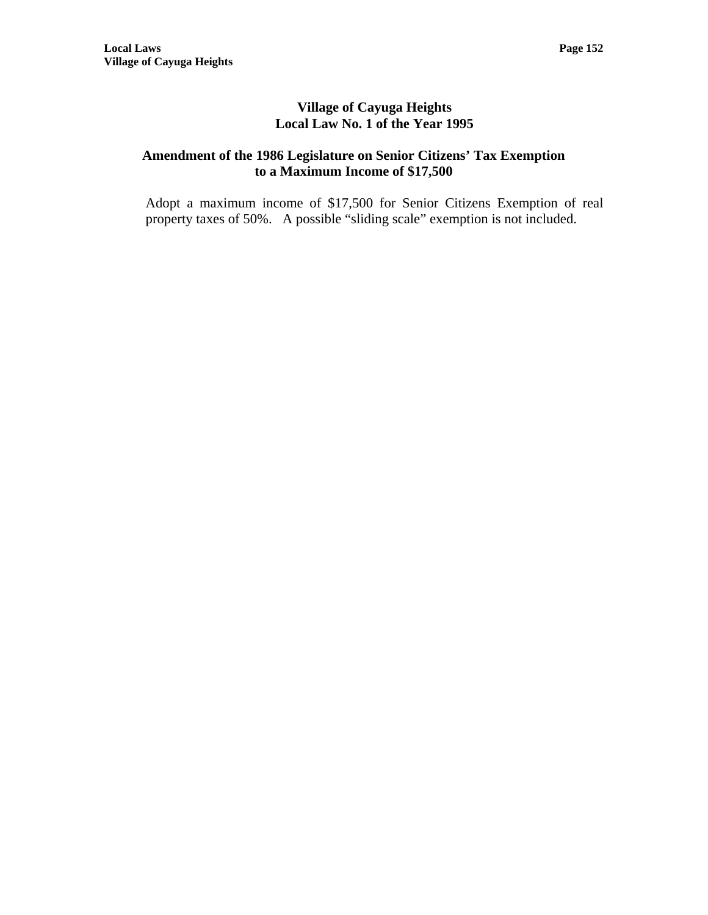# Village of Cayuga Heights
## Local Law No. 1 of the Year 1995

### Amendment of the 1986 Legislature on Senior Citizens' Tax Exemption to a Maximum Income of $17,500

Adopt a maximum income of $17,500 for Senior Citizens Exemption of real property taxes of 50%. A possible "sliding scale" exemption is not included.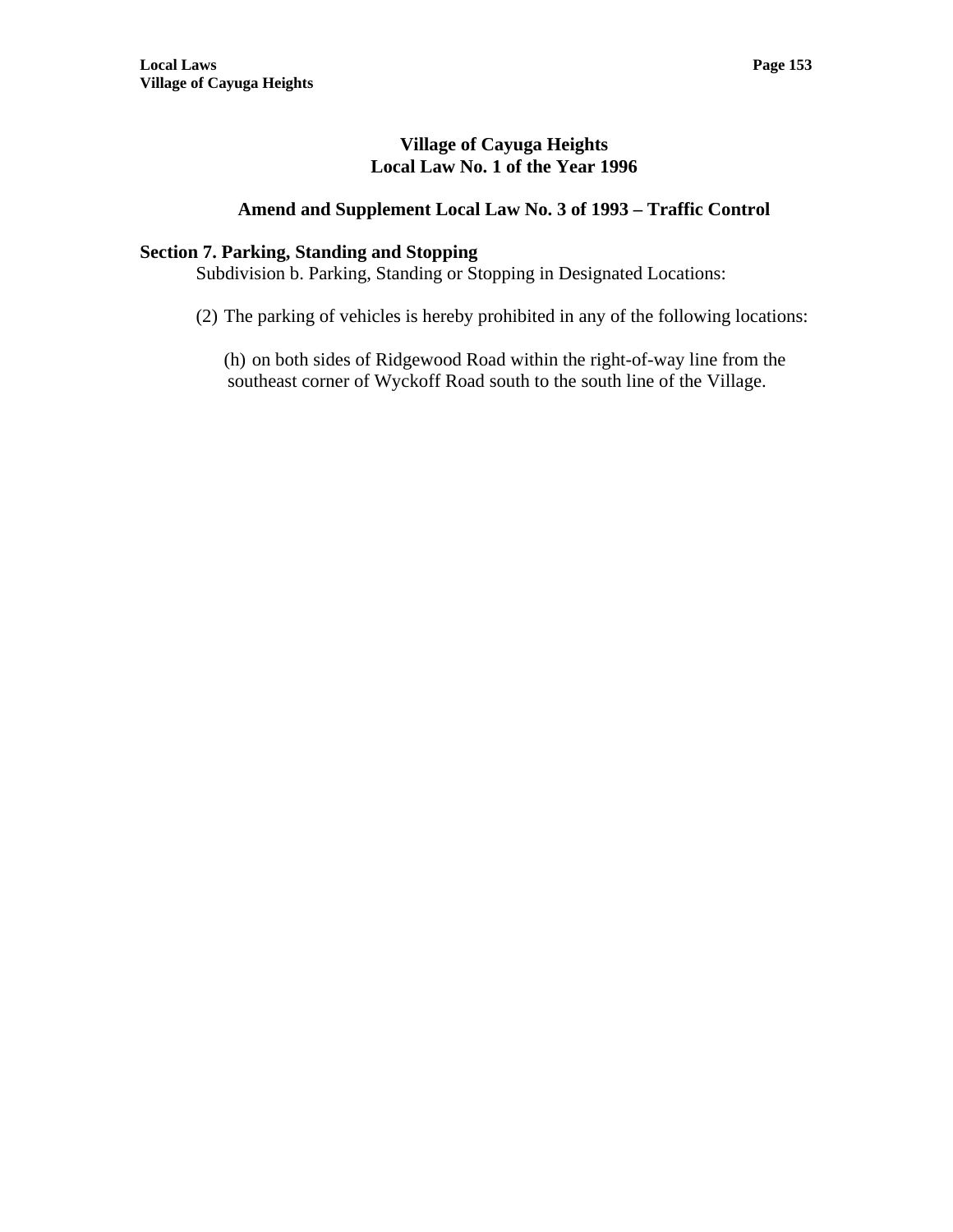# Village of Cayuga Heights
# Local Law No. 1 of the Year 1996

## Amend and Supplement Local Law No. 3 of 1993 – Traffic Control

### Section 7. Parking, Standing and Stopping

Subdivision b. Parking, Standing or Stopping in Designated Locations:

(2) The parking of vehicles is hereby prohibited in any of the following locations:

(h) on both sides of Ridgewood Road within the right-of-way line from the southeast corner of Wyckoff Road south to the south line of the Village.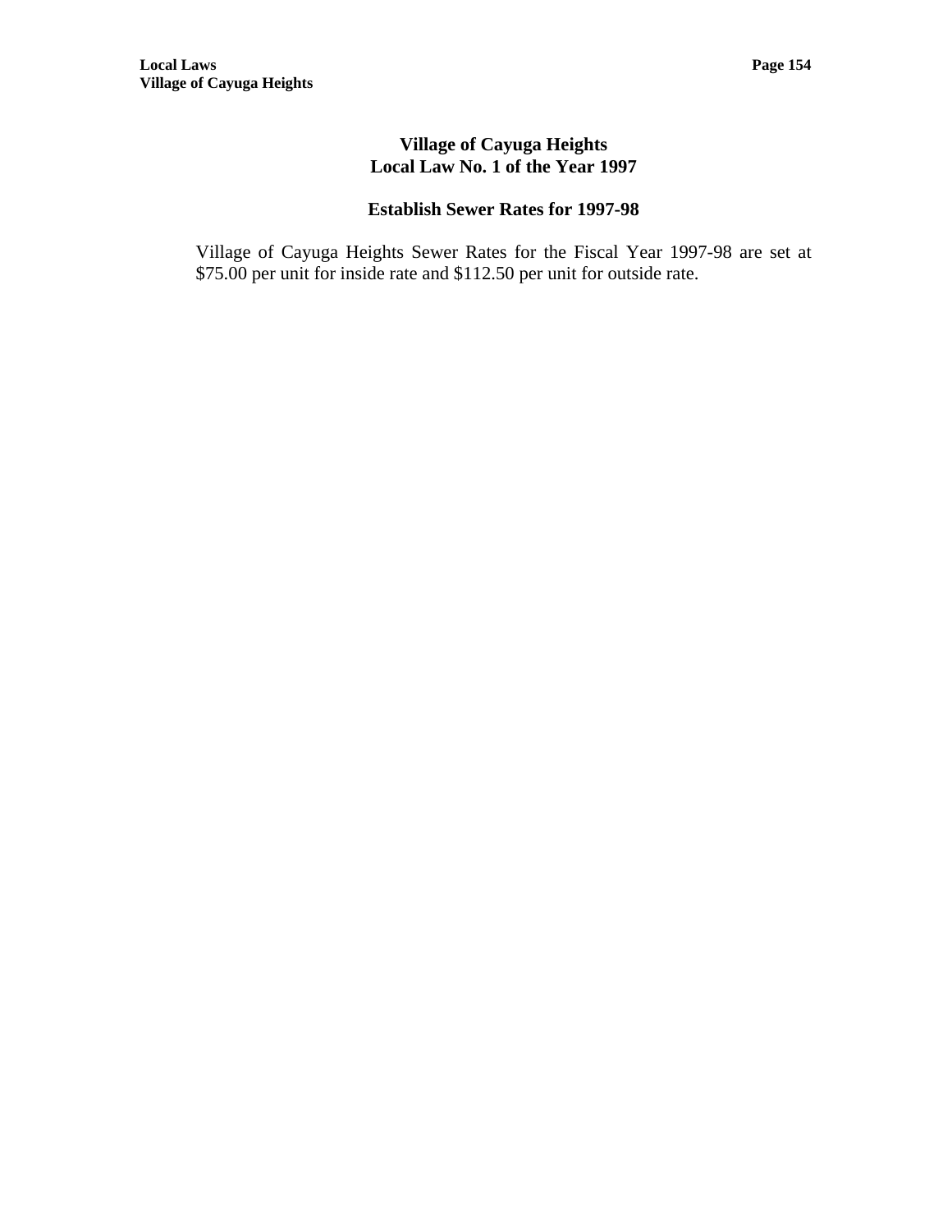# Village of Cayuga Heights
# Local Law No. 1 of the Year 1997

## Establish Sewer Rates for 1997-98

Village of Cayuga Heights Sewer Rates for the Fiscal Year 1997-98 are set at $75.00 per unit for inside rate and $112.50 per unit for outside rate.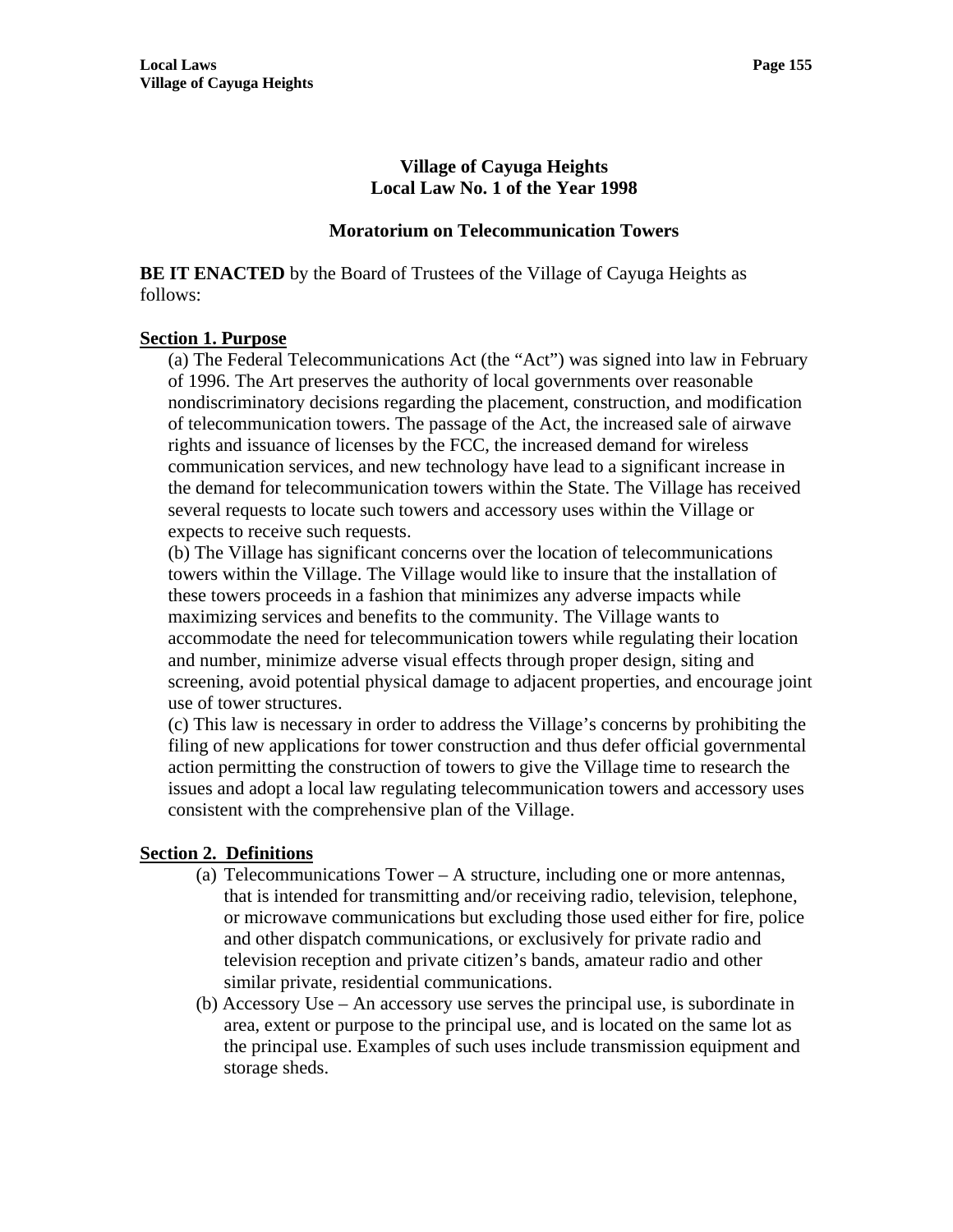**Village of Cayuga Heights**
**Local Law No. 1 of the Year 1998**

**Moratorium on Telecommunication Towers**

**BE IT ENACTED** by the Board of Trustees of the Village of Cayuga Heights as follows:

## Section 1. Purpose

(a) The Federal Telecommunications Act (the "Act") was signed into law in February of 1996. The Art preserves the authority of local governments over reasonable nondiscriminatory decisions regarding the placement, construction, and modification of telecommunication towers. The passage of the Act, the increased sale of airwave rights and issuance of licenses by the FCC, the increased demand for wireless communication services, and new technology have lead to a significant increase in the demand for telecommunication towers within the State. The Village has received several requests to locate such towers and accessory uses within the Village or expects to receive such requests.

(b) The Village has significant concerns over the location of telecommunications towers within the Village. The Village would like to insure that the installation of these towers proceeds in a fashion that minimizes any adverse impacts while maximizing services and benefits to the community. The Village wants to accommodate the need for telecommunication towers while regulating their location and number, minimize adverse visual effects through proper design, siting and screening, avoid potential physical damage to adjacent properties, and encourage joint use of tower structures.

(c) This law is necessary in order to address the Village's concerns by prohibiting the filing of new applications for tower construction and thus defer official governmental action permitting the construction of towers to give the Village time to research the issues and adopt a local law regulating telecommunication towers and accessory uses consistent with the comprehensive plan of the Village.

## Section 2. Definitions

(a) Telecommunications Tower – A structure, including one or more antennas, that is intended for transmitting and/or receiving radio, television, telephone, or microwave communications but excluding those used either for fire, police and other dispatch communications, or exclusively for private radio and television reception and private citizen's bands, amateur radio and other similar private, residential communications.

(b) Accessory Use – An accessory use serves the principal use, is subordinate in area, extent or purpose to the principal use, and is located on the same lot as the principal use. Examples of such uses include transmission equipment and storage sheds.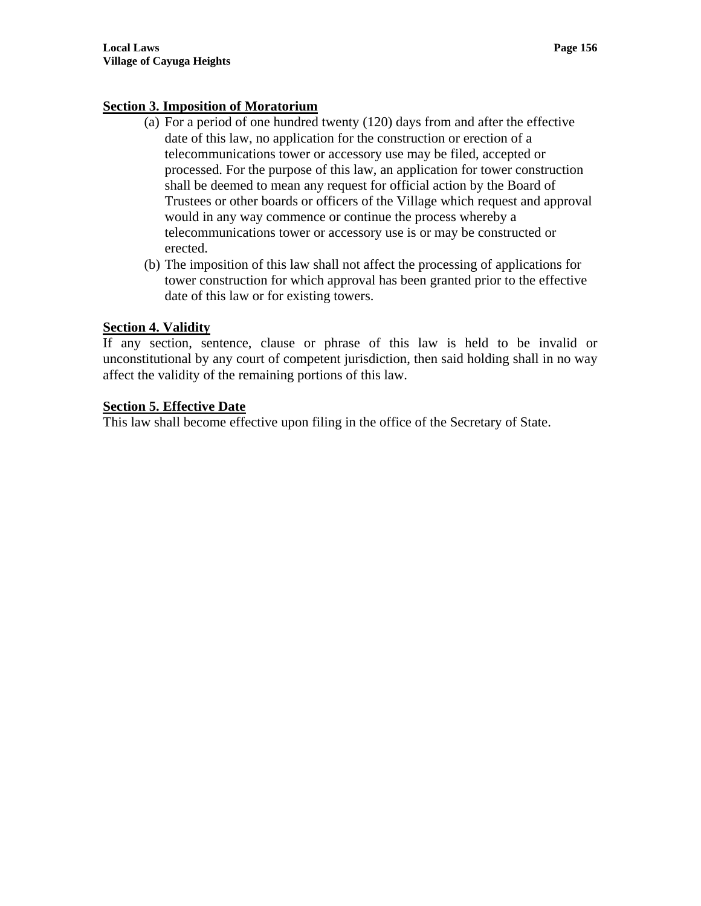**Section 3. Imposition of Moratorium**

(a) For a period of one hundred twenty (120) days from and after the effective date of this law, no application for the construction or erection of a telecommunications tower or accessory use may be filed, accepted or processed. For the purpose of this law, an application for tower construction shall be deemed to mean any request for official action by the Board of Trustees or other boards or officers of the Village which request and approval would in any way commence or continue the process whereby a telecommunications tower or accessory use is or may be constructed or erected.

(b) The imposition of this law shall not affect the processing of applications for tower construction for which approval has been granted prior to the effective date of this law or for existing towers.

**Section 4. Validity**

If any section, sentence, clause or phrase of this law is held to be invalid or unconstitutional by any court of competent jurisdiction, then said holding shall in no way affect the validity of the remaining portions of this law.

**Section 5. Effective Date**

This law shall become effective upon filing in the office of the Secretary of State.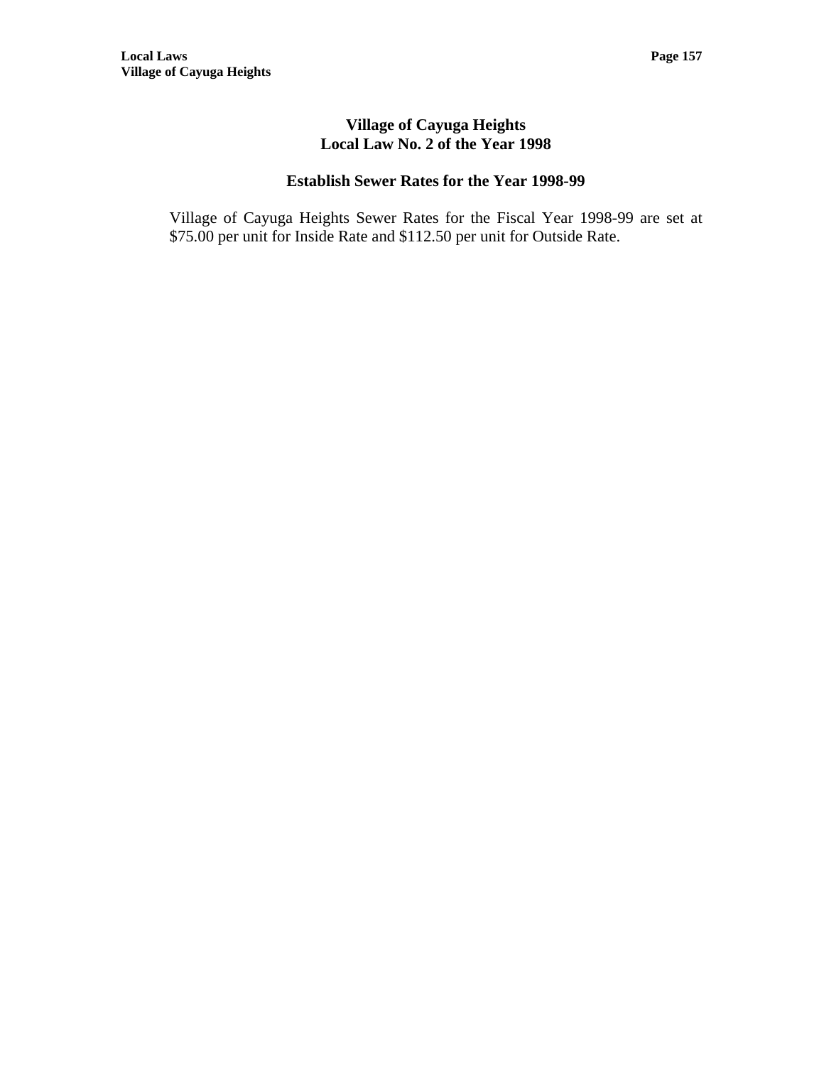# Village of Cayuga Heights
# Local Law No. 2 of the Year 1998

## Establish Sewer Rates for the Year 1998-99

Village of Cayuga Heights Sewer Rates for the Fiscal Year 1998-99 are set at $75.00 per unit for Inside Rate and $112.50 per unit for Outside Rate.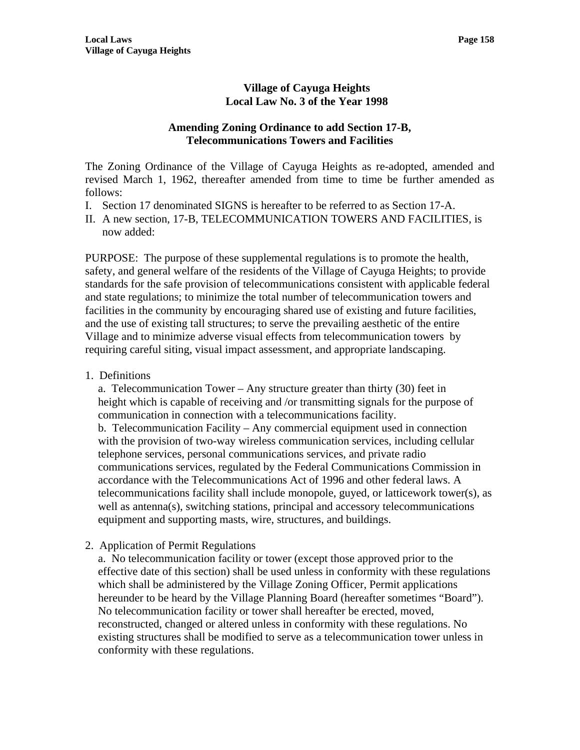## Village of Cayuga Heights
## Local Law No. 3 of the Year 1998

### Amending Zoning Ordinance to add Section 17-B, Telecommunications Towers and Facilities

The Zoning Ordinance of the Village of Cayuga Heights as re-adopted, amended and revised March 1, 1962, thereafter amended from time to time be further amended as follows:

I. Section 17 denominated SIGNS is hereafter to be referred to as Section 17-A.
II. A new section, 17-B, TELECOMMUNICATION TOWERS AND FACILITIES, is now added:

PURPOSE: The purpose of these supplemental regulations is to promote the health, safety, and general welfare of the residents of the Village of Cayuga Heights; to provide standards for the safe provision of telecommunications consistent with applicable federal and state regulations; to minimize the total number of telecommunication towers and facilities in the community by encouraging shared use of existing and future facilities, and the use of existing tall structures; to serve the prevailing aesthetic of the entire Village and to minimize adverse visual effects from telecommunication towers by requiring careful siting, visual impact assessment, and appropriate landscaping.

1. Definitions
   a. Telecommunication Tower – Any structure greater than thirty (30) feet in height which is capable of receiving and /or transmitting signals for the purpose of communication in connection with a telecommunications facility.
   b. Telecommunication Facility – Any commercial equipment used in connection with the provision of two-way wireless communication services, including cellular telephone services, personal communications services, and private radio communications services, regulated by the Federal Communications Commission in accordance with the Telecommunications Act of 1996 and other federal laws. A telecommunications facility shall include monopole, guyed, or latticework tower(s), as well as antenna(s), switching stations, principal and accessory telecommunications equipment and supporting masts, wire, structures, and buildings.

2. Application of Permit Regulations
   a. No telecommunication facility or tower (except those approved prior to the effective date of this section) shall be used unless in conformity with these regulations which shall be administered by the Village Zoning Officer, Permit applications hereunder to be heard by the Village Planning Board (hereafter sometimes "Board"). No telecommunication facility or tower shall hereafter be erected, moved, reconstructed, changed or altered unless in conformity with these regulations. No existing structures shall be modified to serve as a telecommunication tower unless in conformity with these regulations.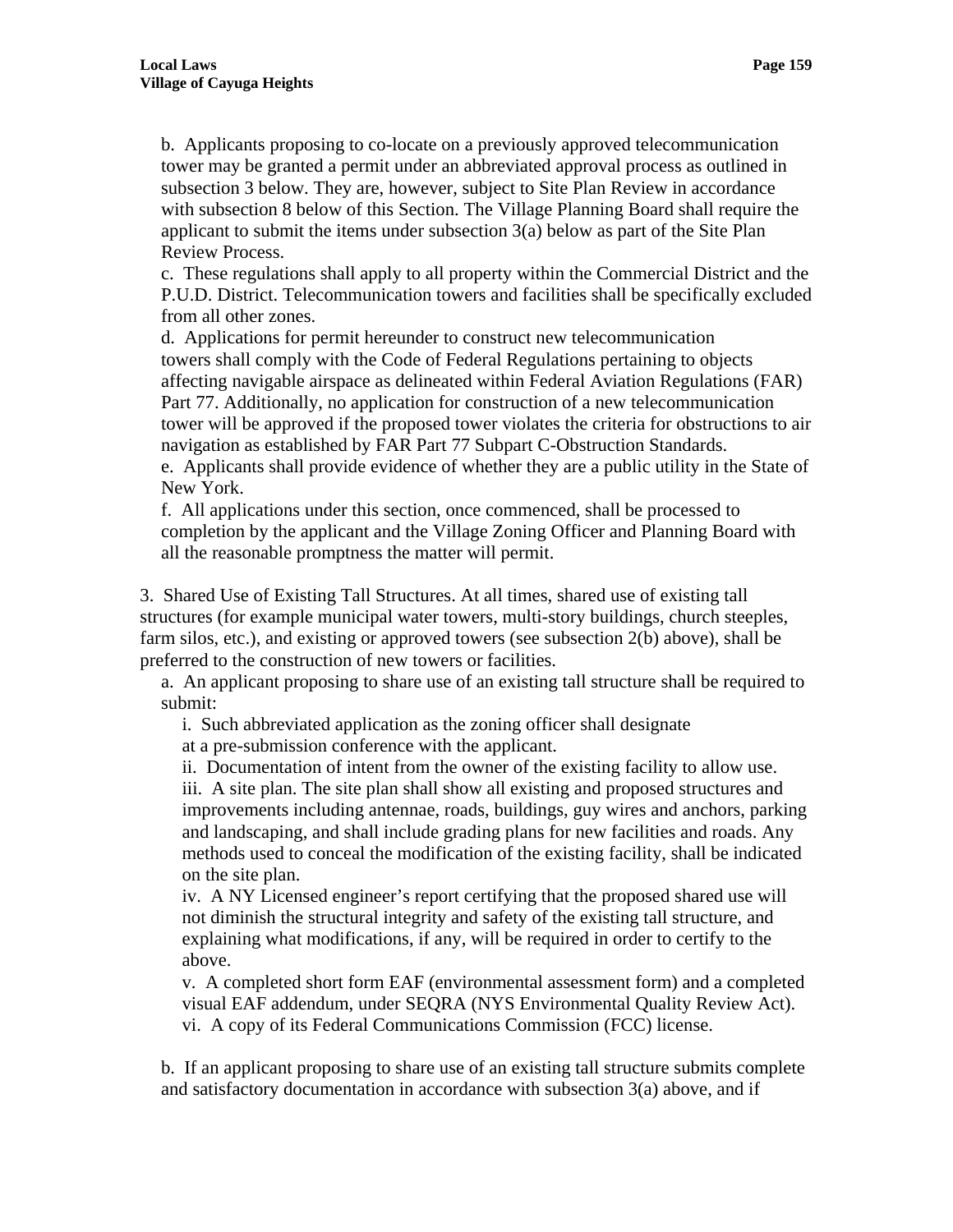b. Applicants proposing to co-locate on a previously approved telecommunication tower may be granted a permit under an abbreviated approval process as outlined in subsection 3 below. They are, however, subject to Site Plan Review in accordance with subsection 8 below of this Section. The Village Planning Board shall require the applicant to submit the items under subsection 3(a) below as part of the Site Plan Review Process.

c. These regulations shall apply to all property within the Commercial District and the P.U.D. District. Telecommunication towers and facilities shall be specifically excluded from all other zones.

d. Applications for permit hereunder to construct new telecommunication towers shall comply with the Code of Federal Regulations pertaining to objects affecting navigable airspace as delineated within Federal Aviation Regulations (FAR) Part 77. Additionally, no application for construction of a new telecommunication tower will be approved if the proposed tower violates the criteria for obstructions to air navigation as established by FAR Part 77 Subpart C-Obstruction Standards.

e. Applicants shall provide evidence of whether they are a public utility in the State of New York.

f. All applications under this section, once commenced, shall be processed to completion by the applicant and the Village Zoning Officer and Planning Board with all the reasonable promptness the matter will permit.

3. Shared Use of Existing Tall Structures. At all times, shared use of existing tall structures (for example municipal water towers, multi-story buildings, church steeples, farm silos, etc.), and existing or approved towers (see subsection 2(b) above), shall be preferred to the construction of new towers or facilities.

a. An applicant proposing to share use of an existing tall structure shall be required to submit:

i. Such abbreviated application as the zoning officer shall designate at a pre-submission conference with the applicant.

ii. Documentation of intent from the owner of the existing facility to allow use.

iii. A site plan. The site plan shall show all existing and proposed structures and improvements including antennae, roads, buildings, guy wires and anchors, parking and landscaping, and shall include grading plans for new facilities and roads. Any methods used to conceal the modification of the existing facility, shall be indicated on the site plan.

iv. A NY Licensed engineer's report certifying that the proposed shared use will not diminish the structural integrity and safety of the existing tall structure, and explaining what modifications, if any, will be required in order to certify to the above.

v. A completed short form EAF (environmental assessment form) and a completed visual EAF addendum, under SEQRA (NYS Environmental Quality Review Act).

vi. A copy of its Federal Communications Commission (FCC) license.

b. If an applicant proposing to share use of an existing tall structure submits complete and satisfactory documentation in accordance with subsection 3(a) above, and if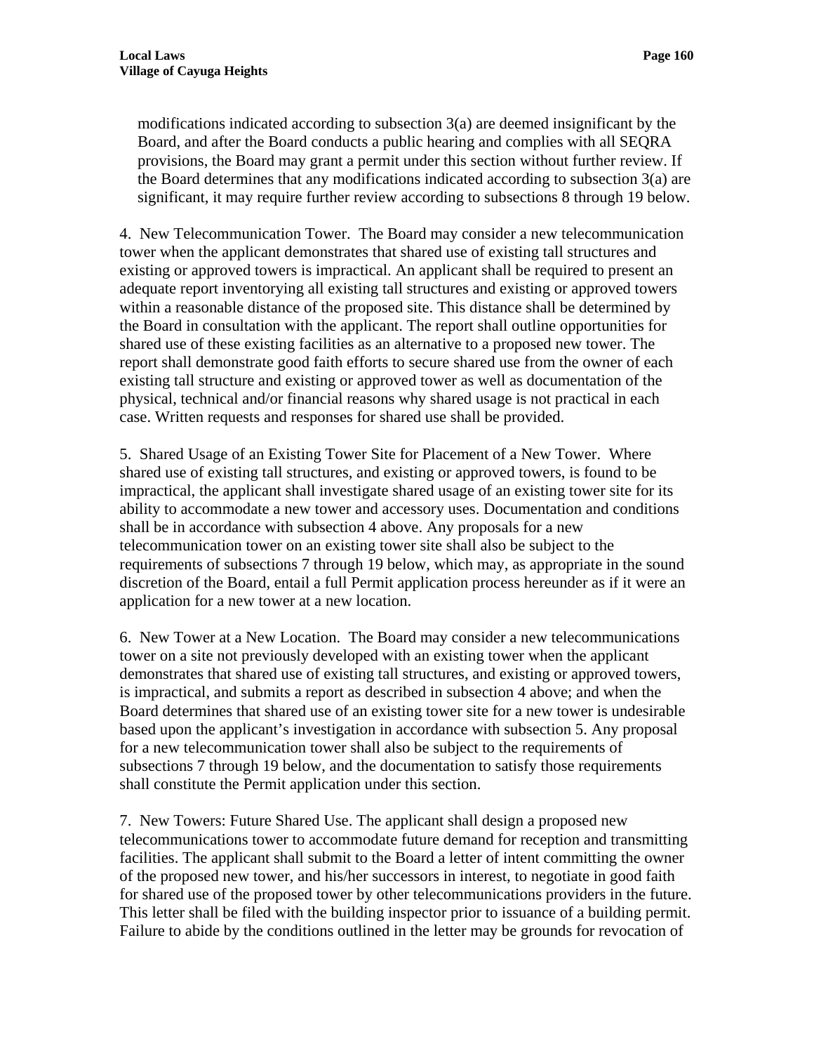modifications indicated according to subsection 3(a) are deemed insignificant by the Board, and after the Board conducts a public hearing and complies with all SEQRA provisions, the Board may grant a permit under this section without further review. If the Board determines that any modifications indicated according to subsection 3(a) are significant, it may require further review according to subsections 8 through 19 below.

4. New Telecommunication Tower. The Board may consider a new telecommunication tower when the applicant demonstrates that shared use of existing tall structures and existing or approved towers is impractical. An applicant shall be required to present an adequate report inventorying all existing tall structures and existing or approved towers within a reasonable distance of the proposed site. This distance shall be determined by the Board in consultation with the applicant. The report shall outline opportunities for shared use of these existing facilities as an alternative to a proposed new tower. The report shall demonstrate good faith efforts to secure shared use from the owner of each existing tall structure and existing or approved tower as well as documentation of the physical, technical and/or financial reasons why shared usage is not practical in each case. Written requests and responses for shared use shall be provided.

5. Shared Usage of an Existing Tower Site for Placement of a New Tower. Where shared use of existing tall structures, and existing or approved towers, is found to be impractical, the applicant shall investigate shared usage of an existing tower site for its ability to accommodate a new tower and accessory uses. Documentation and conditions shall be in accordance with subsection 4 above. Any proposals for a new telecommunication tower on an existing tower site shall also be subject to the requirements of subsections 7 through 19 below, which may, as appropriate in the sound discretion of the Board, entail a full Permit application process hereunder as if it were an application for a new tower at a new location.

6. New Tower at a New Location. The Board may consider a new telecommunications tower on a site not previously developed with an existing tower when the applicant demonstrates that shared use of existing tall structures, and existing or approved towers, is impractical, and submits a report as described in subsection 4 above; and when the Board determines that shared use of an existing tower site for a new tower is undesirable based upon the applicant's investigation in accordance with subsection 5. Any proposal for a new telecommunication tower shall also be subject to the requirements of subsections 7 through 19 below, and the documentation to satisfy those requirements shall constitute the Permit application under this section.

7. New Towers: Future Shared Use. The applicant shall design a proposed new telecommunications tower to accommodate future demand for reception and transmitting facilities. The applicant shall submit to the Board a letter of intent committing the owner of the proposed new tower, and his/her successors in interest, to negotiate in good faith for shared use of the proposed tower by other telecommunications providers in the future. This letter shall be filed with the building inspector prior to issuance of a building permit. Failure to abide by the conditions outlined in the letter may be grounds for revocation of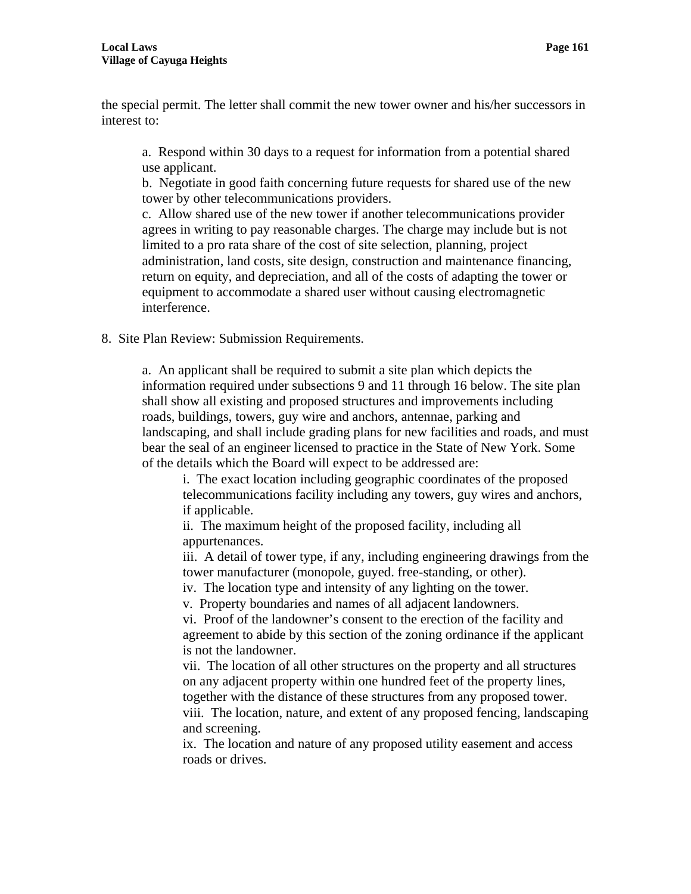the special permit. The letter shall commit the new tower owner and his/her successors in interest to:

a. Respond within 30 days to a request for information from a potential shared use applicant.
b. Negotiate in good faith concerning future requests for shared use of the new tower by other telecommunications providers.
c. Allow shared use of the new tower if another telecommunications provider agrees in writing to pay reasonable charges. The charge may include but is not limited to a pro rata share of the cost of site selection, planning, project administration, land costs, site design, construction and maintenance financing, return on equity, and depreciation, and all of the costs of adapting the tower or equipment to accommodate a shared user without causing electromagnetic interference.

8. Site Plan Review: Submission Requirements.

a. An applicant shall be required to submit a site plan which depicts the information required under subsections 9 and 11 through 16 below. The site plan shall show all existing and proposed structures and improvements including roads, buildings, towers, guy wire and anchors, antennae, parking and landscaping, and shall include grading plans for new facilities and roads, and must bear the seal of an engineer licensed to practice in the State of New York. Some of the details which the Board will expect to be addressed are:

i. The exact location including geographic coordinates of the proposed telecommunications facility including any towers, guy wires and anchors, if applicable.
ii. The maximum height of the proposed facility, including all appurtenances.
iii. A detail of tower type, if any, including engineering drawings from the tower manufacturer (monopole, guyed. free-standing, or other).
iv. The location type and intensity of any lighting on the tower.
v. Property boundaries and names of all adjacent landowners.
vi. Proof of the landowner's consent to the erection of the facility and agreement to abide by this section of the zoning ordinance if the applicant is not the landowner.
vii. The location of all other structures on the property and all structures on any adjacent property within one hundred feet of the property lines, together with the distance of these structures from any proposed tower.
viii. The location, nature, and extent of any proposed fencing, landscaping and screening.
ix. The location and nature of any proposed utility easement and access roads or drives.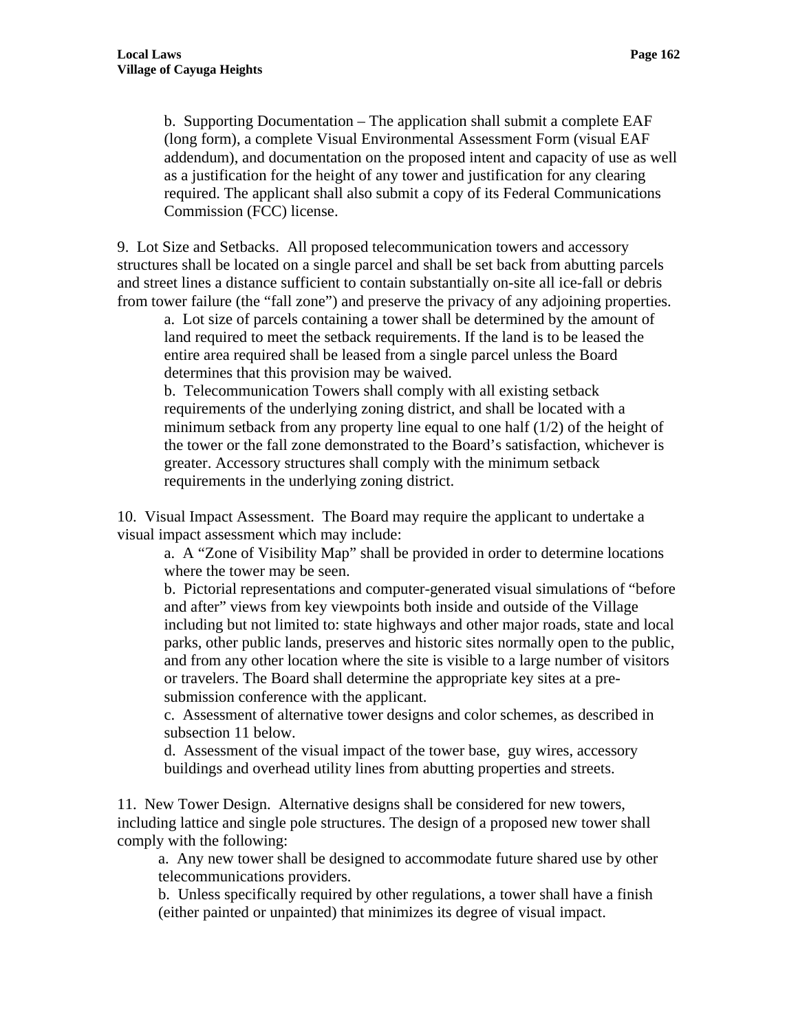b. Supporting Documentation – The application shall submit a complete EAF (long form), a complete Visual Environmental Assessment Form (visual EAF addendum), and documentation on the proposed intent and capacity of use as well as a justification for the height of any tower and justification for any clearing required. The applicant shall also submit a copy of its Federal Communications Commission (FCC) license.

9. Lot Size and Setbacks. All proposed telecommunication towers and accessory structures shall be located on a single parcel and shall be set back from abutting parcels and street lines a distance sufficient to contain substantially on-site all ice-fall or debris from tower failure (the "fall zone") and preserve the privacy of any adjoining properties.

a. Lot size of parcels containing a tower shall be determined by the amount of land required to meet the setback requirements. If the land is to be leased the entire area required shall be leased from a single parcel unless the Board determines that this provision may be waived.

b. Telecommunication Towers shall comply with all existing setback requirements of the underlying zoning district, and shall be located with a minimum setback from any property line equal to one half (1/2) of the height of the tower or the fall zone demonstrated to the Board's satisfaction, whichever is greater. Accessory structures shall comply with the minimum setback requirements in the underlying zoning district.

10. Visual Impact Assessment. The Board may require the applicant to undertake a visual impact assessment which may include:

a. A "Zone of Visibility Map" shall be provided in order to determine locations where the tower may be seen.

b. Pictorial representations and computer-generated visual simulations of "before and after" views from key viewpoints both inside and outside of the Village including but not limited to: state highways and other major roads, state and local parks, other public lands, preserves and historic sites normally open to the public, and from any other location where the site is visible to a large number of visitors or travelers. The Board shall determine the appropriate key sites at a pre-submission conference with the applicant.

c. Assessment of alternative tower designs and color schemes, as described in subsection 11 below.

d. Assessment of the visual impact of the tower base, guy wires, accessory buildings and overhead utility lines from abutting properties and streets.

11. New Tower Design. Alternative designs shall be considered for new towers, including lattice and single pole structures. The design of a proposed new tower shall comply with the following:

a. Any new tower shall be designed to accommodate future shared use by other telecommunications providers.

b. Unless specifically required by other regulations, a tower shall have a finish (either painted or unpainted) that minimizes its degree of visual impact.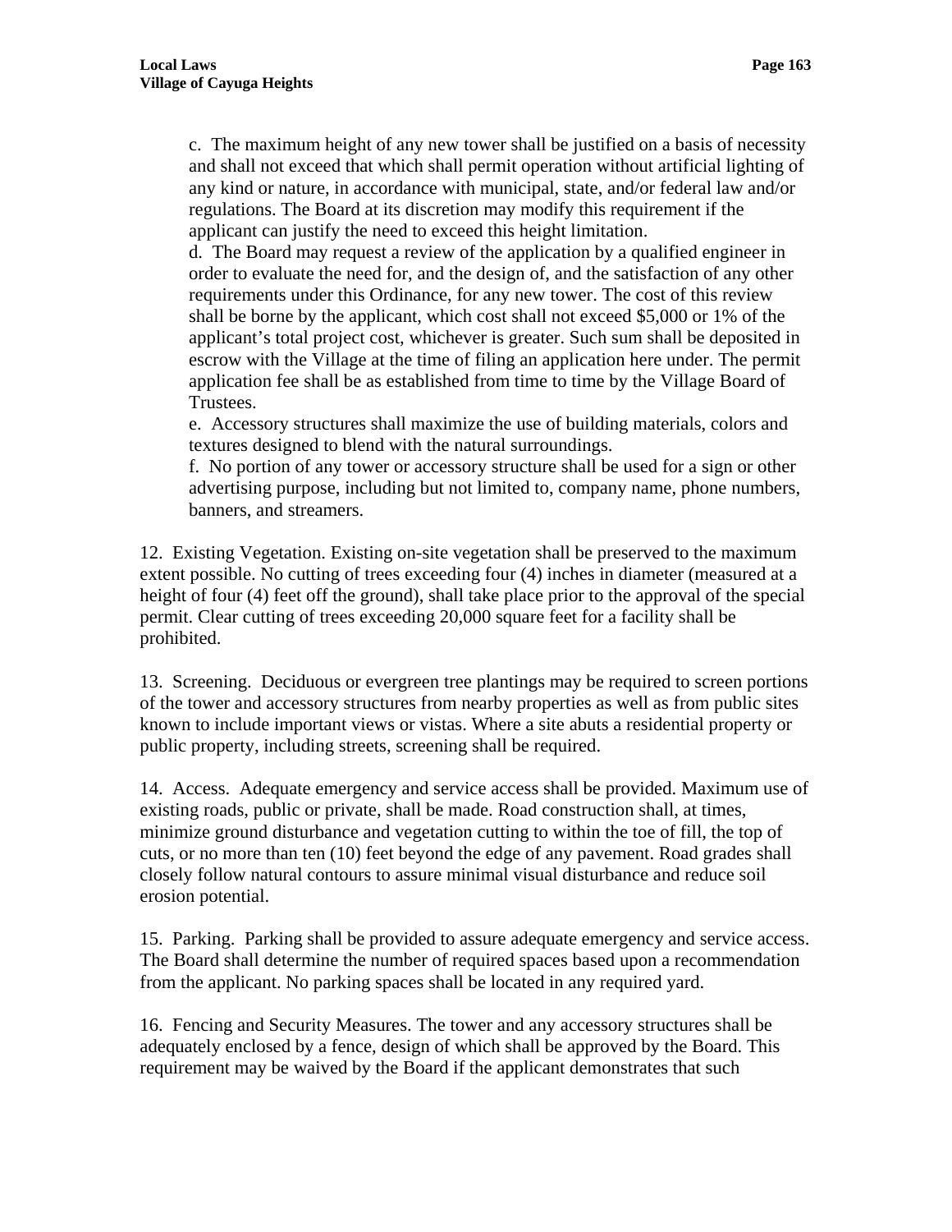c. The maximum height of any new tower shall be justified on a basis of necessity and shall not exceed that which shall permit operation without artificial lighting of any kind or nature, in accordance with municipal, state, and/or federal law and/or regulations. The Board at its discretion may modify this requirement if the applicant can justify the need to exceed this height limitation.

d. The Board may request a review of the application by a qualified engineer in order to evaluate the need for, and the design of, and the satisfaction of any other requirements under this Ordinance, for any new tower. The cost of this review shall be borne by the applicant, which cost shall not exceed $5,000 or 1% of the applicant's total project cost, whichever is greater. Such sum shall be deposited in escrow with the Village at the time of filing an application here under. The permit application fee shall be as established from time to time by the Village Board of Trustees.

e. Accessory structures shall maximize the use of building materials, colors and textures designed to blend with the natural surroundings.

f. No portion of any tower or accessory structure shall be used for a sign or other advertising purpose, including but not limited to, company name, phone numbers, banners, and streamers.

12. Existing Vegetation. Existing on-site vegetation shall be preserved to the maximum extent possible. No cutting of trees exceeding four (4) inches in diameter (measured at a height of four (4) feet off the ground), shall take place prior to the approval of the special permit. Clear cutting of trees exceeding 20,000 square feet for a facility shall be prohibited.

13. Screening. Deciduous or evergreen tree plantings may be required to screen portions of the tower and accessory structures from nearby properties as well as from public sites known to include important views or vistas. Where a site abuts a residential property or public property, including streets, screening shall be required.

14. Access. Adequate emergency and service access shall be provided. Maximum use of existing roads, public or private, shall be made. Road construction shall, at times, minimize ground disturbance and vegetation cutting to within the toe of fill, the top of cuts, or no more than ten (10) feet beyond the edge of any pavement. Road grades shall closely follow natural contours to assure minimal visual disturbance and reduce soil erosion potential.

15. Parking. Parking shall be provided to assure adequate emergency and service access. The Board shall determine the number of required spaces based upon a recommendation from the applicant. No parking spaces shall be located in any required yard.

16. Fencing and Security Measures. The tower and any accessory structures shall be adequately enclosed by a fence, design of which shall be approved by the Board. This requirement may be waived by the Board if the applicant demonstrates that such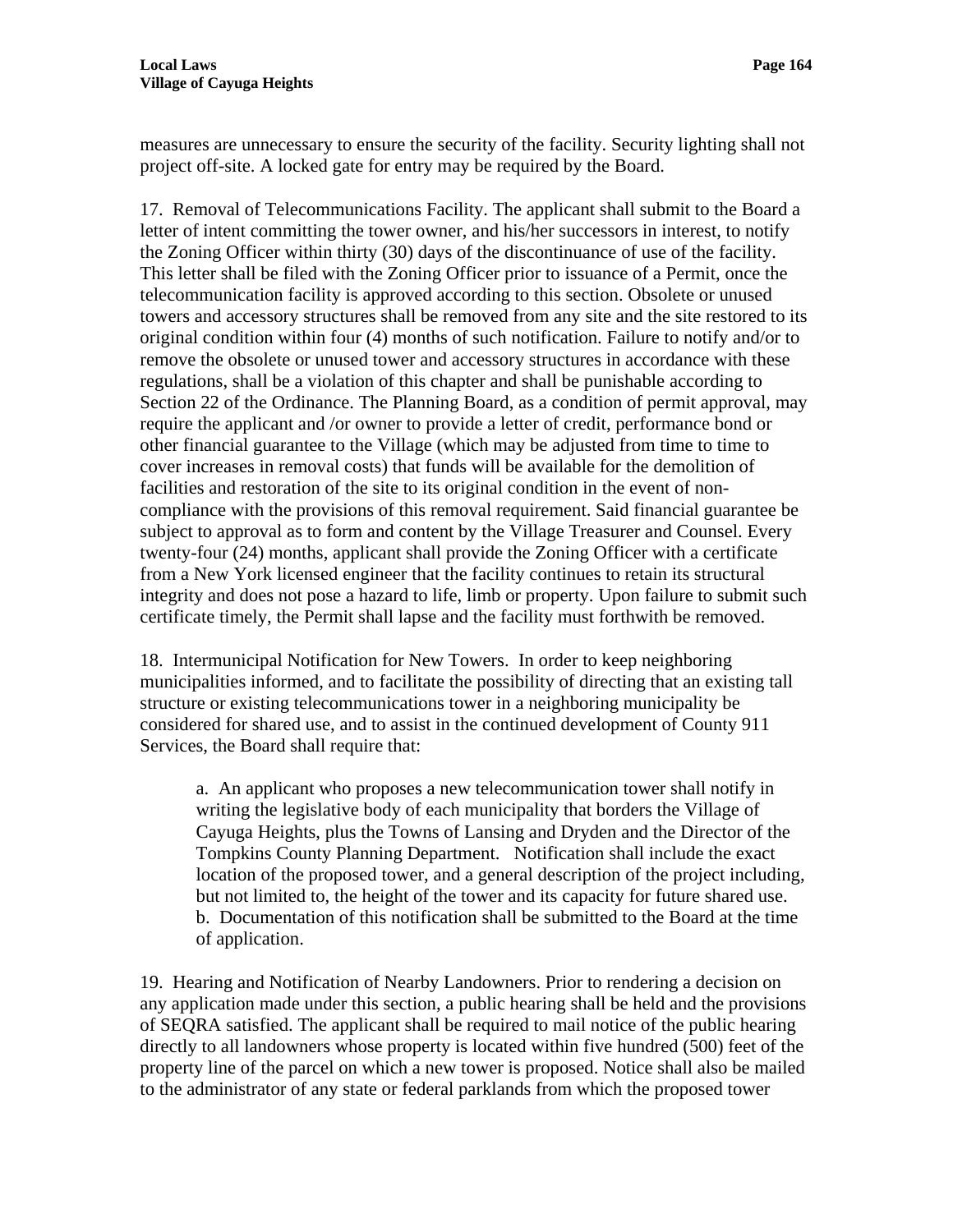measures are unnecessary to ensure the security of the facility. Security lighting shall not project off-site. A locked gate for entry may be required by the Board.

17. Removal of Telecommunications Facility. The applicant shall submit to the Board a letter of intent committing the tower owner, and his/her successors in interest, to notify the Zoning Officer within thirty (30) days of the discontinuance of use of the facility. This letter shall be filed with the Zoning Officer prior to issuance of a Permit, once the telecommunication facility is approved according to this section. Obsolete or unused towers and accessory structures shall be removed from any site and the site restored to its original condition within four (4) months of such notification. Failure to notify and/or to remove the obsolete or unused tower and accessory structures in accordance with these regulations, shall be a violation of this chapter and shall be punishable according to Section 22 of the Ordinance. The Planning Board, as a condition of permit approval, may require the applicant and /or owner to provide a letter of credit, performance bond or other financial guarantee to the Village (which may be adjusted from time to time to cover increases in removal costs) that funds will be available for the demolition of facilities and restoration of the site to its original condition in the event of non-compliance with the provisions of this removal requirement. Said financial guarantee be subject to approval as to form and content by the Village Treasurer and Counsel. Every twenty-four (24) months, applicant shall provide the Zoning Officer with a certificate from a New York licensed engineer that the facility continues to retain its structural integrity and does not pose a hazard to life, limb or property. Upon failure to submit such certificate timely, the Permit shall lapse and the facility must forthwith be removed.

18. Intermunicipal Notification for New Towers. In order to keep neighboring municipalities informed, and to facilitate the possibility of directing that an existing tall structure or existing telecommunications tower in a neighboring municipality be considered for shared use, and to assist in the continued development of County 911 Services, the Board shall require that:

> a. An applicant who proposes a new telecommunication tower shall notify in writing the legislative body of each municipality that borders the Village of Cayuga Heights, plus the Towns of Lansing and Dryden and the Director of the Tompkins County Planning Department. Notification shall include the exact location of the proposed tower, and a general description of the project including, but not limited to, the height of the tower and its capacity for future shared use.
> b. Documentation of this notification shall be submitted to the Board at the time of application.

19. Hearing and Notification of Nearby Landowners. Prior to rendering a decision on any application made under this section, a public hearing shall be held and the provisions of SEQRA satisfied. The applicant shall be required to mail notice of the public hearing directly to all landowners whose property is located within five hundred (500) feet of the property line of the parcel on which a new tower is proposed. Notice shall also be mailed to the administrator of any state or federal parklands from which the proposed tower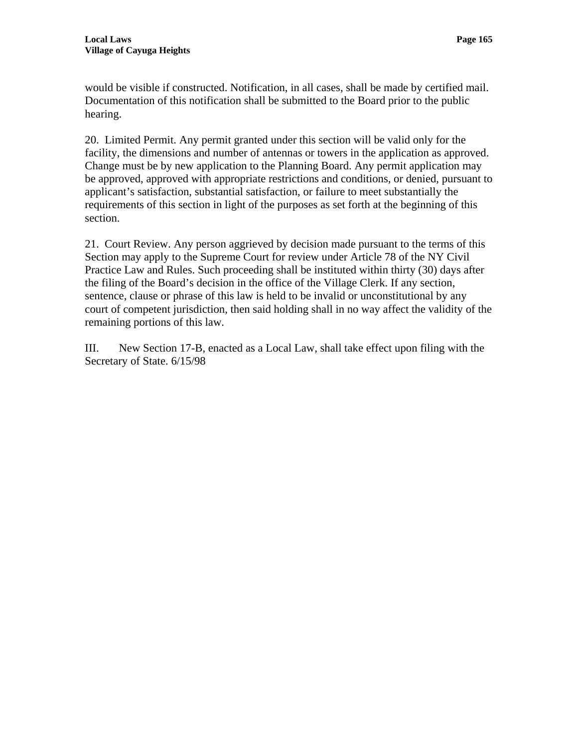would be visible if constructed. Notification, in all cases, shall be made by certified mail. Documentation of this notification shall be submitted to the Board prior to the public hearing.

20. Limited Permit. Any permit granted under this section will be valid only for the facility, the dimensions and number of antennas or towers in the application as approved. Change must be by new application to the Planning Board. Any permit application may be approved, approved with appropriate restrictions and conditions, or denied, pursuant to applicant's satisfaction, substantial satisfaction, or failure to meet substantially the requirements of this section in light of the purposes as set forth at the beginning of this section.

21. Court Review. Any person aggrieved by decision made pursuant to the terms of this Section may apply to the Supreme Court for review under Article 78 of the NY Civil Practice Law and Rules. Such proceeding shall be instituted within thirty (30) days after the filing of the Board's decision in the office of the Village Clerk. If any section, sentence, clause or phrase of this law is held to be invalid or unconstitutional by any court of competent jurisdiction, then said holding shall in no way affect the validity of the remaining portions of this law.

III. New Section 17-B, enacted as a Local Law, shall take effect upon filing with the Secretary of State. 6/15/98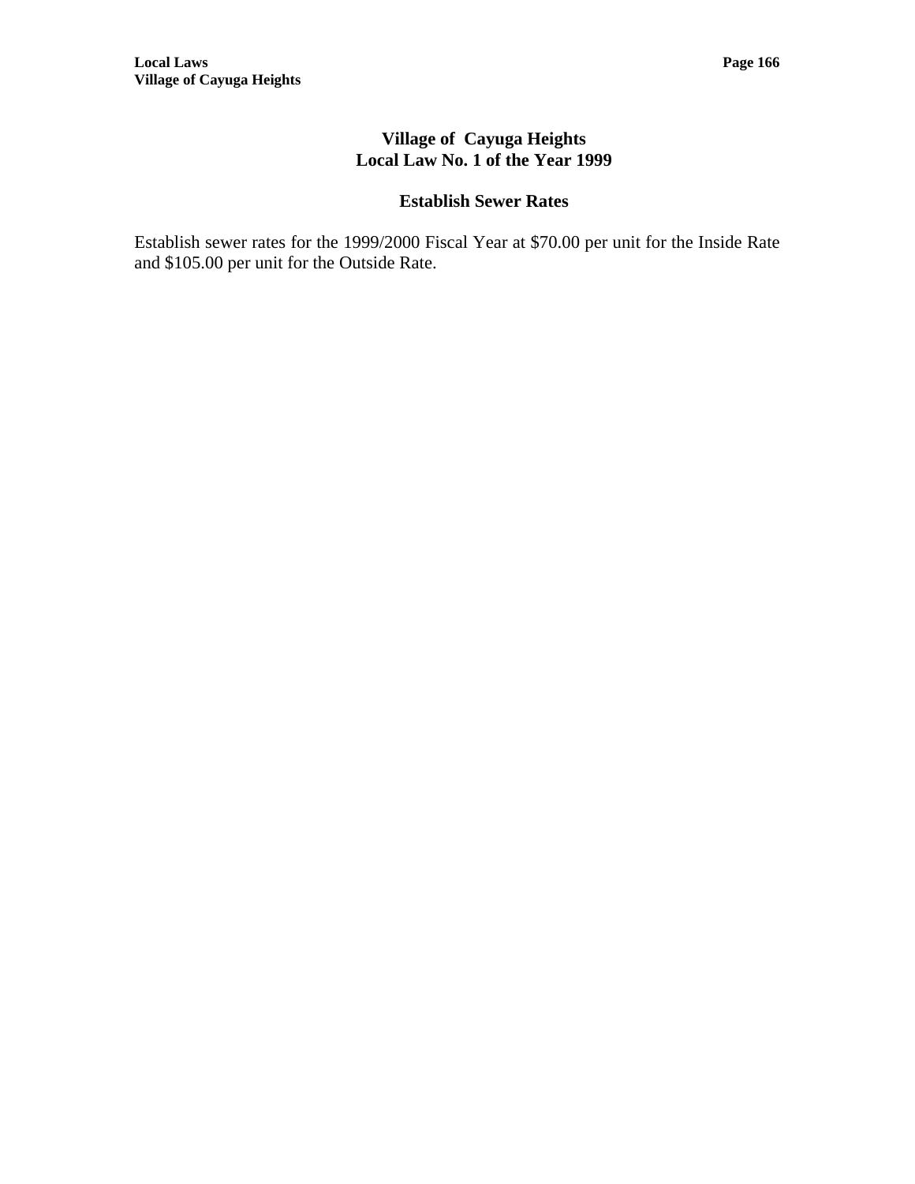# Village of Cayuga Heights
# Local Law No. 1 of the Year 1999

## Establish Sewer Rates

Establish sewer rates for the 1999/2000 Fiscal Year at $70.00 per unit for the Inside Rate and $105.00 per unit for the Outside Rate.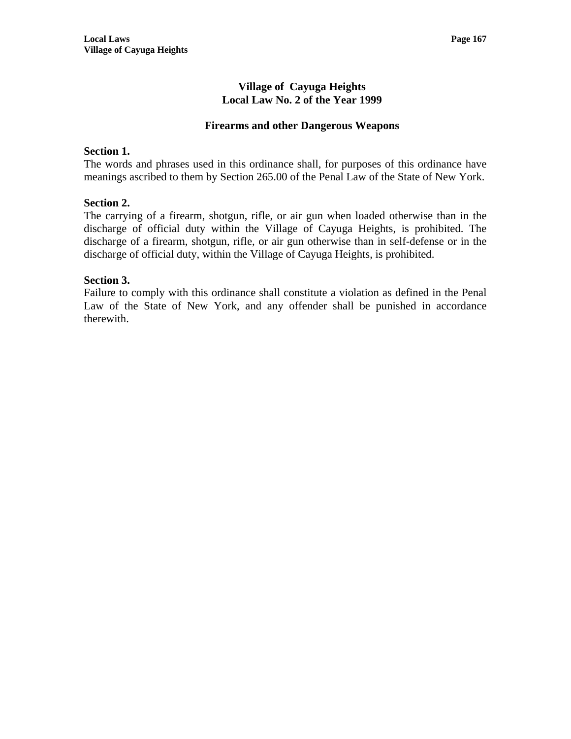# Village of Cayuga Heights
# Local Law No. 2 of the Year 1999

## Firearms and other Dangerous Weapons

**Section 1.**
The words and phrases used in this ordinance shall, for purposes of this ordinance have meanings ascribed to them by Section 265.00 of the Penal Law of the State of New York.

**Section 2.**
The carrying of a firearm, shotgun, rifle, or air gun when loaded otherwise than in the discharge of official duty within the Village of Cayuga Heights, is prohibited. The discharge of a firearm, shotgun, rifle, or air gun otherwise than in self-defense or in the discharge of official duty, within the Village of Cayuga Heights, is prohibited.

**Section 3.**
Failure to comply with this ordinance shall constitute a violation as defined in the Penal Law of the State of New York, and any offender shall be punished in accordance therewith.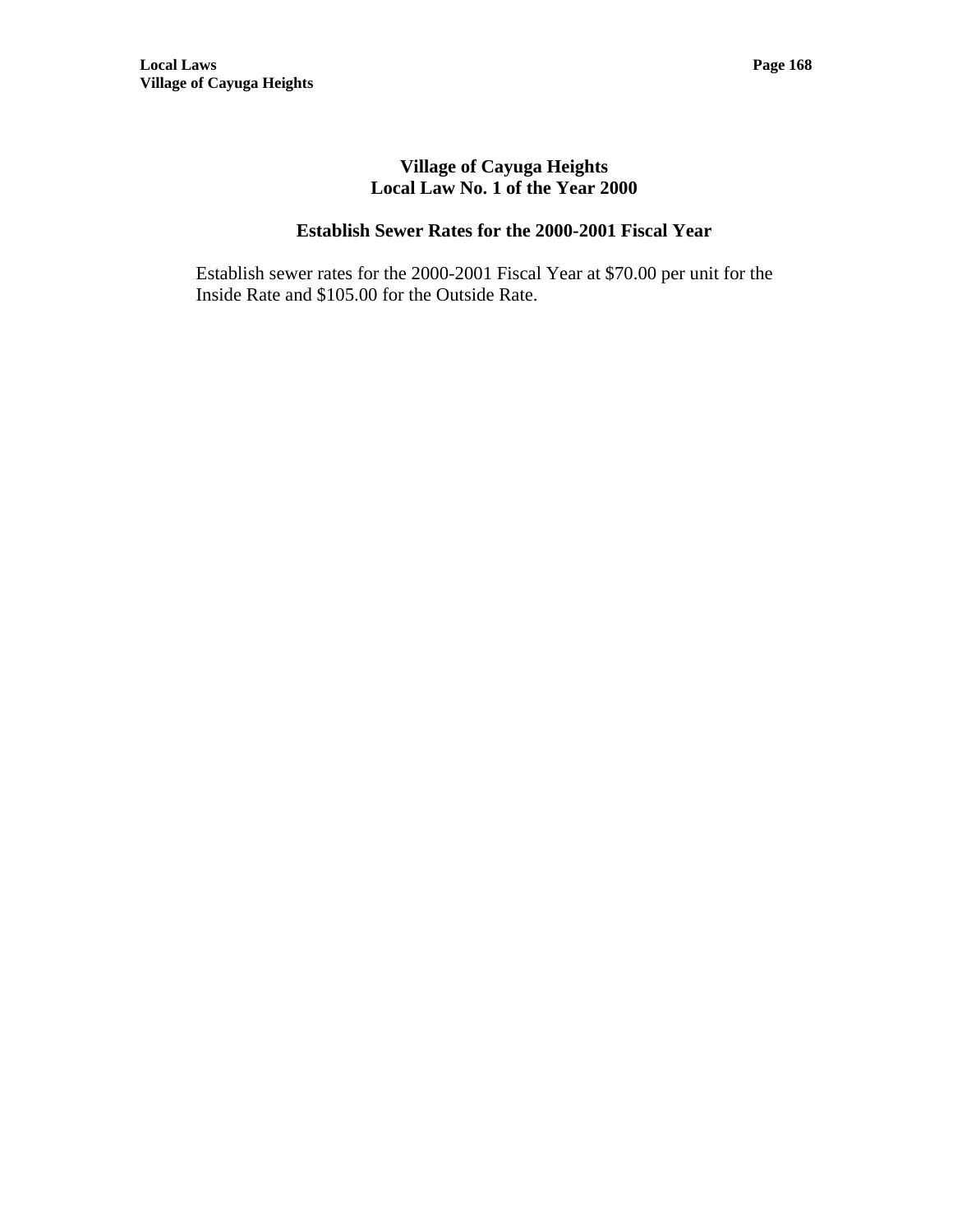# Village of Cayuga Heights
# Local Law No. 1 of the Year 2000

## Establish Sewer Rates for the 2000-2001 Fiscal Year

Establish sewer rates for the 2000-2001 Fiscal Year at $70.00 per unit for the Inside Rate and $105.00 for the Outside Rate.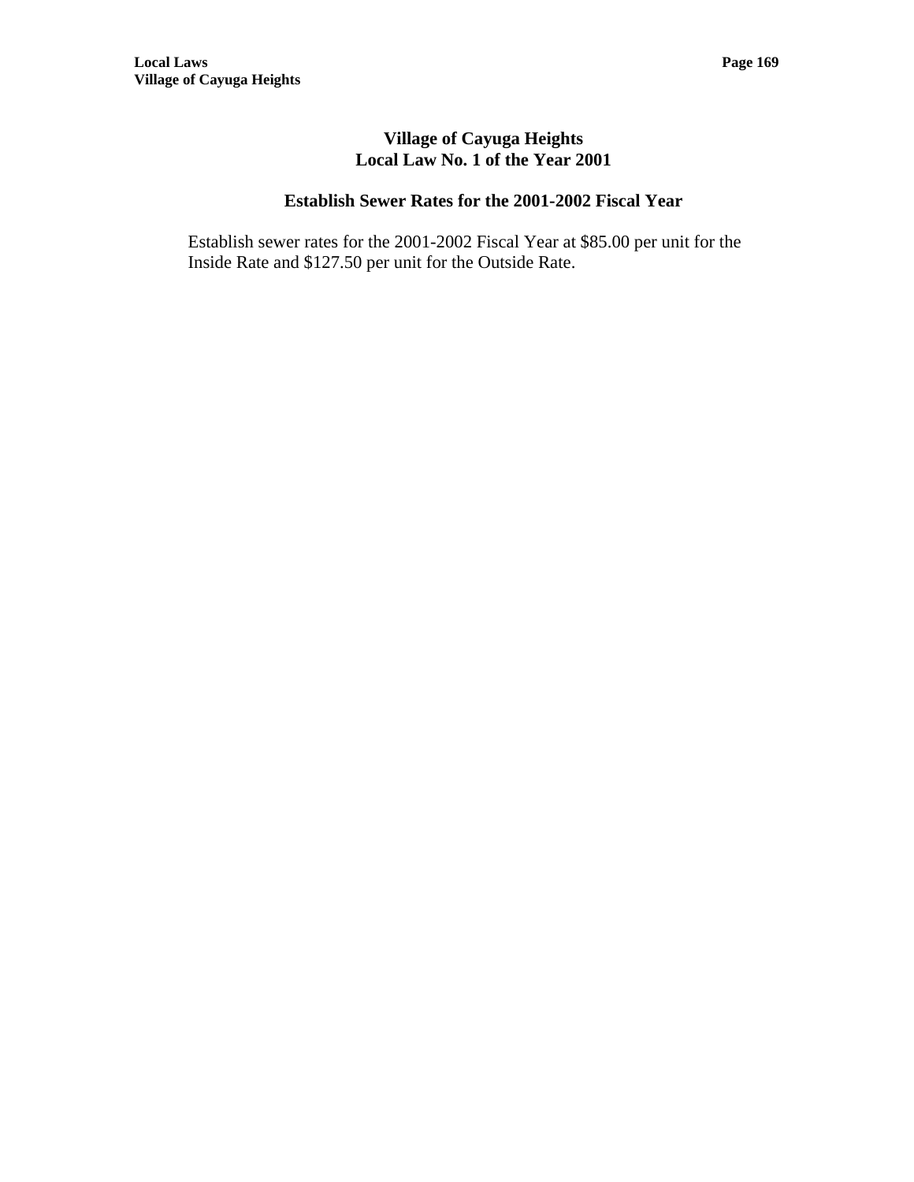# Village of Cayuga Heights
# Local Law No. 1 of the Year 2001

## Establish Sewer Rates for the 2001-2002 Fiscal Year

Establish sewer rates for the 2001-2002 Fiscal Year at $85.00 per unit for the Inside Rate and $127.50 per unit for the Outside Rate.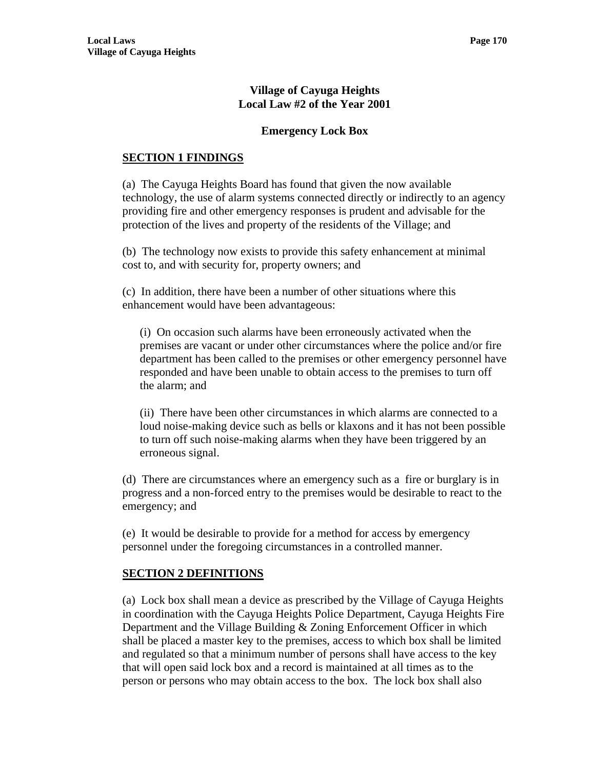# Village of Cayuga Heights
## Local Law #2 of the Year 2001

### Emergency Lock Box

**SECTION 1 FINDINGS**

(a) The Cayuga Heights Board has found that given the now available technology, the use of alarm systems connected directly or indirectly to an agency providing fire and other emergency responses is prudent and advisable for the protection of the lives and property of the residents of the Village; and

(b) The technology now exists to provide this safety enhancement at minimal cost to, and with security for, property owners; and

(c) In addition, there have been a number of other situations where this enhancement would have been advantageous:

(i) On occasion such alarms have been erroneously activated when the premises are vacant or under other circumstances where the police and/or fire department has been called to the premises or other emergency personnel have responded and have been unable to obtain access to the premises to turn off the alarm; and

(ii) There have been other circumstances in which alarms are connected to a loud noise-making device such as bells or klaxons and it has not been possible to turn off such noise-making alarms when they have been triggered by an erroneous signal.

(d) There are circumstances where an emergency such as a fire or burglary is in progress and a non-forced entry to the premises would be desirable to react to the emergency; and

(e) It would be desirable to provide for a method for access by emergency personnel under the foregoing circumstances in a controlled manner.

**SECTION 2 DEFINITIONS**

(a) Lock box shall mean a device as prescribed by the Village of Cayuga Heights in coordination with the Cayuga Heights Police Department, Cayuga Heights Fire Department and the Village Building & Zoning Enforcement Officer in which shall be placed a master key to the premises, access to which box shall be limited and regulated so that a minimum number of persons shall have access to the key that will open said lock box and a record is maintained at all times as to the person or persons who may obtain access to the box. The lock box shall also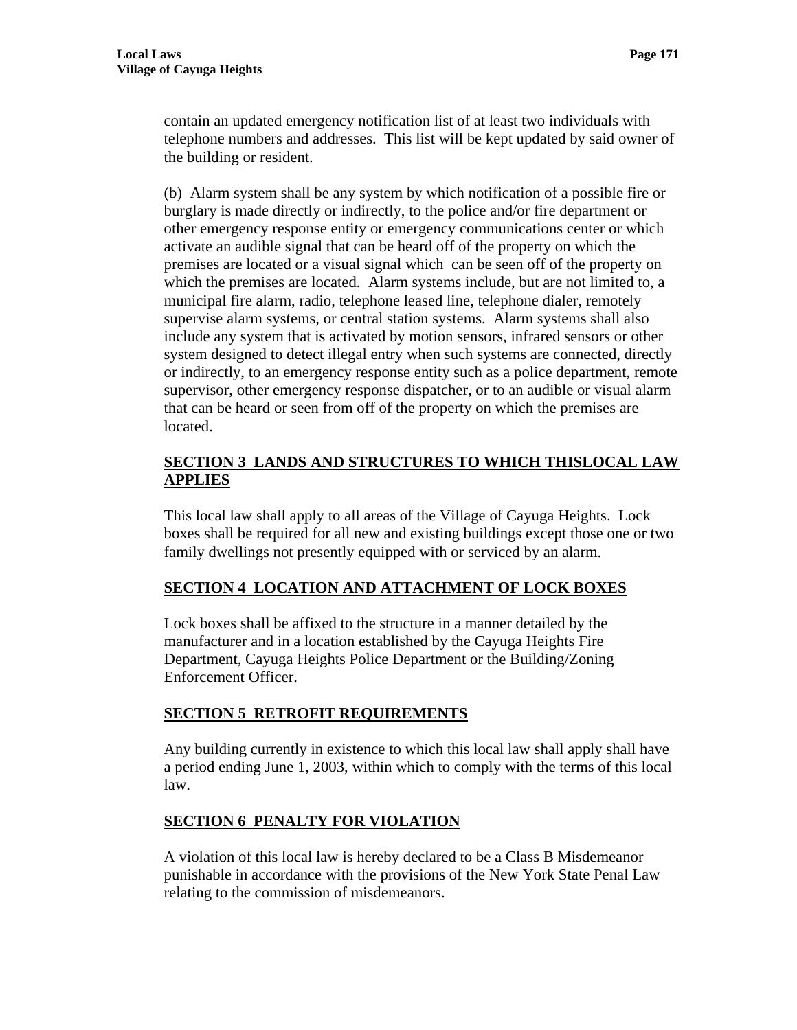contain an updated emergency notification list of at least two individuals with telephone numbers and addresses. This list will be kept updated by said owner of the building or resident.

(b) Alarm system shall be any system by which notification of a possible fire or burglary is made directly or indirectly, to the police and/or fire department or other emergency response entity or emergency communications center or which activate an audible signal that can be heard off of the property on which the premises are located or a visual signal which can be seen off of the property on which the premises are located. Alarm systems include, but are not limited to, a municipal fire alarm, radio, telephone leased line, telephone dialer, remotely supervise alarm systems, or central station systems. Alarm systems shall also include any system that is activated by motion sensors, infrared sensors or other system designed to detect illegal entry when such systems are connected, directly or indirectly, to an emergency response entity such as a police department, remote supervisor, other emergency response dispatcher, or to an audible or visual alarm that can be heard or seen from off of the property on which the premises are located.

## SECTION 3 LANDS AND STRUCTURES TO WHICH THISLOCAL LAW APPLIES

This local law shall apply to all areas of the Village of Cayuga Heights. Lock boxes shall be required for all new and existing buildings except those one or two family dwellings not presently equipped with or serviced by an alarm.

## SECTION 4 LOCATION AND ATTACHMENT OF LOCK BOXES

Lock boxes shall be affixed to the structure in a manner detailed by the manufacturer and in a location established by the Cayuga Heights Fire Department, Cayuga Heights Police Department or the Building/Zoning Enforcement Officer.

## SECTION 5 RETROFIT REQUIREMENTS

Any building currently in existence to which this local law shall apply shall have a period ending June 1, 2003, within which to comply with the terms of this local law.

## SECTION 6 PENALTY FOR VIOLATION

A violation of this local law is hereby declared to be a Class B Misdemeanor punishable in accordance with the provisions of the New York State Penal Law relating to the commission of misdemeanors.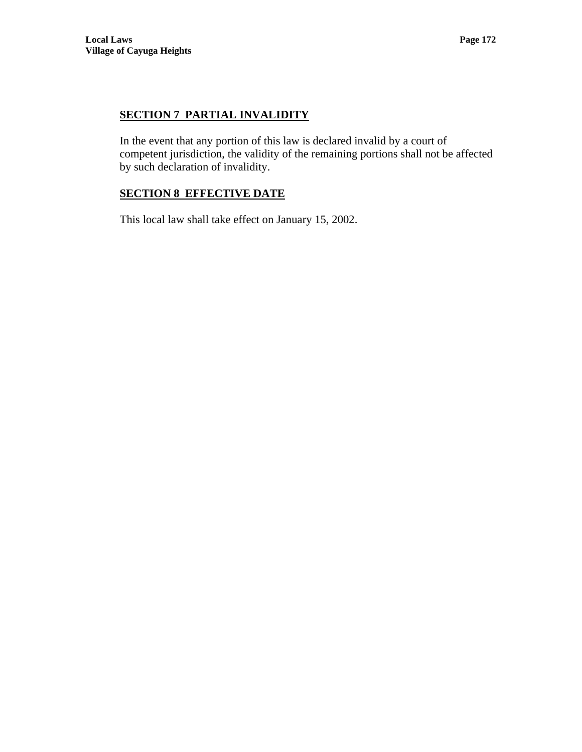## SECTION 7 PARTIAL INVALIDITY

In the event that any portion of this law is declared invalid by a court of competent jurisdiction, the validity of the remaining portions shall not be affected by such declaration of invalidity.

## SECTION 8 EFFECTIVE DATE

This local law shall take effect on January 15, 2002.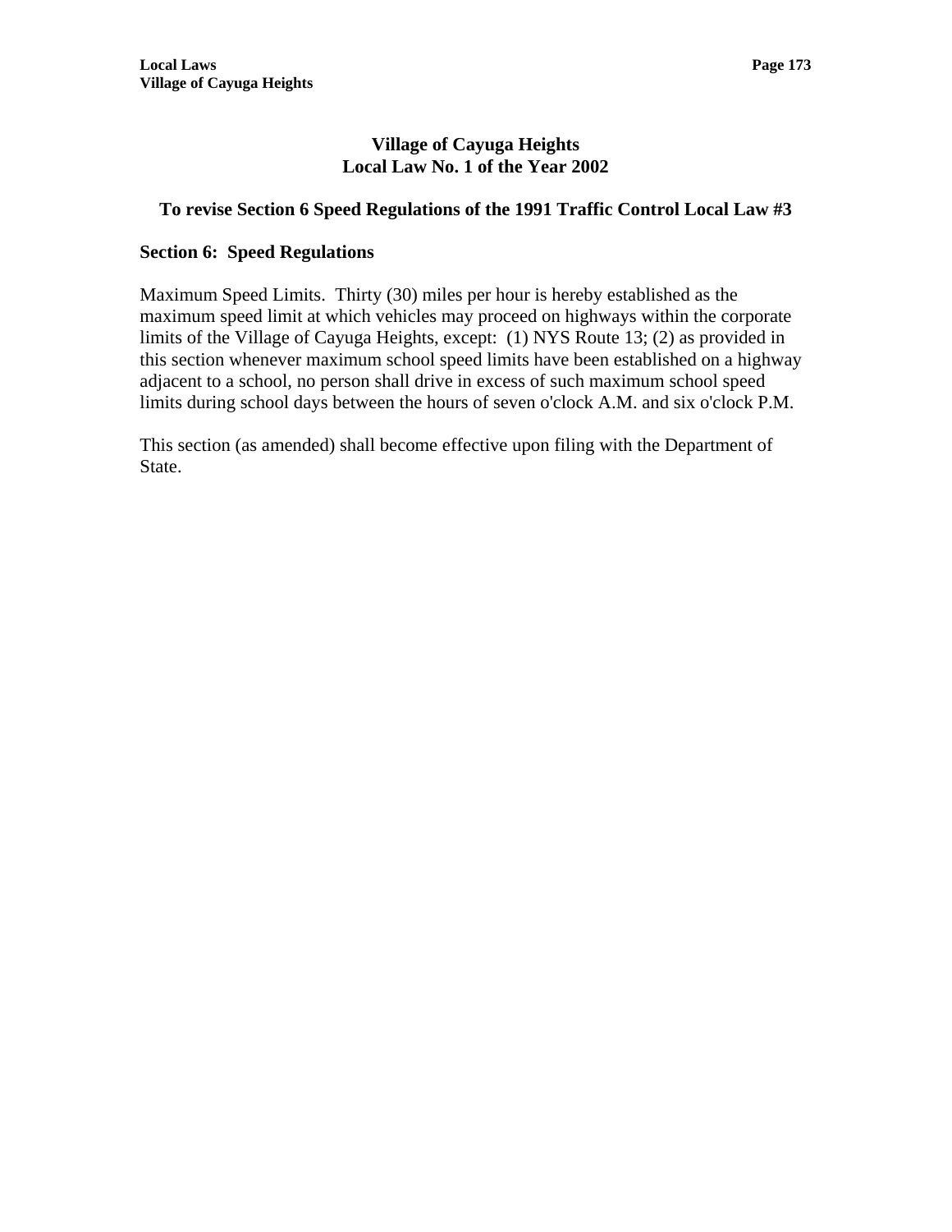# Village of Cayuga Heights
# Local Law No. 1 of the Year 2002

## To revise Section 6 Speed Regulations of the 1991 Traffic Control Local Law #3

### Section 6: Speed Regulations

Maximum Speed Limits. Thirty (30) miles per hour is hereby established as the maximum speed limit at which vehicles may proceed on highways within the corporate limits of the Village of Cayuga Heights, except: (1) NYS Route 13; (2) as provided in this section whenever maximum school speed limits have been established on a highway adjacent to a school, no person shall drive in excess of such maximum school speed limits during school days between the hours of seven o'clock A.M. and six o'clock P.M.

This section (as amended) shall become effective upon filing with the Department of State.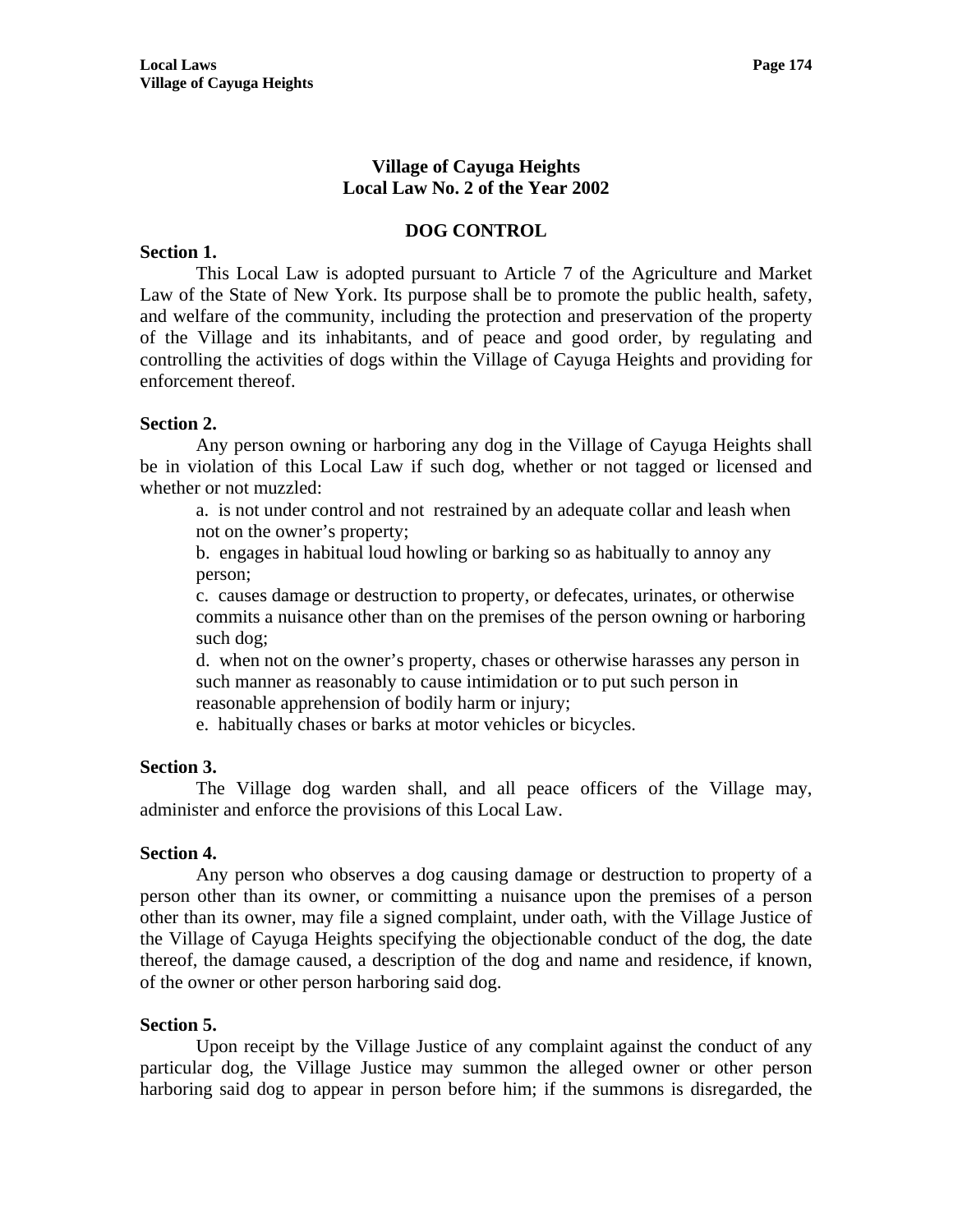## Village of Cayuga Heights
## Local Law No. 2 of the Year 2002

### DOG CONTROL

**Section 1.**

This Local Law is adopted pursuant to Article 7 of the Agriculture and Market Law of the State of New York. Its purpose shall be to promote the public health, safety, and welfare of the community, including the protection and preservation of the property of the Village and its inhabitants, and of peace and good order, by regulating and controlling the activities of dogs within the Village of Cayuga Heights and providing for enforcement thereof.

**Section 2.**

Any person owning or harboring any dog in the Village of Cayuga Heights shall be in violation of this Local Law if such dog, whether or not tagged or licensed and whether or not muzzled:

a. is not under control and not restrained by an adequate collar and leash when not on the owner's property;

b. engages in habitual loud howling or barking so as habitually to annoy any person;

c. causes damage or destruction to property, or defecates, urinates, or otherwise commits a nuisance other than on the premises of the person owning or harboring such dog;

d. when not on the owner's property, chases or otherwise harasses any person in such manner as reasonably to cause intimidation or to put such person in reasonable apprehension of bodily harm or injury;

e. habitually chases or barks at motor vehicles or bicycles.

**Section 3.**

The Village dog warden shall, and all peace officers of the Village may, administer and enforce the provisions of this Local Law.

**Section 4.**

Any person who observes a dog causing damage or destruction to property of a person other than its owner, or committing a nuisance upon the premises of a person other than its owner, may file a signed complaint, under oath, with the Village Justice of the Village of Cayuga Heights specifying the objectionable conduct of the dog, the date thereof, the damage caused, a description of the dog and name and residence, if known, of the owner or other person harboring said dog.

**Section 5.**

Upon receipt by the Village Justice of any complaint against the conduct of any particular dog, the Village Justice may summon the alleged owner or other person harboring said dog to appear in person before him; if the summons is disregarded, the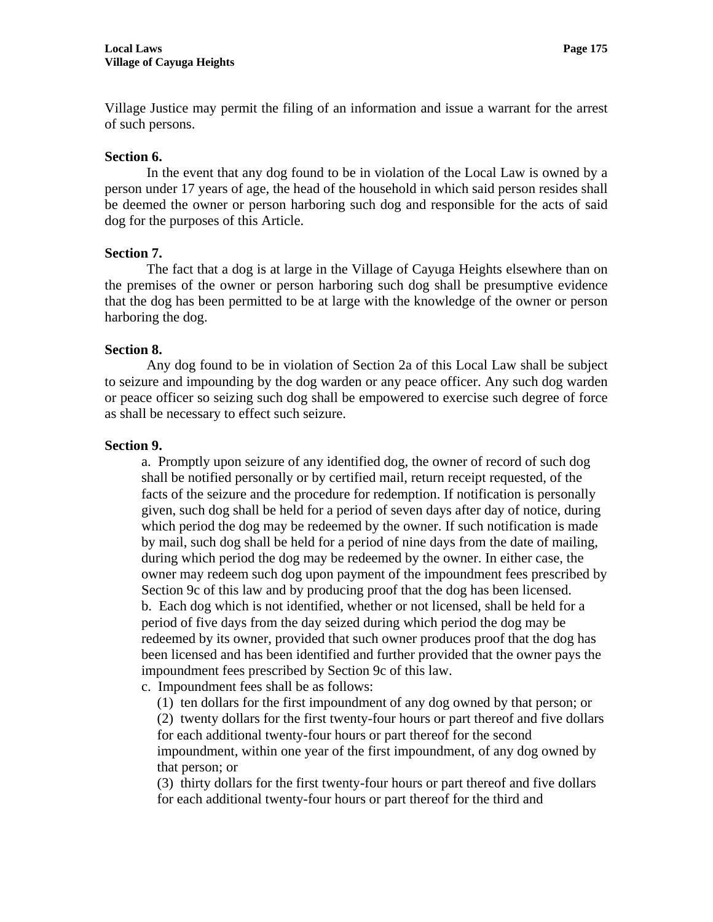Village Justice may permit the filing of an information and issue a warrant for the arrest of such persons.

**Section 6.**

In the event that any dog found to be in violation of the Local Law is owned by a person under 17 years of age, the head of the household in which said person resides shall be deemed the owner or person harboring such dog and responsible for the acts of said dog for the purposes of this Article.

**Section 7.**

The fact that a dog is at large in the Village of Cayuga Heights elsewhere than on the premises of the owner or person harboring such dog shall be presumptive evidence that the dog has been permitted to be at large with the knowledge of the owner or person harboring the dog.

**Section 8.**

Any dog found to be in violation of Section 2a of this Local Law shall be subject to seizure and impounding by the dog warden or any peace officer. Any such dog warden or peace officer so seizing such dog shall be empowered to exercise such degree of force as shall be necessary to effect such seizure.

**Section 9.**

a. Promptly upon seizure of any identified dog, the owner of record of such dog shall be notified personally or by certified mail, return receipt requested, of the facts of the seizure and the procedure for redemption. If notification is personally given, such dog shall be held for a period of seven days after day of notice, during which period the dog may be redeemed by the owner. If such notification is made by mail, such dog shall be held for a period of nine days from the date of mailing, during which period the dog may be redeemed by the owner. In either case, the owner may redeem such dog upon payment of the impoundment fees prescribed by Section 9c of this law and by producing proof that the dog has been licensed.

b. Each dog which is not identified, whether or not licensed, shall be held for a period of five days from the day seized during which period the dog may be redeemed by its owner, provided that such owner produces proof that the dog has been licensed and has been identified and further provided that the owner pays the impoundment fees prescribed by Section 9c of this law.

c. Impoundment fees shall be as follows:

(1) ten dollars for the first impoundment of any dog owned by that person; or

(2) twenty dollars for the first twenty-four hours or part thereof and five dollars for each additional twenty-four hours or part thereof for the second impoundment, within one year of the first impoundment, of any dog owned by that person; or

(3) thirty dollars for the first twenty-four hours or part thereof and five dollars for each additional twenty-four hours or part thereof for the third and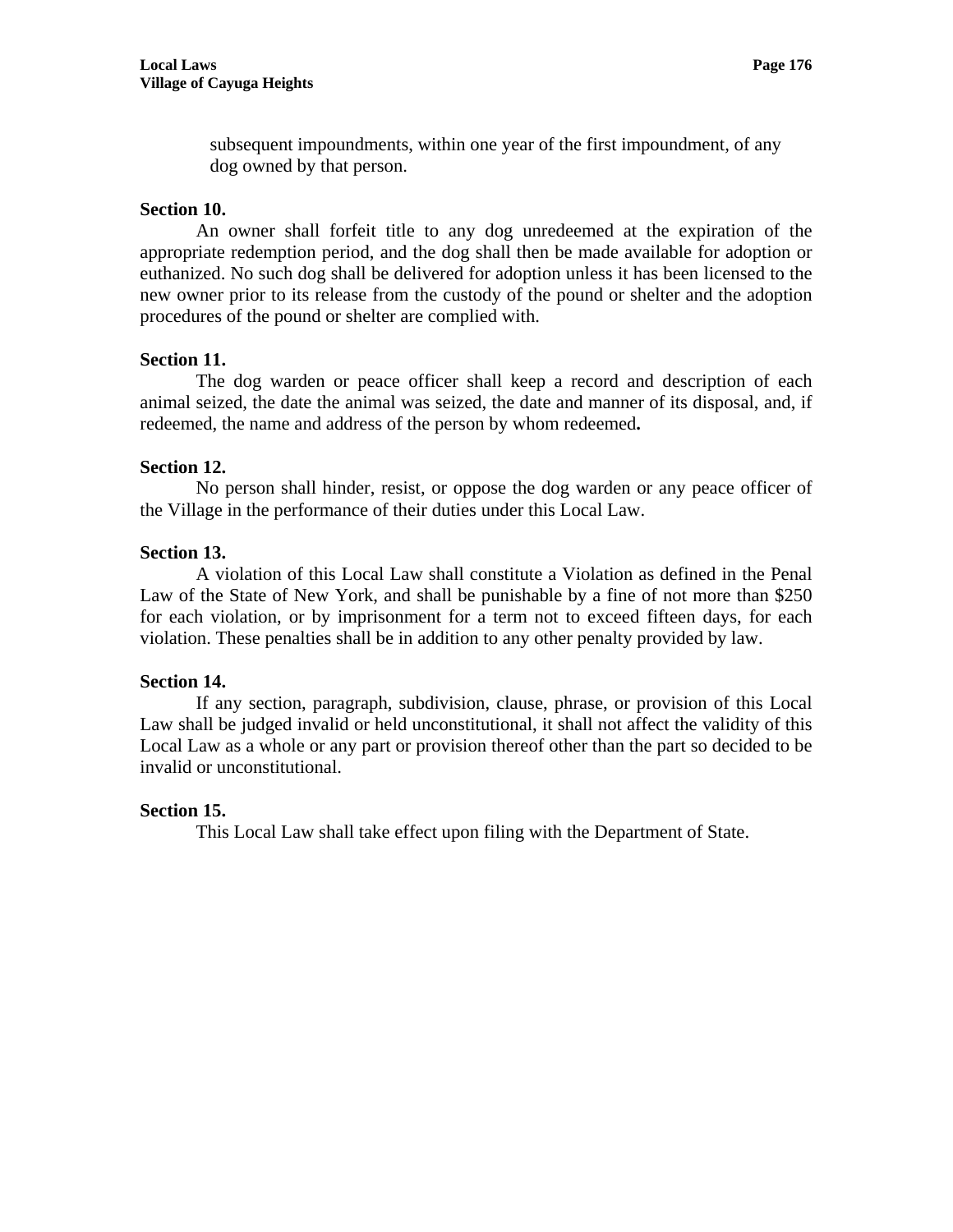subsequent impoundments, within one year of the first impoundment, of any dog owned by that person.

**Section 10.**

An owner shall forfeit title to any dog unredeemed at the expiration of the appropriate redemption period, and the dog shall then be made available for adoption or euthanized. No such dog shall be delivered for adoption unless it has been licensed to the new owner prior to its release from the custody of the pound or shelter and the adoption procedures of the pound or shelter are complied with.

**Section 11.**

The dog warden or peace officer shall keep a record and description of each animal seized, the date the animal was seized, the date and manner of its disposal, and, if redeemed, the name and address of the person by whom redeemed**.**

**Section 12.**

No person shall hinder, resist, or oppose the dog warden or any peace officer of the Village in the performance of their duties under this Local Law.

**Section 13.**

A violation of this Local Law shall constitute a Violation as defined in the Penal Law of the State of New York, and shall be punishable by a fine of not more than $250 for each violation, or by imprisonment for a term not to exceed fifteen days, for each violation. These penalties shall be in addition to any other penalty provided by law.

**Section 14.**

If any section, paragraph, subdivision, clause, phrase, or provision of this Local Law shall be judged invalid or held unconstitutional, it shall not affect the validity of this Local Law as a whole or any part or provision thereof other than the part so decided to be invalid or unconstitutional.

**Section 15.**

This Local Law shall take effect upon filing with the Department of State.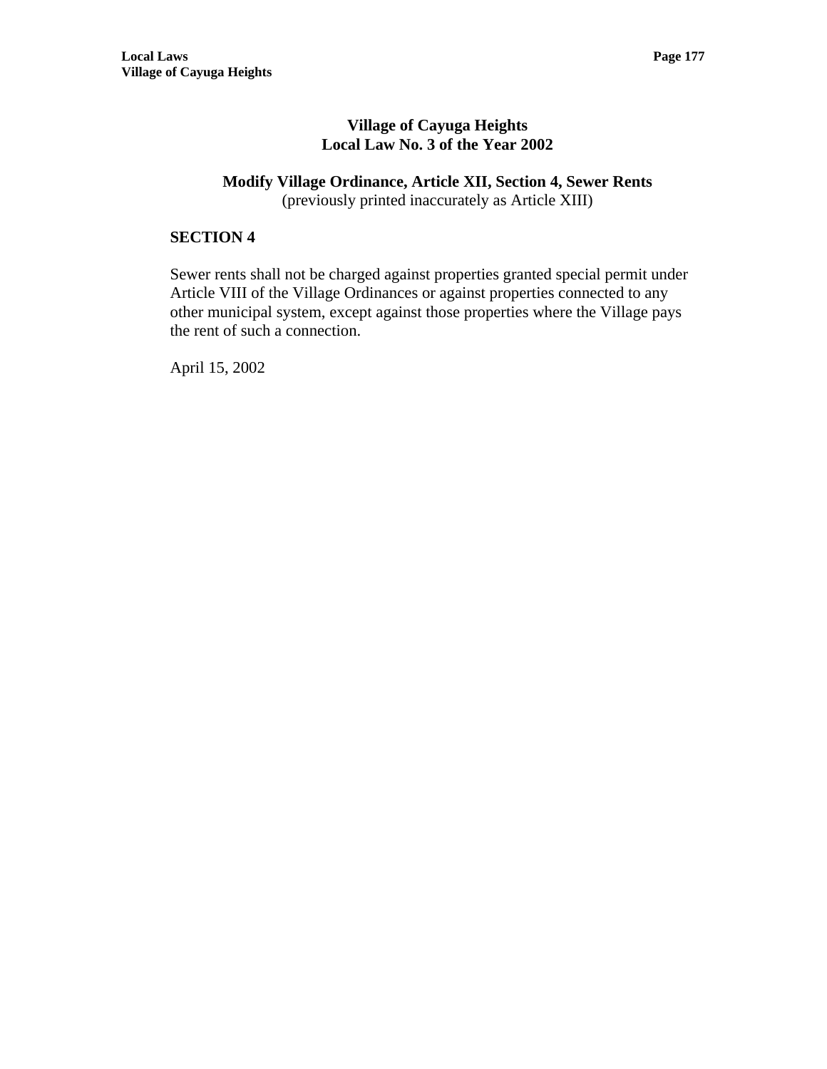# Village of Cayuga Heights
# Local Law No. 3 of the Year 2002

## Modify Village Ordinance, Article XII, Section 4, Sewer Rents

(previously printed inaccurately as Article XIII)

### SECTION 4

Sewer rents shall not be charged against properties granted special permit under Article VIII of the Village Ordinances or against properties connected to any other municipal system, except against those properties where the Village pays the rent of such a connection.

April 15, 2002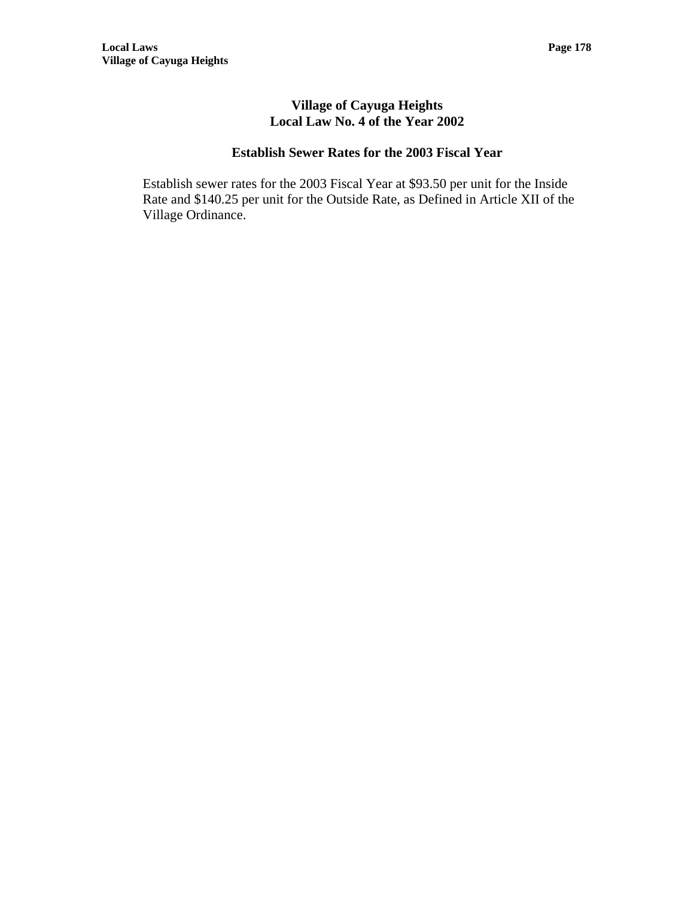## Village of Cayuga Heights
## Local Law No. 4 of the Year 2002

### Establish Sewer Rates for the 2003 Fiscal Year

Establish sewer rates for the 2003 Fiscal Year at $93.50 per unit for the Inside Rate and $140.25 per unit for the Outside Rate, as Defined in Article XII of the Village Ordinance.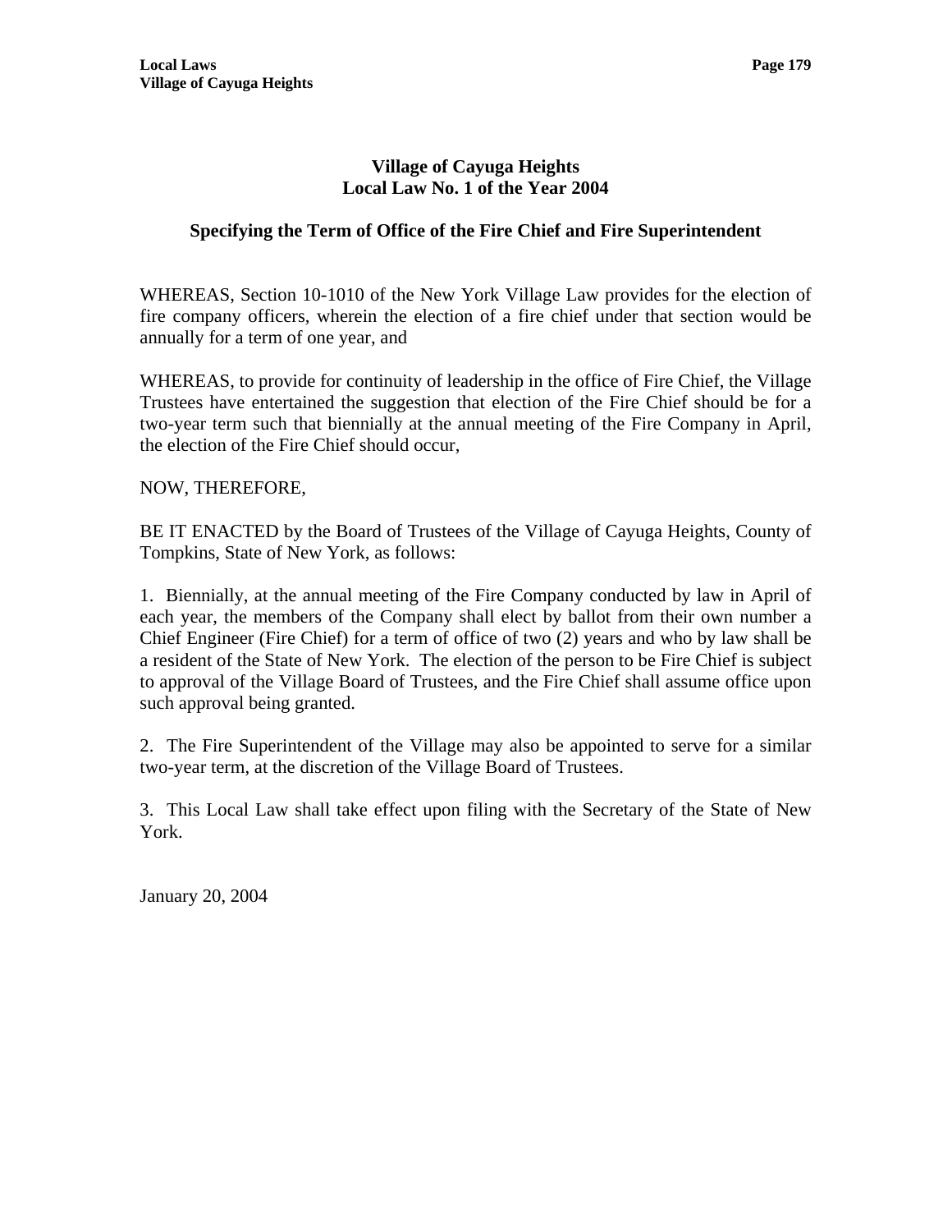# Village of Cayuga Heights
## Local Law No. 1 of the Year 2004

### Specifying the Term of Office of the Fire Chief and Fire Superintendent

WHEREAS, Section 10-1010 of the New York Village Law provides for the election of fire company officers, wherein the election of a fire chief under that section would be annually for a term of one year, and

WHEREAS, to provide for continuity of leadership in the office of Fire Chief, the Village Trustees have entertained the suggestion that election of the Fire Chief should be for a two-year term such that biennially at the annual meeting of the Fire Company in April, the election of the Fire Chief should occur,

NOW, THEREFORE,

BE IT ENACTED by the Board of Trustees of the Village of Cayuga Heights, County of Tompkins, State of New York, as follows:

1. Biennially, at the annual meeting of the Fire Company conducted by law in April of each year, the members of the Company shall elect by ballot from their own number a Chief Engineer (Fire Chief) for a term of office of two (2) years and who by law shall be a resident of the State of New York. The election of the person to be Fire Chief is subject to approval of the Village Board of Trustees, and the Fire Chief shall assume office upon such approval being granted.

2. The Fire Superintendent of the Village may also be appointed to serve for a similar two-year term, at the discretion of the Village Board of Trustees.

3. This Local Law shall take effect upon filing with the Secretary of the State of New York.

January 20, 2004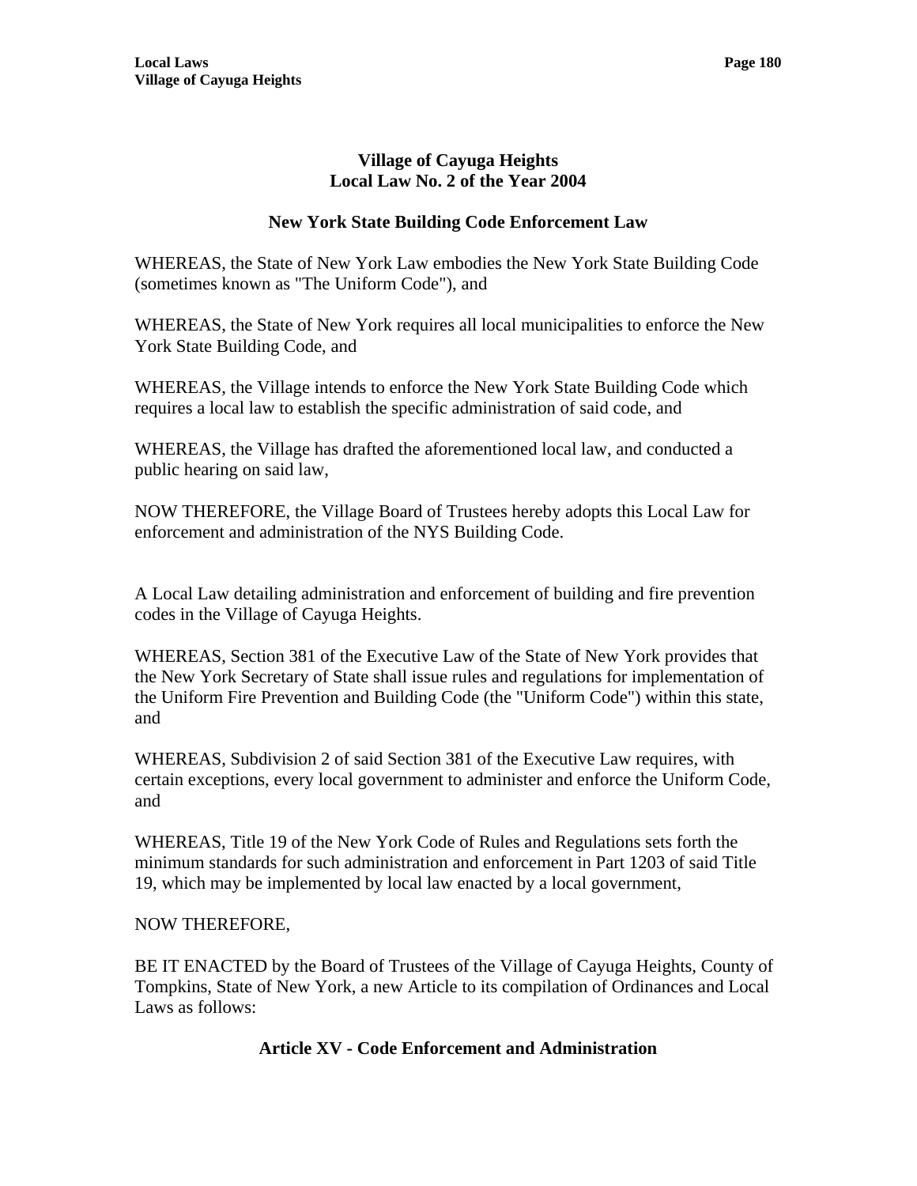## Village of Cayuga Heights
## Local Law No. 2 of the Year 2004

### New York State Building Code Enforcement Law

WHEREAS, the State of New York Law embodies the New York State Building Code (sometimes known as "The Uniform Code"), and

WHEREAS, the State of New York requires all local municipalities to enforce the New York State Building Code, and

WHEREAS, the Village intends to enforce the New York State Building Code which requires a local law to establish the specific administration of said code, and

WHEREAS, the Village has drafted the aforementioned local law, and conducted a public hearing on said law,

NOW THEREFORE, the Village Board of Trustees hereby adopts this Local Law for enforcement and administration of the NYS Building Code.

A Local Law detailing administration and enforcement of building and fire prevention codes in the Village of Cayuga Heights.

WHEREAS, Section 381 of the Executive Law of the State of New York provides that the New York Secretary of State shall issue rules and regulations for implementation of the Uniform Fire Prevention and Building Code (the "Uniform Code") within this state, and

WHEREAS, Subdivision 2 of said Section 381 of the Executive Law requires, with certain exceptions, every local government to administer and enforce the Uniform Code, and

WHEREAS, Title 19 of the New York Code of Rules and Regulations sets forth the minimum standards for such administration and enforcement in Part 1203 of said Title 19, which may be implemented by local law enacted by a local government,

NOW THEREFORE,

BE IT ENACTED by the Board of Trustees of the Village of Cayuga Heights, County of Tompkins, State of New York, a new Article to its compilation of Ordinances and Local Laws as follows:

### Article XV - Code Enforcement and Administration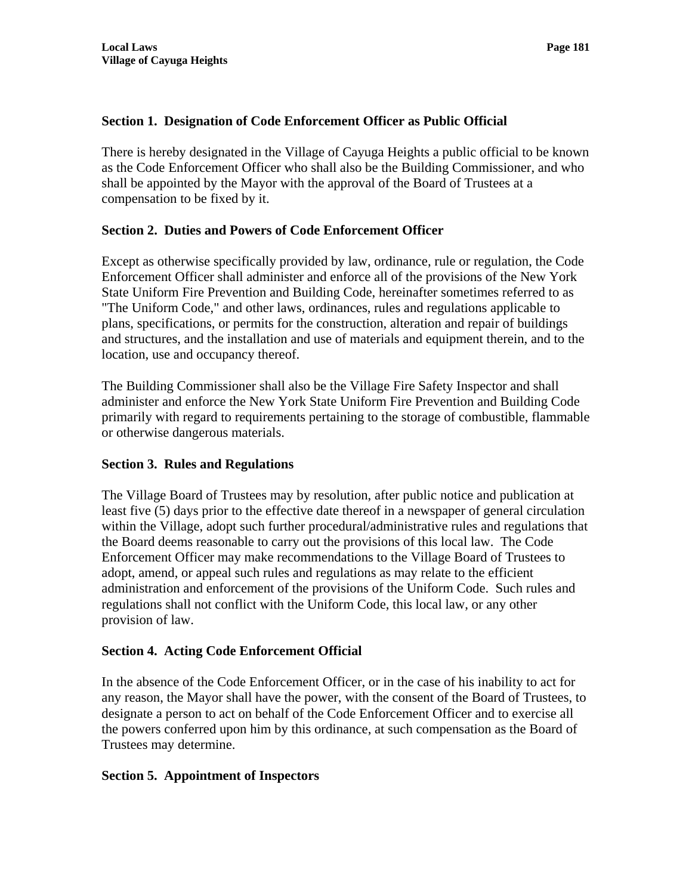### Section 1. Designation of Code Enforcement Officer as Public Official

There is hereby designated in the Village of Cayuga Heights a public official to be known as the Code Enforcement Officer who shall also be the Building Commissioner, and who shall be appointed by the Mayor with the approval of the Board of Trustees at a compensation to be fixed by it.

### Section 2. Duties and Powers of Code Enforcement Officer

Except as otherwise specifically provided by law, ordinance, rule or regulation, the Code Enforcement Officer shall administer and enforce all of the provisions of the New York State Uniform Fire Prevention and Building Code, hereinafter sometimes referred to as "The Uniform Code," and other laws, ordinances, rules and regulations applicable to plans, specifications, or permits for the construction, alteration and repair of buildings and structures, and the installation and use of materials and equipment therein, and to the location, use and occupancy thereof.

The Building Commissioner shall also be the Village Fire Safety Inspector and shall administer and enforce the New York State Uniform Fire Prevention and Building Code primarily with regard to requirements pertaining to the storage of combustible, flammable or otherwise dangerous materials.

### Section 3. Rules and Regulations

The Village Board of Trustees may by resolution, after public notice and publication at least five (5) days prior to the effective date thereof in a newspaper of general circulation within the Village, adopt such further procedural/administrative rules and regulations that the Board deems reasonable to carry out the provisions of this local law. The Code Enforcement Officer may make recommendations to the Village Board of Trustees to adopt, amend, or appeal such rules and regulations as may relate to the efficient administration and enforcement of the provisions of the Uniform Code. Such rules and regulations shall not conflict with the Uniform Code, this local law, or any other provision of law.

### Section 4. Acting Code Enforcement Official

In the absence of the Code Enforcement Officer, or in the case of his inability to act for any reason, the Mayor shall have the power, with the consent of the Board of Trustees, to designate a person to act on behalf of the Code Enforcement Officer and to exercise all the powers conferred upon him by this ordinance, at such compensation as the Board of Trustees may determine.

### Section 5. Appointment of Inspectors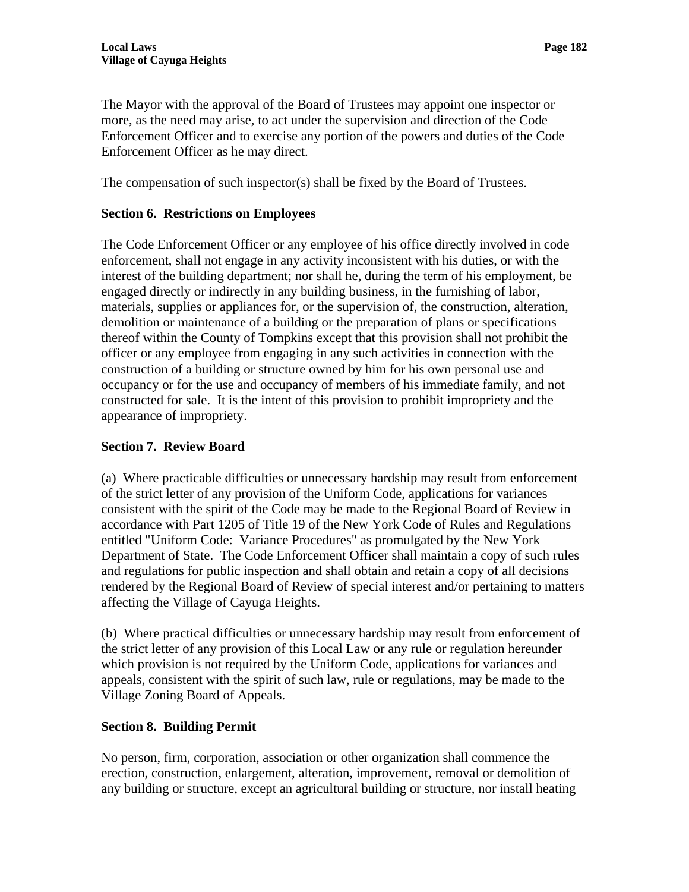The Mayor with the approval of the Board of Trustees may appoint one inspector or more, as the need may arise, to act under the supervision and direction of the Code Enforcement Officer and to exercise any portion of the powers and duties of the Code Enforcement Officer as he may direct.

The compensation of such inspector(s) shall be fixed by the Board of Trustees.

## Section 6. Restrictions on Employees

The Code Enforcement Officer or any employee of his office directly involved in code enforcement, shall not engage in any activity inconsistent with his duties, or with the interest of the building department; nor shall he, during the term of his employment, be engaged directly or indirectly in any building business, in the furnishing of labor, materials, supplies or appliances for, or the supervision of, the construction, alteration, demolition or maintenance of a building or the preparation of plans or specifications thereof within the County of Tompkins except that this provision shall not prohibit the officer or any employee from engaging in any such activities in connection with the construction of a building or structure owned by him for his own personal use and occupancy or for the use and occupancy of members of his immediate family, and not constructed for sale. It is the intent of this provision to prohibit impropriety and the appearance of impropriety.

## Section 7. Review Board

(a) Where practicable difficulties or unnecessary hardship may result from enforcement of the strict letter of any provision of the Uniform Code, applications for variances consistent with the spirit of the Code may be made to the Regional Board of Review in accordance with Part 1205 of Title 19 of the New York Code of Rules and Regulations entitled "Uniform Code: Variance Procedures" as promulgated by the New York Department of State. The Code Enforcement Officer shall maintain a copy of such rules and regulations for public inspection and shall obtain and retain a copy of all decisions rendered by the Regional Board of Review of special interest and/or pertaining to matters affecting the Village of Cayuga Heights.

(b) Where practical difficulties or unnecessary hardship may result from enforcement of the strict letter of any provision of this Local Law or any rule or regulation hereunder which provision is not required by the Uniform Code, applications for variances and appeals, consistent with the spirit of such law, rule or regulations, may be made to the Village Zoning Board of Appeals.

## Section 8. Building Permit

No person, firm, corporation, association or other organization shall commence the erection, construction, enlargement, alteration, improvement, removal or demolition of any building or structure, except an agricultural building or structure, nor install heating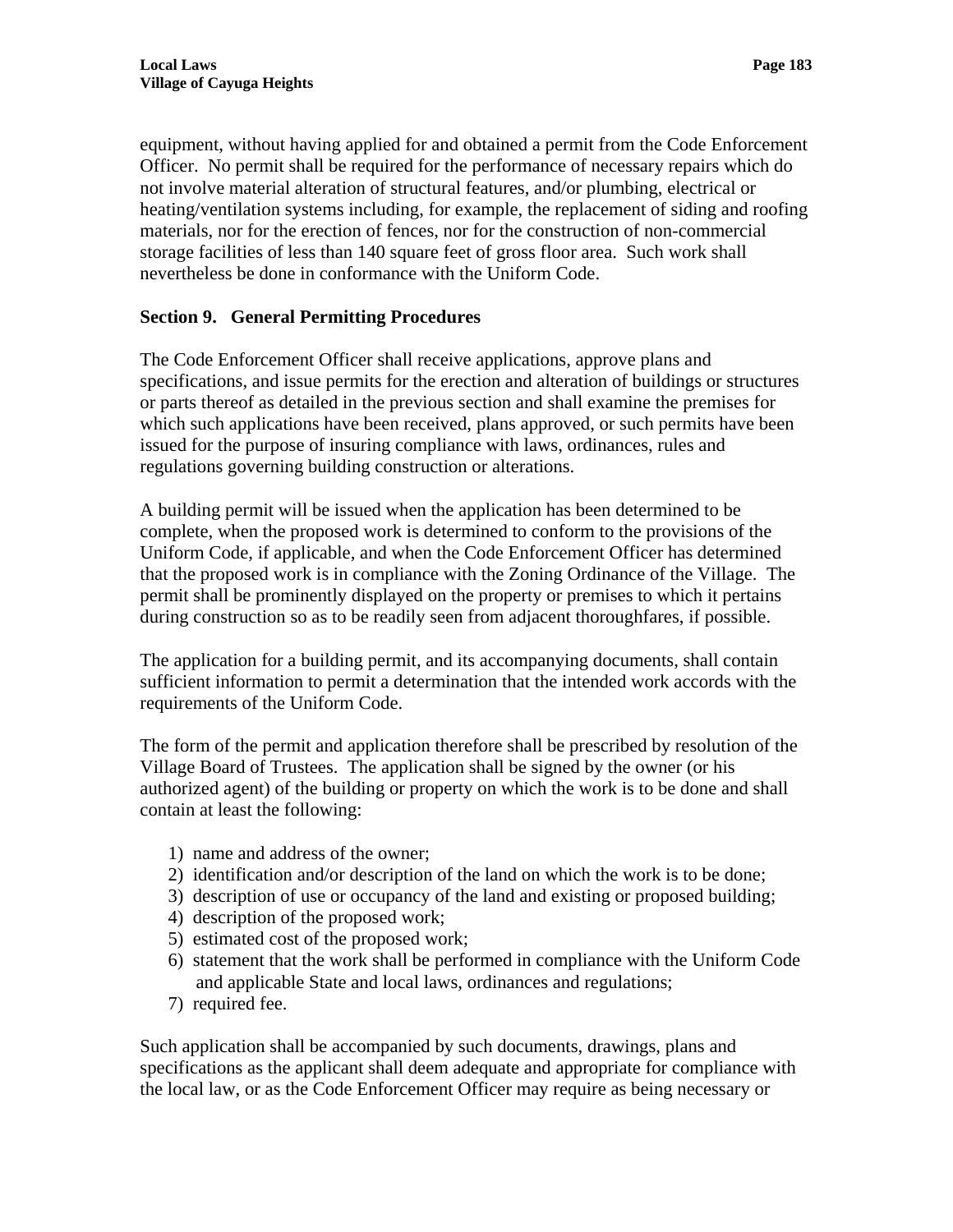equipment, without having applied for and obtained a permit from the Code Enforcement Officer. No permit shall be required for the performance of necessary repairs which do not involve material alteration of structural features, and/or plumbing, electrical or heating/ventilation systems including, for example, the replacement of siding and roofing materials, nor for the erection of fences, nor for the construction of non-commercial storage facilities of less than 140 square feet of gross floor area. Such work shall nevertheless be done in conformance with the Uniform Code.

**Section 9. General Permitting Procedures**

The Code Enforcement Officer shall receive applications, approve plans and specifications, and issue permits for the erection and alteration of buildings or structures or parts thereof as detailed in the previous section and shall examine the premises for which such applications have been received, plans approved, or such permits have been issued for the purpose of insuring compliance with laws, ordinances, rules and regulations governing building construction or alterations.

A building permit will be issued when the application has been determined to be complete, when the proposed work is determined to conform to the provisions of the Uniform Code, if applicable, and when the Code Enforcement Officer has determined that the proposed work is in compliance with the Zoning Ordinance of the Village. The permit shall be prominently displayed on the property or premises to which it pertains during construction so as to be readily seen from adjacent thoroughfares, if possible.

The application for a building permit, and its accompanying documents, shall contain sufficient information to permit a determination that the intended work accords with the requirements of the Uniform Code.

The form of the permit and application therefore shall be prescribed by resolution of the Village Board of Trustees. The application shall be signed by the owner (or his authorized agent) of the building or property on which the work is to be done and shall contain at least the following:

1) name and address of the owner;
2) identification and/or description of the land on which the work is to be done;
3) description of use or occupancy of the land and existing or proposed building;
4) description of the proposed work;
5) estimated cost of the proposed work;
6) statement that the work shall be performed in compliance with the Uniform Code and applicable State and local laws, ordinances and regulations;
7) required fee.

Such application shall be accompanied by such documents, drawings, plans and specifications as the applicant shall deem adequate and appropriate for compliance with the local law, or as the Code Enforcement Officer may require as being necessary or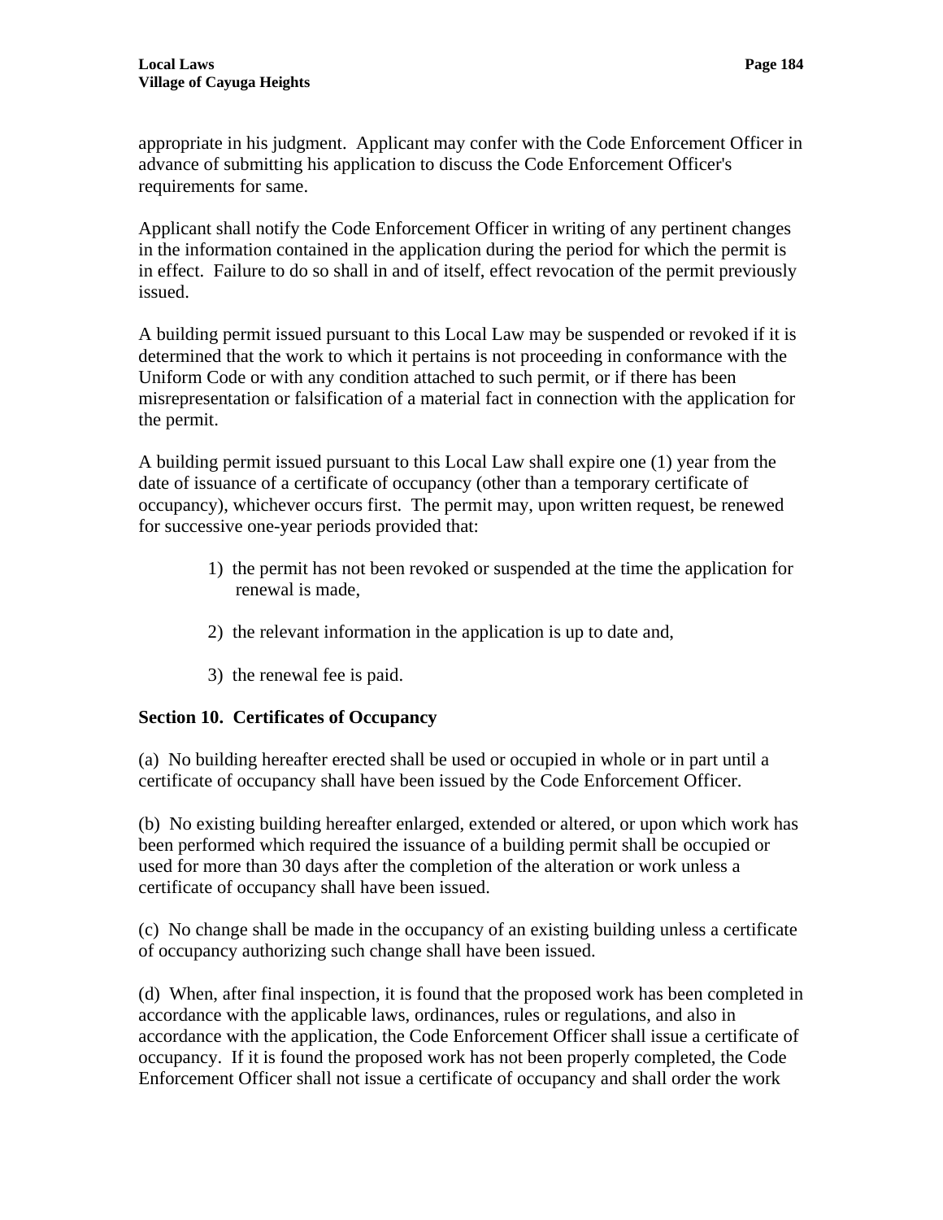appropriate in his judgment. Applicant may confer with the Code Enforcement Officer in advance of submitting his application to discuss the Code Enforcement Officer's requirements for same.

Applicant shall notify the Code Enforcement Officer in writing of any pertinent changes in the information contained in the application during the period for which the permit is in effect. Failure to do so shall in and of itself, effect revocation of the permit previously issued.

A building permit issued pursuant to this Local Law may be suspended or revoked if it is determined that the work to which it pertains is not proceeding in conformance with the Uniform Code or with any condition attached to such permit, or if there has been misrepresentation or falsification of a material fact in connection with the application for the permit.

A building permit issued pursuant to this Local Law shall expire one (1) year from the date of issuance of a certificate of occupancy (other than a temporary certificate of occupancy), whichever occurs first. The permit may, upon written request, be renewed for successive one-year periods provided that:

1) the permit has not been revoked or suspended at the time the application for renewal is made,

2) the relevant information in the application is up to date and,

3) the renewal fee is paid.

**Section 10. Certificates of Occupancy**

(a) No building hereafter erected shall be used or occupied in whole or in part until a certificate of occupancy shall have been issued by the Code Enforcement Officer.

(b) No existing building hereafter enlarged, extended or altered, or upon which work has been performed which required the issuance of a building permit shall be occupied or used for more than 30 days after the completion of the alteration or work unless a certificate of occupancy shall have been issued.

(c) No change shall be made in the occupancy of an existing building unless a certificate of occupancy authorizing such change shall have been issued.

(d) When, after final inspection, it is found that the proposed work has been completed in accordance with the applicable laws, ordinances, rules or regulations, and also in accordance with the application, the Code Enforcement Officer shall issue a certificate of occupancy. If it is found the proposed work has not been properly completed, the Code Enforcement Officer shall not issue a certificate of occupancy and shall order the work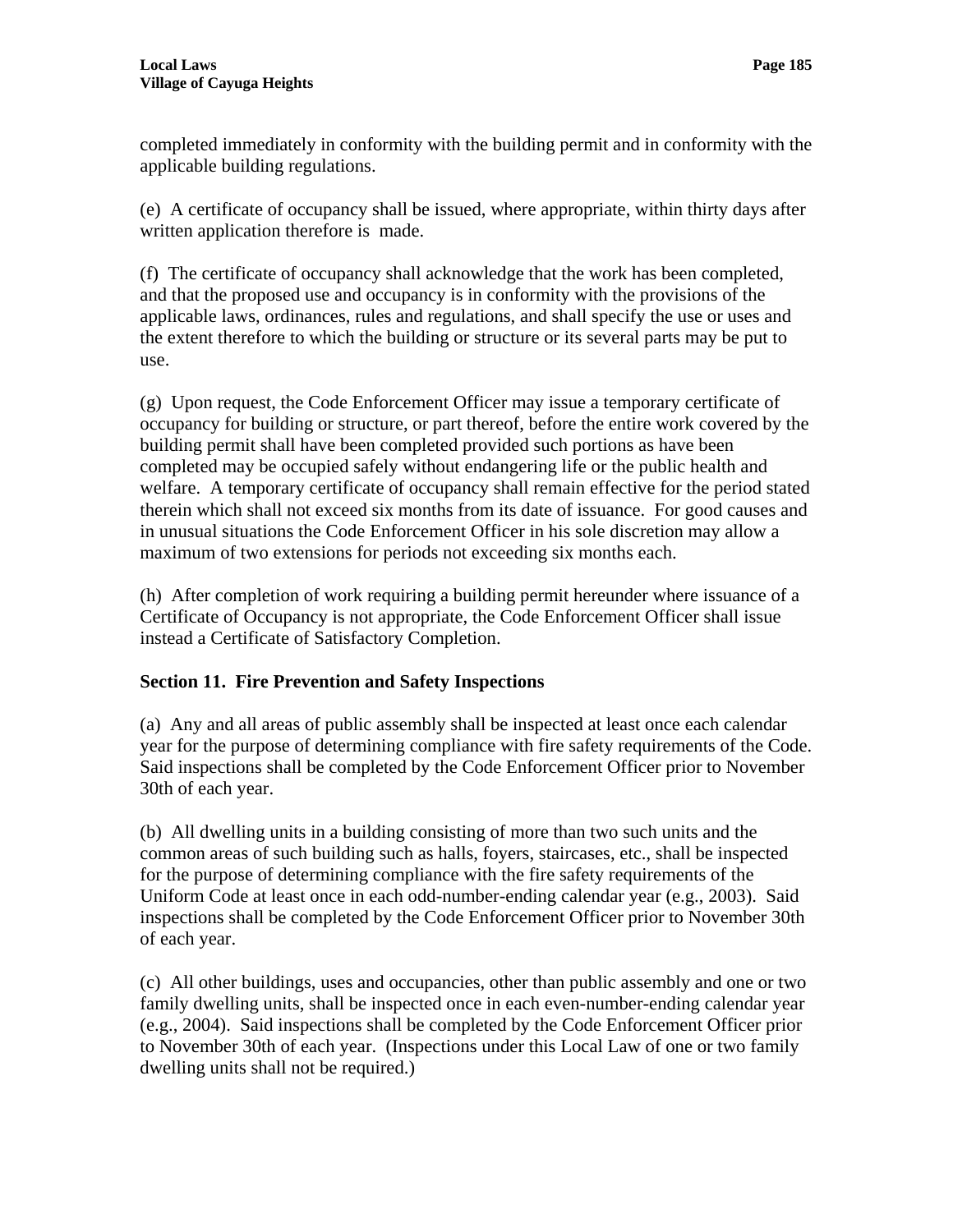completed immediately in conformity with the building permit and in conformity with the applicable building regulations.

(e) A certificate of occupancy shall be issued, where appropriate, within thirty days after written application therefore is made.

(f) The certificate of occupancy shall acknowledge that the work has been completed, and that the proposed use and occupancy is in conformity with the provisions of the applicable laws, ordinances, rules and regulations, and shall specify the use or uses and the extent therefore to which the building or structure or its several parts may be put to use.

(g) Upon request, the Code Enforcement Officer may issue a temporary certificate of occupancy for building or structure, or part thereof, before the entire work covered by the building permit shall have been completed provided such portions as have been completed may be occupied safely without endangering life or the public health and welfare. A temporary certificate of occupancy shall remain effective for the period stated therein which shall not exceed six months from its date of issuance. For good causes and in unusual situations the Code Enforcement Officer in his sole discretion may allow a maximum of two extensions for periods not exceeding six months each.

(h) After completion of work requiring a building permit hereunder where issuance of a Certificate of Occupancy is not appropriate, the Code Enforcement Officer shall issue instead a Certificate of Satisfactory Completion.

**Section 11. Fire Prevention and Safety Inspections**

(a) Any and all areas of public assembly shall be inspected at least once each calendar year for the purpose of determining compliance with fire safety requirements of the Code. Said inspections shall be completed by the Code Enforcement Officer prior to November 30th of each year.

(b) All dwelling units in a building consisting of more than two such units and the common areas of such building such as halls, foyers, staircases, etc., shall be inspected for the purpose of determining compliance with the fire safety requirements of the Uniform Code at least once in each odd-number-ending calendar year (e.g., 2003). Said inspections shall be completed by the Code Enforcement Officer prior to November 30th of each year.

(c) All other buildings, uses and occupancies, other than public assembly and one or two family dwelling units, shall be inspected once in each even-number-ending calendar year (e.g., 2004). Said inspections shall be completed by the Code Enforcement Officer prior to November 30th of each year. (Inspections under this Local Law of one or two family dwelling units shall not be required.)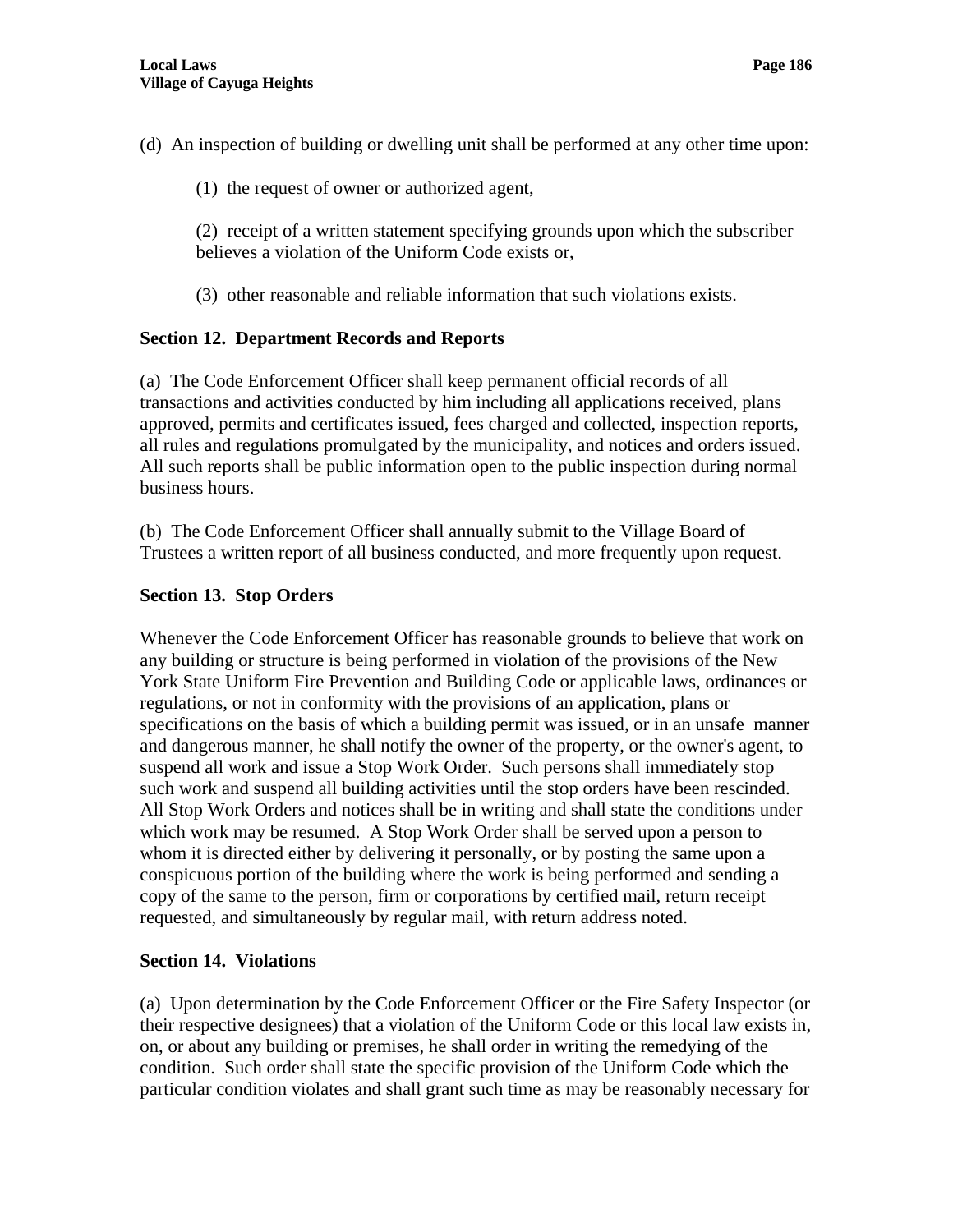(d) An inspection of building or dwelling unit shall be performed at any other time upon:

(1) the request of owner or authorized agent,

(2) receipt of a written statement specifying grounds upon which the subscriber believes a violation of the Uniform Code exists or,

(3) other reasonable and reliable information that such violations exists.

## Section 12. Department Records and Reports

(a) The Code Enforcement Officer shall keep permanent official records of all transactions and activities conducted by him including all applications received, plans approved, permits and certificates issued, fees charged and collected, inspection reports, all rules and regulations promulgated by the municipality, and notices and orders issued. All such reports shall be public information open to the public inspection during normal business hours.

(b) The Code Enforcement Officer shall annually submit to the Village Board of Trustees a written report of all business conducted, and more frequently upon request.

## Section 13. Stop Orders

Whenever the Code Enforcement Officer has reasonable grounds to believe that work on any building or structure is being performed in violation of the provisions of the New York State Uniform Fire Prevention and Building Code or applicable laws, ordinances or regulations, or not in conformity with the provisions of an application, plans or specifications on the basis of which a building permit was issued, or in an unsafe manner and dangerous manner, he shall notify the owner of the property, or the owner's agent, to suspend all work and issue a Stop Work Order. Such persons shall immediately stop such work and suspend all building activities until the stop orders have been rescinded. All Stop Work Orders and notices shall be in writing and shall state the conditions under which work may be resumed. A Stop Work Order shall be served upon a person to whom it is directed either by delivering it personally, or by posting the same upon a conspicuous portion of the building where the work is being performed and sending a copy of the same to the person, firm or corporations by certified mail, return receipt requested, and simultaneously by regular mail, with return address noted.

## Section 14. Violations

(a) Upon determination by the Code Enforcement Officer or the Fire Safety Inspector (or their respective designees) that a violation of the Uniform Code or this local law exists in, on, or about any building or premises, he shall order in writing the remedying of the condition. Such order shall state the specific provision of the Uniform Code which the particular condition violates and shall grant such time as may be reasonably necessary for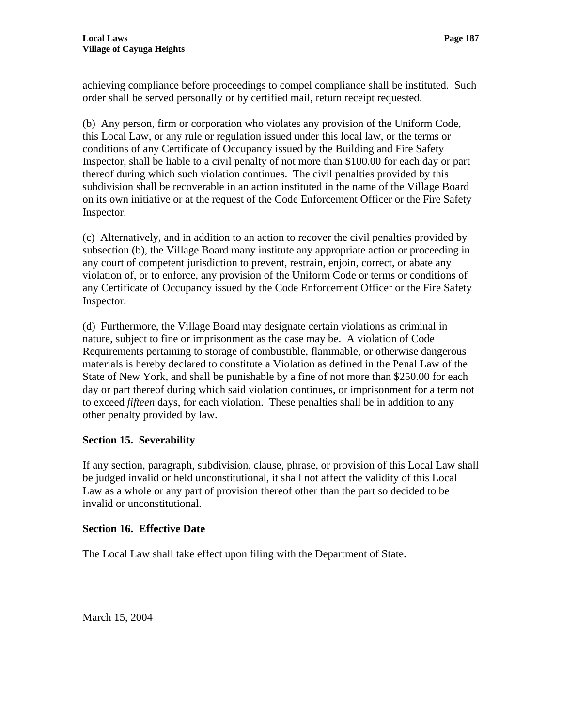achieving compliance before proceedings to compel compliance shall be instituted. Such order shall be served personally or by certified mail, return receipt requested.

(b) Any person, firm or corporation who violates any provision of the Uniform Code, this Local Law, or any rule or regulation issued under this local law, or the terms or conditions of any Certificate of Occupancy issued by the Building and Fire Safety Inspector, shall be liable to a civil penalty of not more than $100.00 for each day or part thereof during which such violation continues. The civil penalties provided by this subdivision shall be recoverable in an action instituted in the name of the Village Board on its own initiative or at the request of the Code Enforcement Officer or the Fire Safety Inspector.

(c) Alternatively, and in addition to an action to recover the civil penalties provided by subsection (b), the Village Board many institute any appropriate action or proceeding in any court of competent jurisdiction to prevent, restrain, enjoin, correct, or abate any violation of, or to enforce, any provision of the Uniform Code or terms or conditions of any Certificate of Occupancy issued by the Code Enforcement Officer or the Fire Safety Inspector.

(d) Furthermore, the Village Board may designate certain violations as criminal in nature, subject to fine or imprisonment as the case may be. A violation of Code Requirements pertaining to storage of combustible, flammable, or otherwise dangerous materials is hereby declared to constitute a Violation as defined in the Penal Law of the State of New York, and shall be punishable by a fine of not more than $250.00 for each day or part thereof during which said violation continues, or imprisonment for a term not to exceed *fifteen* days, for each violation. These penalties shall be in addition to any other penalty provided by law.

**Section 15. Severability**

If any section, paragraph, subdivision, clause, phrase, or provision of this Local Law shall be judged invalid or held unconstitutional, it shall not affect the validity of this Local Law as a whole or any part of provision thereof other than the part so decided to be invalid or unconstitutional.

**Section 16. Effective Date**

The Local Law shall take effect upon filing with the Department of State.

March 15, 2004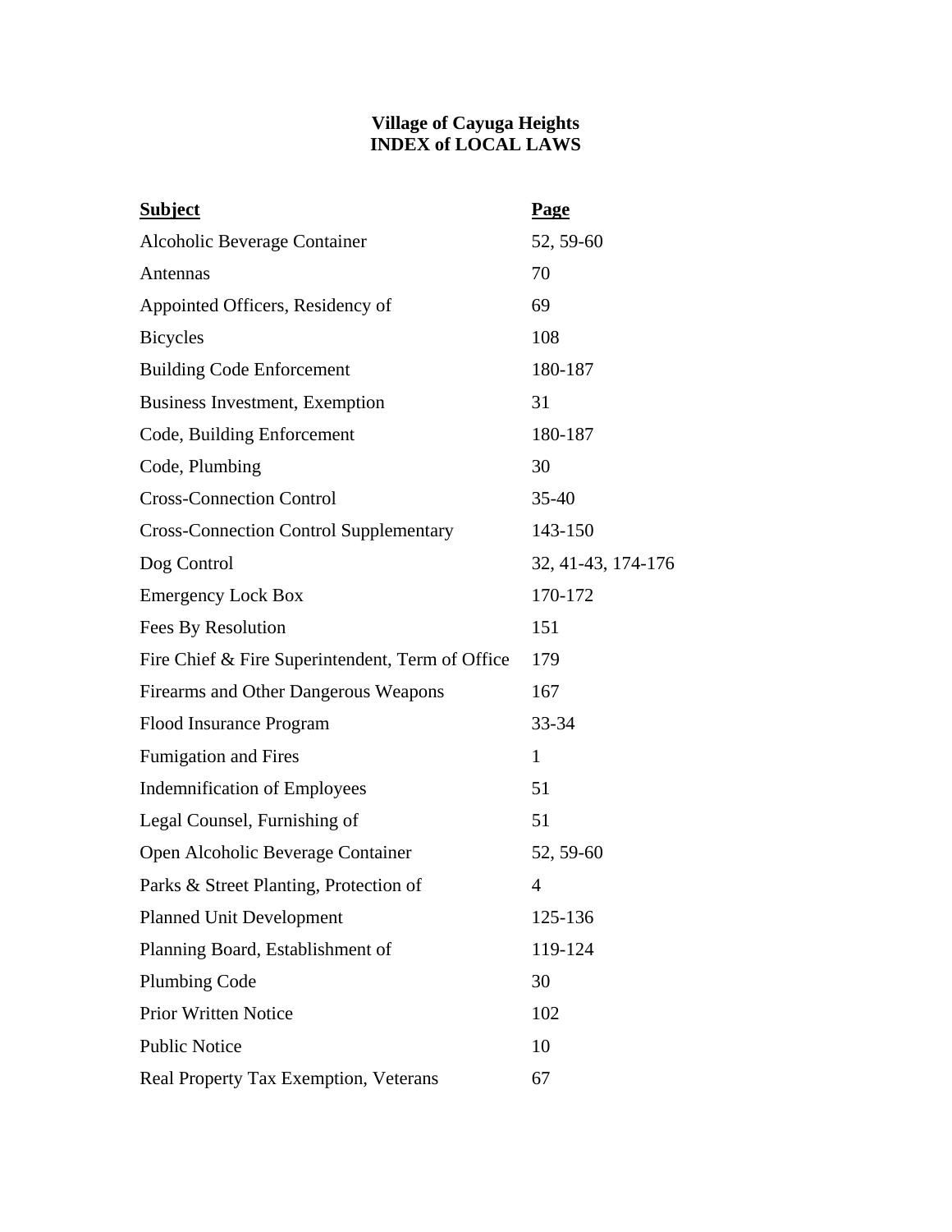# Village of Cayuga Heights
# INDEX of LOCAL LAWS

| Subject | Page |
|---|---|
| Alcoholic Beverage Container | 52, 59-60 |
| Antennas | 70 |
| Appointed Officers, Residency of | 69 |
| Bicycles | 108 |
| Building Code Enforcement | 180-187 |
| Business Investment, Exemption | 31 |
| Code, Building Enforcement | 180-187 |
| Code, Plumbing | 30 |
| Cross-Connection Control | 35-40 |
| Cross-Connection Control Supplementary | 143-150 |
| Dog Control | 32, 41-43, 174-176 |
| Emergency Lock Box | 170-172 |
| Fees By Resolution | 151 |
| Fire Chief & Fire Superintendent, Term of Office | 179 |
| Firearms and Other Dangerous Weapons | 167 |
| Flood Insurance Program | 33-34 |
| Fumigation and Fires | 1 |
| Indemnification of Employees | 51 |
| Legal Counsel, Furnishing of | 51 |
| Open Alcoholic Beverage Container | 52, 59-60 |
| Parks & Street Planting, Protection of | 4 |
| Planned Unit Development | 125-136 |
| Planning Board, Establishment of | 119-124 |
| Plumbing Code | 30 |
| Prior Written Notice | 102 |
| Public Notice | 10 |
| Real Property Tax Exemption, Veterans | 67 |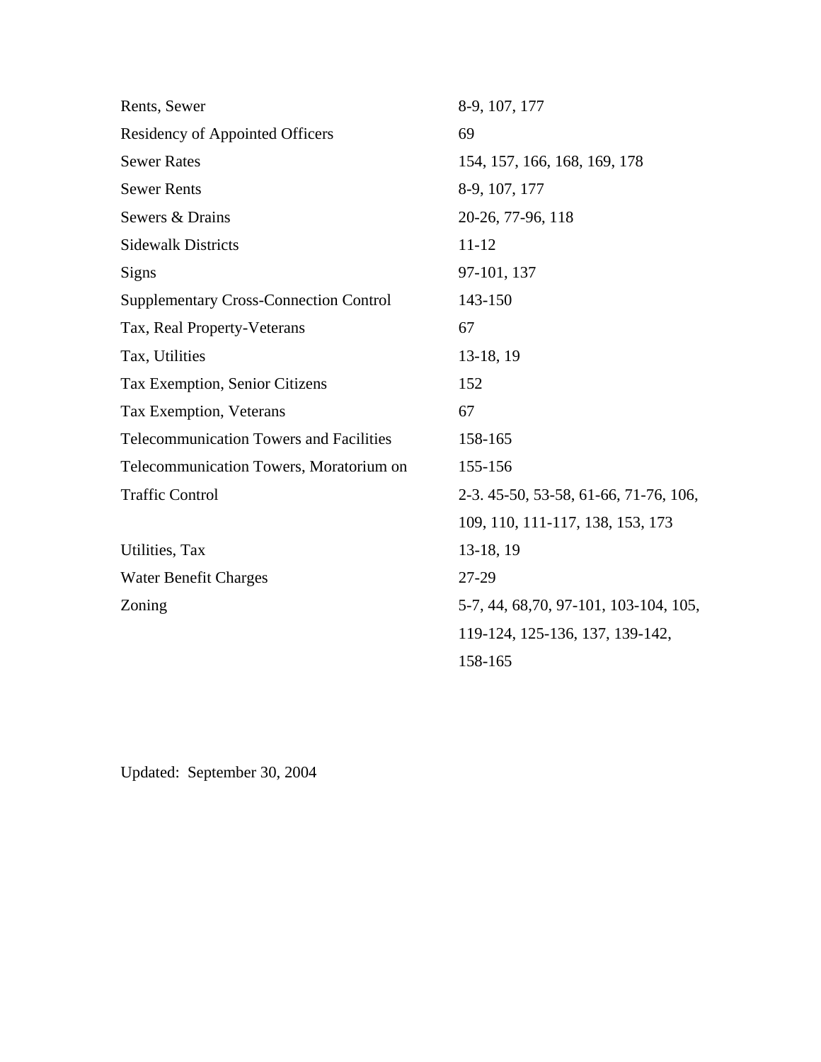| | |
|---|---|
| Rents, Sewer | 8-9, 107, 177 |
| Residency of Appointed Officers | 69 |
| Sewer Rates | 154, 157, 166, 168, 169, 178 |
| Sewer Rents | 8-9, 107, 177 |
| Sewers & Drains | 20-26, 77-96, 118 |
| Sidewalk Districts | 11-12 |
| Signs | 97-101, 137 |
| Supplementary Cross-Connection Control | 143-150 |
| Tax, Real Property-Veterans | 67 |
| Tax, Utilities | 13-18, 19 |
| Tax Exemption, Senior Citizens | 152 |
| Tax Exemption, Veterans | 67 |
| Telecommunication Towers and Facilities | 158-165 |
| Telecommunication Towers, Moratorium on | 155-156 |
| Traffic Control | 2-3. 45-50, 53-58, 61-66, 71-76, 106, 109, 110, 111-117, 138, 153, 173 |
| Utilities, Tax | 13-18, 19 |
| Water Benefit Charges | 27-29 |
| Zoning | 5-7, 44, 68,70, 97-101, 103-104, 105, 119-124, 125-136, 137, 139-142, 158-165 |

Updated: September 30, 2004